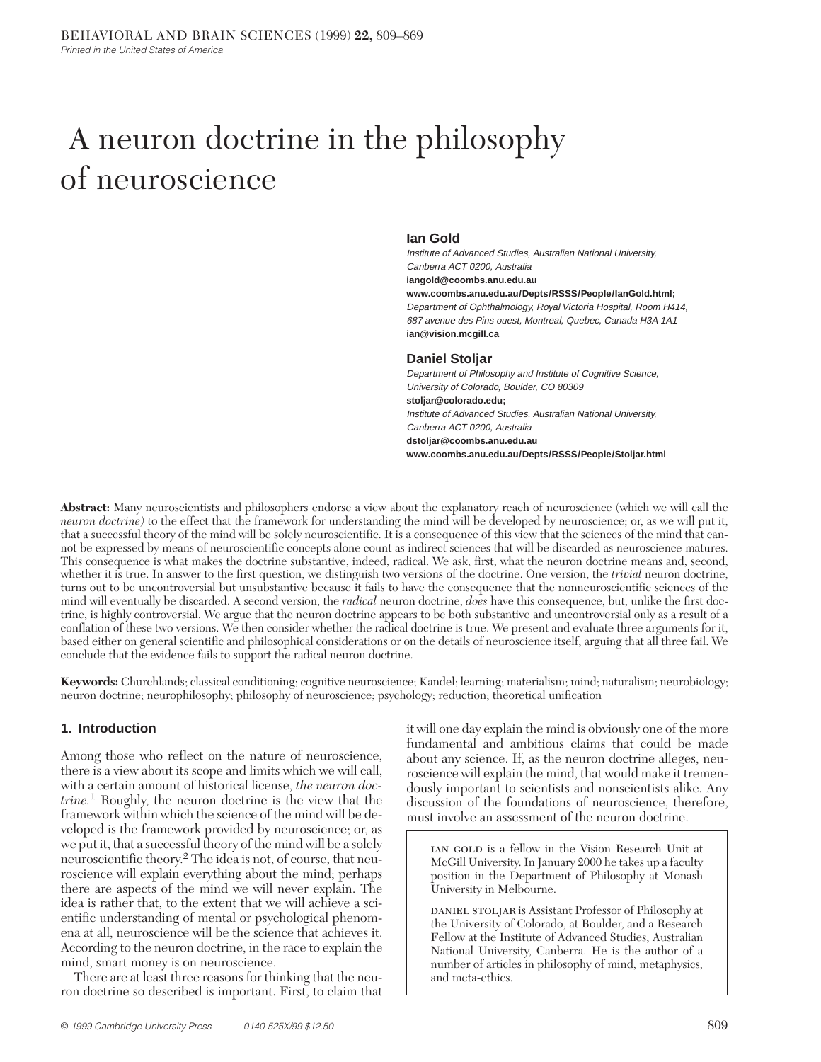# A neuron doctrine in the philosophy of neuroscience

**Ian Gold**

*Institute of Advanced Studies, Australian National University, Canberra ACT 0200, Australia*
**iangold@coombs.anu.edu.au**
**www.coombs.anu.edu.au/Depts/RSSS/People/IanGold.html;**
*Department of Ophthalmology, Royal Victoria Hospital, Room H414, 687 avenue des Pins ouest, Montreal, Quebec, Canada H3A 1A1*
**ian@vision.mcgill.ca**

**Daniel Stoljar**

*Department of Philosophy and Institute of Cognitive Science, University of Colorado, Boulder, CO 80309*
**stoljar@colorado.edu;**
*Institute of Advanced Studies, Australian National University, Canberra ACT 0200, Australia*
**dstoljar@coombs.anu.edu.au**
**www.coombs.anu.edu.au/Depts/RSSS/People/Stoljar.html**

**Abstract:** Many neuroscientists and philosophers endorse a view about the explanatory reach of neuroscience (which we will call the *neuron doctrine)* to the effect that the framework for understanding the mind will be developed by neuroscience; or, as we will put it, that a successful theory of the mind will be solely neuroscientific. It is a consequence of this view that the sciences of the mind that cannot be expressed by means of neuroscientific concepts alone count as indirect sciences that will be discarded as neuroscience matures. This consequence is what makes the doctrine substantive, indeed, radical. We ask, first, what the neuron doctrine means and, second, whether it is true. In answer to the first question, we distinguish two versions of the doctrine. One version, the *trivial* neuron doctrine, turns out to be uncontroversial but unsubstantive because it fails to have the consequence that the nonneuroscientific sciences of the mind will eventually be discarded. A second version, the *radical* neuron doctrine, *does* have this consequence, but, unlike the first doctrine, is highly controversial. We argue that the neuron doctrine appears to be both substantive and uncontroversial only as a result of a conflation of these two versions. We then consider whether the radical doctrine is true. We present and evaluate three arguments for it, based either on general scientific and philosophical considerations or on the details of neuroscience itself, arguing that all three fail. We conclude that the evidence fails to support the radical neuron doctrine.

**Keywords:** Churchlands; classical conditioning; cognitive neuroscience; Kandel; learning; materialism; mind; naturalism; neurobiology; neuron doctrine; neurophilosophy; philosophy of neuroscience; psychology; reduction; theoretical unification

## 1. Introduction

Among those who reflect on the nature of neuroscience, there is a view about its scope and limits which we will call, with a certain amount of historical license, *the neuron doctrine.*[1] Roughly, the neuron doctrine is the view that the framework within which the science of the mind will be developed is the framework provided by neuroscience; or, as we put it, that a successful theory of the mind will be a solely neuroscientific theory.[2] The idea is not, of course, that neuroscience will explain everything about the mind; perhaps there are aspects of the mind we will never explain. The idea is rather that, to the extent that we will achieve a scientific understanding of mental or psychological phenomena at all, neuroscience will be the science that achieves it. According to the neuron doctrine, in the race to explain the mind, smart money is on neuroscience.

There are at least three reasons for thinking that the neuron doctrine so described is important. First, to claim that it will one day explain the mind is obviously one of the more fundamental and ambitious claims that could be made about any science. If, as the neuron doctrine alleges, neuroscience will explain the mind, that would make it tremendously important to scientists and nonscientists alike. Any discussion of the foundations of neuroscience, therefore, must involve an assessment of the neuron doctrine.

IAN GOLD is a fellow in the Vision Research Unit at McGill University. In January 2000 he takes up a faculty position in the Department of Philosophy at Monash University in Melbourne.

DANIEL STOLJAR is Assistant Professor of Philosophy at the University of Colorado, at Boulder, and a Research Fellow at the Institute of Advanced Studies, Australian National University, Canberra. He is the author of a number of articles in philosophy of mind, metaphysics, and meta-ethics.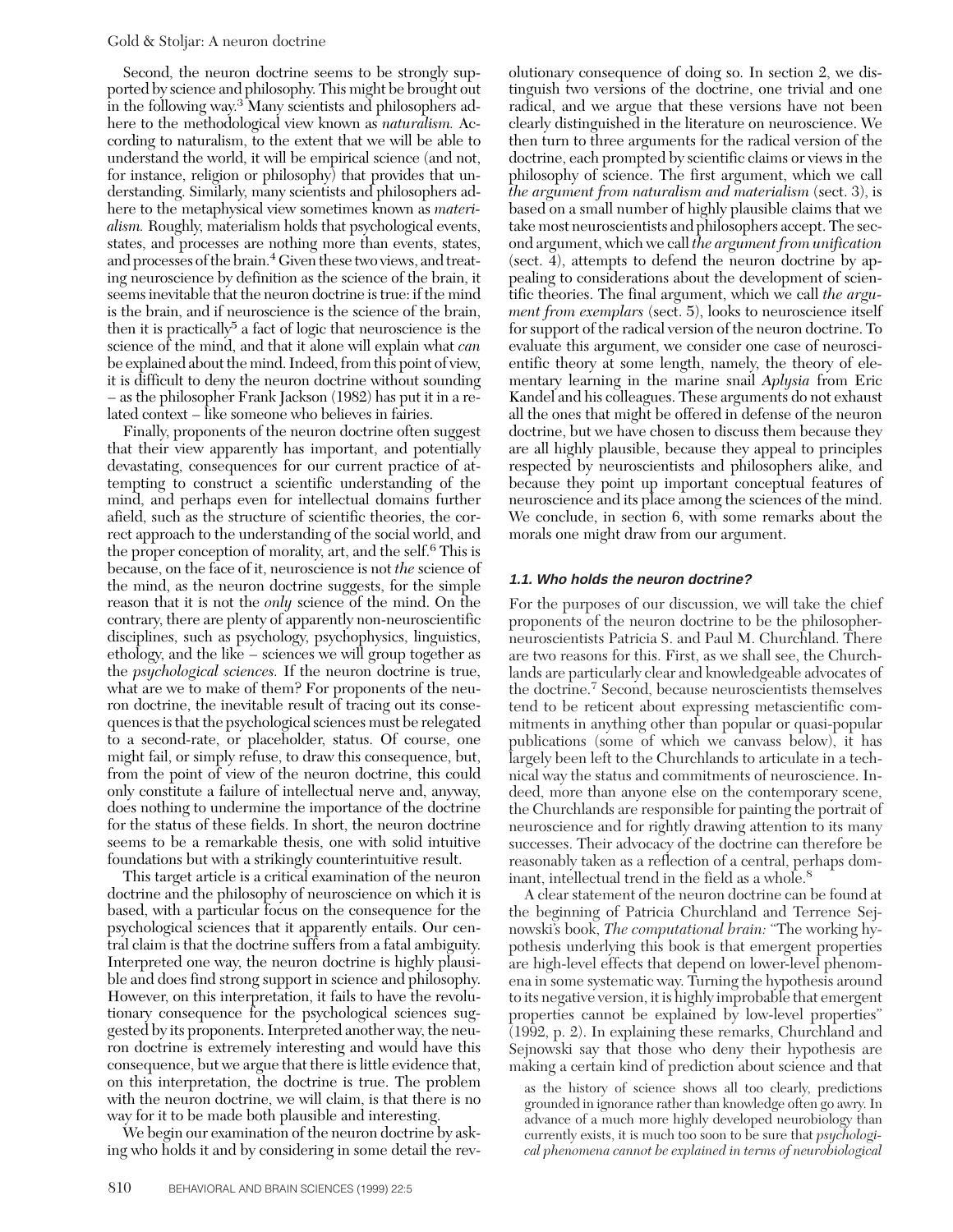Second, the neuron doctrine seems to be strongly supported by science and philosophy. This might be brought out in the following way.[3] Many scientists and philosophers adhere to the methodological view known as *naturalism.* According to naturalism, to the extent that we will be able to understand the world, it will be empirical science (and not, for instance, religion or philosophy) that provides that understanding. Similarly, many scientists and philosophers adhere to the metaphysical view sometimes known as *materialism.* Roughly, materialism holds that psychological events, states, and processes are nothing more than events, states, and processes of the brain.[4] Given these two views, and treating neuroscience by definition as the science of the brain, it seems inevitable that the neuron doctrine is true: if the mind is the brain, and if neuroscience is the science of the brain, then it is practically[5] a fact of logic that neuroscience is the science of the mind, and that it alone will explain what *can* be explained about the mind. Indeed, from this point of view, it is difficult to deny the neuron doctrine without sounding – as the philosopher Frank Jackson (1982) has put it in a related context – like someone who believes in fairies.

Finally, proponents of the neuron doctrine often suggest that their view apparently has important, and potentially devastating, consequences for our current practice of attempting to construct a scientific understanding of the mind, and perhaps even for intellectual domains further afield, such as the structure of scientific theories, the correct approach to the understanding of the social world, and the proper conception of morality, art, and the self.[6] This is because, on the face of it, neuroscience is not *the* science of the mind, as the neuron doctrine suggests, for the simple reason that it is not the *only* science of the mind. On the contrary, there are plenty of apparently non-neuroscientific disciplines, such as psychology, psychophysics, linguistics, ethology, and the like – sciences we will group together as the *psychological sciences.* If the neuron doctrine is true, what are we to make of them? For proponents of the neuron doctrine, the inevitable result of tracing out its consequences is that the psychological sciences must be relegated to a second-rate, or placeholder, status. Of course, one might fail, or simply refuse, to draw this consequence, but, from the point of view of the neuron doctrine, this could only constitute a failure of intellectual nerve and, anyway, does nothing to undermine the importance of the doctrine for the status of these fields. In short, the neuron doctrine seems to be a remarkable thesis, one with solid intuitive foundations but with a strikingly counterintuitive result.

This target article is a critical examination of the neuron doctrine and the philosophy of neuroscience on which it is based, with a particular focus on the consequence for the psychological sciences that it apparently entails. Our central claim is that the doctrine suffers from a fatal ambiguity. Interpreted one way, the neuron doctrine is highly plausible and does find strong support in science and philosophy. However, on this interpretation, it fails to have the revolutionary consequence for the psychological sciences suggested by its proponents. Interpreted another way, the neuron doctrine is extremely interesting and would have this consequence, but we argue that there is little evidence that, on this interpretation, the doctrine is true. The problem with the neuron doctrine, we will claim, is that there is no way for it to be made both plausible and interesting.

We begin our examination of the neuron doctrine by asking who holds it and by considering in some detail the revolutionary consequence of doing so. In section 2, we distinguish two versions of the doctrine, one trivial and one radical, and we argue that these versions have not been clearly distinguished in the literature on neuroscience. We then turn to three arguments for the radical version of the doctrine, each prompted by scientific claims or views in the philosophy of science. The first argument, which we call *the argument from naturalism and materialism* (sect. 3), is based on a small number of highly plausible claims that we take most neuroscientists and philosophers accept. The second argument, which we call *the argument from unification* (sect. 4), attempts to defend the neuron doctrine by appealing to considerations about the development of scientific theories. The final argument, which we call *the argument from exemplars* (sect. 5), looks to neuroscience itself for support of the radical version of the neuron doctrine. To evaluate this argument, we consider one case of neuroscientific theory at some length, namely, the theory of elementary learning in the marine snail *Aplysia* from Eric Kandel and his colleagues. These arguments do not exhaust all the ones that might be offered in defense of the neuron doctrine, but we have chosen to discuss them because they are all highly plausible, because they appeal to principles respected by neuroscientists and philosophers alike, and because they point up important conceptual features of neuroscience and its place among the sciences of the mind. We conclude, in section 6, with some remarks about the morals one might draw from our argument.

### 1.1. Who holds the neuron doctrine?

For the purposes of our discussion, we will take the chief proponents of the neuron doctrine to be the philosopher-neuroscientists Patricia S. and Paul M. Churchland. There are two reasons for this. First, as we shall see, the Churchlands are particularly clear and knowledgeable advocates of the doctrine.[7] Second, because neuroscientists themselves tend to be reticent about expressing metascientific commitments in anything other than popular or quasi-popular publications (some of which we canvass below), it has largely been left to the Churchlands to articulate in a technical way the status and commitments of neuroscience. Indeed, more than anyone else on the contemporary scene, the Churchlands are responsible for painting the portrait of neuroscience and for rightly drawing attention to its many successes. Their advocacy of the doctrine can therefore be reasonably taken as a reflection of a central, perhaps dominant, intellectual trend in the field as a whole.[8]

A clear statement of the neuron doctrine can be found at the beginning of Patricia Churchland and Terrence Sejnowski's book, *The computational brain:* "The working hypothesis underlying this book is that emergent properties are high-level effects that depend on lower-level phenomena in some systematic way. Turning the hypothesis around to its negative version, it is highly improbable that emergent properties cannot be explained by low-level properties" (1992, p. 2). In explaining these remarks, Churchland and Sejnowski say that those who deny their hypothesis are making a certain kind of prediction about science and that

> as the history of science shows all too clearly, predictions grounded in ignorance rather than knowledge often go awry. In advance of a much more highly developed neurobiology than currently exists, it is much too soon to be sure that *psychological phenomena cannot be explained in terms of neurobiological*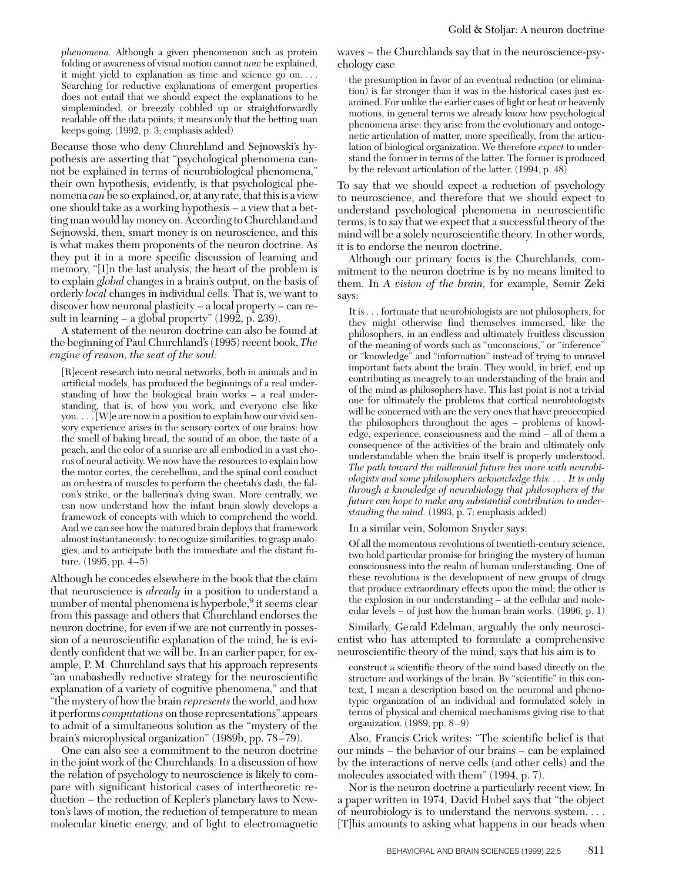*phenomena.* Although a given phenomenon such as protein folding or awareness of visual motion cannot *now* be explained, it might yield to explanation as time and science go on. . . . Searching for reductive explanations of emergent properties does not entail that we should expect the explanations to be simpleminded, or breezily cobbled up or straightforwardly readable off the data points; it means only that the betting man keeps going. (1992, p. 3; emphasis added)

Because those who deny Churchland and Sejnowski's hypothesis are asserting that "psychological phenomena cannot be explained in terms of neurobiological phenomena," their own hypothesis, evidently, is that psychological phenomena *can* be so explained, or, at any rate, that this is a view one should take as a working hypothesis – a view that a betting man would lay money on. According to Churchland and Sejnowski, then, smart money is on neuroscience, and this is what makes them proponents of the neuron doctrine. As they put it in a more specific discussion of learning and memory, "[I]n the last analysis, the heart of the problem is to explain *global* changes in a brain's output, on the basis of orderly *local* changes in individual cells. That is, we want to discover how neuronal plasticity – a local property – can result in learning – a global property" (1992, p. 239).

A statement of the neuron doctrine can also be found at the beginning of Paul Churchland's (1995) recent book, *The engine of reason, the seat of the soul:*

> [R]ecent research into neural networks, both in animals and in artificial models, has produced the beginnings of a real understanding of how the biological brain works – a real understanding, that is, of how you work, and everyone else like you. . . . [W]e are now in a position to explain how our vivid sensory experience arises in the sensory cortex of our brains: how the smell of baking bread, the sound of an oboe, the taste of a peach, and the color of a sunrise are all embodied in a vast chorus of neural activity. We now have the resources to explain how the motor cortex, the cerebellum, and the spinal cord conduct an orchestra of muscles to perform the cheetah's dash, the falcon's strike, or the ballerina's dying swan. More centrally, we can now understand how the infant brain slowly develops a framework of concepts with which to comprehend the world. And we can see how the matured brain deploys that framework almost instantaneously: to recognize similarities, to grasp analogies, and to anticipate both the immediate and the distant future. (1995, pp. 4–5)

Although he concedes elsewhere in the book that the claim that neuroscience is *already* in a position to understand a number of mental phenomena is hyperbole,[9] it seems clear from this passage and others that Churchland endorses the neuron doctrine, for even if we are not currently in possession of a neuroscientific explanation of the mind, he is evidently confident that we will be. In an earlier paper, for example, P. M. Churchland says that his approach represents "an unabashedly reductive strategy for the neuroscientific explanation of a variety of cognitive phenomena," and that "the mystery of how the brain *represents* the world, and how it performs *computations* on those representations" appears to admit of a simultaneous solution as the "mystery of the brain's microphysical organization" (1989b, pp. 78–79).

One can also see a commitment to the neuron doctrine in the joint work of the Churchlands. In a discussion of how the relation of psychology to neuroscience is likely to compare with significant historical cases of intertheoretic reduction – the reduction of Kepler's planetary laws to Newton's laws of motion, the reduction of temperature to mean molecular kinetic energy, and of light to electromagnetic waves – the Churchlands say that in the neuroscience-psychology case

> the presumption in favor of an eventual reduction (or elimination) is far stronger than it was in the historical cases just examined. For unlike the earlier cases of light or heat or heavenly motions, in general terms we already know how psychological phenomena arise: they arise from the evolutionary and ontogenetic articulation of matter, more specifically, from the articulation of biological organization. We therefore *expect* to understand the former in terms of the latter. The former is produced by the relevant articulation of the latter. (1994, p. 48)

To say that we should expect a reduction of psychology to neuroscience, and therefore that we should expect to understand psychological phenomena in neuroscientific terms, is to say that we expect that a successful theory of the mind will be a solely neuroscientific theory. In other words, it is to endorse the neuron doctrine.

Although our primary focus is the Churchlands, commitment to the neuron doctrine is by no means limited to them. In *A vision of the brain,* for example, Semir Zeki says:

> It is . . . fortunate that neurobiologists are not philosophers, for they might otherwise find themselves immersed, like the philosophers, in an endless and ultimately fruitless discussion of the meaning of words such as "unconscious," or "inference" or "knowledge" and "information" instead of trying to unravel important facts about the brain. They would, in brief, end up contributing as meagrely to an understanding of the brain and of the mind as philosophers have. This last point is not a trivial one for ultimately the problems that cortical neurobiologists will be concerned with are the very ones that have preoccupied the philosophers throughout the ages – problems of knowledge, experience, consciousness and the mind – all of them a consequence of the activities of the brain and ultimately only understandable when the brain itself is properly understood. *The path toward the millennial future lies more with neurobiologists and some philosophers acknowledge this. . . . It is only through a knowledge of neurobiology that philosophers of the future can hope to make any substantial contribution to understanding the mind.* (1993, p. 7; emphasis added)

In a similar vein, Solomon Snyder says:

> Of all the momentous revolutions of twentieth-century science, two hold particular promise for bringing the mystery of human consciousness into the realm of human understanding. One of these revolutions is the development of new groups of drugs that produce extraordinary effects upon the mind; the other is the explosion in our understanding – at the cellular and molecular levels – of just how the human brain works. (1996, p. 1)

Similarly, Gerald Edelman, arguably the only neuroscientist who has attempted to formulate a comprehensive neuroscientific theory of the mind, says that his aim is to

> construct a scientific theory of the mind based directly on the structure and workings of the brain. By "scientific" in this context, I mean a description based on the neuronal and phenotypic organization of an individual and formulated solely in terms of physical and chemical mechanisms giving rise to that organization. (1989, pp. 8–9)

Also, Francis Crick writes: "The scientific belief is that our minds – the behavior of our brains – can be explained by the interactions of nerve cells (and other cells) and the molecules associated with them" (1994, p. 7).

Nor is the neuron doctrine a particularly recent view. In a paper written in 1974, David Hubel says that "the object of neurobiology is to understand the nervous system. . . . [T]his amounts to asking what happens in our heads when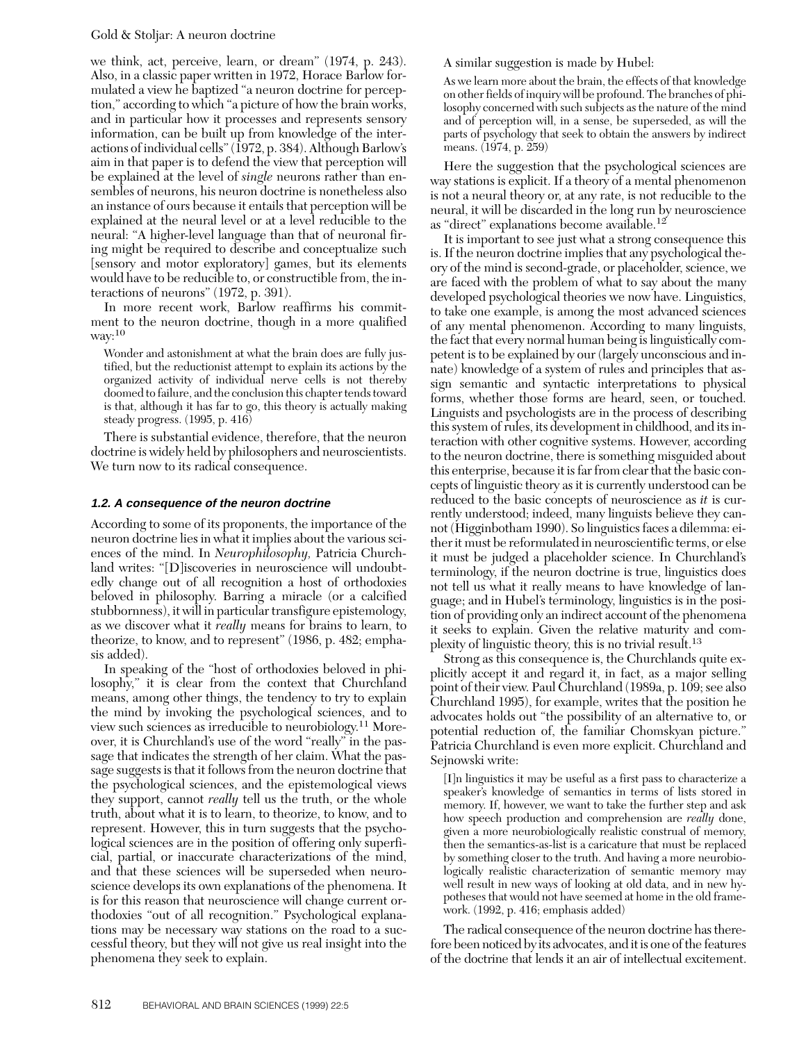we think, act, perceive, learn, or dream" (1974, p. 243). Also, in a classic paper written in 1972, Horace Barlow formulated a view he baptized "a neuron doctrine for perception," according to which "a picture of how the brain works, and in particular how it processes and represents sensory information, can be built up from knowledge of the interactions of individual cells" (1972, p. 384). Although Barlow's aim in that paper is to defend the view that perception will be explained at the level of *single* neurons rather than ensembles of neurons, his neuron doctrine is nonetheless also an instance of ours because it entails that perception will be explained at the neural level or at a level reducible to the neural: "A higher-level language than that of neuronal firing might be required to describe and conceptualize such [sensory and motor exploratory] games, but its elements would have to be reducible to, or constructible from, the interactions of neurons" (1972, p. 391).

In more recent work, Barlow reaffirms his commitment to the neuron doctrine, though in a more qualified way:[10]

> Wonder and astonishment at what the brain does are fully justified, but the reductionist attempt to explain its actions by the organized activity of individual nerve cells is not thereby doomed to failure, and the conclusion this chapter tends toward is that, although it has far to go, this theory is actually making steady progress. (1995, p. 416)

There is substantial evidence, therefore, that the neuron doctrine is widely held by philosophers and neuroscientists. We turn now to its radical consequence.

### 1.2. A consequence of the neuron doctrine

According to some of its proponents, the importance of the neuron doctrine lies in what it implies about the various sciences of the mind. In *Neurophilosophy,* Patricia Churchland writes: "[D]iscoveries in neuroscience will undoubtedly change out of all recognition a host of orthodoxies beloved in philosophy. Barring a miracle (or a calcified stubbornness), it will in particular transfigure epistemology, as we discover what it *really* means for brains to learn, to theorize, to know, and to represent" (1986, p. 482; emphasis added).

In speaking of the "host of orthodoxies beloved in philosophy," it is clear from the context that Churchland means, among other things, the tendency to try to explain the mind by invoking the psychological sciences, and to view such sciences as irreducible to neurobiology.[11] Moreover, it is Churchland's use of the word "really" in the passage that indicates the strength of her claim. What the passage suggests is that it follows from the neuron doctrine that the psychological sciences, and the epistemological views they support, cannot *really* tell us the truth, or the whole truth, about what it is to learn, to theorize, to know, and to represent. However, this in turn suggests that the psychological sciences are in the position of offering only superficial, partial, or inaccurate characterizations of the mind, and that these sciences will be superseded when neuroscience develops its own explanations of the phenomena. It is for this reason that neuroscience will change current orthodoxies "out of all recognition." Psychological explanations may be necessary way stations on the road to a successful theory, but they will not give us real insight into the phenomena they seek to explain.

A similar suggestion is made by Hubel:

> As we learn more about the brain, the effects of that knowledge on other fields of inquiry will be profound. The branches of philosophy concerned with such subjects as the nature of the mind and of perception will, in a sense, be superseded, as will the parts of psychology that seek to obtain the answers by indirect means. (1974, p. 259)

Here the suggestion that the psychological sciences are way stations is explicit. If a theory of a mental phenomenon is not a neural theory or, at any rate, is not reducible to the neural, it will be discarded in the long run by neuroscience as "direct" explanations become available.[12]

It is important to see just what a strong consequence this is. If the neuron doctrine implies that any psychological theory of the mind is second-grade, or placeholder, science, we are faced with the problem of what to say about the many developed psychological theories we now have. Linguistics, to take one example, is among the most advanced sciences of any mental phenomenon. According to many linguists, the fact that every normal human being is linguistically competent is to be explained by our (largely unconscious and innate) knowledge of a system of rules and principles that assign semantic and syntactic interpretations to physical forms, whether those forms are heard, seen, or touched. Linguists and psychologists are in the process of describing this system of rules, its development in childhood, and its interaction with other cognitive systems. However, according to the neuron doctrine, there is something misguided about this enterprise, because it is far from clear that the basic concepts of linguistic theory as it is currently understood can be reduced to the basic concepts of neuroscience as *it* is currently understood; indeed, many linguists believe they cannot (Higginbotham 1990). So linguistics faces a dilemma: either it must be reformulated in neuroscientific terms, or else it must be judged a placeholder science. In Churchland's terminology, if the neuron doctrine is true, linguistics does not tell us what it really means to have knowledge of language; and in Hubel's terminology, linguistics is in the position of providing only an indirect account of the phenomena it seeks to explain. Given the relative maturity and complexity of linguistic theory, this is no trivial result.[13]

Strong as this consequence is, the Churchlands quite explicitly accept it and regard it, in fact, as a major selling point of their view. Paul Churchland (1989a, p. 109; see also Churchland 1995), for example, writes that the position he advocates holds out "the possibility of an alternative to, or potential reduction of, the familiar Chomskyan picture." Patricia Churchland is even more explicit. Churchland and Sejnowski write:

> [I]n linguistics it may be useful as a first pass to characterize a speaker's knowledge of semantics in terms of lists stored in memory. If, however, we want to take the further step and ask how speech production and comprehension are *really* done, given a more neurobiologically realistic construal of memory, then the semantics-as-list is a caricature that must be replaced by something closer to the truth. And having a more neurobiologically realistic characterization of semantic memory may well result in new ways of looking at old data, and in new hypotheses that would not have seemed at home in the old framework. (1992, p. 416; emphasis added)

The radical consequence of the neuron doctrine has therefore been noticed by its advocates, and it is one of the features of the doctrine that lends it an air of intellectual excitement.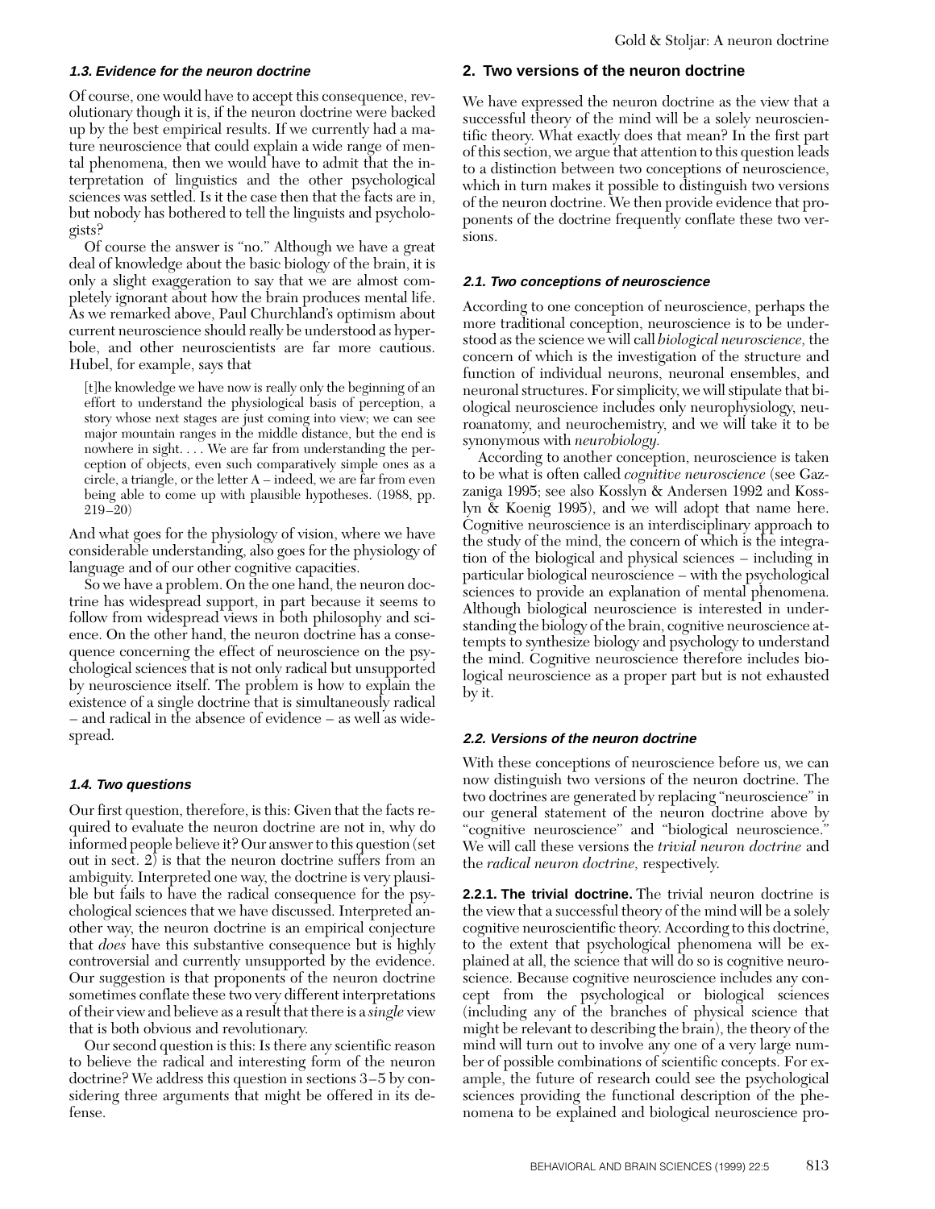### 1.3. Evidence for the neuron doctrine

Of course, one would have to accept this consequence, revolutionary though it is, if the neuron doctrine were backed up by the best empirical results. If we currently had a mature neuroscience that could explain a wide range of mental phenomena, then we would have to admit that the interpretation of linguistics and the other psychological sciences was settled. Is it the case then that the facts are in, but nobody has bothered to tell the linguists and psychologists?

Of course the answer is "no." Although we have a great deal of knowledge about the basic biology of the brain, it is only a slight exaggeration to say that we are almost completely ignorant about how the brain produces mental life. As we remarked above, Paul Churchland's optimism about current neuroscience should really be understood as hyperbole, and other neuroscientists are far more cautious. Hubel, for example, says that

> [t]he knowledge we have now is really only the beginning of an effort to understand the physiological basis of perception, a story whose next stages are just coming into view; we can see major mountain ranges in the middle distance, but the end is nowhere in sight. . . . We are far from understanding the perception of objects, even such comparatively simple ones as a circle, a triangle, or the letter A – indeed, we are far from even being able to come up with plausible hypotheses. (1988, pp. 219–20)

And what goes for the physiology of vision, where we have considerable understanding, also goes for the physiology of language and of our other cognitive capacities.

So we have a problem. On the one hand, the neuron doctrine has widespread support, in part because it seems to follow from widespread views in both philosophy and science. On the other hand, the neuron doctrine has a consequence concerning the effect of neuroscience on the psychological sciences that is not only radical but unsupported by neuroscience itself. The problem is how to explain the existence of a single doctrine that is simultaneously radical – and radical in the absence of evidence – as well as widespread.

### 1.4. Two questions

Our first question, therefore, is this: Given that the facts required to evaluate the neuron doctrine are not in, why do informed people believe it? Our answer to this question (set out in sect. 2) is that the neuron doctrine suffers from an ambiguity. Interpreted one way, the doctrine is very plausible but fails to have the radical consequence for the psychological sciences that we have discussed. Interpreted another way, the neuron doctrine is an empirical conjecture that *does* have this substantive consequence but is highly controversial and currently unsupported by the evidence. Our suggestion is that proponents of the neuron doctrine sometimes conflate these two very different interpretations of their view and believe as a result that there is a *single* view that is both obvious and revolutionary.

Our second question is this: Is there any scientific reason to believe the radical and interesting form of the neuron doctrine? We address this question in sections 3–5 by considering three arguments that might be offered in its defense.

## 2. Two versions of the neuron doctrine

We have expressed the neuron doctrine as the view that a successful theory of the mind will be a solely neuroscientific theory. What exactly does that mean? In the first part of this section, we argue that attention to this question leads to a distinction between two conceptions of neuroscience, which in turn makes it possible to distinguish two versions of the neuron doctrine. We then provide evidence that proponents of the doctrine frequently conflate these two versions.

### 2.1. Two conceptions of neuroscience

According to one conception of neuroscience, perhaps the more traditional conception, neuroscience is to be understood as the science we will call *biological neuroscience,* the concern of which is the investigation of the structure and function of individual neurons, neuronal ensembles, and neuronal structures. For simplicity, we will stipulate that biological neuroscience includes only neurophysiology, neuroanatomy, and neurochemistry, and we will take it to be synonymous with *neurobiology.*

According to another conception, neuroscience is taken to be what is often called *cognitive neuroscience* (see Gazzaniga 1995; see also Kosslyn & Andersen 1992 and Kosslyn & Koenig 1995), and we will adopt that name here. Cognitive neuroscience is an interdisciplinary approach to the study of the mind, the concern of which is the integration of the biological and physical sciences – including in particular biological neuroscience – with the psychological sciences to provide an explanation of mental phenomena. Although biological neuroscience is interested in understanding the biology of the brain, cognitive neuroscience attempts to synthesize biology and psychology to understand the mind. Cognitive neuroscience therefore includes biological neuroscience as a proper part but is not exhausted by it.

### 2.2. Versions of the neuron doctrine

With these conceptions of neuroscience before us, we can now distinguish two versions of the neuron doctrine. The two doctrines are generated by replacing "neuroscience" in our general statement of the neuron doctrine above by "cognitive neuroscience" and "biological neuroscience." We will call these versions the *trivial neuron doctrine* and the *radical neuron doctrine,* respectively.

**2.2.1. The trivial doctrine.** The trivial neuron doctrine is the view that a successful theory of the mind will be a solely cognitive neuroscientific theory. According to this doctrine, to the extent that psychological phenomena will be explained at all, the science that will do so is cognitive neuroscience. Because cognitive neuroscience includes any concept from the psychological or biological sciences (including any of the branches of physical science that might be relevant to describing the brain), the theory of the mind will turn out to involve any one of a very large number of possible combinations of scientific concepts. For example, the future of research could see the psychological sciences providing the functional description of the phenomena to be explained and biological neuroscience pro-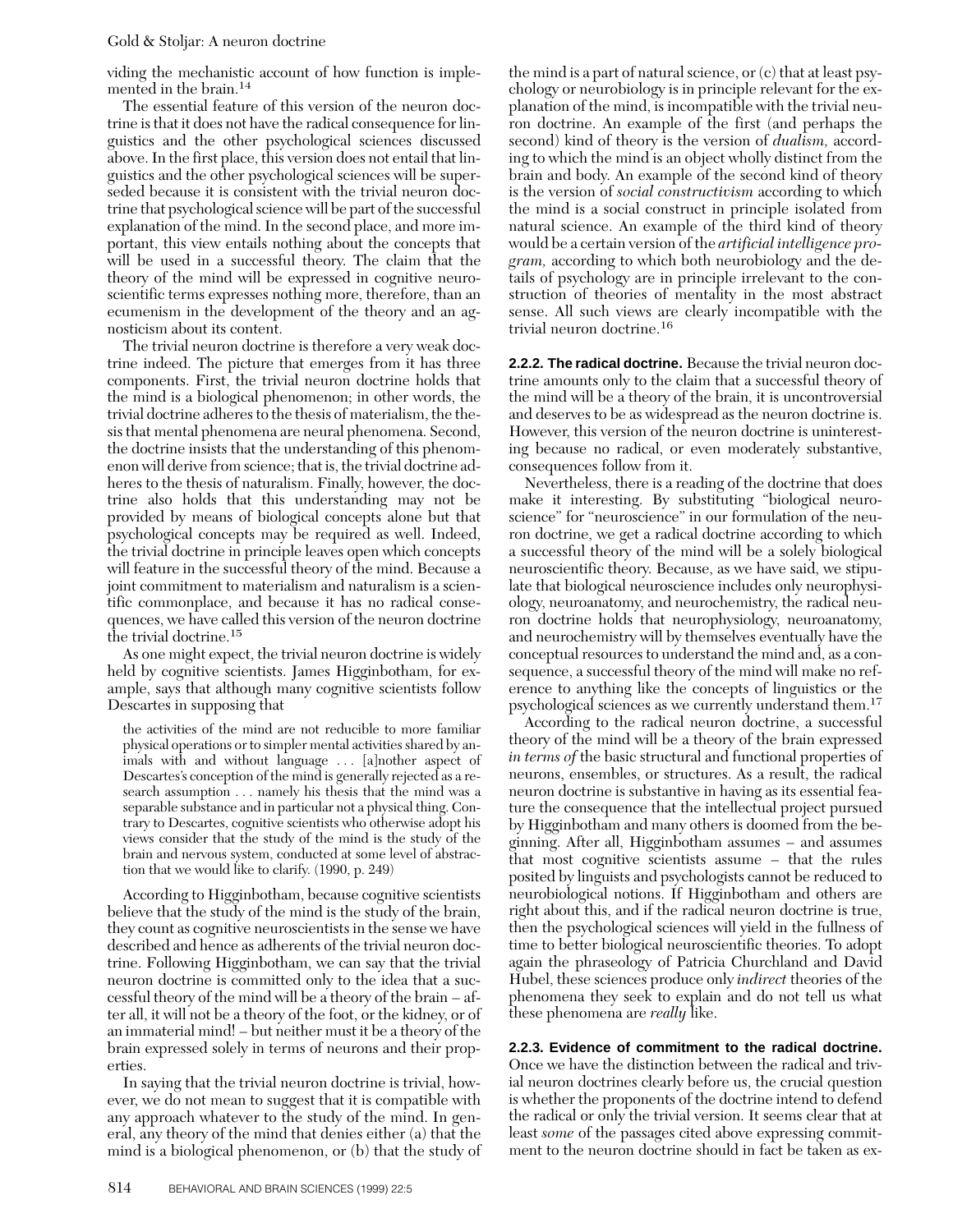viding the mechanistic account of how function is implemented in the brain.[14]

The essential feature of this version of the neuron doctrine is that it does not have the radical consequence for linguistics and the other psychological sciences discussed above. In the first place, this version does not entail that linguistics and the other psychological sciences will be superseded because it is consistent with the trivial neuron doctrine that psychological science will be part of the successful explanation of the mind. In the second place, and more important, this view entails nothing about the concepts that will be used in a successful theory. The claim that the theory of the mind will be expressed in cognitive neuroscientific terms expresses nothing more, therefore, than an ecumenism in the development of the theory and an agnosticism about its content.

The trivial neuron doctrine is therefore a very weak doctrine indeed. The picture that emerges from it has three components. First, the trivial neuron doctrine holds that the mind is a biological phenomenon; in other words, the trivial doctrine adheres to the thesis of materialism, the thesis that mental phenomena are neural phenomena. Second, the doctrine insists that the understanding of this phenomenon will derive from science; that is, the trivial doctrine adheres to the thesis of naturalism. Finally, however, the doctrine also holds that this understanding may not be provided by means of biological concepts alone but that psychological concepts may be required as well. Indeed, the trivial doctrine in principle leaves open which concepts will feature in the successful theory of the mind. Because a joint commitment to materialism and naturalism is a scientific commonplace, and because it has no radical consequences, we have called this version of the neuron doctrine the trivial doctrine.[15]

As one might expect, the trivial neuron doctrine is widely held by cognitive scientists. James Higginbotham, for example, says that although many cognitive scientists follow Descartes in supposing that

> the activities of the mind are not reducible to more familiar physical operations or to simpler mental activities shared by animals with and without language . . . [a]nother aspect of Descartes's conception of the mind is generally rejected as a research assumption . . . namely his thesis that the mind was a separable substance and in particular not a physical thing. Contrary to Descartes, cognitive scientists who otherwise adopt his views consider that the study of the mind is the study of the brain and nervous system, conducted at some level of abstraction that we would like to clarify. (1990, p. 249)

According to Higginbotham, because cognitive scientists believe that the study of the mind is the study of the brain, they count as cognitive neuroscientists in the sense we have described and hence as adherents of the trivial neuron doctrine. Following Higginbotham, we can say that the trivial neuron doctrine is committed only to the idea that a successful theory of the mind will be a theory of the brain – after all, it will not be a theory of the foot, or the kidney, or of an immaterial mind! – but neither must it be a theory of the brain expressed solely in terms of neurons and their properties.

In saying that the trivial neuron doctrine is trivial, however, we do not mean to suggest that it is compatible with any approach whatever to the study of the mind. In general, any theory of the mind that denies either (a) that the mind is a biological phenomenon, or (b) that the study of the mind is a part of natural science, or (c) that at least psychology or neurobiology is in principle relevant for the explanation of the mind, is incompatible with the trivial neuron doctrine. An example of the first (and perhaps the second) kind of theory is the version of *dualism,* according to which the mind is an object wholly distinct from the brain and body. An example of the second kind of theory is the version of *social constructivism* according to which the mind is a social construct in principle isolated from natural science. An example of the third kind of theory would be a certain version of the *artificial intelligence program,* according to which both neurobiology and the details of psychology are in principle irrelevant to the construction of theories of mentality in the most abstract sense. All such views are clearly incompatible with the trivial neuron doctrine.[16]

**2.2.2. The radical doctrine.** Because the trivial neuron doctrine amounts only to the claim that a successful theory of the mind will be a theory of the brain, it is uncontroversial and deserves to be as widespread as the neuron doctrine is. However, this version of the neuron doctrine is uninteresting because no radical, or even moderately substantive, consequences follow from it.

Nevertheless, there is a reading of the doctrine that does make it interesting. By substituting "biological neuroscience" for "neuroscience" in our formulation of the neuron doctrine, we get a radical doctrine according to which a successful theory of the mind will be a solely biological neuroscientific theory. Because, as we have said, we stipulate that biological neuroscience includes only neurophysiology, neuroanatomy, and neurochemistry, the radical neuron doctrine holds that neurophysiology, neuroanatomy, and neurochemistry will by themselves eventually have the conceptual resources to understand the mind and, as a consequence, a successful theory of the mind will make no reference to anything like the concepts of linguistics or the psychological sciences as we currently understand them.[17]

According to the radical neuron doctrine, a successful theory of the mind will be a theory of the brain expressed *in terms of* the basic structural and functional properties of neurons, ensembles, or structures. As a result, the radical neuron doctrine is substantive in having as its essential feature the consequence that the intellectual project pursued by Higginbotham and many others is doomed from the beginning. After all, Higginbotham assumes – and assumes that most cognitive scientists assume – that the rules posited by linguists and psychologists cannot be reduced to neurobiological notions. If Higginbotham and others are right about this, and if the radical neuron doctrine is true, then the psychological sciences will yield in the fullness of time to better biological neuroscientific theories. To adopt again the phraseology of Patricia Churchland and David Hubel, these sciences produce only *indirect* theories of the phenomena they seek to explain and do not tell us what these phenomena are *really* like.

**2.2.3. Evidence of commitment to the radical doctrine.** Once we have the distinction between the radical and trivial neuron doctrines clearly before us, the crucial question is whether the proponents of the doctrine intend to defend the radical or only the trivial version. It seems clear that at least *some* of the passages cited above expressing commitment to the neuron doctrine should in fact be taken as ex-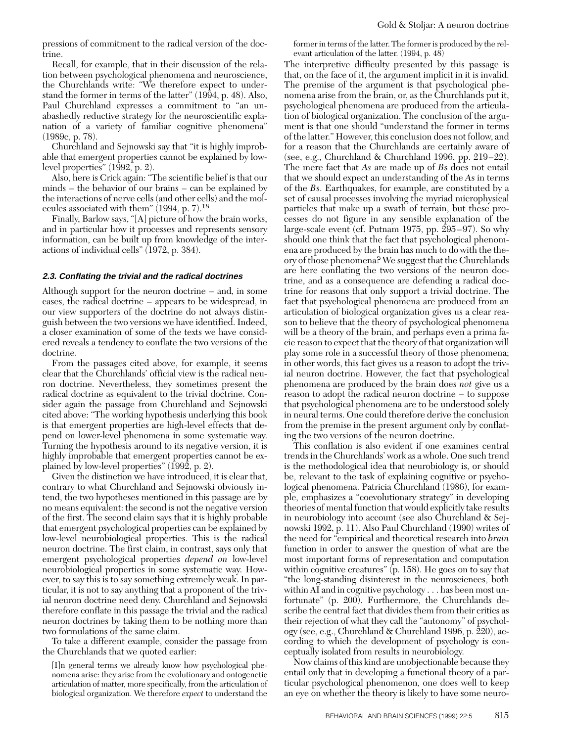pressions of commitment to the radical version of the doctrine.

Recall, for example, that in their discussion of the relation between psychological phenomena and neuroscience, the Churchlands write: "We therefore expect to understand the former in terms of the latter" (1994, p. 48). Also, Paul Churchland expresses a commitment to "an unabashedly reductive strategy for the neuroscientific explanation of a variety of familiar cognitive phenomena" (1989c, p. 78).

Churchland and Sejnowski say that "it is highly improbable that emergent properties cannot be explained by low-level properties" (1992, p. 2).

Also, here is Crick again: "The scientific belief is that our minds – the behavior of our brains – can be explained by the interactions of nerve cells (and other cells) and the molecules associated with them" (1994, p. 7).[18]

Finally, Barlow says, "[A] picture of how the brain works, and in particular how it processes and represents sensory information, can be built up from knowledge of the interactions of individual cells" (1972, p. 384).

### 2.3. Conflating the trivial and the radical doctrines

Although support for the neuron doctrine – and, in some cases, the radical doctrine – appears to be widespread, in our view supporters of the doctrine do not always distinguish between the two versions we have identified. Indeed, a closer examination of some of the texts we have considered reveals a tendency to conflate the two versions of the doctrine.

From the passages cited above, for example, it seems clear that the Churchlands' official view is the radical neuron doctrine. Nevertheless, they sometimes present the radical doctrine as equivalent to the trivial doctrine. Consider again the passage from Churchland and Sejnowski cited above: "The working hypothesis underlying this book is that emergent properties are high-level effects that depend on lower-level phenomena in some systematic way. Turning the hypothesis around to its negative version, it is highly improbable that emergent properties cannot be explained by low-level properties" (1992, p. 2).

Given the distinction we have introduced, it is clear that, contrary to what Churchland and Sejnowski obviously intend, the two hypotheses mentioned in this passage are by no means equivalent: the second is not the negative version of the first. The second claim says that it is highly probable that emergent psychological properties can be explained by low-level neurobiological properties. This is the radical neuron doctrine. The first claim, in contrast, says only that emergent psychological properties *depend on* low-level neurobiological properties in some systematic way. However, to say this is to say something extremely weak. In particular, it is not to say anything that a proponent of the trivial neuron doctrine need deny. Churchland and Sejnowski therefore conflate in this passage the trivial and the radical neuron doctrines by taking them to be nothing more than two formulations of the same claim.

To take a different example, consider the passage from the Churchlands that we quoted earlier:

> [I]n general terms we already know how psychological phenomena arise: they arise from the evolutionary and ontogenetic articulation of matter, more specifically, from the articulation of biological organization. We therefore *expect* to understand the former in terms of the latter. The former is produced by the relevant articulation of the latter. (1994, p. 48)

The interpretive difficulty presented by this passage is that, on the face of it, the argument implicit in it is invalid. The premise of the argument is that psychological phenomena arise from the brain, or, as the Churchlands put it, psychological phenomena are produced from the articulation of biological organization. The conclusion of the argument is that one should "understand the former in terms of the latter." However, this conclusion does not follow, and for a reason that the Churchlands are certainly aware of (see, e.g., Churchland & Churchland 1996, pp. 219–22). The mere fact that *A*s are made up of *B*s does not entail that we should expect an understanding of the *A*s in terms of the *B*s. Earthquakes, for example, are constituted by a set of causal processes involving the myriad microphysical particles that make up a swath of terrain, but these processes do not figure in any sensible explanation of the large-scale event (cf. Putnam 1975, pp. 295–97). So why should one think that the fact that psychological phenomena are produced by the brain has much to do with the theory of those phenomena? We suggest that the Churchlands are here conflating the two versions of the neuron doctrine, and as a consequence are defending a radical doctrine for reasons that only support a trivial doctrine. The fact that psychological phenomena are produced from an articulation of biological organization gives us a clear reason to believe that the theory of psychological phenomena will be a theory of the brain, and perhaps even a prima facie reason to expect that the theory of that organization will play some role in a successful theory of those phenomena; in other words, this fact gives us a reason to adopt the trivial neuron doctrine. However, the fact that psychological phenomena are produced by the brain does *not* give us a reason to adopt the radical neuron doctrine – to suppose that psychological phenomena are to be understood solely in neural terms. One could therefore derive the conclusion from the premise in the present argument only by conflating the two versions of the neuron doctrine.

This conflation is also evident if one examines central trends in the Churchlands' work as a whole. One such trend is the methodological idea that neurobiology is, or should be, relevant to the task of explaining cognitive or psychological phenomena. Patricia Churchland (1986), for example, emphasizes a "coevolutionary strategy" in developing theories of mental function that would explicitly take results in neurobiology into account (see also Churchland & Sejnowski 1992, p. 11). Also Paul Churchland (1990) writes of the need for "empirical and theoretical research into *brain* function in order to answer the question of what are the most important forms of representation and computation within cognitive creatures" (p. 158). He goes on to say that "the long-standing disinterest in the neurosciences, both within AI and in cognitive psychology . . . has been most unfortunate" (p. 200). Furthermore, the Churchlands describe the central fact that divides them from their critics as their rejection of what they call the "autonomy" of psychology (see, e.g., Churchland & Churchland 1996, p. 220), according to which the development of psychology is conceptually isolated from results in neurobiology.

Now claims of this kind are unobjectionable because they entail only that in developing a functional theory of a particular psychological phenomenon, one does well to keep an eye on whether the theory is likely to have some neuro-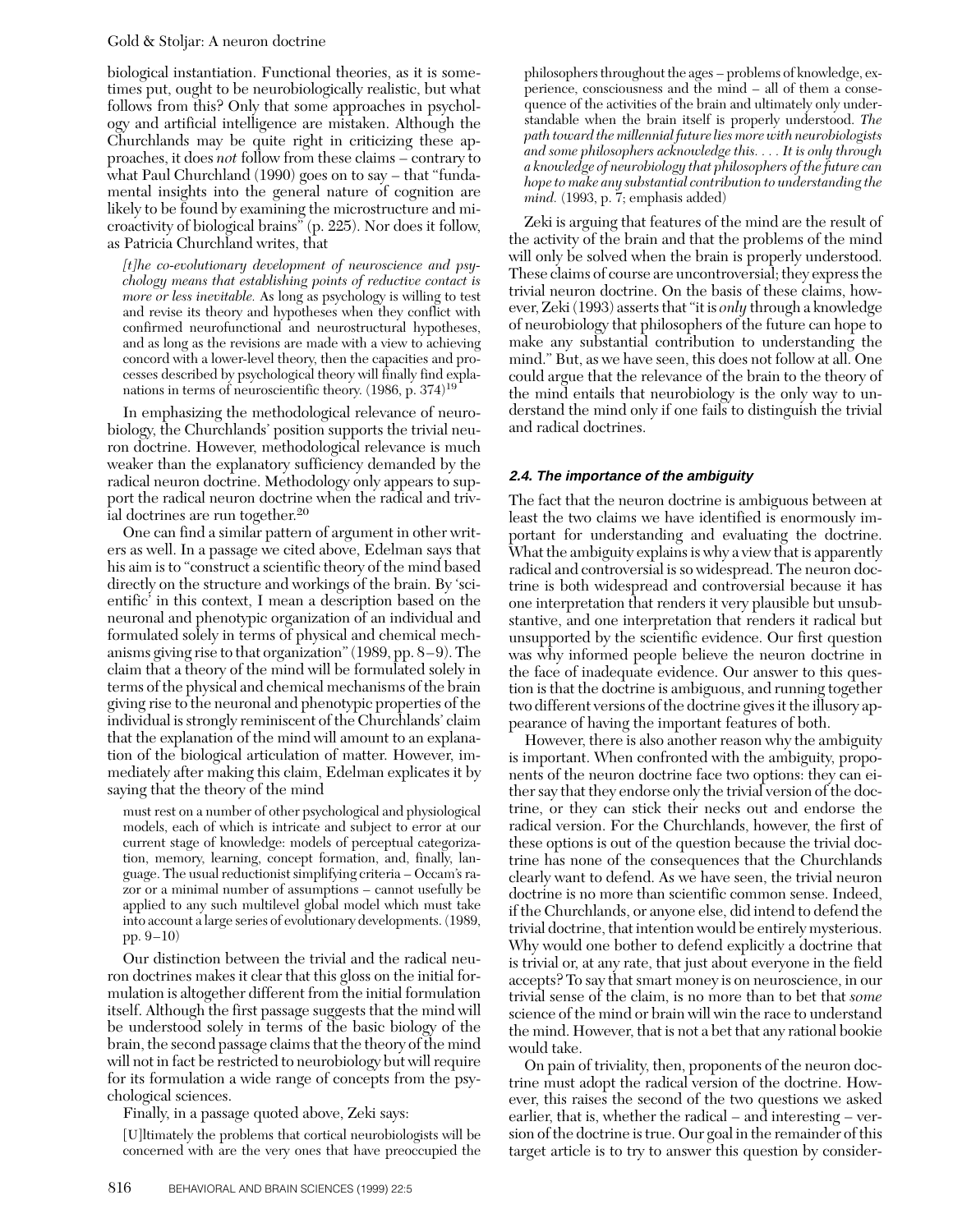biological instantiation. Functional theories, as it is sometimes put, ought to be neurobiologically realistic, but what follows from this? Only that some approaches in psychology and artificial intelligence are mistaken. Although the Churchlands may be quite right in criticizing these approaches, it does *not* follow from these claims – contrary to what Paul Churchland (1990) goes on to say – that "fundamental insights into the general nature of cognition are likely to be found by examining the microstructure and microactivity of biological brains" (p. 225). Nor does it follow, as Patricia Churchland writes, that

> *[t]he co-evolutionary development of neuroscience and psychology means that establishing points of reductive contact is more or less inevitable.* As long as psychology is willing to test and revise its theory and hypotheses when they conflict with confirmed neurofunctional and neurostructural hypotheses, and as long as the revisions are made with a view to achieving concord with a lower-level theory, then the capacities and processes described by psychological theory will finally find explanations in terms of neuroscientific theory. (1986, p. 374)[19]

In emphasizing the methodological relevance of neurobiology, the Churchlands' position supports the trivial neuron doctrine. However, methodological relevance is much weaker than the explanatory sufficiency demanded by the radical neuron doctrine. Methodology only appears to support the radical neuron doctrine when the radical and trivial doctrines are run together.[20]

One can find a similar pattern of argument in other writers as well. In a passage we cited above, Edelman says that his aim is to "construct a scientific theory of the mind based directly on the structure and workings of the brain. By 'scientific' in this context, I mean a description based on the neuronal and phenotypic organization of an individual and formulated solely in terms of physical and chemical mechanisms giving rise to that organization" (1989, pp. 8–9). The claim that a theory of the mind will be formulated solely in terms of the physical and chemical mechanisms of the brain giving rise to the neuronal and phenotypic properties of the individual is strongly reminiscent of the Churchlands' claim that the explanation of the mind will amount to an explanation of the biological articulation of matter. However, immediately after making this claim, Edelman explicates it by saying that the theory of the mind

> must rest on a number of other psychological and physiological models, each of which is intricate and subject to error at our current stage of knowledge: models of perceptual categorization, memory, learning, concept formation, and, finally, language. The usual reductionist simplifying criteria – Occam's razor or a minimal number of assumptions – cannot usefully be applied to any such multilevel global model which must take into account a large series of evolutionary developments. (1989, pp. 9–10)

Our distinction between the trivial and the radical neuron doctrines makes it clear that this gloss on the initial formulation is altogether different from the initial formulation itself. Although the first passage suggests that the mind will be understood solely in terms of the basic biology of the brain, the second passage claims that the theory of the mind will not in fact be restricted to neurobiology but will require for its formulation a wide range of concepts from the psychological sciences.

Finally, in a passage quoted above, Zeki says:

> [U]ltimately the problems that cortical neurobiologists will be concerned with are the very ones that have preoccupied the philosophers throughout the ages – problems of knowledge, experience, consciousness and the mind – all of them a consequence of the activities of the brain and ultimately only understandable when the brain itself is properly understood. *The path toward the millennial future lies more with neurobiologists and some philosophers acknowledge this. . . . It is only through a knowledge of neurobiology that philosophers of the future can hope to make any substantial contribution to understanding the mind.* (1993, p. 7; emphasis added)

Zeki is arguing that features of the mind are the result of the activity of the brain and that the problems of the mind will only be solved when the brain is properly understood. These claims of course are uncontroversial; they express the trivial neuron doctrine. On the basis of these claims, however, Zeki (1993) asserts that "it is *only* through a knowledge of neurobiology that philosophers of the future can hope to make any substantial contribution to understanding the mind." But, as we have seen, this does not follow at all. One could argue that the relevance of the brain to the theory of the mind entails that neurobiology is the only way to understand the mind only if one fails to distinguish the trivial and radical doctrines.

### 2.4. The importance of the ambiguity

The fact that the neuron doctrine is ambiguous between at least the two claims we have identified is enormously important for understanding and evaluating the doctrine. What the ambiguity explains is why a view that is apparently radical and controversial is so widespread. The neuron doctrine is both widespread and controversial because it has one interpretation that renders it very plausible but unsubstantive, and one interpretation that renders it radical but unsupported by the scientific evidence. Our first question was why informed people believe the neuron doctrine in the face of inadequate evidence. Our answer to this question is that the doctrine is ambiguous, and running together two different versions of the doctrine gives it the illusory appearance of having the important features of both.

However, there is also another reason why the ambiguity is important. When confronted with the ambiguity, proponents of the neuron doctrine face two options: they can either say that they endorse only the trivial version of the doctrine, or they can stick their necks out and endorse the radical version. For the Churchlands, however, the first of these options is out of the question because the trivial doctrine has none of the consequences that the Churchlands clearly want to defend. As we have seen, the trivial neuron doctrine is no more than scientific common sense. Indeed, if the Churchlands, or anyone else, did intend to defend the trivial doctrine, that intention would be entirely mysterious. Why would one bother to defend explicitly a doctrine that is trivial or, at any rate, that just about everyone in the field accepts? To say that smart money is on neuroscience, in our trivial sense of the claim, is no more than to bet that *some* science of the mind or brain will win the race to understand the mind. However, that is not a bet that any rational bookie would take.

On pain of triviality, then, proponents of the neuron doctrine must adopt the radical version of the doctrine. However, this raises the second of the two questions we asked earlier, that is, whether the radical – and interesting – version of the doctrine is true. Our goal in the remainder of this target article is to try to answer this question by consider-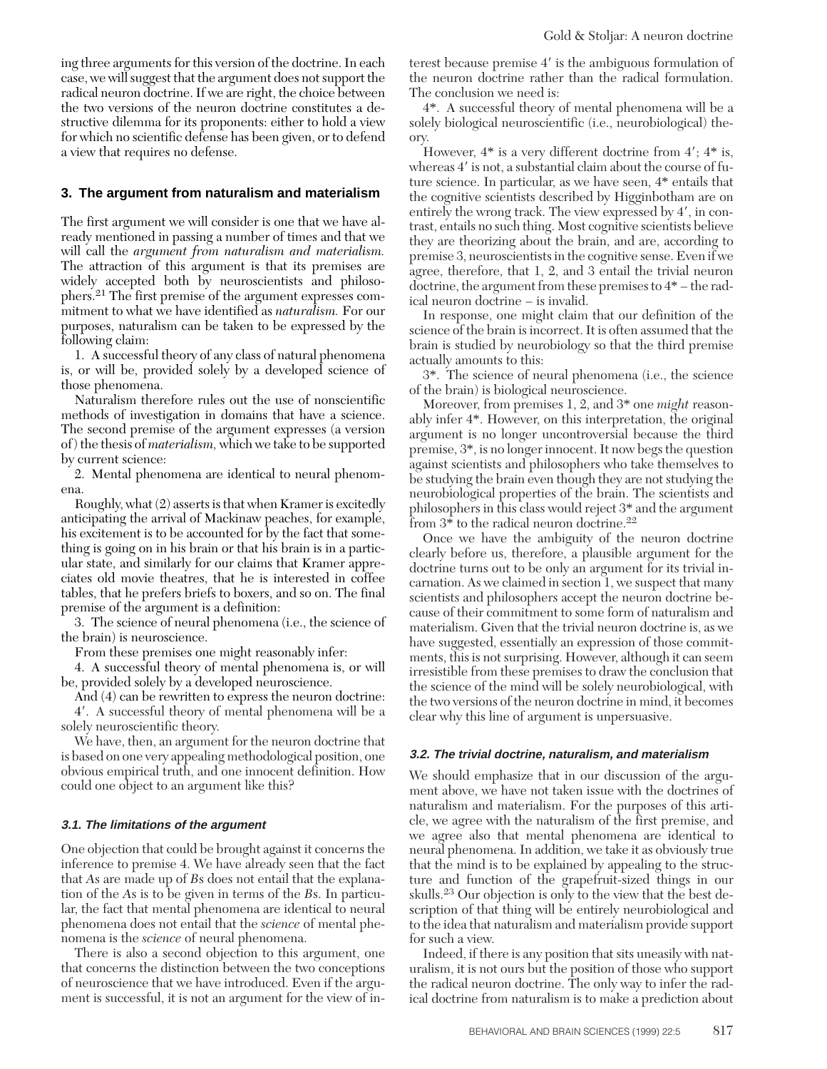ing three arguments for this version of the doctrine. In each case, we will suggest that the argument does not support the radical neuron doctrine. If we are right, the choice between the two versions of the neuron doctrine constitutes a destructive dilemma for its proponents: either to hold a view for which no scientific defense has been given, or to defend a view that requires no defense.

## 3. The argument from naturalism and materialism

The first argument we will consider is one that we have already mentioned in passing a number of times and that we will call the *argument from naturalism and materialism.* The attraction of this argument is that its premises are widely accepted both by neuroscientists and philosophers.[21] The first premise of the argument expresses commitment to what we have identified as *naturalism.* For our purposes, naturalism can be taken to be expressed by the following claim:

1. A successful theory of any class of natural phenomena is, or will be, provided solely by a developed science of those phenomena.

Naturalism therefore rules out the use of nonscientific methods of investigation in domains that have a science. The second premise of the argument expresses (a version of) the thesis of *materialism,* which we take to be supported by current science:

2. Mental phenomena are identical to neural phenomena.

Roughly, what (2) asserts is that when Kramer is excitedly anticipating the arrival of Mackinaw peaches, for example, his excitement is to be accounted for by the fact that something is going on in his brain or that his brain is in a particular state, and similarly for our claims that Kramer appreciates old movie theatres, that he is interested in coffee tables, that he prefers briefs to boxers, and so on. The final premise of the argument is a definition:

3. The science of neural phenomena (i.e., the science of the brain) is neuroscience.

From these premises one might reasonably infer:

4. A successful theory of mental phenomena is, or will be, provided solely by a developed neuroscience.

And (4) can be rewritten to express the neuron doctrine:

4′. A successful theory of mental phenomena will be a solely neuroscientific theory.

We have, then, an argument for the neuron doctrine that is based on one very appealing methodological position, one obvious empirical truth, and one innocent definition. How could one object to an argument like this?

### 3.1. The limitations of the argument

One objection that could be brought against it concerns the inference to premise 4. We have already seen that the fact that *A*s are made up of *B*s does not entail that the explanation of the *A*s is to be given in terms of the *B*s. In particular, the fact that mental phenomena are identical to neural phenomena does not entail that the *science* of mental phenomena is the *science* of neural phenomena.

There is also a second objection to this argument, one that concerns the distinction between the two conceptions of neuroscience that we have introduced. Even if the argument is successful, it is not an argument for the view of interest because premise 4′ is the ambiguous formulation of the neuron doctrine rather than the radical formulation. The conclusion we need is:

4*. A successful theory of mental phenomena will be a solely biological neuroscientific (i.e., neurobiological) theory.

However, 4* is a very different doctrine from 4′; 4* is, whereas 4′ is not, a substantial claim about the course of future science. In particular, as we have seen, 4* entails that the cognitive scientists described by Higginbotham are on entirely the wrong track. The view expressed by 4′, in contrast, entails no such thing. Most cognitive scientists believe they are theorizing about the brain, and are, according to premise 3, neuroscientists in the cognitive sense. Even if we agree, therefore, that 1, 2, and 3 entail the trivial neuron doctrine, the argument from these premises to 4* – the radical neuron doctrine – is invalid.

In response, one might claim that our definition of the science of the brain is incorrect. It is often assumed that the brain is studied by neurobiology so that the third premise actually amounts to this:

3*. The science of neural phenomena (i.e., the science of the brain) is biological neuroscience.

Moreover, from premises 1, 2, and 3* one *might* reasonably infer 4*. However, on this interpretation, the original argument is no longer uncontroversial because the third premise, 3*, is no longer innocent. It now begs the question against scientists and philosophers who take themselves to be studying the brain even though they are not studying the neurobiological properties of the brain. The scientists and philosophers in this class would reject 3* and the argument from 3* to the radical neuron doctrine.[22]

Once we have the ambiguity of the neuron doctrine clearly before us, therefore, a plausible argument for the doctrine turns out to be only an argument for its trivial incarnation. As we claimed in section 1, we suspect that many scientists and philosophers accept the neuron doctrine because of their commitment to some form of naturalism and materialism. Given that the trivial neuron doctrine is, as we have suggested, essentially an expression of those commitments, this is not surprising. However, although it can seem irresistible from these premises to draw the conclusion that the science of the mind will be solely neurobiological, with the two versions of the neuron doctrine in mind, it becomes clear why this line of argument is unpersuasive.

### 3.2. The trivial doctrine, naturalism, and materialism

We should emphasize that in our discussion of the argument above, we have not taken issue with the doctrines of naturalism and materialism. For the purposes of this article, we agree with the naturalism of the first premise, and we agree also that mental phenomena are identical to neural phenomena. In addition, we take it as obviously true that the mind is to be explained by appealing to the structure and function of the grapefruit-sized things in our skulls.[23] Our objection is only to the view that the best description of that thing will be entirely neurobiological and to the idea that naturalism and materialism provide support for such a view.

Indeed, if there is any position that sits uneasily with naturalism, it is not ours but the position of those who support the radical neuron doctrine. The only way to infer the radical doctrine from naturalism is to make a prediction about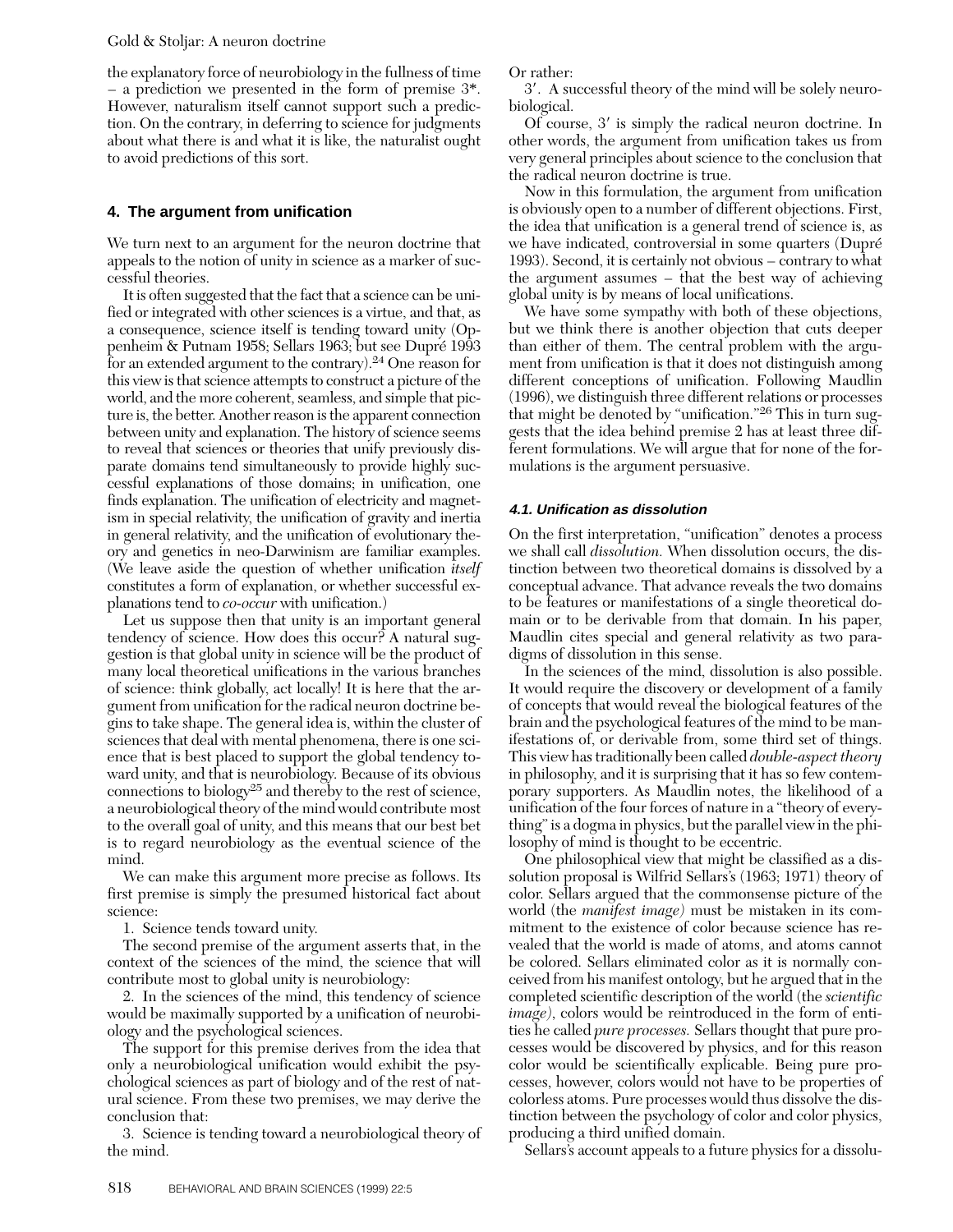the explanatory force of neurobiology in the fullness of time – a prediction we presented in the form of premise 3*. However, naturalism itself cannot support such a prediction. On the contrary, in deferring to science for judgments about what there is and what it is like, the naturalist ought to avoid predictions of this sort.

## 4. The argument from unification

We turn next to an argument for the neuron doctrine that appeals to the notion of unity in science as a marker of successful theories.

It is often suggested that the fact that a science can be unified or integrated with other sciences is a virtue, and that, as a consequence, science itself is tending toward unity (Oppenheim & Putnam 1958; Sellars 1963; but see Dupré 1993 for an extended argument to the contrary).[24] One reason for this view is that science attempts to construct a picture of the world, and the more coherent, seamless, and simple that picture is, the better. Another reason is the apparent connection between unity and explanation. The history of science seems to reveal that sciences or theories that unify previously disparate domains tend simultaneously to provide highly successful explanations of those domains; in unification, one finds explanation. The unification of electricity and magnetism in special relativity, the unification of gravity and inertia in general relativity, and the unification of evolutionary theory and genetics in neo-Darwinism are familiar examples. (We leave aside the question of whether unification *itself* constitutes a form of explanation, or whether successful explanations tend to *co-occur* with unification.)

Let us suppose then that unity is an important general tendency of science. How does this occur? A natural suggestion is that global unity in science will be the product of many local theoretical unifications in the various branches of science: think globally, act locally! It is here that the argument from unification for the radical neuron doctrine begins to take shape. The general idea is, within the cluster of sciences that deal with mental phenomena, there is one science that is best placed to support the global tendency toward unity, and that is neurobiology. Because of its obvious connections to biology[25] and thereby to the rest of science, a neurobiological theory of the mind would contribute most to the overall goal of unity, and this means that our best bet is to regard neurobiology as the eventual science of the mind.

We can make this argument more precise as follows. Its first premise is simply the presumed historical fact about science:

1. Science tends toward unity.

The second premise of the argument asserts that, in the context of the sciences of the mind, the science that will contribute most to global unity is neurobiology:

2. In the sciences of the mind, this tendency of science would be maximally supported by a unification of neurobiology and the psychological sciences.

The support for this premise derives from the idea that only a neurobiological unification would exhibit the psychological sciences as part of biology and of the rest of natural science. From these two premises, we may derive the conclusion that:

3. Science is tending toward a neurobiological theory of the mind.

Or rather:

3′. A successful theory of the mind will be solely neurobiological.

Of course, 3′ is simply the radical neuron doctrine. In other words, the argument from unification takes us from very general principles about science to the conclusion that the radical neuron doctrine is true.

Now in this formulation, the argument from unification is obviously open to a number of different objections. First, the idea that unification is a general trend of science is, as we have indicated, controversial in some quarters (Dupré 1993). Second, it is certainly not obvious – contrary to what the argument assumes – that the best way of achieving global unity is by means of local unifications.

We have some sympathy with both of these objections, but we think there is another objection that cuts deeper than either of them. The central problem with the argument from unification is that it does not distinguish among different conceptions of unification. Following Maudlin (1996), we distinguish three different relations or processes that might be denoted by "unification."[26] This in turn suggests that the idea behind premise 2 has at least three different formulations. We will argue that for none of the formulations is the argument persuasive.

### 4.1. Unification as dissolution

On the first interpretation, "unification" denotes a process we shall call *dissolution.* When dissolution occurs, the distinction between two theoretical domains is dissolved by a conceptual advance. That advance reveals the two domains to be features or manifestations of a single theoretical domain or to be derivable from that domain. In his paper, Maudlin cites special and general relativity as two paradigms of dissolution in this sense.

In the sciences of the mind, dissolution is also possible. It would require the discovery or development of a family of concepts that would reveal the biological features of the brain and the psychological features of the mind to be manifestations of, or derivable from, some third set of things. This view has traditionally been called *double-aspect theory* in philosophy, and it is surprising that it has so few contemporary supporters. As Maudlin notes, the likelihood of a unification of the four forces of nature in a "theory of everything" is a dogma in physics, but the parallel view in the philosophy of mind is thought to be eccentric.

One philosophical view that might be classified as a dissolution proposal is Wilfrid Sellars's (1963; 1971) theory of color. Sellars argued that the commonsense picture of the world (the *manifest image)* must be mistaken in its commitment to the existence of color because science has revealed that the world is made of atoms, and atoms cannot be colored. Sellars eliminated color as it is normally conceived from his manifest ontology, but he argued that in the completed scientific description of the world (the *scientific image)*, colors would be reintroduced in the form of entities he called *pure processes.* Sellars thought that pure processes would be discovered by physics, and for this reason color would be scientifically explicable. Being pure processes, however, colors would not have to be properties of colorless atoms. Pure processes would thus dissolve the distinction between the psychology of color and color physics, producing a third unified domain.

Sellars's account appeals to a future physics for a dissolu-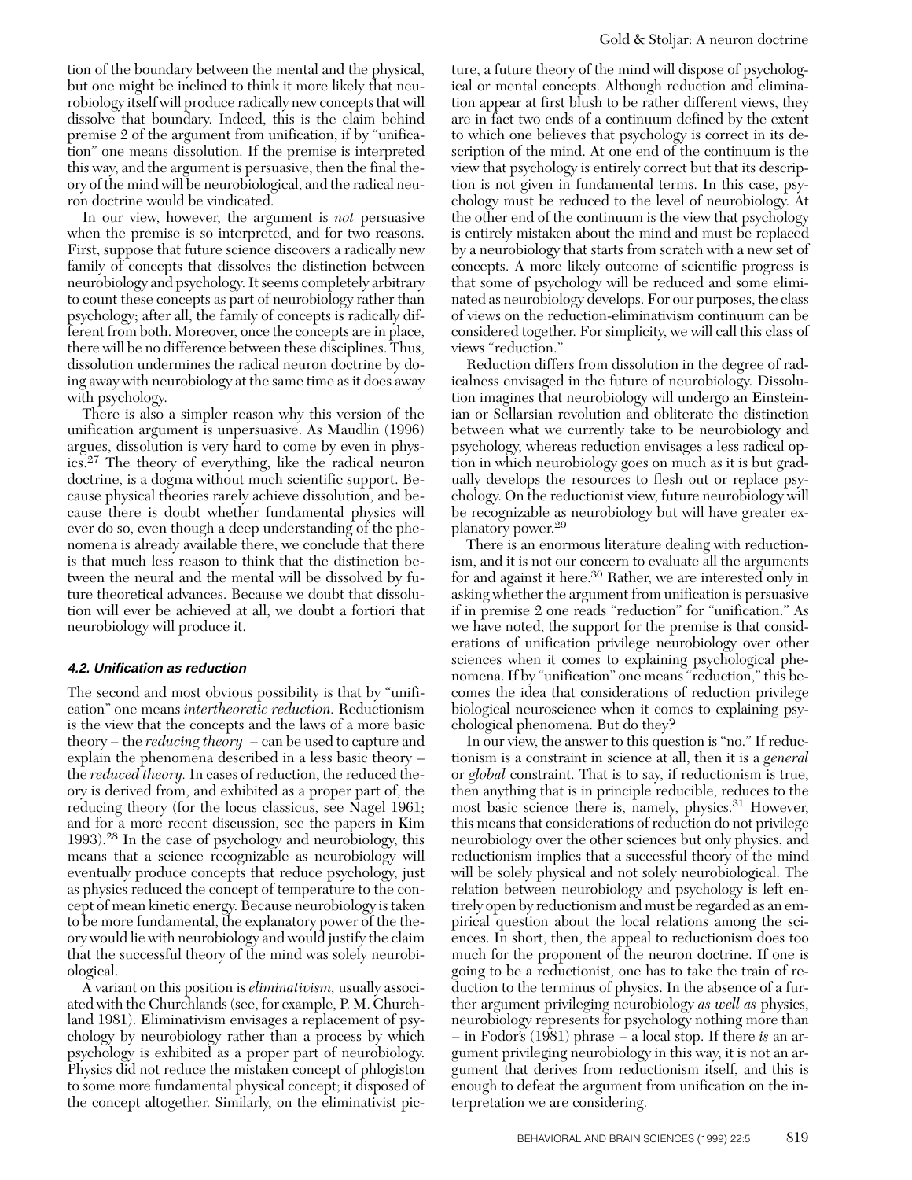tion of the boundary between the mental and the physical, but one might be inclined to think it more likely that neurobiology itself will produce radically new concepts that will dissolve that boundary. Indeed, this is the claim behind premise 2 of the argument from unification, if by "unification" one means dissolution. If the premise is interpreted this way, and the argument is persuasive, then the final theory of the mind will be neurobiological, and the radical neuron doctrine would be vindicated.

In our view, however, the argument is *not* persuasive when the premise is so interpreted, and for two reasons. First, suppose that future science discovers a radically new family of concepts that dissolves the distinction between neurobiology and psychology. It seems completely arbitrary to count these concepts as part of neurobiology rather than psychology; after all, the family of concepts is radically different from both. Moreover, once the concepts are in place, there will be no difference between these disciplines. Thus, dissolution undermines the radical neuron doctrine by doing away with neurobiology at the same time as it does away with psychology.

There is also a simpler reason why this version of the unification argument is unpersuasive. As Maudlin (1996) argues, dissolution is very hard to come by even in physics.[27] The theory of everything, like the radical neuron doctrine, is a dogma without much scientific support. Because physical theories rarely achieve dissolution, and because there is doubt whether fundamental physics will ever do so, even though a deep understanding of the phenomena is already available there, we conclude that there is that much less reason to think that the distinction between the neural and the mental will be dissolved by future theoretical advances. Because we doubt that dissolution will ever be achieved at all, we doubt a fortiori that neurobiology will produce it.

### 4.2. Unification as reduction

The second and most obvious possibility is that by "unification" one means *intertheoretic reduction.* Reductionism is the view that the concepts and the laws of a more basic theory – the *reducing theory* – can be used to capture and explain the phenomena described in a less basic theory – the *reduced theory.* In cases of reduction, the reduced theory is derived from, and exhibited as a proper part of, the reducing theory (for the locus classicus, see Nagel 1961; and for a more recent discussion, see the papers in Kim 1993).[28] In the case of psychology and neurobiology, this means that a science recognizable as neurobiology will eventually produce concepts that reduce psychology, just as physics reduced the concept of temperature to the concept of mean kinetic energy. Because neurobiology is taken to be more fundamental, the explanatory power of the theory would lie with neurobiology and would justify the claim that the successful theory of the mind was solely neurobiological.

A variant on this position is *eliminativism,* usually associated with the Churchlands (see, for example, P. M. Churchland 1981). Eliminativism envisages a replacement of psychology by neurobiology rather than a process by which psychology is exhibited as a proper part of neurobiology. Physics did not reduce the mistaken concept of phlogiston to some more fundamental physical concept; it disposed of the concept altogether. Similarly, on the eliminativist picture, a future theory of the mind will dispose of psychological or mental concepts. Although reduction and elimination appear at first blush to be rather different views, they are in fact two ends of a continuum defined by the extent to which one believes that psychology is correct in its description of the mind. At one end of the continuum is the view that psychology is entirely correct but that its description is not given in fundamental terms. In this case, psychology must be reduced to the level of neurobiology. At the other end of the continuum is the view that psychology is entirely mistaken about the mind and must be replaced by a neurobiology that starts from scratch with a new set of concepts. A more likely outcome of scientific progress is that some of psychology will be reduced and some eliminated as neurobiology develops. For our purposes, the class of views on the reduction-eliminativism continuum can be considered together. For simplicity, we will call this class of views "reduction."

Reduction differs from dissolution in the degree of radicalness envisaged in the future of neurobiology. Dissolution imagines that neurobiology will undergo an Einsteinian or Sellarsian revolution and obliterate the distinction between what we currently take to be neurobiology and psychology, whereas reduction envisages a less radical option in which neurobiology goes on much as it is but gradually develops the resources to flesh out or replace psychology. On the reductionist view, future neurobiology will be recognizable as neurobiology but will have greater explanatory power.[29]

There is an enormous literature dealing with reductionism, and it is not our concern to evaluate all the arguments for and against it here.[30] Rather, we are interested only in asking whether the argument from unification is persuasive if in premise 2 one reads "reduction" for "unification." As we have noted, the support for the premise is that considerations of unification privilege neurobiology over other sciences when it comes to explaining psychological phenomena. If by "unification" one means "reduction," this becomes the idea that considerations of reduction privilege biological neuroscience when it comes to explaining psychological phenomena. But do they?

In our view, the answer to this question is "no." If reductionism is a constraint in science at all, then it is a *general* or *global* constraint. That is to say, if reductionism is true, then anything that is in principle reducible, reduces to the most basic science there is, namely, physics.[31] However, this means that considerations of reduction do not privilege neurobiology over the other sciences but only physics, and reductionism implies that a successful theory of the mind will be solely physical and not solely neurobiological. The relation between neurobiology and psychology is left entirely open by reductionism and must be regarded as an empirical question about the local relations among the sciences. In short, then, the appeal to reductionism does too much for the proponent of the neuron doctrine. If one is going to be a reductionist, one has to take the train of reduction to the terminus of physics. In the absence of a further argument privileging neurobiology *as well as* physics, neurobiology represents for psychology nothing more than – in Fodor's (1981) phrase – a local stop. If there *is* an argument privileging neurobiology in this way, it is not an argument that derives from reductionism itself, and this is enough to defeat the argument from unification on the interpretation we are considering.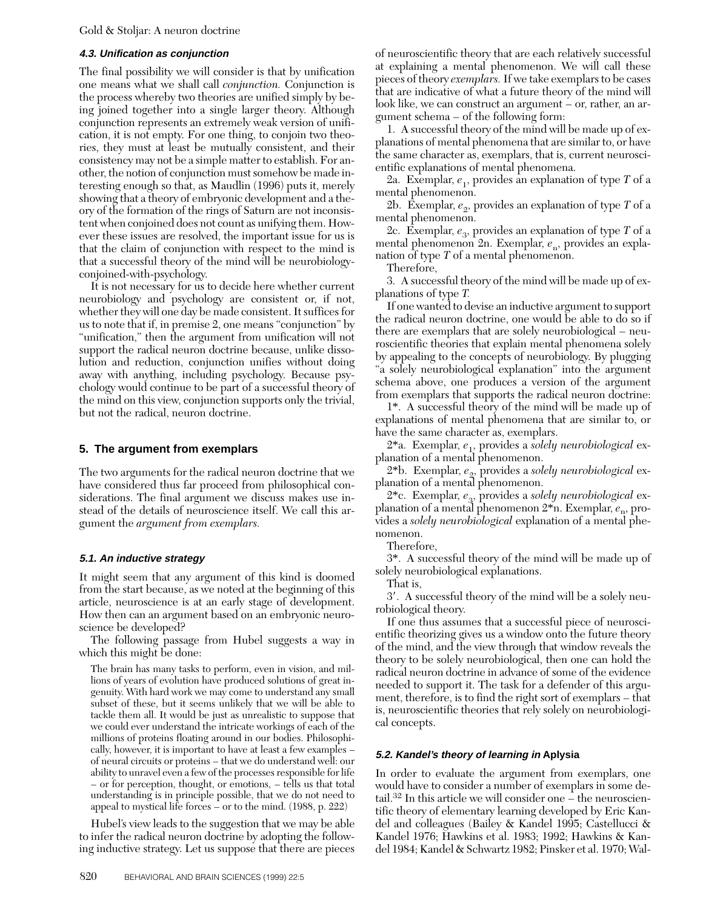### 4.3. Unification as conjunction

The final possibility we will consider is that by unification one means what we shall call *conjunction.* Conjunction is the process whereby two theories are unified simply by being joined together into a single larger theory. Although conjunction represents an extremely weak version of unification, it is not empty. For one thing, to conjoin two theories, they must at least be mutually consistent, and their consistency may not be a simple matter to establish. For another, the notion of conjunction must somehow be made interesting enough so that, as Maudlin (1996) puts it, merely showing that a theory of embryonic development and a theory of the formation of the rings of Saturn are not inconsistent when conjoined does not count as unifying them. However these issues are resolved, the important issue for us is that the claim of conjunction with respect to the mind is that a successful theory of the mind will be neurobiology-conjoined-with-psychology.

It is not necessary for us to decide here whether current neurobiology and psychology are consistent or, if not, whether they will one day be made consistent. It suffices for us to note that if, in premise 2, one means "conjunction" by "unification," then the argument from unification will not support the radical neuron doctrine because, unlike dissolution and reduction, conjunction unifies without doing away with anything, including psychology. Because psychology would continue to be part of a successful theory of the mind on this view, conjunction supports only the trivial, but not the radical, neuron doctrine.

## 5. The argument from exemplars

The two arguments for the radical neuron doctrine that we have considered thus far proceed from philosophical considerations. The final argument we discuss makes use instead of the details of neuroscience itself. We call this argument the *argument from exemplars.*

### 5.1. An inductive strategy

It might seem that any argument of this kind is doomed from the start because, as we noted at the beginning of this article, neuroscience is at an early stage of development. How then can an argument based on an embryonic neuroscience be developed?

The following passage from Hubel suggests a way in which this might be done:

> The brain has many tasks to perform, even in vision, and millions of years of evolution have produced solutions of great ingenuity. With hard work we may come to understand any small subset of these, but it seems unlikely that we will be able to tackle them all. It would be just as unrealistic to suppose that we could ever understand the intricate workings of each of the millions of proteins floating around in our bodies. Philosophically, however, it is important to have at least a few examples – of neural circuits or proteins – that we do understand well: our ability to unravel even a few of the processes responsible for life – or for perception, thought, or emotions, – tells us that total understanding is in principle possible, that we do not need to appeal to mystical life forces – or to the mind. (1988, p. 222)

Hubel's view leads to the suggestion that we may be able to infer the radical neuron doctrine by adopting the following inductive strategy. Let us suppose that there are pieces of neuroscientific theory that are each relatively successful at explaining a mental phenomenon. We will call these pieces of theory *exemplars.* If we take exemplars to be cases that are indicative of what a future theory of the mind will look like, we can construct an argument – or, rather, an argument schema – of the following form:

1. A successful theory of the mind will be made up of explanations of mental phenomena that are similar to, or have the same character as, exemplars, that is, current neuroscientific explanations of mental phenomena.

2a. Exemplar, $e_1$, provides an explanation of type $T$ of a mental phenomenon.

2b. Exemplar, $e_2$, provides an explanation of type $T$ of a mental phenomenon.

2c. Exemplar, $e_3$, provides an explanation of type $T$ of a mental phenomenon 2n. Exemplar, $e_n$, provides an explanation of type $T$ of a mental phenomenon.

Therefore,

3. A successful theory of the mind will be made up of explanations of type $T$.

If one wanted to devise an inductive argument to support the radical neuron doctrine, one would be able to do so if there are exemplars that are solely neurobiological – neuroscientific theories that explain mental phenomena solely by appealing to the concepts of neurobiology. By plugging "a solely neurobiological explanation" into the argument schema above, one produces a version of the argument from exemplars that supports the radical neuron doctrine:

1*. A successful theory of the mind will be made up of explanations of mental phenomena that are similar to, or have the same character as, exemplars.

2*a. Exemplar, $e_1$, provides a *solely neurobiological* explanation of a mental phenomenon.

2*b. Exemplar, $e_2$, provides a *solely neurobiological* explanation of a mental phenomenon.

2*c. Exemplar, $e_3$, provides a *solely neurobiological* explanation of a mental phenomenon 2*n. Exemplar, $e_n$, provides a *solely neurobiological* explanation of a mental phenomenon.

Therefore,

3*. A successful theory of the mind will be made up of solely neurobiological explanations.

That is,

3′. A successful theory of the mind will be a solely neurobiological theory.

If one thus assumes that a successful piece of neuroscientific theorizing gives us a window onto the future theory of the mind, and the view through that window reveals the theory to be solely neurobiological, then one can hold the radical neuron doctrine in advance of some of the evidence needed to support it. The task for a defender of this argument, therefore, is to find the right sort of exemplars – that is, neuroscientific theories that rely solely on neurobiological concepts.

### 5.2. Kandel's theory of learning in Aplysia

In order to evaluate the argument from exemplars, one would have to consider a number of exemplars in some detail.[32] In this article we will consider one – the neuroscientific theory of elementary learning developed by Eric Kandel and colleagues (Bailey & Kandel 1995; Castellucci & Kandel 1976; Hawkins et al. 1983; 1992; Hawkins & Kandel 1984; Kandel & Schwartz 1982; Pinsker et al. 1970; Wal-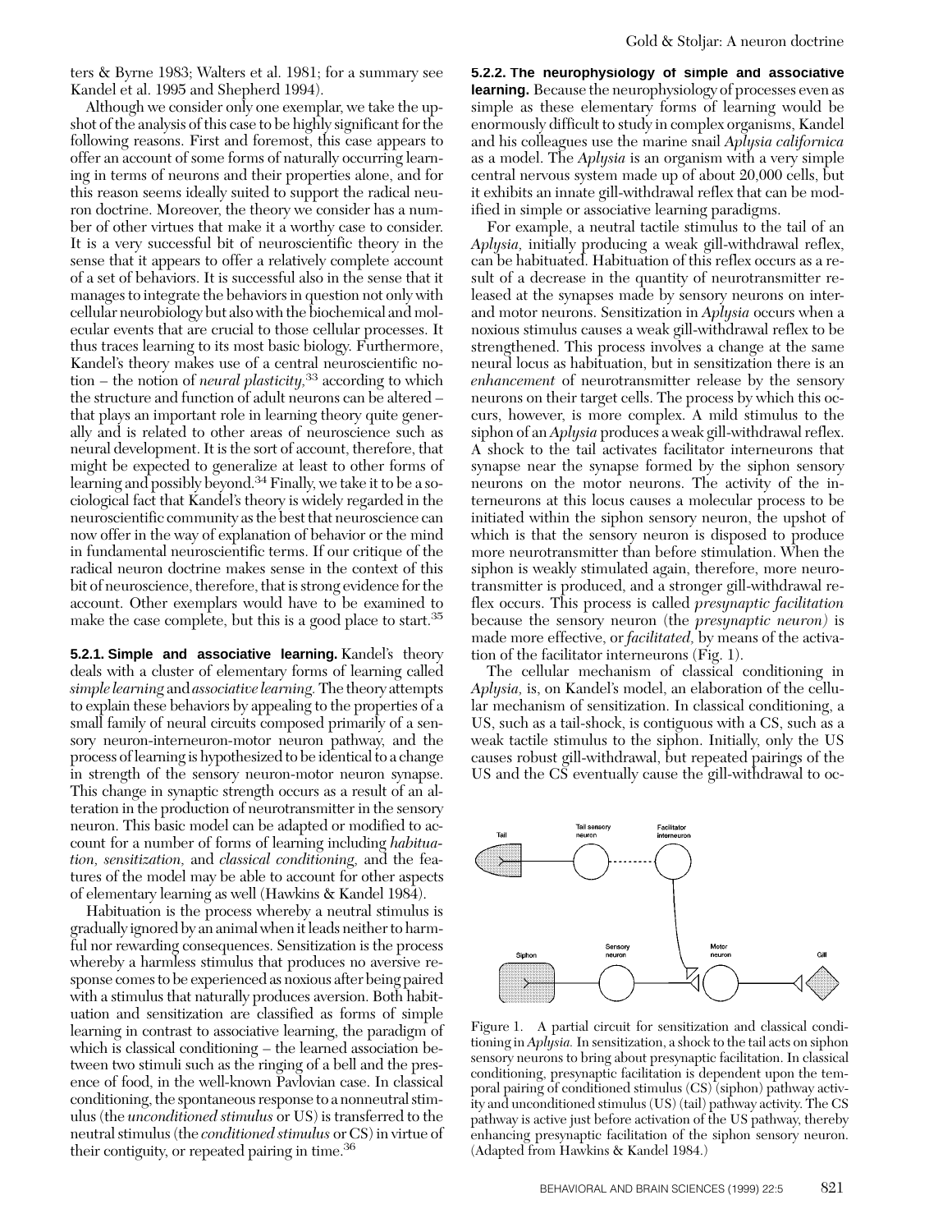ters & Byrne 1983; Walters et al. 1981; for a summary see Kandel et al. 1995 and Shepherd 1994).

Although we consider only one exemplar, we take the upshot of the analysis of this case to be highly significant for the following reasons. First and foremost, this case appears to offer an account of some forms of naturally occurring learning in terms of neurons and their properties alone, and for this reason seems ideally suited to support the radical neuron doctrine. Moreover, the theory we consider has a number of other virtues that make it a worthy case to consider. It is a very successful bit of neuroscientific theory in the sense that it appears to offer a relatively complete account of a set of behaviors. It is successful also in the sense that it manages to integrate the behaviors in question not only with cellular neurobiology but also with the biochemical and molecular events that are crucial to those cellular processes. It thus traces learning to its most basic biology. Furthermore, Kandel's theory makes use of a central neuroscientific notion – the notion of *neural plasticity,*[33] according to which the structure and function of adult neurons can be altered – that plays an important role in learning theory quite generally and is related to other areas of neuroscience such as neural development. It is the sort of account, therefore, that might be expected to generalize at least to other forms of learning and possibly beyond.[34] Finally, we take it to be a sociological fact that Kandel's theory is widely regarded in the neuroscientific community as the best that neuroscience can now offer in the way of explanation of behavior or the mind in fundamental neuroscientific terms. If our critique of the radical neuron doctrine makes sense in the context of this bit of neuroscience, therefore, that is strong evidence for the account. Other exemplars would have to be examined to make the case complete, but this is a good place to start.[35]

**5.2.1. Simple and associative learning.** Kandel's theory deals with a cluster of elementary forms of learning called *simple learning* and *associative learning.* The theory attempts to explain these behaviors by appealing to the properties of a small family of neural circuits composed primarily of a sensory neuron-interneuron-motor neuron pathway, and the process of learning is hypothesized to be identical to a change in strength of the sensory neuron-motor neuron synapse. This change in synaptic strength occurs as a result of an alteration in the production of neurotransmitter in the sensory neuron. This basic model can be adapted or modified to account for a number of forms of learning including *habituation, sensitization,* and *classical conditioning,* and the features of the model may be able to account for other aspects of elementary learning as well (Hawkins & Kandel 1984).

Habituation is the process whereby a neutral stimulus is gradually ignored by an animal when it leads neither to harmful nor rewarding consequences. Sensitization is the process whereby a harmless stimulus that produces no aversive response comes to be experienced as noxious after being paired with a stimulus that naturally produces aversion. Both habituation and sensitization are classified as forms of simple learning in contrast to associative learning, the paradigm of which is classical conditioning – the learned association between two stimuli such as the ringing of a bell and the presence of food, in the well-known Pavlovian case. In classical conditioning, the spontaneous response to a nonneutral stimulus (the *unconditioned stimulus* or US) is transferred to the neutral stimulus (the *conditioned stimulus* or CS) in virtue of their contiguity, or repeated pairing in time.[36]

**5.2.2. The neurophysiology of simple and associative learning.** Because the neurophysiology of processes even as simple as these elementary forms of learning would be enormously difficult to study in complex organisms, Kandel and his colleagues use the marine snail *Aplysia californica* as a model. The *Aplysia* is an organism with a very simple central nervous system made up of about 20,000 cells, but it exhibits an innate gill-withdrawal reflex that can be modified in simple or associative learning paradigms.

For example, a neutral tactile stimulus to the tail of an *Aplysia,* initially producing a weak gill-withdrawal reflex, can be habituated. Habituation of this reflex occurs as a result of a decrease in the quantity of neurotransmitter released at the synapses made by sensory neurons on inter- and motor neurons. Sensitization in *Aplysia* occurs when a noxious stimulus causes a weak gill-withdrawal reflex to be strengthened. This process involves a change at the same neural locus as habituation, but in sensitization there is an *enhancement* of neurotransmitter release by the sensory neurons on their target cells. The process by which this occurs, however, is more complex. A mild stimulus to the siphon of an *Aplysia* produces a weak gill-withdrawal reflex. A shock to the tail activates facilitator interneurons that synapse near the synapse formed by the siphon sensory neurons on the motor neurons. The activity of the interneurons at this locus causes a molecular process to be initiated within the siphon sensory neuron, the upshot of which is that the sensory neuron is disposed to produce more neurotransmitter than before stimulation. When the siphon is weakly stimulated again, therefore, more neurotransmitter is produced, and a stronger gill-withdrawal reflex occurs. This process is called *presynaptic facilitation* because the sensory neuron (the *presynaptic neuron)* is made more effective, or *facilitated,* by means of the activation of the facilitator interneurons (Fig. 1).

The cellular mechanism of classical conditioning in *Aplysia,* is, on Kandel's model, an elaboration of the cellular mechanism of sensitization. In classical conditioning, a US, such as a tail-shock, is contiguous with a CS, such as a weak tactile stimulus to the siphon. Initially, only the US causes robust gill-withdrawal, but repeated pairings of the US and the CS eventually cause the gill-withdrawal to oc-

Tail
Tail sensory neuron
Facilitator interneuron
Siphon
Sensory neuron
Motor neuron
Gill

Figure 1. A partial circuit for sensitization and classical conditioning in *Aplysia.* In sensitization, a shock to the tail acts on siphon sensory neurons to bring about presynaptic facilitation. In classical conditioning, presynaptic facilitation is dependent upon the temporal pairing of conditioned stimulus (CS) (siphon) pathway activity and unconditioned stimulus (US) (tail) pathway activity. The CS pathway is active just before activation of the US pathway, thereby enhancing presynaptic facilitation of the siphon sensory neuron. (Adapted from Hawkins & Kandel 1984.)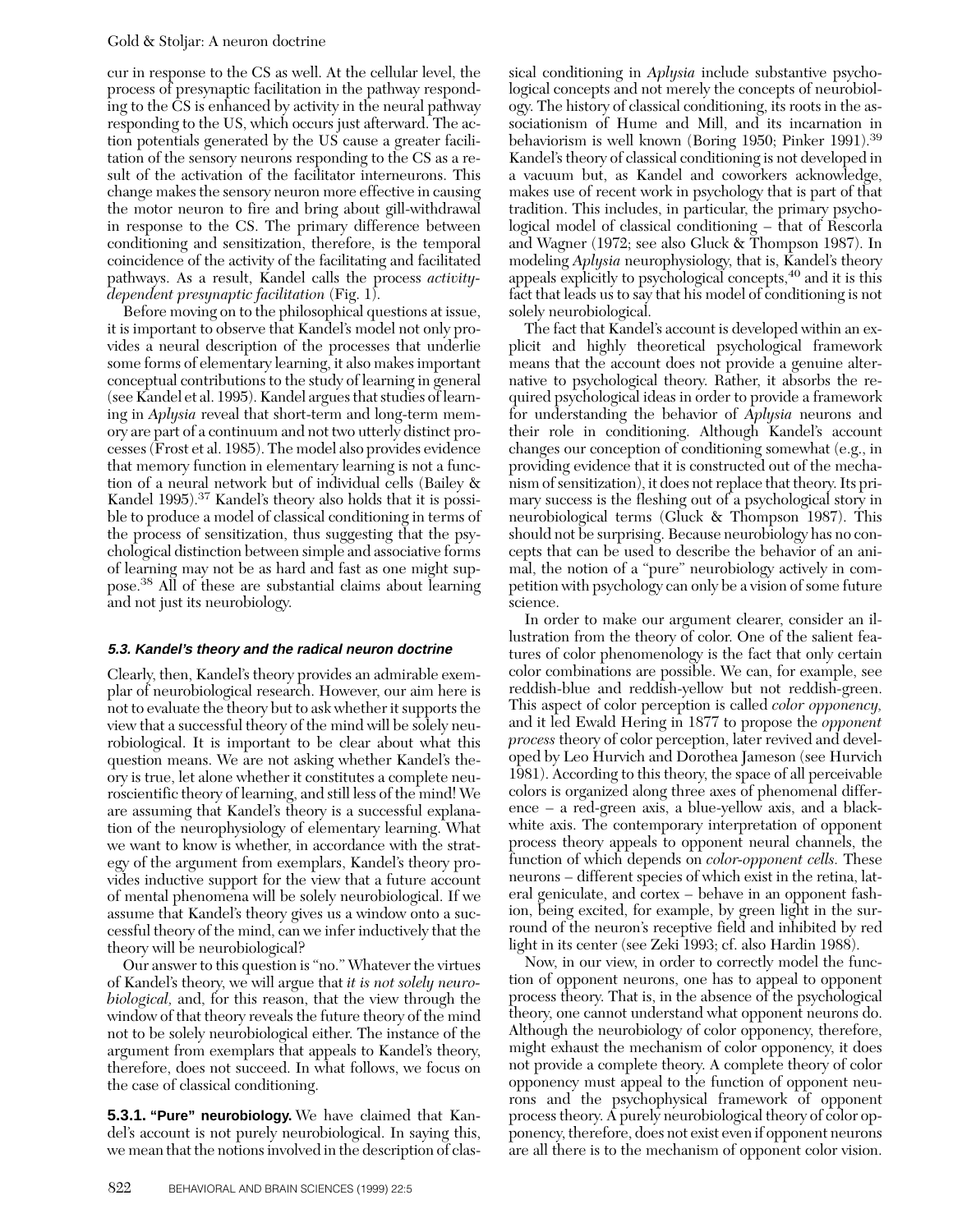cur in response to the CS as well. At the cellular level, the process of presynaptic facilitation in the pathway responding to the CS is enhanced by activity in the neural pathway responding to the US, which occurs just afterward. The action potentials generated by the US cause a greater facilitation of the sensory neurons responding to the CS as a result of the activation of the facilitator interneurons. This change makes the sensory neuron more effective in causing the motor neuron to fire and bring about gill-withdrawal in response to the CS. The primary difference between conditioning and sensitization, therefore, is the temporal coincidence of the activity of the facilitating and facilitated pathways. As a result, Kandel calls the process *activity-dependent presynaptic facilitation* (Fig. 1).

Before moving on to the philosophical questions at issue, it is important to observe that Kandel's model not only provides a neural description of the processes that underlie some forms of elementary learning, it also makes important conceptual contributions to the study of learning in general (see Kandel et al. 1995). Kandel argues that studies of learning in *Aplysia* reveal that short-term and long-term memory are part of a continuum and not two utterly distinct processes (Frost et al. 1985). The model also provides evidence that memory function in elementary learning is not a function of a neural network but of individual cells (Bailey & Kandel 1995).[37] Kandel's theory also holds that it is possible to produce a model of classical conditioning in terms of the process of sensitization, thus suggesting that the psychological distinction between simple and associative forms of learning may not be as hard and fast as one might suppose.[38] All of these are substantial claims about learning and not just its neurobiology.

### 5.3. Kandel's theory and the radical neuron doctrine

Clearly, then, Kandel's theory provides an admirable exemplar of neurobiological research. However, our aim here is not to evaluate the theory but to ask whether it supports the view that a successful theory of the mind will be solely neurobiological. It is important to be clear about what this question means. We are not asking whether Kandel's theory is true, let alone whether it constitutes a complete neuroscientific theory of learning, and still less of the mind! We are assuming that Kandel's theory is a successful explanation of the neurophysiology of elementary learning. What we want to know is whether, in accordance with the strategy of the argument from exemplars, Kandel's theory provides inductive support for the view that a future account of mental phenomena will be solely neurobiological. If we assume that Kandel's theory gives us a window onto a successful theory of the mind, can we infer inductively that the theory will be neurobiological?

Our answer to this question is "no." Whatever the virtues of Kandel's theory, we will argue that *it is not solely neurobiological,* and, for this reason, that the view through the window of that theory reveals the future theory of the mind not to be solely neurobiological either. The instance of the argument from exemplars that appeals to Kandel's theory, therefore, does not succeed. In what follows, we focus on the case of classical conditioning.

**5.3.1. "Pure" neurobiology.** We have claimed that Kandel's account is not purely neurobiological. In saying this, we mean that the notions involved in the description of classical conditioning in *Aplysia* include substantive psychological concepts and not merely the concepts of neurobiology. The history of classical conditioning, its roots in the associationism of Hume and Mill, and its incarnation in behaviorism is well known (Boring 1950; Pinker 1991).[39] Kandel's theory of classical conditioning is not developed in a vacuum but, as Kandel and coworkers acknowledge, makes use of recent work in psychology that is part of that tradition. This includes, in particular, the primary psychological model of classical conditioning – that of Rescorla and Wagner (1972; see also Gluck & Thompson 1987). In modeling *Aplysia* neurophysiology, that is, Kandel's theory appeals explicitly to psychological concepts,[40] and it is this fact that leads us to say that his model of conditioning is not solely neurobiological.

The fact that Kandel's account is developed within an explicit and highly theoretical psychological framework means that the account does not provide a genuine alternative to psychological theory. Rather, it absorbs the required psychological ideas in order to provide a framework for understanding the behavior of *Aplysia* neurons and their role in conditioning. Although Kandel's account changes our conception of conditioning somewhat (e.g., in providing evidence that it is constructed out of the mechanism of sensitization), it does not replace that theory. Its primary success is the fleshing out of a psychological story in neurobiological terms (Gluck & Thompson 1987). This should not be surprising. Because neurobiology has no concepts that can be used to describe the behavior of an animal, the notion of a "pure" neurobiology actively in competition with psychology can only be a vision of some future science.

In order to make our argument clearer, consider an illustration from the theory of color. One of the salient features of color phenomenology is the fact that only certain color combinations are possible. We can, for example, see reddish-blue and reddish-yellow but not reddish-green. This aspect of color perception is called *color opponency,* and it led Ewald Hering in 1877 to propose the *opponent process* theory of color perception, later revived and developed by Leo Hurvich and Dorothea Jameson (see Hurvich 1981). According to this theory, the space of all perceivable colors is organized along three axes of phenomenal difference – a red-green axis, a blue-yellow axis, and a black-white axis. The contemporary interpretation of opponent process theory appeals to opponent neural channels, the function of which depends on *color-opponent cells.* These neurons – different species of which exist in the retina, lateral geniculate, and cortex – behave in an opponent fashion, being excited, for example, by green light in the surround of the neuron's receptive field and inhibited by red light in its center (see Zeki 1993; cf. also Hardin 1988).

Now, in our view, in order to correctly model the function of opponent neurons, one has to appeal to opponent process theory. That is, in the absence of the psychological theory, one cannot understand what opponent neurons do. Although the neurobiology of color opponency, therefore, might exhaust the mechanism of color opponency, it does not provide a complete theory. A complete theory of color opponency must appeal to the function of opponent neurons and the psychophysical framework of opponent process theory. A purely neurobiological theory of color opponency, therefore, does not exist even if opponent neurons are all there is to the mechanism of opponent color vision.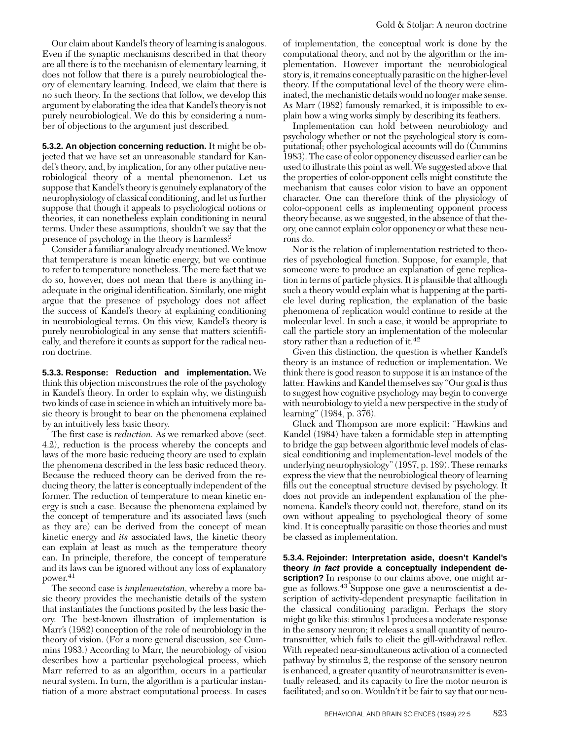Our claim about Kandel's theory of learning is analogous. Even if the synaptic mechanisms described in that theory are all there is to the mechanism of elementary learning, it does not follow that there is a purely neurobiological theory of elementary learning. Indeed, we claim that there is no such theory. In the sections that follow, we develop this argument by elaborating the idea that Kandel's theory is not purely neurobiological. We do this by considering a number of objections to the argument just described.

**5.3.2. An objection concerning reduction.** It might be objected that we have set an unreasonable standard for Kandel's theory, and, by implication, for any other putative neurobiological theory of a mental phenomenon. Let us suppose that Kandel's theory is genuinely explanatory of the neurophysiology of classical conditioning, and let us further suppose that though it appeals to psychological notions or theories, it can nonetheless explain conditioning in neural terms. Under these assumptions, shouldn't we say that the presence of psychology in the theory is harmless?

Consider a familiar analogy already mentioned. We know that temperature is mean kinetic energy, but we continue to refer to temperature nonetheless. The mere fact that we do so, however, does not mean that there is anything inadequate in the original identification. Similarly, one might argue that the presence of psychology does not affect the success of Kandel's theory at explaining conditioning in neurobiological terms. On this view, Kandel's theory is purely neurobiological in any sense that matters scientifically, and therefore it counts as support for the radical neuron doctrine.

**5.3.3. Response: Reduction and implementation.** We think this objection misconstrues the role of the psychology in Kandel's theory. In order to explain why, we distinguish two kinds of case in science in which an intuitively more basic theory is brought to bear on the phenomena explained by an intuitively less basic theory.

The first case is *reduction.* As we remarked above (sect. 4.2), reduction is the process whereby the concepts and laws of the more basic reducing theory are used to explain the phenomena described in the less basic reduced theory. Because the reduced theory can be derived from the reducing theory, the latter is conceptually independent of the former. The reduction of temperature to mean kinetic energy is such a case. Because the phenomena explained by the concept of temperature and its associated laws (such as they are) can be derived from the concept of mean kinetic energy and *its* associated laws, the kinetic theory can explain at least as much as the temperature theory can. In principle, therefore, the concept of temperature and its laws can be ignored without any loss of explanatory power.[41]

The second case is *implementation,* whereby a more basic theory provides the mechanistic details of the system that instantiates the functions posited by the less basic theory. The best-known illustration of implementation is Marr's (1982) conception of the role of neurobiology in the theory of vision. (For a more general discussion, see Cummins 1983.) According to Marr, the neurobiology of vision describes how a particular psychological process, which Marr referred to as an algorithm, occurs in a particular neural system. In turn, the algorithm is a particular instantiation of a more abstract computational process. In cases of implementation, the conceptual work is done by the computational theory, and not by the algorithm or the implementation. However important the neurobiological story is, it remains conceptually parasitic on the higher-level theory. If the computational level of the theory were eliminated, the mechanistic details would no longer make sense. As Marr (1982) famously remarked, it is impossible to explain how a wing works simply by describing its feathers.

Implementation can hold between neurobiology and psychology whether or not the psychological story is computational; other psychological accounts will do (Cummins 1983). The case of color opponency discussed earlier can be used to illustrate this point as well. We suggested above that the properties of color-opponent cells might constitute the mechanism that causes color vision to have an opponent character. One can therefore think of the physiology of color-opponent cells as implementing opponent process theory because, as we suggested, in the absence of that theory, one cannot explain color opponency or what these neurons do.

Nor is the relation of implementation restricted to theories of psychological function. Suppose, for example, that someone were to produce an explanation of gene replication in terms of particle physics. It is plausible that although such a theory would explain what is happening at the particle level during replication, the explanation of the basic phenomena of replication would continue to reside at the molecular level. In such a case, it would be appropriate to call the particle story an implementation of the molecular story rather than a reduction of it.[42]

Given this distinction, the question is whether Kandel's theory is an instance of reduction or implementation. We think there is good reason to suppose it is an instance of the latter. Hawkins and Kandel themselves say "Our goal is thus to suggest how cognitive psychology may begin to converge with neurobiology to yield a new perspective in the study of learning" (1984, p. 376).

Gluck and Thompson are more explicit: "Hawkins and Kandel (1984) have taken a formidable step in attempting to bridge the gap between algorithmic level models of classical conditioning and implementation-level models of the underlying neurophysiology" (1987, p. 189). These remarks express the view that the neurobiological theory of learning fills out the conceptual structure devised by psychology. It does not provide an independent explanation of the phenomena. Kandel's theory could not, therefore, stand on its own without appealing to psychological theory of some kind. It is conceptually parasitic on those theories and must be classed as implementation.

**5.3.4. Rejoinder: Interpretation aside, doesn't Kandel's theory *in fact* provide a conceptually independent description?** In response to our claims above, one might argue as follows.[43] Suppose one gave a neuroscientist a description of activity-dependent presynaptic facilitation in the classical conditioning paradigm. Perhaps the story might go like this: stimulus 1 produces a moderate response in the sensory neuron; it releases a small quantity of neurotransmitter, which fails to elicit the gill-withdrawal reflex. With repeated near-simultaneous activation of a connected pathway by stimulus 2, the response of the sensory neuron is enhanced, a greater quantity of neurotransmitter is eventually released, and its capacity to fire the motor neuron is facilitated; and so on. Wouldn't it be fair to say that our neu-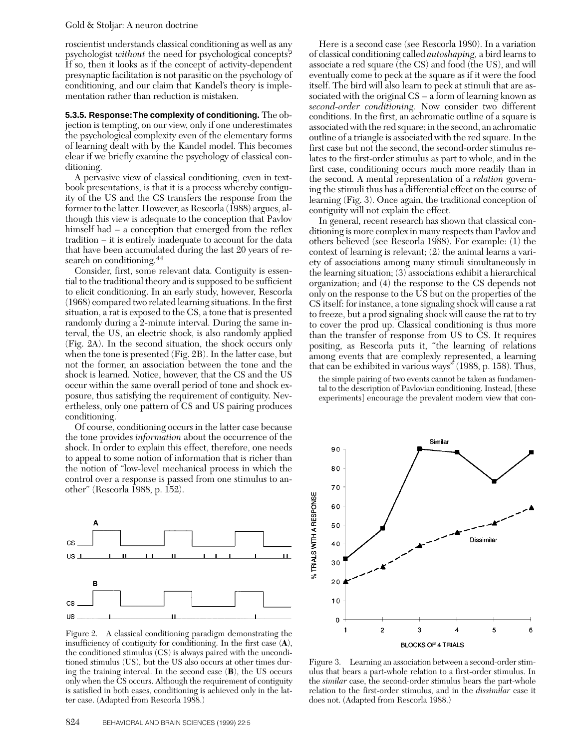roscientist understands classical conditioning as well as any psychologist *without* the need for psychological concepts? If so, then it looks as if the concept of activity-dependent presynaptic facilitation is not parasitic on the psychology of conditioning, and our claim that Kandel's theory is implementation rather than reduction is mistaken.

**5.3.5. Response: The complexity of conditioning.** The objection is tempting, on our view, only if one underestimates the psychological complexity even of the elementary forms of learning dealt with by the Kandel model. This becomes clear if we briefly examine the psychology of classical conditioning.

A pervasive view of classical conditioning, even in textbook presentations, is that it is a process whereby contiguity of the US and the CS transfers the response from the former to the latter. However, as Rescorla (1988) argues, although this view is adequate to the conception that Pavlov himself had – a conception that emerged from the reflex tradition – it is entirely inadequate to account for the data that have been accumulated during the last 20 years of research on conditioning.[44]

Consider, first, some relevant data. Contiguity is essential to the traditional theory and is supposed to be sufficient to elicit conditioning. In an early study, however, Rescorla (1968) compared two related learning situations. In the first situation, a rat is exposed to the CS, a tone that is presented randomly during a 2-minute interval. During the same interval, the US, an electric shock, is also randomly applied (Fig. 2A). In the second situation, the shock occurs only when the tone is presented (Fig. 2B). In the latter case, but not the former, an association between the tone and the shock is learned. Notice, however, that the CS and the US occur within the same overall period of tone and shock exposure, thus satisfying the requirement of contiguity. Nevertheless, only one pattern of CS and US pairing produces conditioning.

Of course, conditioning occurs in the latter case because the tone provides *information* about the occurrence of the shock. In order to explain this effect, therefore, one needs to appeal to some notion of information that is richer than the notion of "low-level mechanical process in which the control over a response is passed from one stimulus to another" (Rescorla 1988, p. 152).

A
CS
US
B
CS
US

Figure 2. A classical conditioning paradigm demonstrating the insufficiency of contiguity for conditioning. In the first case (**A**), the conditioned stimulus (CS) is always paired with the unconditioned stimulus (US), but the US also occurs at other times during the training interval. In the second case (**B**), the US occurs only when the CS occurs. Although the requirement of contiguity is satisfied in both cases, conditioning is achieved only in the latter case. (Adapted from Rescorla 1988.)

Here is a second case (see Rescorla 1980). In a variation of classical conditioning called *autoshaping,* a bird learns to associate a red square (the CS) and food (the US), and will eventually come to peck at the square as if it were the food itself. The bird will also learn to peck at stimuli that are associated with the original CS – a form of learning known as *second-order conditioning.* Now consider two different conditions. In the first, an achromatic outline of a square is associated with the red square; in the second, an achromatic outline of a triangle is associated with the red square. In the first case but not the second, the second-order stimulus relates to the first-order stimulus as part to whole, and in the first case, conditioning occurs much more readily than in the second. A mental representation of a *relation* governing the stimuli thus has a differential effect on the course of learning (Fig. 3). Once again, the traditional conception of contiguity will not explain the effect.

In general, recent research has shown that classical conditioning is more complex in many respects than Pavlov and others believed (see Rescorla 1988). For example: (1) the context of learning is relevant; (2) the animal learns a variety of associations among many stimuli simultaneously in the learning situation; (3) associations exhibit a hierarchical organization; and (4) the response to the CS depends not only on the response to the US but on the properties of the CS itself: for instance, a tone signaling shock will cause a rat to freeze, but a prod signaling shock will cause the rat to try to cover the prod up. Classical conditioning is thus more than the transfer of response from US to CS. It requires positing, as Rescorla puts it, "the learning of relations among events that are complexly represented, a learning that can be exhibited in various ways" (1988, p. 158). Thus,

> the simple pairing of two events cannot be taken as fundamental to the description of Pavlovian conditioning. Instead, [these experiments] encourage the prevalent modern view that con-

Similar
Dissimilar
% TRIALS WITH A RESPONSE
0
10
20
30
40
50
60
70
80
90
1
2
3
4
5
6
BLOCKS OF 4 TRIALS

Figure 3. Learning an association between a second-order stimulus that bears a part-whole relation to a first-order stimulus. In the *similar* case, the second-order stimulus bears the part-whole relation to the first-order stimulus, and in the *dissimilar* case it does not. (Adapted from Rescorla 1988.)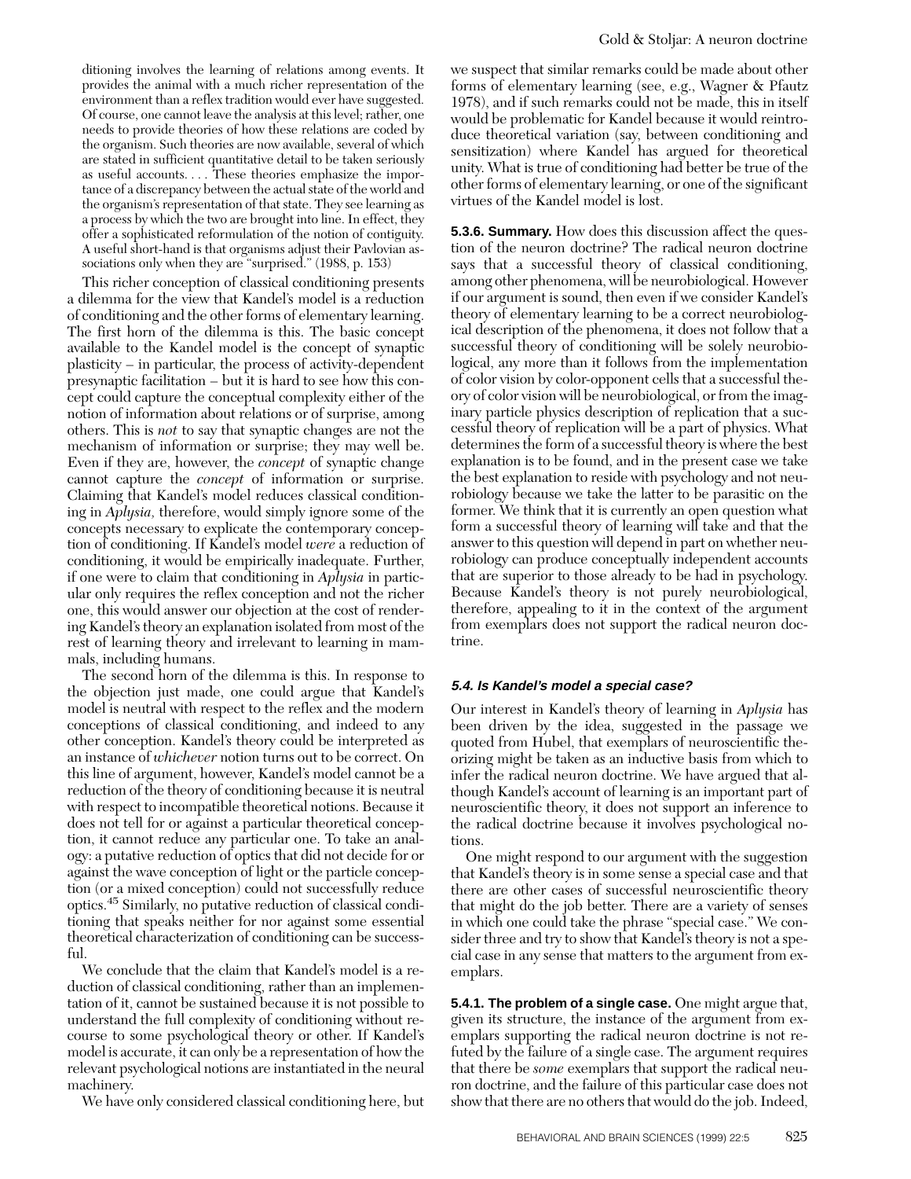ditioning involves the learning of relations among events. It provides the animal with a much richer representation of the environment than a reflex tradition would ever have suggested. Of course, one cannot leave the analysis at this level; rather, one needs to provide theories of how these relations are coded by the organism. Such theories are now available, several of which are stated in sufficient quantitative detail to be taken seriously as useful accounts. . . . These theories emphasize the importance of a discrepancy between the actual state of the world and the organism's representation of that state. They see learning as a process by which the two are brought into line. In effect, they offer a sophisticated reformulation of the notion of contiguity. A useful short-hand is that organisms adjust their Pavlovian associations only when they are "surprised." (1988, p. 153)

This richer conception of classical conditioning presents a dilemma for the view that Kandel's model is a reduction of conditioning and the other forms of elementary learning. The first horn of the dilemma is this. The basic concept available to the Kandel model is the concept of synaptic plasticity – in particular, the process of activity-dependent presynaptic facilitation – but it is hard to see how this concept could capture the conceptual complexity either of the notion of information about relations or of surprise, among others. This is *not* to say that synaptic changes are not the mechanism of information or surprise; they may well be. Even if they are, however, the *concept* of synaptic change cannot capture the *concept* of information or surprise. Claiming that Kandel's model reduces classical conditioning in *Aplysia,* therefore, would simply ignore some of the concepts necessary to explicate the contemporary conception of conditioning. If Kandel's model *were* a reduction of conditioning, it would be empirically inadequate. Further, if one were to claim that conditioning in *Aplysia* in particular only requires the reflex conception and not the richer one, this would answer our objection at the cost of rendering Kandel's theory an explanation isolated from most of the rest of learning theory and irrelevant to learning in mammals, including humans.

The second horn of the dilemma is this. In response to the objection just made, one could argue that Kandel's model is neutral with respect to the reflex and the modern conceptions of classical conditioning, and indeed to any other conception. Kandel's theory could be interpreted as an instance of *whichever* notion turns out to be correct. On this line of argument, however, Kandel's model cannot be a reduction of the theory of conditioning because it is neutral with respect to incompatible theoretical notions. Because it does not tell for or against a particular theoretical conception, it cannot reduce any particular one. To take an analogy: a putative reduction of optics that did not decide for or against the wave conception of light or the particle conception (or a mixed conception) could not successfully reduce optics.[45] Similarly, no putative reduction of classical conditioning that speaks neither for nor against some essential theoretical characterization of conditioning can be successful.

We conclude that the claim that Kandel's model is a reduction of classical conditioning, rather than an implementation of it, cannot be sustained because it is not possible to understand the full complexity of conditioning without recourse to some psychological theory or other. If Kandel's model is accurate, it can only be a representation of how the relevant psychological notions are instantiated in the neural machinery.

We have only considered classical conditioning here, but we suspect that similar remarks could be made about other forms of elementary learning (see, e.g., Wagner & Pfautz 1978), and if such remarks could not be made, this in itself would be problematic for Kandel because it would reintroduce theoretical variation (say, between conditioning and sensitization) where Kandel has argued for theoretical unity. What is true of conditioning had better be true of the other forms of elementary learning, or one of the significant virtues of the Kandel model is lost.

**5.3.6. Summary.** How does this discussion affect the question of the neuron doctrine? The radical neuron doctrine says that a successful theory of classical conditioning, among other phenomena, will be neurobiological. However if our argument is sound, then even if we consider Kandel's theory of elementary learning to be a correct neurobiological description of the phenomena, it does not follow that a successful theory of conditioning will be solely neurobiological, any more than it follows from the implementation of color vision by color-opponent cells that a successful theory of color vision will be neurobiological, or from the imaginary particle physics description of replication that a successful theory of replication will be a part of physics. What determines the form of a successful theory is where the best explanation is to be found, and in the present case we take the best explanation to reside with psychology and not neurobiology because we take the latter to be parasitic on the former. We think that it is currently an open question what form a successful theory of learning will take and that the answer to this question will depend in part on whether neurobiology can produce conceptually independent accounts that are superior to those already to be had in psychology. Because Kandel's theory is not purely neurobiological, therefore, appealing to it in the context of the argument from exemplars does not support the radical neuron doctrine.

### 5.4. Is Kandel's model a special case?

Our interest in Kandel's theory of learning in *Aplysia* has been driven by the idea, suggested in the passage we quoted from Hubel, that exemplars of neuroscientific theorizing might be taken as an inductive basis from which to infer the radical neuron doctrine. We have argued that although Kandel's account of learning is an important part of neuroscientific theory, it does not support an inference to the radical doctrine because it involves psychological notions.

One might respond to our argument with the suggestion that Kandel's theory is in some sense a special case and that there are other cases of successful neuroscientific theory that might do the job better. There are a variety of senses in which one could take the phrase "special case." We consider three and try to show that Kandel's theory is not a special case in any sense that matters to the argument from exemplars.

**5.4.1. The problem of a single case.** One might argue that, given its structure, the instance of the argument from exemplars supporting the radical neuron doctrine is not refuted by the failure of a single case. The argument requires that there be *some* exemplars that support the radical neuron doctrine, and the failure of this particular case does not show that there are no others that would do the job. Indeed,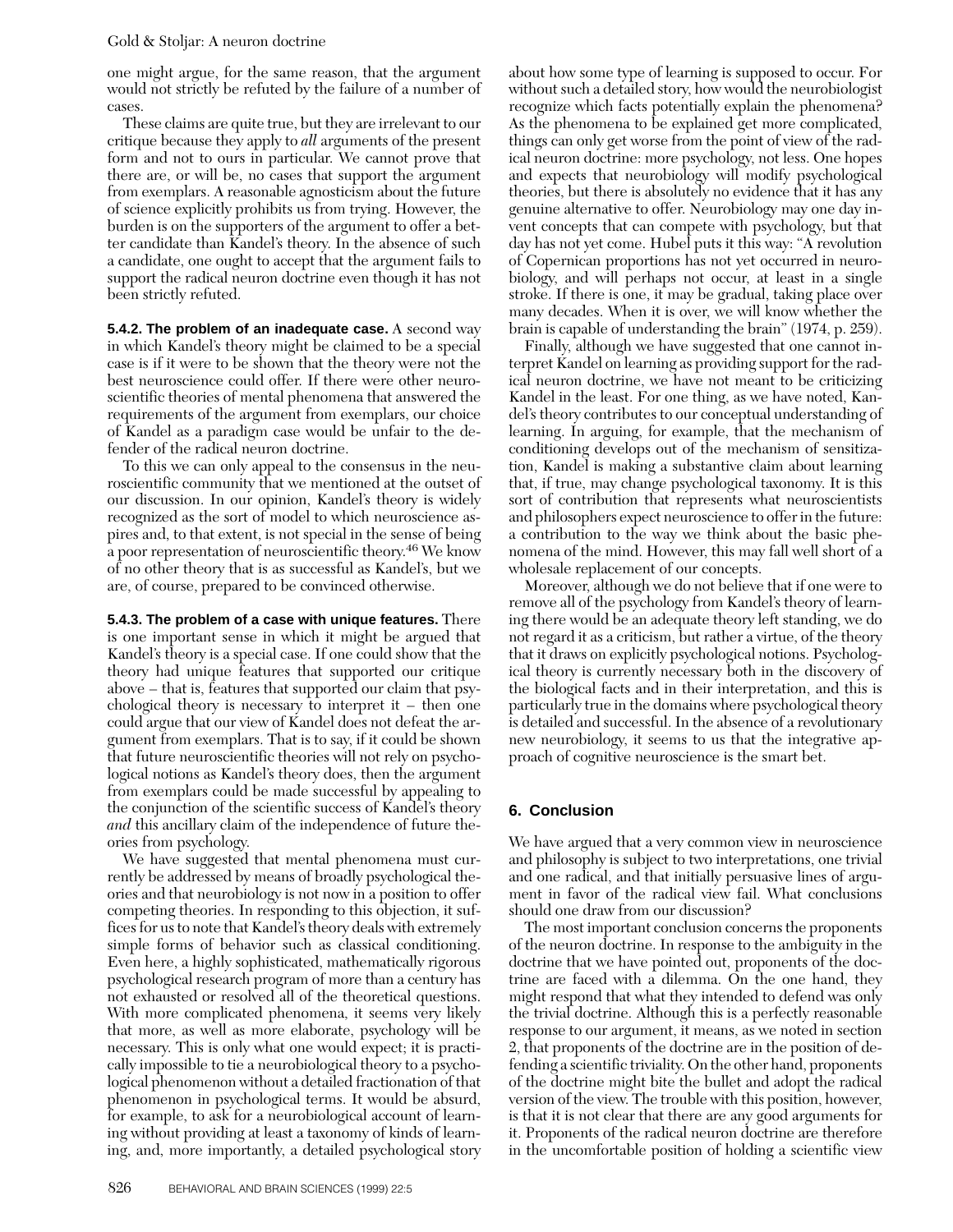one might argue, for the same reason, that the argument would not strictly be refuted by the failure of a number of cases.

These claims are quite true, but they are irrelevant to our critique because they apply to *all* arguments of the present form and not to ours in particular. We cannot prove that there are, or will be, no cases that support the argument from exemplars. A reasonable agnosticism about the future of science explicitly prohibits us from trying. However, the burden is on the supporters of the argument to offer a better candidate than Kandel's theory. In the absence of such a candidate, one ought to accept that the argument fails to support the radical neuron doctrine even though it has not been strictly refuted.

**5.4.2. The problem of an inadequate case.** A second way in which Kandel's theory might be claimed to be a special case is if it were to be shown that the theory were not the best neuroscience could offer. If there were other neuroscientific theories of mental phenomena that answered the requirements of the argument from exemplars, our choice of Kandel as a paradigm case would be unfair to the defender of the radical neuron doctrine.

To this we can only appeal to the consensus in the neuroscientific community that we mentioned at the outset of our discussion. In our opinion, Kandel's theory is widely recognized as the sort of model to which neuroscience aspires and, to that extent, is not special in the sense of being a poor representation of neuroscientific theory.[46] We know of no other theory that is as successful as Kandel's, but we are, of course, prepared to be convinced otherwise.

**5.4.3. The problem of a case with unique features.** There is one important sense in which it might be argued that Kandel's theory is a special case. If one could show that the theory had unique features that supported our critique above – that is, features that supported our claim that psychological theory is necessary to interpret it – then one could argue that our view of Kandel does not defeat the argument from exemplars. That is to say, if it could be shown that future neuroscientific theories will not rely on psychological notions as Kandel's theory does, then the argument from exemplars could be made successful by appealing to the conjunction of the scientific success of Kandel's theory *and* this ancillary claim of the independence of future theories from psychology.

We have suggested that mental phenomena must currently be addressed by means of broadly psychological theories and that neurobiology is not now in a position to offer competing theories. In responding to this objection, it suffices for us to note that Kandel's theory deals with extremely simple forms of behavior such as classical conditioning. Even here, a highly sophisticated, mathematically rigorous psychological research program of more than a century has not exhausted or resolved all of the theoretical questions. With more complicated phenomena, it seems very likely that more, as well as more elaborate, psychology will be necessary. This is only what one would expect; it is practically impossible to tie a neurobiological theory to a psychological phenomenon without a detailed fractionation of that phenomenon in psychological terms. It would be absurd, for example, to ask for a neurobiological account of learning without providing at least a taxonomy of kinds of learning, and, more importantly, a detailed psychological story about how some type of learning is supposed to occur. For without such a detailed story, how would the neurobiologist recognize which facts potentially explain the phenomena? As the phenomena to be explained get more complicated, things can only get worse from the point of view of the radical neuron doctrine: more psychology, not less. One hopes and expects that neurobiology will modify psychological theories, but there is absolutely no evidence that it has any genuine alternative to offer. Neurobiology may one day invent concepts that can compete with psychology, but that day has not yet come. Hubel puts it this way: "A revolution of Copernican proportions has not yet occurred in neurobiology, and will perhaps not occur, at least in a single stroke. If there is one, it may be gradual, taking place over many decades. When it is over, we will know whether the brain is capable of understanding the brain" (1974, p. 259).

Finally, although we have suggested that one cannot interpret Kandel on learning as providing support for the radical neuron doctrine, we have not meant to be criticizing Kandel in the least. For one thing, as we have noted, Kandel's theory contributes to our conceptual understanding of learning. In arguing, for example, that the mechanism of conditioning develops out of the mechanism of sensitization, Kandel is making a substantive claim about learning that, if true, may change psychological taxonomy. It is this sort of contribution that represents what neuroscientists and philosophers expect neuroscience to offer in the future: a contribution to the way we think about the basic phenomena of the mind. However, this may fall well short of a wholesale replacement of our concepts.

Moreover, although we do not believe that if one were to remove all of the psychology from Kandel's theory of learning there would be an adequate theory left standing, we do not regard it as a criticism, but rather a virtue, of the theory that it draws on explicitly psychological notions. Psychological theory is currently necessary both in the discovery of the biological facts and in their interpretation, and this is particularly true in the domains where psychological theory is detailed and successful. In the absence of a revolutionary new neurobiology, it seems to us that the integrative approach of cognitive neuroscience is the smart bet.

## 6. Conclusion

We have argued that a very common view in neuroscience and philosophy is subject to two interpretations, one trivial and one radical, and that initially persuasive lines of argument in favor of the radical view fail. What conclusions should one draw from our discussion?

The most important conclusion concerns the proponents of the neuron doctrine. In response to the ambiguity in the doctrine that we have pointed out, proponents of the doctrine are faced with a dilemma. On the one hand, they might respond that what they intended to defend was only the trivial doctrine. Although this is a perfectly reasonable response to our argument, it means, as we noted in section 2, that proponents of the doctrine are in the position of defending a scientific triviality. On the other hand, proponents of the doctrine might bite the bullet and adopt the radical version of the view. The trouble with this position, however, is that it is not clear that there are any good arguments for it. Proponents of the radical neuron doctrine are therefore in the uncomfortable position of holding a scientific view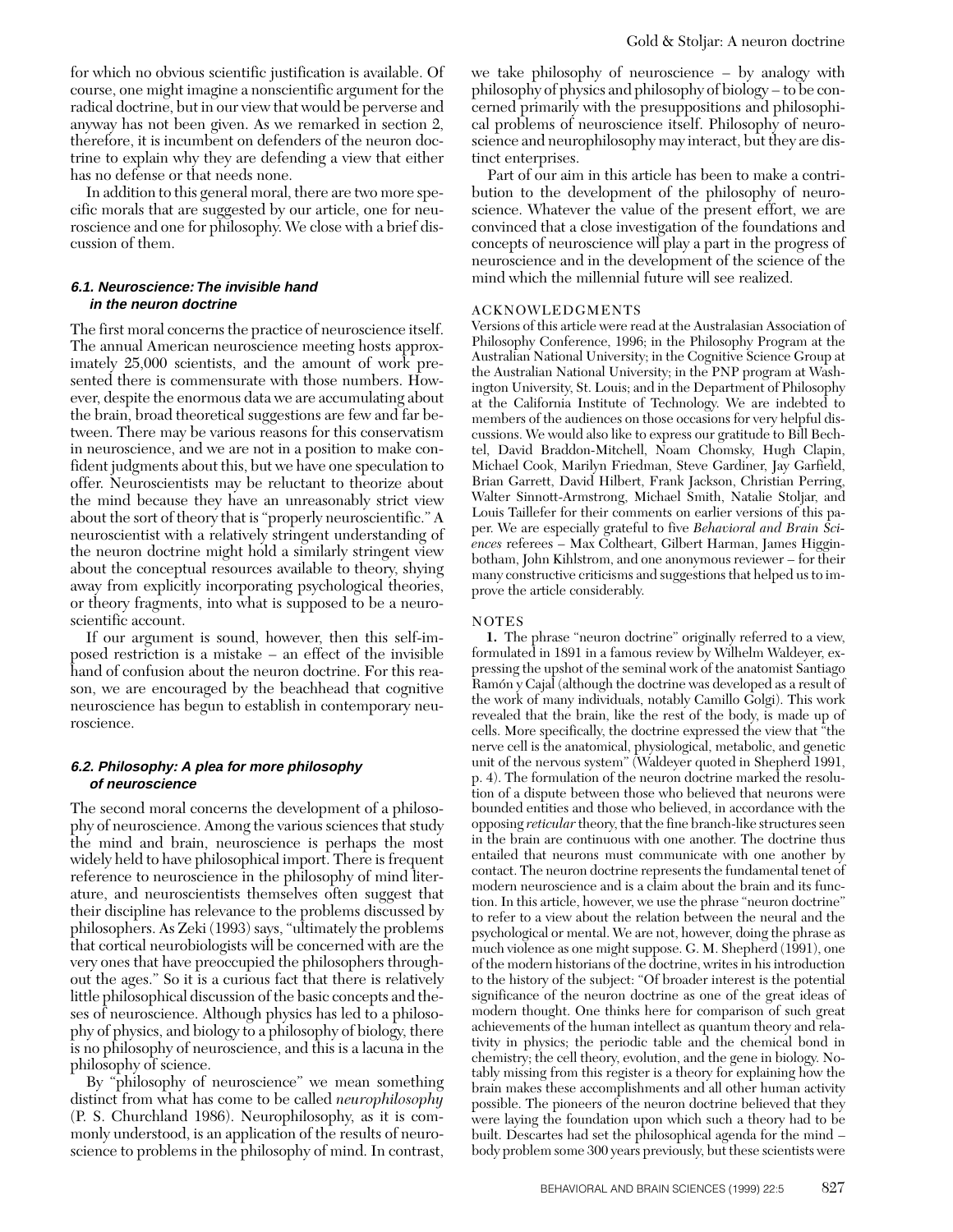for which no obvious scientific justification is available. Of course, one might imagine a nonscientific argument for the radical doctrine, but in our view that would be perverse and anyway has not been given. As we remarked in section 2, therefore, it is incumbent on defenders of the neuron doctrine to explain why they are defending a view that either has no defense or that needs none.

In addition to this general moral, there are two more specific morals that are suggested by our article, one for neuroscience and one for philosophy. We close with a brief discussion of them.

### 6.1. Neuroscience: The invisible hand in the neuron doctrine

The first moral concerns the practice of neuroscience itself. The annual American neuroscience meeting hosts approximately 25,000 scientists, and the amount of work presented there is commensurate with those numbers. However, despite the enormous data we are accumulating about the brain, broad theoretical suggestions are few and far between. There may be various reasons for this conservatism in neuroscience, and we are not in a position to make confident judgments about this, but we have one speculation to offer. Neuroscientists may be reluctant to theorize about the mind because they have an unreasonably strict view about the sort of theory that is "properly neuroscientific." A neuroscientist with a relatively stringent understanding of the neuron doctrine might hold a similarly stringent view about the conceptual resources available to theory, shying away from explicitly incorporating psychological theories, or theory fragments, into what is supposed to be a neuroscientific account.

If our argument is sound, however, then this self-imposed restriction is a mistake – an effect of the invisible hand of confusion about the neuron doctrine. For this reason, we are encouraged by the beachhead that cognitive neuroscience has begun to establish in contemporary neuroscience.

### 6.2. Philosophy: A plea for more philosophy of neuroscience

The second moral concerns the development of a philosophy of neuroscience. Among the various sciences that study the mind and brain, neuroscience is perhaps the most widely held to have philosophical import. There is frequent reference to neuroscience in the philosophy of mind literature, and neuroscientists themselves often suggest that their discipline has relevance to the problems discussed by philosophers. As Zeki (1993) says, "ultimately the problems that cortical neurobiologists will be concerned with are the very ones that have preoccupied the philosophers throughout the ages." So it is a curious fact that there is relatively little philosophical discussion of the basic concepts and theses of neuroscience. Although physics has led to a philosophy of physics, and biology to a philosophy of biology, there is no philosophy of neuroscience, and this is a lacuna in the philosophy of science.

By "philosophy of neuroscience" we mean something distinct from what has come to be called *neurophilosophy* (P. S. Churchland 1986). Neurophilosophy, as it is commonly understood, is an application of the results of neuroscience to problems in the philosophy of mind. In contrast, we take philosophy of neuroscience – by analogy with philosophy of physics and philosophy of biology – to be concerned primarily with the presuppositions and philosophical problems of neuroscience itself. Philosophy of neuroscience and neurophilosophy may interact, but they are distinct enterprises.

Part of our aim in this article has been to make a contribution to the development of the philosophy of neuroscience. Whatever the value of the present effort, we are convinced that a close investigation of the foundations and concepts of neuroscience will play a part in the progress of neuroscience and in the development of the science of the mind which the millennial future will see realized.

#### ACKNOWLEDGMENTS

Versions of this article were read at the Australasian Association of Philosophy Conference, 1996; in the Philosophy Program at the Australian National University; in the Cognitive Science Group at the Australian National University; in the PNP program at Washington University, St. Louis; and in the Department of Philosophy at the California Institute of Technology. We are indebted to members of the audiences on those occasions for very helpful discussions. We would also like to express our gratitude to Bill Bechtel, David Braddon-Mitchell, Noam Chomsky, Hugh Clapin, Michael Cook, Marilyn Friedman, Steve Gardiner, Jay Garfield, Brian Garrett, David Hilbert, Frank Jackson, Christian Perring, Walter Sinnott-Armstrong, Michael Smith, Natalie Stoljar, and Louis Taillefer for their comments on earlier versions of this paper. We are especially grateful to five *Behavioral and Brain Sciences* referees – Max Coltheart, Gilbert Harman, James Higginbotham, John Kihlstrom, and one anonymous reviewer – for their many constructive criticisms and suggestions that helped us to improve the article considerably.

#### NOTES

**1.** The phrase "neuron doctrine" originally referred to a view, formulated in 1891 in a famous review by Wilhelm Waldeyer, expressing the upshot of the seminal work of the anatomist Santiago Ramón y Cajal (although the doctrine was developed as a result of the work of many individuals, notably Camillo Golgi). This work revealed that the brain, like the rest of the body, is made up of cells. More specifically, the doctrine expressed the view that "the nerve cell is the anatomical, physiological, metabolic, and genetic unit of the nervous system" (Waldeyer quoted in Shepherd 1991, p. 4). The formulation of the neuron doctrine marked the resolution of a dispute between those who believed that neurons were bounded entities and those who believed, in accordance with the opposing *reticular* theory, that the fine branch-like structures seen in the brain are continuous with one another. The doctrine thus entailed that neurons must communicate with one another by contact. The neuron doctrine represents the fundamental tenet of modern neuroscience and is a claim about the brain and its function. In this article, however, we use the phrase "neuron doctrine" to refer to a view about the relation between the neural and the psychological or mental. We are not, however, doing the phrase as much violence as one might suppose. G. M. Shepherd (1991), one of the modern historians of the doctrine, writes in his introduction to the history of the subject: "Of broader interest is the potential significance of the neuron doctrine as one of the great ideas of modern thought. One thinks here for comparison of such great achievements of the human intellect as quantum theory and relativity in physics; the periodic table and the chemical bond in chemistry; the cell theory, evolution, and the gene in biology. Notably missing from this register is a theory for explaining how the brain makes these accomplishments and all other human activity possible. The pioneers of the neuron doctrine believed that they were laying the foundation upon which such a theory had to be built. Descartes had set the philosophical agenda for the mind–body problem some 300 years previously, but these scientists were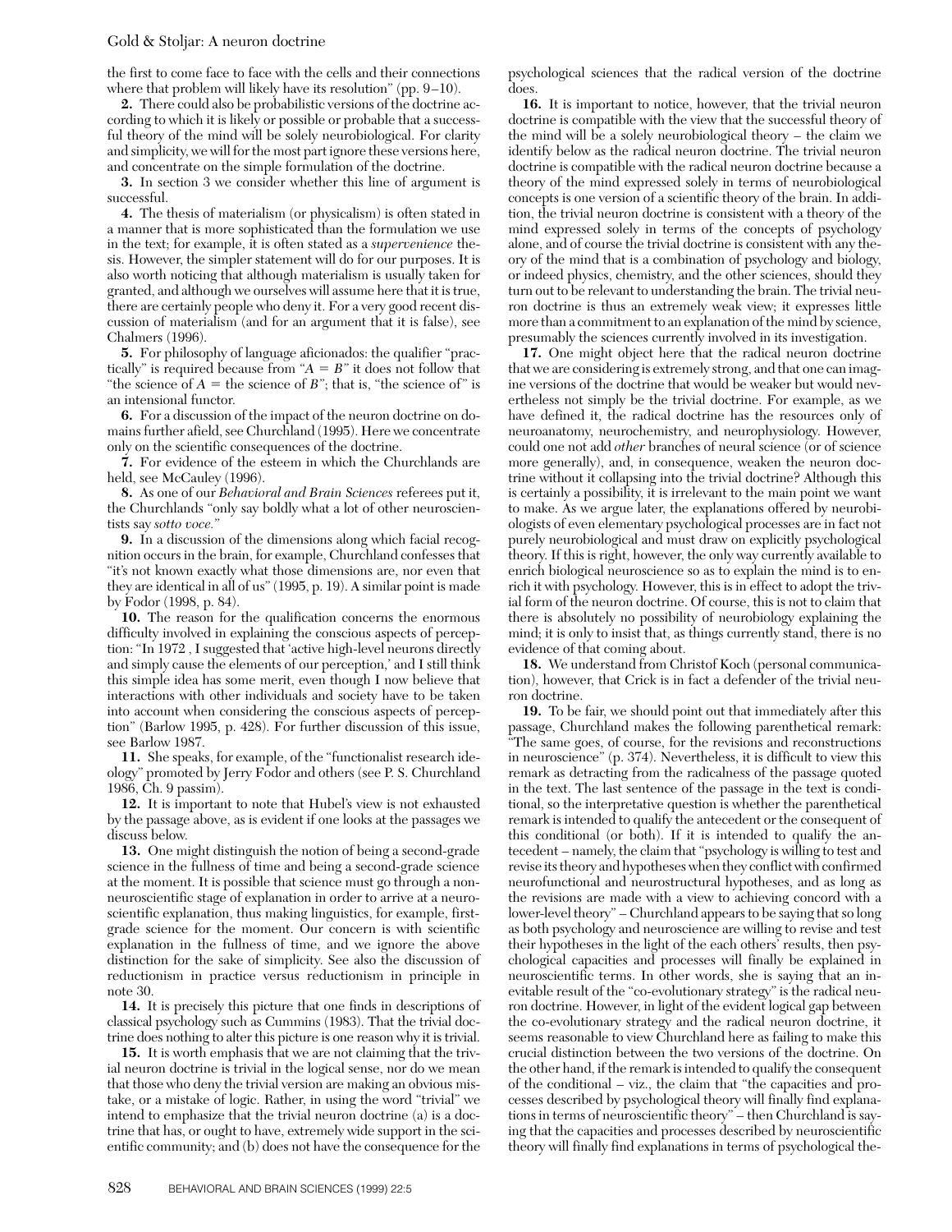the first to come face to face with the cells and their connections where that problem will likely have its resolution" (pp. 9–10).

**2.** There could also be probabilistic versions of the doctrine according to which it is likely or possible or probable that a successful theory of the mind will be solely neurobiological. For clarity and simplicity, we will for the most part ignore these versions here, and concentrate on the simple formulation of the doctrine.

**3.** In section 3 we consider whether this line of argument is successful.

**4.** The thesis of materialism (or physicalism) is often stated in a manner that is more sophisticated than the formulation we use in the text; for example, it is often stated as a *supervenience* thesis. However, the simpler statement will do for our purposes. It is also worth noticing that although materialism is usually taken for granted, and although we ourselves will assume here that it is true, there are certainly people who deny it. For a very good recent discussion of materialism (and for an argument that it is false), see Chalmers (1996).

**5.** For philosophy of language aficionados: the qualifier "practically" is required because from "$A = B$" it does not follow that "the science of $A =$ the science of $B$"; that is, "the science of" is an intensional functor.

**6.** For a discussion of the impact of the neuron doctrine on domains further afield, see Churchland (1995). Here we concentrate only on the scientific consequences of the doctrine.

**7.** For evidence of the esteem in which the Churchlands are held, see McCauley (1996).

**8.** As one of our *Behavioral and Brain Sciences* referees put it, the Churchlands "only say boldly what a lot of other neuroscientists say *sotto voce*."

**9.** In a discussion of the dimensions along which facial recognition occurs in the brain, for example, Churchland confesses that "it's not known exactly what those dimensions are, nor even that they are identical in all of us" (1995, p. 19). A similar point is made by Fodor (1998, p. 84).

**10.** The reason for the qualification concerns the enormous difficulty involved in explaining the conscious aspects of perception: "In 1972 , I suggested that 'active high-level neurons directly and simply cause the elements of our perception,' and I still think this simple idea has some merit, even though I now believe that interactions with other individuals and society have to be taken into account when considering the conscious aspects of perception" (Barlow 1995, p. 428). For further discussion of this issue, see Barlow 1987.

**11.** She speaks, for example, of the "functionalist research ideology" promoted by Jerry Fodor and others (see P. S. Churchland 1986, Ch. 9 passim).

**12.** It is important to note that Hubel's view is not exhausted by the passage above, as is evident if one looks at the passages we discuss below.

**13.** One might distinguish the notion of being a second-grade science in the fullness of time and being a second-grade science at the moment. It is possible that science must go through a non-neuroscientific stage of explanation in order to arrive at a neuroscientific explanation, thus making linguistics, for example, first-grade science for the moment. Our concern is with scientific explanation in the fullness of time, and we ignore the above distinction for the sake of simplicity. See also the discussion of reductionism in practice versus reductionism in principle in note 30.

**14.** It is precisely this picture that one finds in descriptions of classical psychology such as Cummins (1983). That the trivial doctrine does nothing to alter this picture is one reason why it is trivial.

**15.** It is worth emphasis that we are not claiming that the trivial neuron doctrine is trivial in the logical sense, nor do we mean that those who deny the trivial version are making an obvious mistake, or a mistake of logic. Rather, in using the word "trivial" we intend to emphasize that the trivial neuron doctrine (a) is a doctrine that has, or ought to have, extremely wide support in the scientific community; and (b) does not have the consequence for the psychological sciences that the radical version of the doctrine does.

**16.** It is important to notice, however, that the trivial neuron doctrine is compatible with the view that the successful theory of the mind will be a solely neurobiological theory – the claim we identify below as the radical neuron doctrine. The trivial neuron doctrine is compatible with the radical neuron doctrine because a theory of the mind expressed solely in terms of neurobiological concepts is one version of a scientific theory of the brain. In addition, the trivial neuron doctrine is consistent with a theory of the mind expressed solely in terms of the concepts of psychology alone, and of course the trivial doctrine is consistent with any theory of the mind that is a combination of psychology and biology, or indeed physics, chemistry, and the other sciences, should they turn out to be relevant to understanding the brain. The trivial neuron doctrine is thus an extremely weak view; it expresses little more than a commitment to an explanation of the mind by science, presumably the sciences currently involved in its investigation.

**17.** One might object here that the radical neuron doctrine that we are considering is extremely strong, and that one can imagine versions of the doctrine that would be weaker but would nevertheless not simply be the trivial doctrine. For example, as we have defined it, the radical doctrine has the resources only of neuroanatomy, neurochemistry, and neurophysiology. However, could one not add *other* branches of neural science (or of science more generally), and, in consequence, weaken the neuron doctrine without it collapsing into the trivial doctrine? Although this is certainly a possibility, it is irrelevant to the main point we want to make. As we argue later, the explanations offered by neurobiologists of even elementary psychological processes are in fact not purely neurobiological and must draw on explicitly psychological theory. If this is right, however, the only way currently available to enrich biological neuroscience so as to explain the mind is to enrich it with psychology. However, this is in effect to adopt the trivial form of the neuron doctrine. Of course, this is not to claim that there is absolutely no possibility of neurobiology explaining the mind; it is only to insist that, as things currently stand, there is no evidence of that coming about.

**18.** We understand from Christof Koch (personal communication), however, that Crick is in fact a defender of the trivial neuron doctrine.

**19.** To be fair, we should point out that immediately after this passage, Churchland makes the following parenthetical remark: "The same goes, of course, for the revisions and reconstructions in neuroscience" (p. 374). Nevertheless, it is difficult to view this remark as detracting from the radicalness of the passage quoted in the text. The last sentence of the passage in the text is conditional, so the interpretative question is whether the parenthetical remark is intended to qualify the antecedent or the consequent of this conditional (or both). If it is intended to qualify the antecedent – namely, the claim that "psychology is willing to test and revise its theory and hypotheses when they conflict with confirmed neurofunctional and neurostructural hypotheses, and as long as the revisions are made with a view to achieving concord with a lower-level theory" – Churchland appears to be saying that so long as both psychology and neuroscience are willing to revise and test their hypotheses in the light of the each others' results, then psychological capacities and processes will finally be explained in neuroscientific terms. In other words, she is saying that an inevitable result of the "co-evolutionary strategy" is the radical neuron doctrine. However, in light of the evident logical gap between the co-evolutionary strategy and the radical neuron doctrine, it seems reasonable to view Churchland here as failing to make this crucial distinction between the two versions of the doctrine. On the other hand, if the remark is intended to qualify the consequent of the conditional – viz., the claim that "the capacities and processes described by psychological theory will finally find explanations in terms of neuroscientific theory" – then Churchland is saying that the capacities and processes described by neuroscientific theory will finally find explanations in terms of psychological the-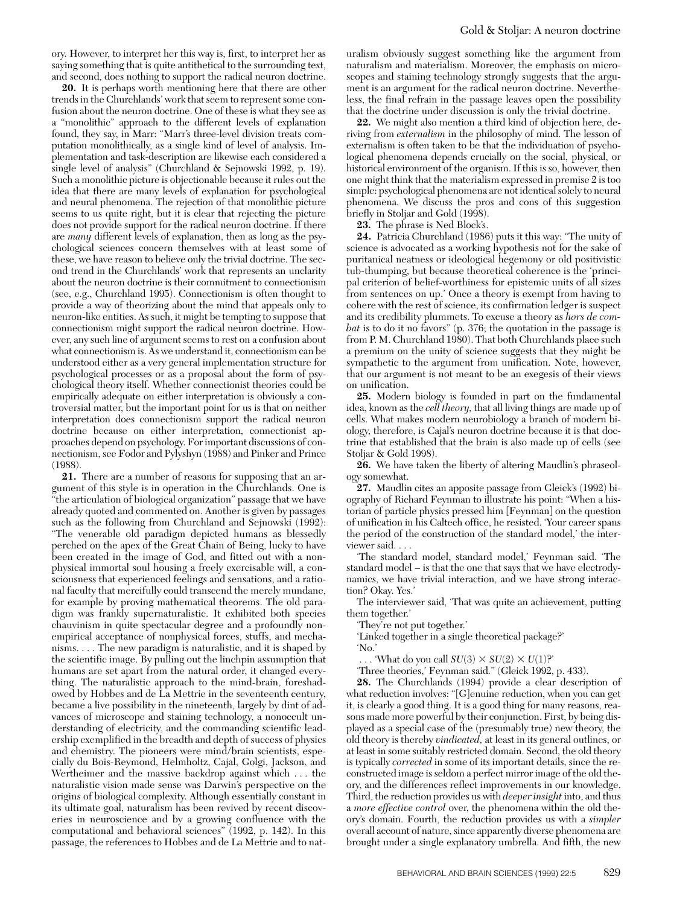ory. However, to interpret her this way is, first, to interpret her as saying something that is quite antithetical to the surrounding text, and second, does nothing to support the radical neuron doctrine.

**20.** It is perhaps worth mentioning here that there are other trends in the Churchlands' work that seem to represent some confusion about the neuron doctrine. One of these is what they see as a "monolithic" approach to the different levels of explanation found, they say, in Marr: "Marr's three-level division treats computation monolithically, as a single kind of level of analysis. Implementation and task-description are likewise each considered a single level of analysis" (Churchland & Sejnowski 1992, p. 19). Such a monolithic picture is objectionable because it rules out the idea that there are many levels of explanation for psychological and neural phenomena. The rejection of that monolithic picture seems to us quite right, but it is clear that rejecting the picture does not provide support for the radical neuron doctrine. If there are *many* different levels of explanation, then as long as the psychological sciences concern themselves with at least some of these, we have reason to believe only the trivial doctrine. The second trend in the Churchlands' work that represents an unclarity about the neuron doctrine is their commitment to connectionism (see, e.g., Churchland 1995). Connectionism is often thought to provide a way of theorizing about the mind that appeals only to neuron-like entities. As such, it might be tempting to suppose that connectionism might support the radical neuron doctrine. However, any such line of argument seems to rest on a confusion about what connectionism is. As we understand it, connectionism can be understood either as a very general implementation structure for psychological processes or as a proposal about the form of psychological theory itself. Whether connectionist theories could be empirically adequate on either interpretation is obviously a controversial matter, but the important point for us is that on neither interpretation does connectionism support the radical neuron doctrine because on either interpretation, connectionist approaches depend on psychology. For important discussions of connectionism, see Fodor and Pylyshyn (1988) and Pinker and Prince (1988).

**21.** There are a number of reasons for supposing that an argument of this style is in operation in the Churchlands. One is "the articulation of biological organization" passage that we have already quoted and commented on. Another is given by passages such as the following from Churchland and Sejnowski (1992): "The venerable old paradigm depicted humans as blessedly perched on the apex of the Great Chain of Being, lucky to have been created in the image of God, and fitted out with a nonphysical immortal soul housing a freely exercisable will, a consciousness that experienced feelings and sensations, and a rational faculty that mercifully could transcend the merely mundane, for example by proving mathematical theorems. The old paradigm was frankly supernaturalistic. It exhibited both species chauvinism in quite spectacular degree and a profoundly nonempirical acceptance of nonphysical forces, stuffs, and mechanisms. . . . The new paradigm is naturalistic, and it is shaped by the scientific image. By pulling out the linchpin assumption that humans are set apart from the natural order, it changed everything. The naturalistic approach to the mind-brain, foreshadowed by Hobbes and de La Mettrie in the seventeenth century, became a live possibility in the nineteenth, largely by dint of advances of microscope and staining technology, a nonoccult understanding of electricity, and the commanding scientific leadership exemplified in the breadth and depth of success of physics and chemistry. The pioneers were mind/brain scientists, especially du Bois-Reymond, Helmholtz, Cajal, Golgi, Jackson, and Wertheimer and the massive backdrop against which . . . the naturalistic vision made sense was Darwin's perspective on the origins of biological complexity. Although essentially constant in its ultimate goal, naturalism has been revived by recent discoveries in neuroscience and by a growing confluence with the computational and behavioral sciences" (1992, p. 142). In this passage, the references to Hobbes and de La Mettrie and to naturalism obviously suggest something like the argument from naturalism and materialism. Moreover, the emphasis on microscopes and staining technology strongly suggests that the argument is an argument for the radical neuron doctrine. Nevertheless, the final refrain in the passage leaves open the possibility that the doctrine under discussion is only the trivial doctrine.

**22.** We might also mention a third kind of objection here, deriving from *externalism* in the philosophy of mind. The lesson of externalism is often taken to be that the individuation of psychological phenomena depends crucially on the social, physical, or historical environment of the organism. If this is so, however, then one might think that the materialism expressed in premise 2 is too simple: psychological phenomena are not identical solely to neural phenomena. We discuss the pros and cons of this suggestion briefly in Stoljar and Gold (1998).

**23.** The phrase is Ned Block's.

**24.** Patricia Churchland (1986) puts it this way: "The unity of science is advocated as a working hypothesis not for the sake of puritanical neatness or ideological hegemony or old positivistic tub-thumping, but because theoretical coherence is the 'principal criterion of belief-worthiness for epistemic units of all sizes from sentences on up.' Once a theory is exempt from having to cohere with the rest of science, its confirmation ledger is suspect and its credibility plummets. To excuse a theory as *hors de combat* is to do it no favors" (p. 376; the quotation in the passage is from P. M. Churchland 1980). That both Churchlands place such a premium on the unity of science suggests that they might be sympathetic to the argument from unification. Note, however, that our argument is not meant to be an exegesis of their views on unification.

**25.** Modern biology is founded in part on the fundamental idea, known as the *cell theory*, that all living things are made up of cells. What makes modern neurobiology a branch of modern biology, therefore, is Cajal's neuron doctrine because it is that doctrine that established that the brain is also made up of cells (see Stoljar & Gold 1998).

**26.** We have taken the liberty of altering Maudlin's phraseology somewhat.

**27.** Maudlin cites an apposite passage from Gleick's (1992) biography of Richard Feynman to illustrate his point: "When a historian of particle physics pressed him [Feynman] on the question of unification in his Caltech office, he resisted. 'Your career spans the period of the construction of the standard model,' the interviewer said. . . .

'The standard model, standard model,' Feynman said. 'The standard model – is that the one that says that we have electrodynamics, we have trivial interaction, and we have strong interaction? Okay. Yes.'

The interviewer said, 'That was quite an achievement, putting them together.'

'They're not put together.'

'Linked together in a single theoretical package?'

'No.'

. . . 'What do you call $SU(3) \times SU(2) \times U(1)$?'

'Three theories,' Feynman said." (Gleick 1992, p. 433).

**28.** The Churchlands (1994) provide a clear description of what reduction involves: "[G]enuine reduction, when you can get it, is clearly a good thing. It is a good thing for many reasons, reasons made more powerful by their conjunction. First, by being displayed as a special case of the (presumably true) new theory, the old theory is thereby *vindicated*, at least in its general outlines, or at least in some suitably restricted domain. Second, the old theory is typically *corrected* in some of its important details, since the reconstructed image is seldom a perfect mirror image of the old theory, and the differences reflect improvements in our knowledge. Third, the reduction provides us with *deeper insight* into, and thus a *more effective control* over, the phenomena within the old theory's domain. Fourth, the reduction provides us with a *simpler* overall account of nature, since apparently diverse phenomena are brought under a single explanatory umbrella. And fifth, the new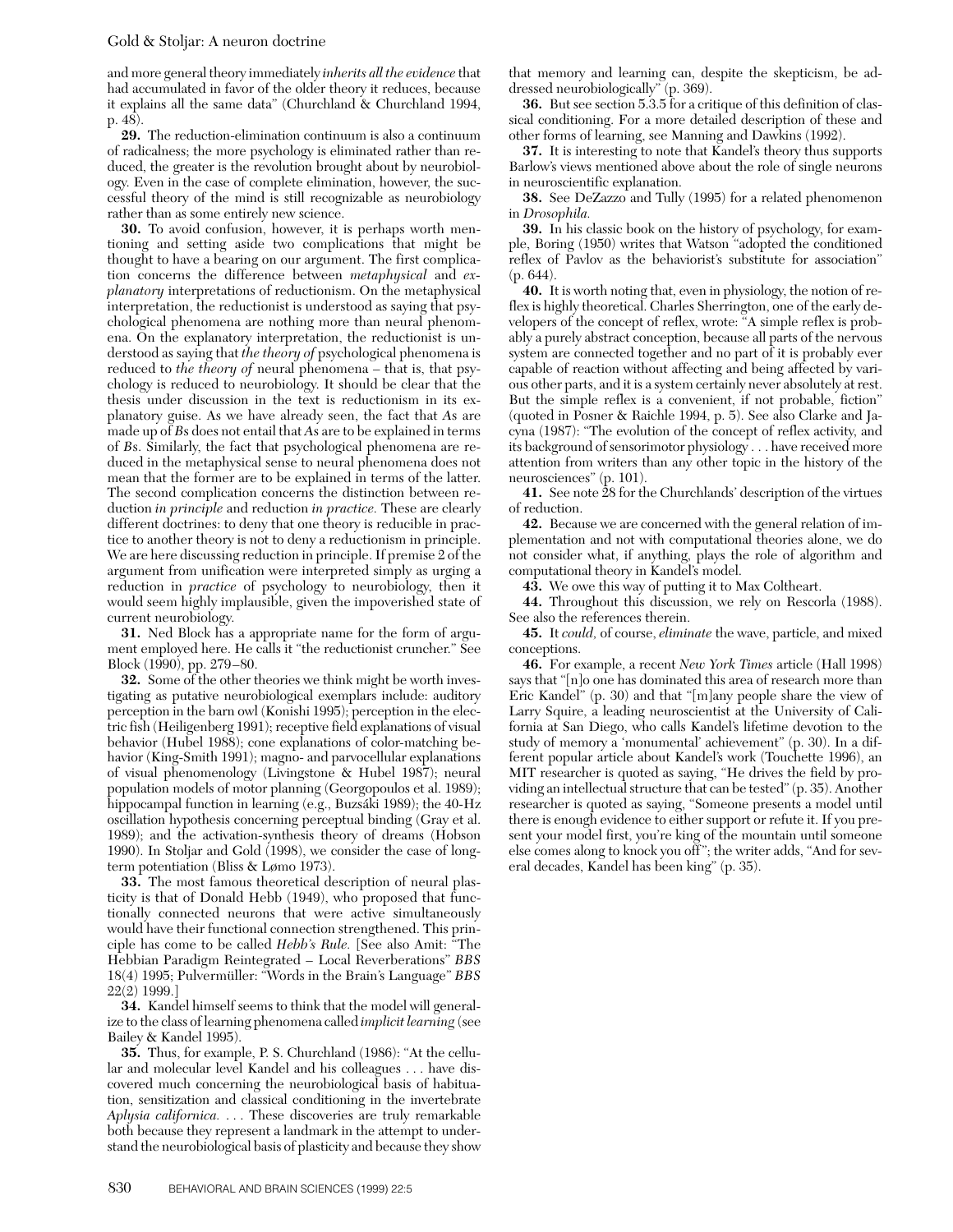and more general theory immediately *inherits all the evidence* that had accumulated in favor of the older theory it reduces, because it explains all the same data" (Churchland & Churchland 1994, p. 48).

**29.** The reduction-elimination continuum is also a continuum of radicalness; the more psychology is eliminated rather than reduced, the greater is the revolution brought about by neurobiology. Even in the case of complete elimination, however, the successful theory of the mind is still recognizable as neurobiology rather than as some entirely new science.

**30.** To avoid confusion, however, it is perhaps worth mentioning and setting aside two complications that might be thought to have a bearing on our argument. The first complication concerns the difference between *metaphysical* and *explanatory* interpretations of reductionism. On the metaphysical interpretation, the reductionist is understood as saying that psychological phenomena are nothing more than neural phenomena. On the explanatory interpretation, the reductionist is understood as saying that *the theory of* psychological phenomena is reduced to *the theory of* neural phenomena – that is, that psychology is reduced to neurobiology. It should be clear that the thesis under discussion in the text is reductionism in its explanatory guise. As we have already seen, the fact that *A*s are made up of *B*s does not entail that *A*s are to be explained in terms of *B*s. Similarly, the fact that psychological phenomena are reduced in the metaphysical sense to neural phenomena does not mean that the former are to be explained in terms of the latter. The second complication concerns the distinction between reduction *in principle* and reduction *in practice.* These are clearly different doctrines: to deny that one theory is reducible in practice to another theory is not to deny a reductionism in principle. We are here discussing reduction in principle. If premise 2 of the argument from unification were interpreted simply as urging a reduction in *practice* of psychology to neurobiology, then it would seem highly implausible, given the impoverished state of current neurobiology.

**31.** Ned Block has a appropriate name for the form of argument employed here. He calls it "the reductionist cruncher." See Block (1990), pp. 279–80.

**32.** Some of the other theories we think might be worth investigating as putative neurobiological exemplars include: auditory perception in the barn owl (Konishi 1995); perception in the electric fish (Heiligenberg 1991); receptive field explanations of visual behavior (Hubel 1988); cone explanations of color-matching behavior (King-Smith 1991); magno- and parvocellular explanations of visual phenomenology (Livingstone & Hubel 1987); neural population models of motor planning (Georgopoulos et al. 1989); hippocampal function in learning (e.g., Buzsáki 1989); the 40-Hz oscillation hypothesis concerning perceptual binding (Gray et al. 1989); and the activation-synthesis theory of dreams (Hobson 1990). In Stoljar and Gold (1998), we consider the case of long-term potentiation (Bliss & Lømo 1973).

**33.** The most famous theoretical description of neural plasticity is that of Donald Hebb (1949), who proposed that functionally connected neurons that were active simultaneously would have their functional connection strengthened. This principle has come to be called *Hebb's Rule.* [See also Amit: "The Hebbian Paradigm Reintegrated – Local Reverberations" *BBS* 18(4) 1995; Pulvermüller: "Words in the Brain's Language" *BBS* 22(2) 1999.]

**34.** Kandel himself seems to think that the model will generalize to the class of learning phenomena called *implicit learning* (see Bailey & Kandel 1995).

**35.** Thus, for example, P. S. Churchland (1986): "At the cellular and molecular level Kandel and his colleagues . . . have discovered much concerning the neurobiological basis of habituation, sensitization and classical conditioning in the invertebrate *Aplysia californica.* . . . These discoveries are truly remarkable both because they represent a landmark in the attempt to understand the neurobiological basis of plasticity and because they show that memory and learning can, despite the skepticism, be addressed neurobiologically" (p. 369).

**36.** But see section 5.3.5 for a critique of this definition of classical conditioning. For a more detailed description of these and other forms of learning, see Manning and Dawkins (1992).

**37.** It is interesting to note that Kandel's theory thus supports Barlow's views mentioned above about the role of single neurons in neuroscientific explanation.

**38.** See DeZazzo and Tully (1995) for a related phenomenon in *Drosophila.*

**39.** In his classic book on the history of psychology, for example, Boring (1950) writes that Watson "adopted the conditioned reflex of Pavlov as the behaviorist's substitute for association" (p. 644).

**40.** It is worth noting that, even in physiology, the notion of reflex is highly theoretical. Charles Sherrington, one of the early developers of the concept of reflex, wrote: "A simple reflex is probably a purely abstract conception, because all parts of the nervous system are connected together and no part of it is probably ever capable of reaction without affecting and being affected by various other parts, and it is a system certainly never absolutely at rest. But the simple reflex is a convenient, if not probable, fiction" (quoted in Posner & Raichle 1994, p. 5). See also Clarke and Jacyna (1987): "The evolution of the concept of reflex activity, and its background of sensorimotor physiology . . . have received more attention from writers than any other topic in the history of the neurosciences" (p. 101).

**41.** See note 28 for the Churchlands' description of the virtues of reduction.

**42.** Because we are concerned with the general relation of implementation and not with computational theories alone, we do not consider what, if anything, plays the role of algorithm and computational theory in Kandel's model.

**43.** We owe this way of putting it to Max Coltheart.

**44.** Throughout this discussion, we rely on Rescorla (1988). See also the references therein.

**45.** It *could,* of course, *eliminate* the wave, particle, and mixed conceptions.

**46.** For example, a recent *New York Times* article (Hall 1998) says that "[n]o one has dominated this area of research more than Eric Kandel" (p. 30) and that "[m]any people share the view of Larry Squire, a leading neuroscientist at the University of California at San Diego, who calls Kandel's lifetime devotion to the study of memory a 'monumental' achievement" (p. 30). In a different popular article about Kandel's work (Touchette 1996), an MIT researcher is quoted as saying, "He drives the field by providing an intellectual structure that can be tested" (p. 35). Another researcher is quoted as saying, "Someone presents a model until there is enough evidence to either support or refute it. If you present your model first, you're king of the mountain until someone else comes along to knock you off"; the writer adds, "And for several decades, Kandel has been king" (p. 35).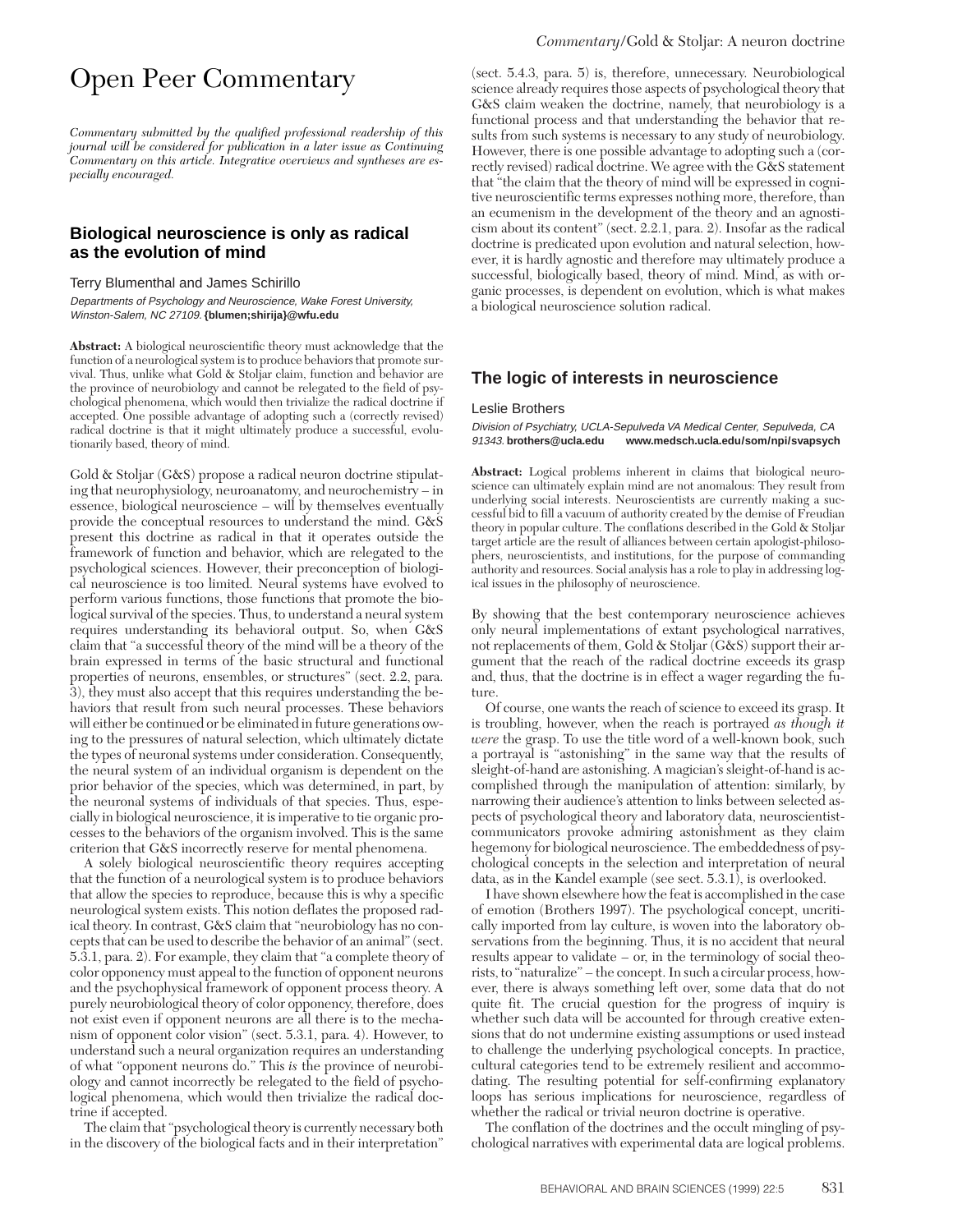# Open Peer Commentary

*Commentary submitted by the qualified professional readership of this journal will be considered for publication in a later issue as Continuing Commentary on this article. Integrative overviews and syntheses are especially encouraged.*

## Biological neuroscience is only as radical as the evolution of mind

Terry Blumenthal and James Schirillo

*Departments of Psychology and Neuroscience, Wake Forest University, Winston-Salem, NC 27109.* **{blumen;shirija}@wfu.edu**

**Abstract:** A biological neuroscientific theory must acknowledge that the function of a neurological system is to produce behaviors that promote survival. Thus, unlike what Gold & Stoljar claim, function and behavior are the province of neurobiology and cannot be relegated to the field of psychological phenomena, which would then trivialize the radical doctrine if accepted. One possible advantage of adopting such a (correctly revised) radical doctrine is that it might ultimately produce a successful, evolutionarily based, theory of mind.

Gold & Stoljar (G&S) propose a radical neuron doctrine stipulating that neurophysiology, neuroanatomy, and neurochemistry – in essence, biological neuroscience – will by themselves eventually provide the conceptual resources to understand the mind. G&S present this doctrine as radical in that it operates outside the framework of function and behavior, which are relegated to the psychological sciences. However, their preconception of biological neuroscience is too limited. Neural systems have evolved to perform various functions, those functions that promote the biological survival of the species. Thus, to understand a neural system requires understanding its behavioral output. So, when G&S claim that "a successful theory of the mind will be a theory of the brain expressed in terms of the basic structural and functional properties of neurons, ensembles, or structures" (sect. 2.2, para. 3), they must also accept that this requires understanding the behaviors that result from such neural processes. These behaviors will either be continued or be eliminated in future generations owing to the pressures of natural selection, which ultimately dictate the types of neuronal systems under consideration. Consequently, the neural system of an individual organism is dependent on the prior behavior of the species, which was determined, in part, by the neuronal systems of individuals of that species. Thus, especially in biological neuroscience, it is imperative to tie organic processes to the behaviors of the organism involved. This is the same criterion that G&S incorrectly reserve for mental phenomena.

A solely biological neuroscientific theory requires accepting that the function of a neurological system is to produce behaviors that allow the species to reproduce, because this is why a specific neurological system exists. This notion deflates the proposed radical theory. In contrast, G&S claim that "neurobiology has no concepts that can be used to describe the behavior of an animal" (sect. 5.3.1, para. 2). For example, they claim that "a complete theory of color opponency must appeal to the function of opponent neurons and the psychophysical framework of opponent process theory. A purely neurobiological theory of color opponency, therefore, does not exist even if opponent neurons are all there is to the mechanism of opponent color vision" (sect. 5.3.1, para. 4). However, to understand such a neural organization requires an understanding of what "opponent neurons do." This *is* the province of neurobiology and cannot incorrectly be relegated to the field of psychological phenomena, which would then trivialize the radical doctrine if accepted.

The claim that "psychological theory is currently necessary both in the discovery of the biological facts and in their interpretation" (sect. 5.4.3, para. 5) is, therefore, unnecessary. Neurobiological science already requires those aspects of psychological theory that G&S claim weaken the doctrine, namely, that neurobiology is a functional process and that understanding the behavior that results from such systems is necessary to any study of neurobiology. However, there is one possible advantage to adopting such a (correctly revised) radical doctrine. We agree with the G&S statement that "the claim that the theory of mind will be expressed in cognitive neuroscientific terms expresses nothing more, therefore, than an ecumenism in the development of the theory and an agnosticism about its content" (sect. 2.2.1, para. 2). Insofar as the radical doctrine is predicated upon evolution and natural selection, however, it is hardly agnostic and therefore may ultimately produce a successful, biologically based, theory of mind. Mind, as with organic processes, is dependent on evolution, which is what makes a biological neuroscience solution radical.

## The logic of interests in neuroscience

Leslie Brothers

*Division of Psychiatry, UCLA-Sepulveda VA Medical Center, Sepulveda, CA 91343.* **brothers@ucla.edu www.medsch.ucla.edu/som/npi/svapsych**

**Abstract:** Logical problems inherent in claims that biological neuroscience can ultimately explain mind are not anomalous: They result from underlying social interests. Neuroscientists are currently making a successful bid to fill a vacuum of authority created by the demise of Freudian theory in popular culture. The conflations described in the Gold & Stoljar target article are the result of alliances between certain apologist-philosophers, neuroscientists, and institutions, for the purpose of commanding authority and resources. Social analysis has a role to play in addressing logical issues in the philosophy of neuroscience.

By showing that the best contemporary neuroscience achieves only neural implementations of extant psychological narratives, not replacements of them, Gold & Stoljar (G&S) support their argument that the reach of the radical doctrine exceeds its grasp and, thus, that the doctrine is in effect a wager regarding the future.

Of course, one wants the reach of science to exceed its grasp. It is troubling, however, when the reach is portrayed *as though it were* the grasp. To use the title word of a well-known book, such a portrayal is "astonishing" in the same way that the results of sleight-of-hand are astonishing. A magician's sleight-of-hand is accomplished through the manipulation of attention: similarly, by narrowing their audience's attention to links between selected aspects of psychological theory and laboratory data, neuroscientist-communicators provoke admiring astonishment as they claim hegemony for biological neuroscience. The embeddedness of psychological concepts in the selection and interpretation of neural data, as in the Kandel example (see sect. 5.3.1), is overlooked.

I have shown elsewhere how the feat is accomplished in the case of emotion (Brothers 1997). The psychological concept, uncritically imported from lay culture, is woven into the laboratory observations from the beginning. Thus, it is no accident that neural results appear to validate – or, in the terminology of social theorists, to "naturalize" – the concept. In such a circular process, however, there is always something left over, some data that do not quite fit. The crucial question for the progress of inquiry is whether such data will be accounted for through creative extensions that do not undermine existing assumptions or used instead to challenge the underlying psychological concepts. In practice, cultural categories tend to be extremely resilient and accommodating. The resulting potential for self-confirming explanatory loops has serious implications for neuroscience, regardless of whether the radical or trivial neuron doctrine is operative.

The conflation of the doctrines and the occult mingling of psychological narratives with experimental data are logical problems.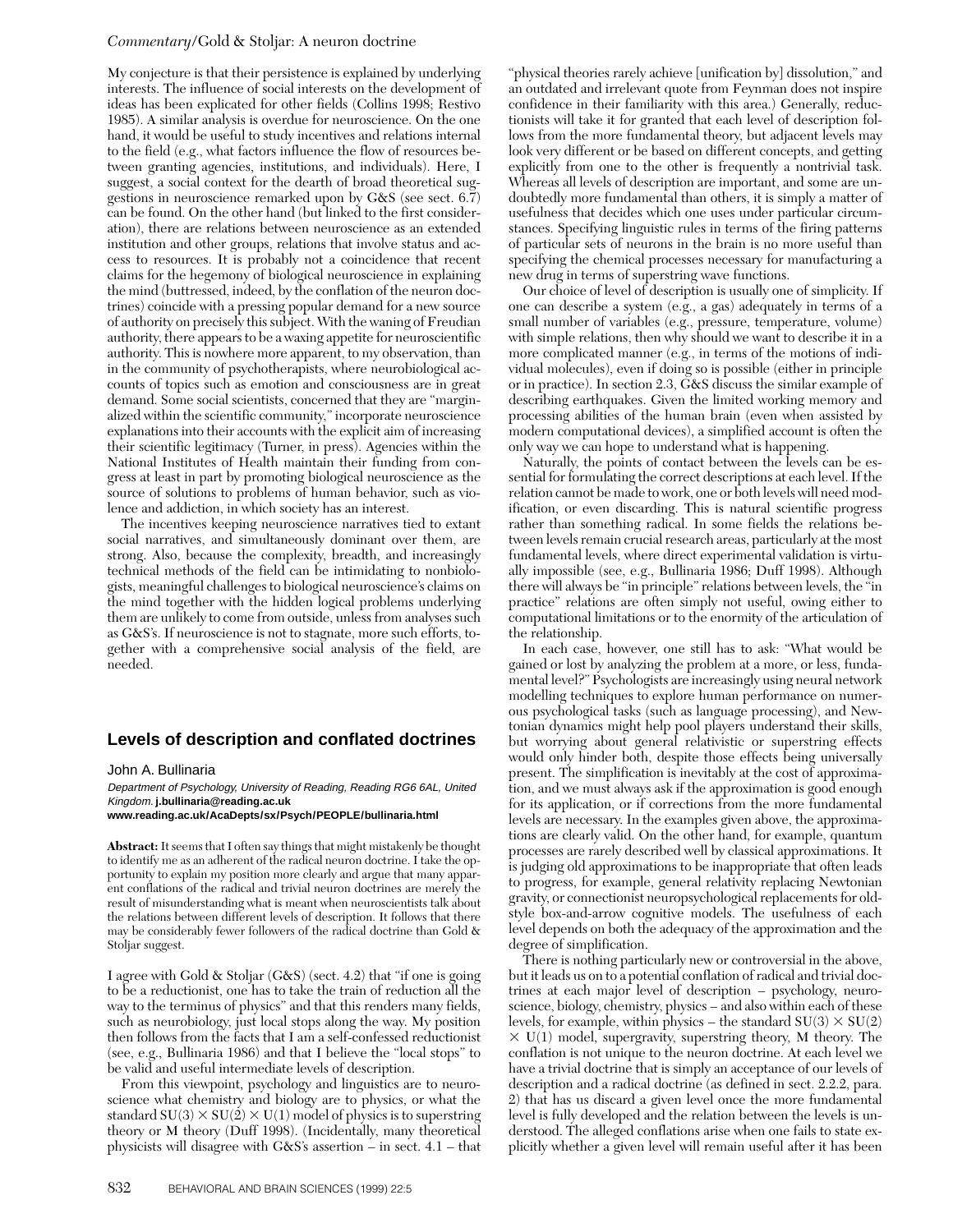My conjecture is that their persistence is explained by underlying interests. The influence of social interests on the development of ideas has been explicated for other fields (Collins 1998; Restivo 1985). A similar analysis is overdue for neuroscience. On the one hand, it would be useful to study incentives and relations internal to the field (e.g., what factors influence the flow of resources between granting agencies, institutions, and individuals). Here, I suggest, a social context for the dearth of broad theoretical suggestions in neuroscience remarked upon by G&S (see sect. 6.7) can be found. On the other hand (but linked to the first consideration), there are relations between neuroscience as an extended institution and other groups, relations that involve status and access to resources. It is probably not a coincidence that recent claims for the hegemony of biological neuroscience in explaining the mind (buttressed, indeed, by the conflation of the neuron doctrines) coincide with a pressing popular demand for a new source of authority on precisely this subject. With the waning of Freudian authority, there appears to be a waxing appetite for neuroscientific authority. This is nowhere more apparent, to my observation, than in the community of psychotherapists, where neurobiological accounts of topics such as emotion and consciousness are in great demand. Some social scientists, concerned that they are "marginalized within the scientific community," incorporate neuroscience explanations into their accounts with the explicit aim of increasing their scientific legitimacy (Turner, in press). Agencies within the National Institutes of Health maintain their funding from congress at least in part by promoting biological neuroscience as the source of solutions to problems of human behavior, such as violence and addiction, in which society has an interest.

The incentives keeping neuroscience narratives tied to extant social narratives, and simultaneously dominant over them, are strong. Also, because the complexity, breadth, and increasingly technical methods of the field can be intimidating to nonbiologists, meaningful challenges to biological neuroscience's claims on the mind together with the hidden logical problems underlying them are unlikely to come from outside, unless from analyses such as G&S's. If neuroscience is not to stagnate, more such efforts, together with a comprehensive social analysis of the field, are needed.

## Levels of description and conflated doctrines

John A. Bullinaria

*Department of Psychology, University of Reading, Reading RG6 6AL, United Kingdom.* **j.bullinaria@reading.ac.uk**
**www.reading.ac.uk/AcaDepts/sx/Psych/PEOPLE/bullinaria.html**

**Abstract:** It seems that I often say things that might mistakenly be thought to identify me as an adherent of the radical neuron doctrine. I take the opportunity to explain my position more clearly and argue that many apparent conflations of the radical and trivial neuron doctrines are merely the result of misunderstanding what is meant when neuroscientists talk about the relations between different levels of description. It follows that there may be considerably fewer followers of the radical doctrine than Gold & Stoljar suggest.

I agree with Gold & Stoljar (G&S) (sect. 4.2) that "if one is going to be a reductionist, one has to take the train of reduction all the way to the terminus of physics" and that this renders many fields, such as neurobiology, just local stops along the way. My position then follows from the facts that I am a self-confessed reductionist (see, e.g., Bullinaria 1986) and that I believe the "local stops" to be valid and useful intermediate levels of description.

From this viewpoint, psychology and linguistics are to neuroscience what chemistry and biology are to physics, or what the standard $SU(3) \times SU(2) \times U(1)$ model of physics is to superstring theory or M theory (Duff 1998). (Incidentally, many theoretical physicists will disagree with G&S's assertion – in sect. 4.1 – that "physical theories rarely achieve [unification by] dissolution," and an outdated and irrelevant quote from Feynman does not inspire confidence in their familiarity with this area.) Generally, reductionists will take it for granted that each level of description follows from the more fundamental theory, but adjacent levels may look very different or be based on different concepts, and getting explicitly from one to the other is frequently a nontrivial task. Whereas all levels of description are important, and some are undoubtedly more fundamental than others, it is simply a matter of usefulness that decides which one uses under particular circumstances. Specifying linguistic rules in terms of the firing patterns of particular sets of neurons in the brain is no more useful than specifying the chemical processes necessary for manufacturing a new drug in terms of superstring wave functions.

Our choice of level of description is usually one of simplicity. If one can describe a system (e.g., a gas) adequately in terms of a small number of variables (e.g., pressure, temperature, volume) with simple relations, then why should we want to describe it in a more complicated manner (e.g., in terms of the motions of individual molecules), even if doing so is possible (either in principle or in practice). In section 2.3, G&S discuss the similar example of describing earthquakes. Given the limited working memory and processing abilities of the human brain (even when assisted by modern computational devices), a simplified account is often the only way we can hope to understand what is happening.

Naturally, the points of contact between the levels can be essential for formulating the correct descriptions at each level. If the relation cannot be made to work, one or both levels will need modification, or even discarding. This is natural scientific progress rather than something radical. In some fields the relations between levels remain crucial research areas, particularly at the most fundamental levels, where direct experimental validation is virtually impossible (see, e.g., Bullinaria 1986; Duff 1998). Although there will always be "in principle" relations between levels, the "in practice" relations are often simply not useful, owing either to computational limitations or to the enormity of the articulation of the relationship.

In each case, however, one still has to ask: "What would be gained or lost by analyzing the problem at a more, or less, fundamental level?" Psychologists are increasingly using neural network modelling techniques to explore human performance on numerous psychological tasks (such as language processing), and Newtonian dynamics might help pool players understand their skills, but worrying about general relativistic or superstring effects would only hinder both, despite those effects being universally present. The simplification is inevitably at the cost of approximation, and we must always ask if the approximation is good enough for its application, or if corrections from the more fundamental levels are necessary. In the examples given above, the approximations are clearly valid. On the other hand, for example, quantum processes are rarely described well by classical approximations. It is judging old approximations to be inappropriate that often leads to progress, for example, general relativity replacing Newtonian gravity, or connectionist neuropsychological replacements for old-style box-and-arrow cognitive models. The usefulness of each level depends on both the adequacy of the approximation and the degree of simplification.

There is nothing particularly new or controversial in the above, but it leads us on to a potential conflation of radical and trivial doctrines at each major level of description – psychology, neuroscience, biology, chemistry, physics – and also within each of these levels, for example, within physics – the standard $SU(3) \times SU(2) \times U(1)$ model, supergravity, superstring theory, M theory. The conflation is not unique to the neuron doctrine. At each level we have a trivial doctrine that is simply an acceptance of our levels of description and a radical doctrine (as defined in sect. 2.2.2, para. 2) that has us discard a given level once the more fundamental level is fully developed and the relation between the levels is understood. The alleged conflations arise when one fails to state explicitly whether a given level will remain useful after it has been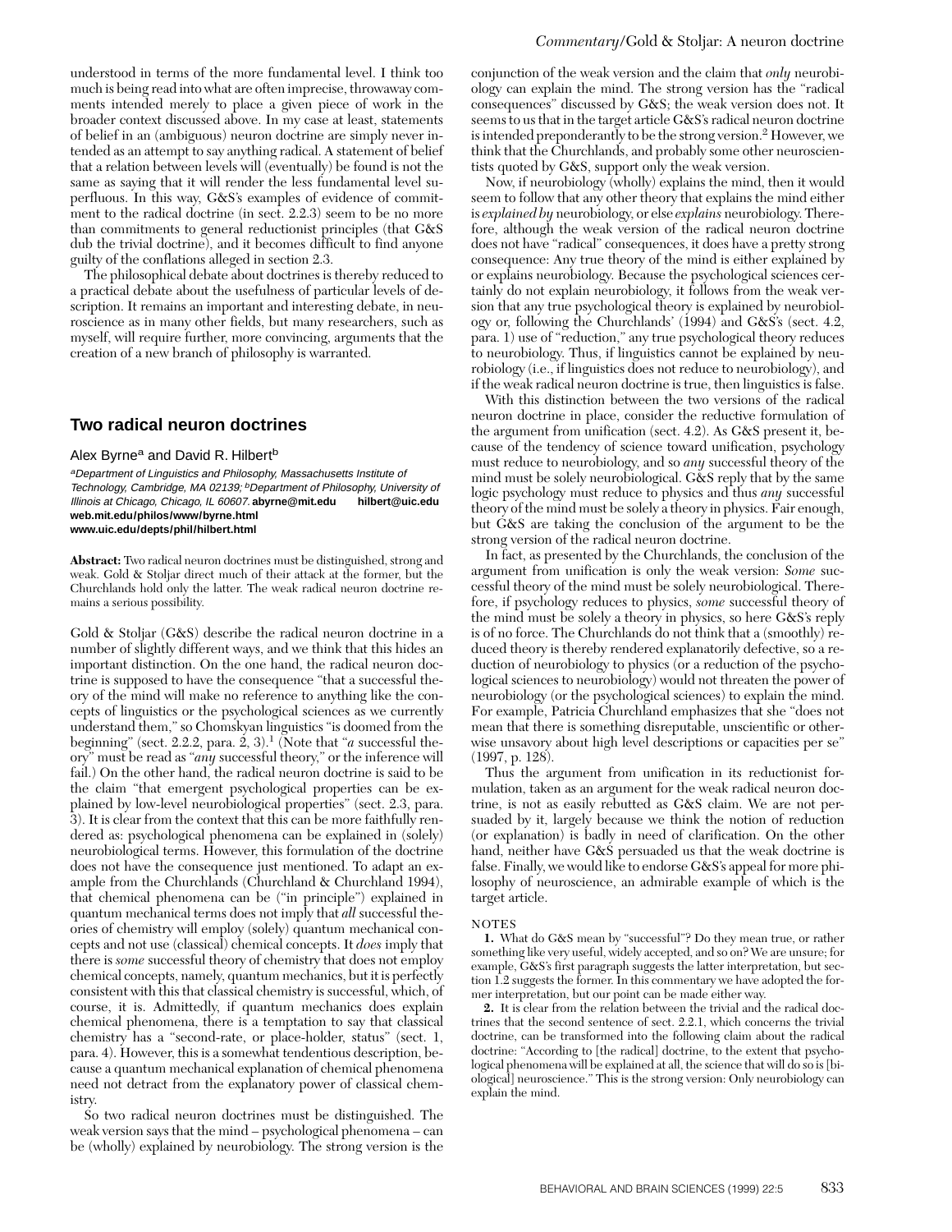understood in terms of the more fundamental level. I think too much is being read into what are often imprecise, throwaway comments intended merely to place a given piece of work in the broader context discussed above. In my case at least, statements of belief in an (ambiguous) neuron doctrine are simply never intended as an attempt to say anything radical. A statement of belief that a relation between levels will (eventually) be found is not the same as saying that it will render the less fundamental level superfluous. In this way, G&S's examples of evidence of commitment to the radical doctrine (in sect. 2.2.3) seem to be no more than commitments to general reductionist principles (that G&S dub the trivial doctrine), and it becomes difficult to find anyone guilty of the conflations alleged in section 2.3.

The philosophical debate about doctrines is thereby reduced to a practical debate about the usefulness of particular levels of description. It remains an important and interesting debate, in neuroscience as in many other fields, but many researchers, such as myself, will require further, more convincing, arguments that the creation of a new branch of philosophy is warranted.

## Two radical neuron doctrines

Alex Byrne[a] and David R. Hilbert[b]

[a]Department of Linguistics and Philosophy, Massachusetts Institute of Technology, Cambridge, MA 02139; [b]Department of Philosophy, University of Illinois at Chicago, Chicago, IL 60607. **abyrne@mit.edu hilbert@uic.edu web.mit.edu/philos/www/byrne.html www.uic.edu/depts/phil/hilbert.html**

**Abstract:** Two radical neuron doctrines must be distinguished, strong and weak. Gold & Stoljar direct much of their attack at the former, but the Churchlands hold only the latter. The weak radical neuron doctrine remains a serious possibility.

Gold & Stoljar (G&S) describe the radical neuron doctrine in a number of slightly different ways, and we think that this hides an important distinction. On the one hand, the radical neuron doctrine is supposed to have the consequence "that a successful theory of the mind will make no reference to anything like the concepts of linguistics or the psychological sciences as we currently understand them," so Chomskyan linguistics "is doomed from the beginning" (sect. 2.2.2, para. 2, 3).[1] (Note that "*a* successful theory" must be read as "*any* successful theory," or the inference will fail.) On the other hand, the radical neuron doctrine is said to be the claim "that emergent psychological properties can be explained by low-level neurobiological properties" (sect. 2.3, para. 3). It is clear from the context that this can be more faithfully rendered as: psychological phenomena can be explained in (solely) neurobiological terms. However, this formulation of the doctrine does not have the consequence just mentioned. To adapt an example from the Churchlands (Churchland & Churchland 1994), that chemical phenomena can be ("in principle") explained in quantum mechanical terms does not imply that *all* successful theories of chemistry will employ (solely) quantum mechanical concepts and not use (classical) chemical concepts. It *does* imply that there is *some* successful theory of chemistry that does not employ chemical concepts, namely, quantum mechanics, but it is perfectly consistent with this that classical chemistry is successful, which, of course, it is. Admittedly, if quantum mechanics does explain chemical phenomena, there is a temptation to say that classical chemistry has a "second-rate, or place-holder, status" (sect. 1, para. 4). However, this is a somewhat tendentious description, because a quantum mechanical explanation of chemical phenomena need not detract from the explanatory power of classical chemistry.

So two radical neuron doctrines must be distinguished. The weak version says that the mind – psychological phenomena – can be (wholly) explained by neurobiology. The strong version is the conjunction of the weak version and the claim that *only* neurobiology can explain the mind. The strong version has the "radical consequences" discussed by G&S; the weak version does not. It seems to us that in the target article G&S's radical neuron doctrine is intended preponderantly to be the strong version.[2] However, we think that the Churchlands, and probably some other neuroscientists quoted by G&S, support only the weak version.

Now, if neurobiology (wholly) explains the mind, then it would seem to follow that any other theory that explains the mind either is *explained by* neurobiology, or else *explains* neurobiology. Therefore, although the weak version of the radical neuron doctrine does not have "radical" consequences, it does have a pretty strong consequence: Any true theory of the mind is either explained by or explains neurobiology. Because the psychological sciences certainly do not explain neurobiology, it follows from the weak version that any true psychological theory is explained by neurobiology or, following the Churchlands' (1994) and G&S's (sect. 4.2, para. 1) use of "reduction," any true psychological theory reduces to neurobiology. Thus, if linguistics cannot be explained by neurobiology (i.e., if linguistics does not reduce to neurobiology), and if the weak radical neuron doctrine is true, then linguistics is false.

With this distinction between the two versions of the radical neuron doctrine in place, consider the reductive formulation of the argument from unification (sect. 4.2). As G&S present it, because of the tendency of science toward unification, psychology must reduce to neurobiology, and so *any* successful theory of the mind must be solely neurobiological. G&S reply that by the same logic psychology must reduce to physics and thus *any* successful theory of the mind must be solely a theory in physics. Fair enough, but G&S are taking the conclusion of the argument to be the strong version of the radical neuron doctrine.

In fact, as presented by the Churchlands, the conclusion of the argument from unification is only the weak version: *Some* successful theory of the mind must be solely neurobiological. Therefore, if psychology reduces to physics, *some* successful theory of the mind must be solely a theory in physics, so here G&S's reply is of no force. The Churchlands do not think that a (smoothly) reduced theory is thereby rendered explanatorily defective, so a reduction of neurobiology to physics (or a reduction of the psychological sciences to neurobiology) would not threaten the power of neurobiology (or the psychological sciences) to explain the mind. For example, Patricia Churchland emphasizes that she "does not mean that there is something disreputable, unscientific or otherwise unsavory about high level descriptions or capacities per se" (1997, p. 128).

Thus the argument from unification in its reductionist formulation, taken as an argument for the weak radical neuron doctrine, is not as easily rebutted as G&S claim. We are not persuaded by it, largely because we think the notion of reduction (or explanation) is badly in need of clarification. On the other hand, neither have G&S persuaded us that the weak doctrine is false. Finally, we would like to endorse G&S's appeal for more philosophy of neuroscience, an admirable example of which is the target article.

### NOTES

**1.** What do G&S mean by "successful"? Do they mean true, or rather something like very useful, widely accepted, and so on? We are unsure; for example, G&S's first paragraph suggests the latter interpretation, but section 1.2 suggests the former. In this commentary we have adopted the former interpretation, but our point can be made either way.

**2.** It is clear from the relation between the trivial and the radical doctrines that the second sentence of sect. 2.2.1, which concerns the trivial doctrine, can be transformed into the following claim about the radical doctrine: "According to [the radical] doctrine, to the extent that psychological phenomena will be explained at all, the science that will do so is [biological] neuroscience." This is the strong version: Only neurobiology can explain the mind.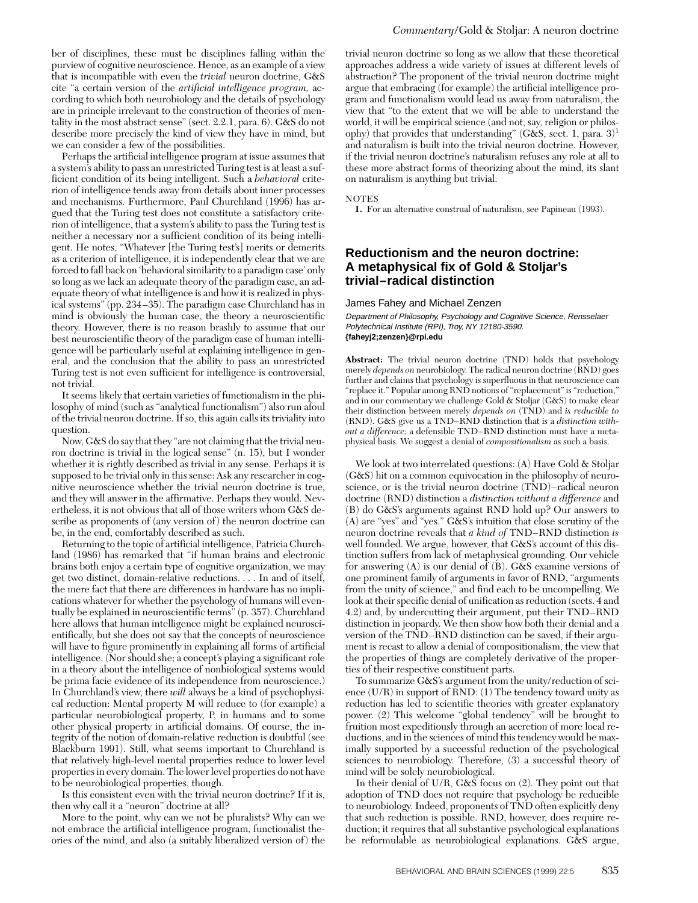ber of disciplines, these must be disciplines falling within the purview of cognitive neuroscience. Hence, as an example of a view that is incompatible with even the *trivial* neuron doctrine, G&S cite "a certain version of the *artificial intelligence program,* according to which both neurobiology and the details of psychology are in principle irrelevant to the construction of theories of mentality in the most abstract sense" (sect. 2.2.1, para. 6). G&S do not describe more precisely the kind of view they have in mind, but we can consider a few of the possibilities.

Perhaps the artificial intelligence program at issue assumes that a system's ability to pass an unrestricted Turing test is at least a sufficient condition of its being intelligent. Such a *behavioral* criterion of intelligence tends away from details about inner processes and mechanisms. Furthermore, Paul Churchland (1996) has argued that the Turing test does not constitute a satisfactory criterion of intelligence, that a system's ability to pass the Turing test is neither a necessary nor a sufficient condition of its being intelligent. He notes, "Whatever [the Turing test's] merits or demerits as a criterion of intelligence, it is independently clear that we are forced to fall back on 'behavioral similarity to a paradigm case' only so long as we lack an adequate theory of the paradigm case, an adequate theory of what intelligence is and how it is realized in physical systems" (pp. 234–35). The paradigm case Churchland has in mind is obviously the human case, the theory a neuroscientific theory. However, there is no reason brashly to assume that our best neuroscientific theory of the paradigm case of human intelligence will be particularly useful at explaining intelligence in general, and the conclusion that the ability to pass an unrestricted Turing test is not even sufficient for intelligence is controversial, not trivial.

It seems likely that certain varieties of functionalism in the philosophy of mind (such as "analytical functionalism") also run afoul of the trivial neuron doctrine. If so, this again calls its triviality into question.

Now, G&S do say that they "are not claiming that the trivial neuron doctrine is trivial in the logical sense" (n. 15), but I wonder whether it is rightly described as trivial in any sense. Perhaps it is supposed to be trivial only in this sense: Ask any researcher in cognitive neuroscience whether the trivial neuron doctrine is true, and they will answer in the affirmative. Perhaps they would. Nevertheless, it is not obvious that all of those writers whom G&S describe as proponents of (any version of) the neuron doctrine can be, in the end, comfortably described as such.

Returning to the topic of artificial intelligence, Patricia Churchland (1986) has remarked that "if human brains and electronic brains both enjoy a certain type of cognitive organization, we may get two distinct, domain-relative reductions. . . . In and of itself, the mere fact that there are differences in hardware has no implications whatever for whether the psychology of humans will eventually be explained in neuroscientific terms" (p. 357). Churchland here allows that human intelligence might be explained neuroscientifically, but she does not say that the concepts of neuroscience will have to figure prominently in explaining all forms of artificial intelligence. (Nor should she; a concept's playing a significant role in a theory about the intelligence of nonbiological systems would be prima facie evidence of its independence from neuroscience.) In Churchland's view, there *will* always be a kind of psychophysical reduction: Mental property M will reduce to (for example) a particular neurobiological property, P, in humans and to some other physical property in artificial domains. Of course, the integrity of the notion of domain-relative reduction is doubtful (see Blackburn 1991). Still, what seems important to Churchland is that relatively high-level mental properties reduce to lower level properties in every domain. The lower level properties do not have to be neurobiological properties, though.

Is this consistent even with the trivial neuron doctrine? If it is, then why call it a "neuron" doctrine at all?

More to the point, why can we not be pluralists? Why can we not embrace the artificial intelligence program, functionalist theories of the mind, and also (a suitably liberalized version of) the trivial neuron doctrine so long as we allow that these theoretical approaches address a wide variety of issues at different levels of abstraction? The proponent of the trivial neuron doctrine might argue that embracing (for example) the artificial intelligence program and functionalism would lead us away from naturalism, the view that "to the extent that we will be able to understand the world, it will be empirical science (and not, say, religion or philosophy) that provides that understanding" (G&S, sect. 1, para. 3)[1] and naturalism is built into the trivial neuron doctrine. However, if the trivial neuron doctrine's naturalism refuses any role at all to these more abstract forms of theorizing about the mind, its slant on naturalism is anything but trivial.

NOTES

1. For an alternative construal of naturalism, see Papineau (1993).

## Reductionism and the neuron doctrine: A metaphysical fix of Gold & Stoljar's trivial–radical distinction

James Fahey and Michael Zenzen

*Department of Philosophy, Psychology and Cognitive Science, Rensselaer Polytechnical Institute (RPI), Troy, NY 12180-3590.*
**{faheyj2;zenzen}@rpi.edu**

**Abstract:** The trivial neuron doctrine (TND) holds that psychology merely *depends on* neurobiology. The radical neuron doctrine (RND) goes further and claims that psychology is superfluous in that neuroscience can "replace it." Popular among RND notions of "replacement" is "reduction," and in our commentary we challenge Gold & Stoljar (G&S) to make clear their distinction between merely *depends on* (TND) and *is reducible to* (RND). G&S give us a TND–RND distinction that is a *distinction without a difference;* a defensible TND–RND distinction must have a metaphysical basis. We suggest a denial of *compositionalism* as such a basis.

We look at two interrelated questions: (A) Have Gold & Stoljar (G&S) hit on a common equivocation in the philosophy of neuroscience, or is the trivial neuron doctrine (TND)–radical neuron doctrine (RND) distinction a *distinction without a difference* and (B) do G&S's arguments against RND hold up? Our answers to (A) are "yes" and "yes." G&S's intuition that close scrutiny of the neuron doctrine reveals that *a kind of* TND–RND distinction *is* well founded. We argue, however, that G&S's account of this distinction suffers from lack of metaphysical grounding. Our vehicle for answering (A) is our denial of (B). G&S examine versions of one prominent family of arguments in favor of RND, "arguments from the unity of science," and find each to be uncompelling. We look at their specific denial of unification as reduction (sects. 4 and 4.2) and, by undercutting their argument, put their TND–RND distinction in jeopardy. We then show how both their denial and a version of the TND–RND distinction can be saved, if their argument is recast to allow a denial of compositionalism, the view that the properties of things are completely derivative of the properties of their respective constituent parts.

To summarize G&S's argument from the unity/reduction of science (U/R) in support of RND: (1) The tendency toward unity as reduction has led to scientific theories with greater explanatory power. (2) This welcome "global tendency" will be brought to fruition most expeditiously through an accretion of more local reductions, and in the sciences of mind this tendency would be maximally supported by a successful reduction of the psychological sciences to neurobiology. Therefore, (3) a successful theory of mind will be solely neurobiological.

In their denial of U/R, G&S focus on (2). They point out that adoption of TND does not require that psychology be reducible to neurobiology. Indeed, proponents of TND often explicitly deny that such reduction is possible. RND, however, does require reduction; it requires that all substantive psychological explanations be reformulable as neurobiological explanations. G&S argue,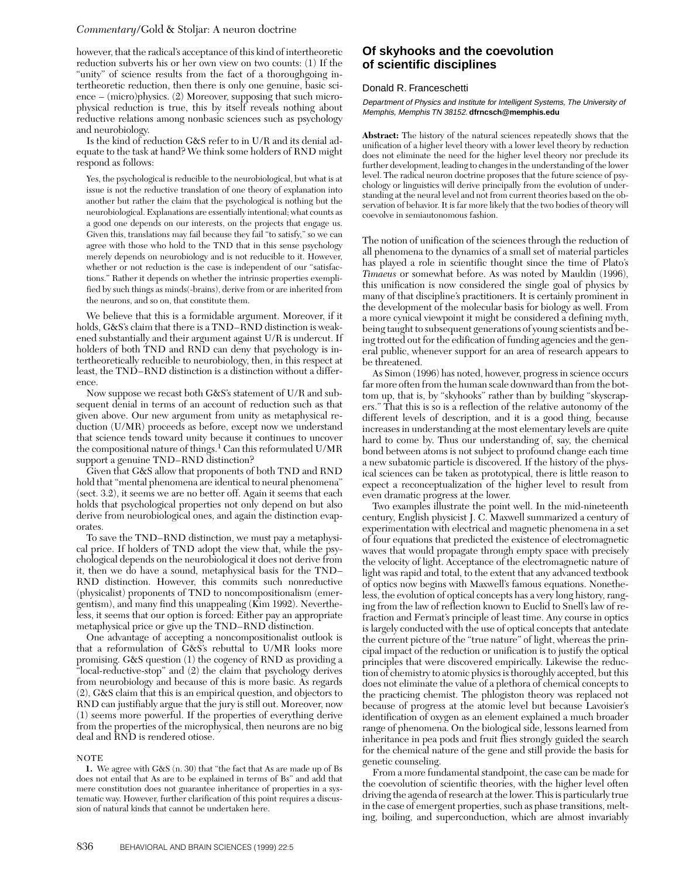however, that the radical's acceptance of this kind of intertheoretic reduction subverts his or her own view on two counts: (1) If the "unity" of science results from the fact of a thoroughgoing intertheoretic reduction, then there is only one genuine, basic science – (micro)physics. (2) Moreover, supposing that such microphysical reduction is true, this by itself reveals nothing about reductive relations among nonbasic sciences such as psychology and neurobiology.

Is the kind of reduction G&S refer to in U/R and its denial adequate to the task at hand? We think some holders of RND might respond as follows:

> Yes, the psychological is reducible to the neurobiological, but what is at issue is not the reductive translation of one theory of explanation into another but rather the claim that the psychological is nothing but the neurobiological. Explanations are essentially intentional; what counts as a good one depends on our interests, on the projects that engage us. Given this, translations may fail because they fail "to satisfy," so we can agree with those who hold to the TND that in this sense psychology merely depends on neurobiology and is not reducible to it. However, whether or not reduction is the case is independent of our "satisfactions." Rather it depends on whether the intrinsic properties exemplified by such things as minds(-brains), derive from or are inherited from the neurons, and so on, that constitute them.

We believe that this is a formidable argument. Moreover, if it holds, G&S's claim that there is a TND–RND distinction is weakened substantially and their argument against U/R is undercut. If holders of both TND and RND can deny that psychology is intertheoretically reducible to neurobiology, then, in this respect at least, the TND–RND distinction is a distinction without a difference.

Now suppose we recast both G&S's statement of U/R and subsequent denial in terms of an account of reduction such as that given above. Our new argument from unity as metaphysical reduction (U/MR) proceeds as before, except now we understand that science tends toward unity because it continues to uncover the compositional nature of things.[1] Can this reformulated U/MR support a genuine TND–RND distinction?

Given that G&S allow that proponents of both TND and RND hold that "mental phenomena are identical to neural phenomena" (sect. 3.2), it seems we are no better off. Again it seems that each holds that psychological properties not only depend on but also derive from neurobiological ones, and again the distinction evaporates.

To save the TND–RND distinction, we must pay a metaphysical price. If holders of TND adopt the view that, while the psychological depends on the neurobiological it does not derive from it, then we do have a sound, metaphysical basis for the TND–RND distinction. However, this commits such nonreductive (physicalist) proponents of TND to noncompositionalism (emergentism), and many find this unappealing (Kim 1992). Nevertheless, it seems that our option is forced: Either pay an appropriate metaphysical price or give up the TND–RND distinction.

One advantage of accepting a noncompositionalist outlook is that a reformulation of G&S's rebuttal to U/MR looks more promising. G&S question (1) the cogency of RND as providing a "local-reductive-stop" and (2) the claim that psychology derives from neurobiology and because of this is more basic. As regards (2), G&S claim that this is an empirical question, and objectors to RND can justifiably argue that the jury is still out. Moreover, now (1) seems more powerful. If the properties of everything derive from the properties of the microphysical, then neurons are no big deal and RND is rendered otiose.

NOTE

1. We agree with G&S (n. 30) that "the fact that As are made up of Bs does not entail that As are to be explained in terms of Bs" and add that mere constitution does not guarantee inheritance of properties in a systematic way. However, further clarification of this point requires a discussion of natural kinds that cannot be undertaken here.

## Of skyhooks and the coevolution of scientific disciplines

Donald R. Franceschetti

*Department of Physics and Institute for Intelligent Systems, The University of Memphis, Memphis TN 38152.* **dfrncsch@memphis.edu**

**Abstract:** The history of the natural sciences repeatedly shows that the unification of a higher level theory with a lower level theory by reduction does not eliminate the need for the higher level theory nor preclude its further development, leading to changes in the understanding of the lower level. The radical neuron doctrine proposes that the future science of psychology or linguistics will derive principally from the evolution of understanding at the neural level and not from current theories based on the observation of behavior. It is far more likely that the two bodies of theory will coevolve in semiautonomous fashion.

The notion of unification of the sciences through the reduction of all phenomena to the dynamics of a small set of material particles has played a role in scientific thought since the time of Plato's *Timaeus* or somewhat before. As was noted by Mauldin (1996), this unification is now considered the single goal of physics by many of that discipline's practitioners. It is certainly prominent in the development of the molecular basis for biology as well. From a more cynical viewpoint it might be considered a defining myth, being taught to subsequent generations of young scientists and being trotted out for the edification of funding agencies and the general public, whenever support for an area of research appears to be threatened.

As Simon (1996) has noted, however, progress in science occurs far more often from the human scale downward than from the bottom up, that is, by "skyhooks" rather than by building "skyscrapers." That this is so is a reflection of the relative autonomy of the different levels of description, and it is a good thing, because increases in understanding at the most elementary levels are quite hard to come by. Thus our understanding of, say, the chemical bond between atoms is not subject to profound change each time a new subatomic particle is discovered. If the history of the physical sciences can be taken as prototypical, there is little reason to expect a reconceptualization of the higher level to result from even dramatic progress at the lower.

Two examples illustrate the point well. In the mid-nineteenth century, English physicist J. C. Maxwell summarized a century of experimentation with electrical and magnetic phenomena in a set of four equations that predicted the existence of electromagnetic waves that would propagate through empty space with precisely the velocity of light. Acceptance of the electromagnetic nature of light was rapid and total, to the extent that any advanced textbook of optics now begins with Maxwell's famous equations. Nonetheless, the evolution of optical concepts has a very long history, ranging from the law of reflection known to Euclid to Snell's law of refraction and Fermat's principle of least time. Any course in optics is largely conducted with the use of optical concepts that antedate the current picture of the "true nature" of light, whereas the principal impact of the reduction or unification is to justify the optical principles that were discovered empirically. Likewise the reduction of chemistry to atomic physics is thoroughly accepted, but this does not eliminate the value of a plethora of chemical concepts to the practicing chemist. The phlogiston theory was replaced not because of progress at the atomic level but because Lavoisier's identification of oxygen as an element explained a much broader range of phenomena. On the biological side, lessons learned from inheritance in pea pods and fruit flies strongly guided the search for the chemical nature of the gene and still provide the basis for genetic counseling.

From a more fundamental standpoint, the case can be made for the coevolution of scientific theories, with the higher level often driving the agenda of research at the lower. This is particularly true in the case of emergent properties, such as phase transitions, melting, boiling, and superconduction, which are almost invariably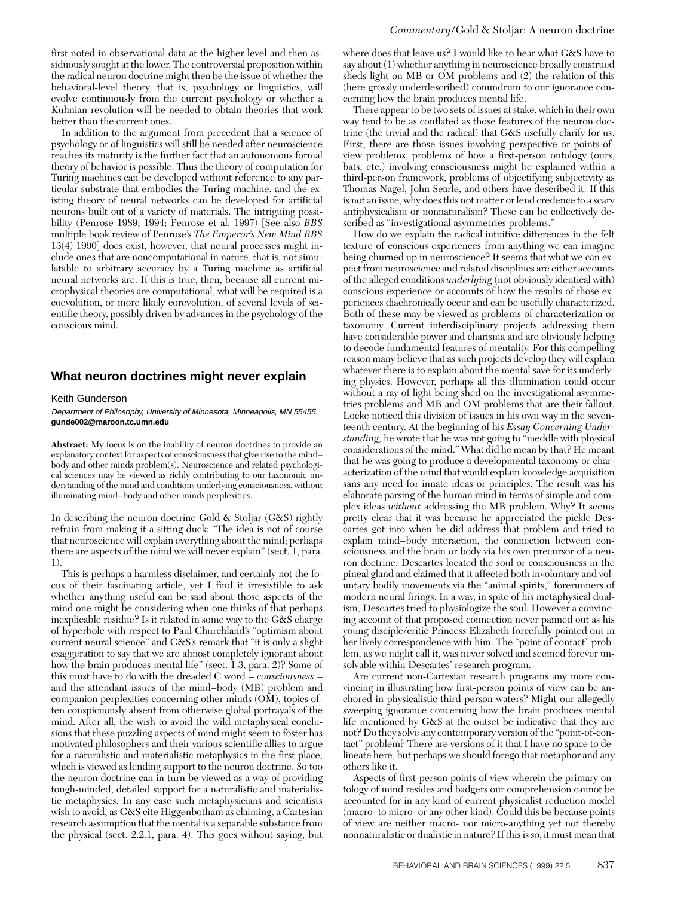first noted in observational data at the higher level and then assiduously sought at the lower. The controversial proposition within the radical neuron doctrine might then be the issue of whether the behavioral-level theory, that is, psychology or linguistics, will evolve continuously from the current psychology or whether a Kuhnian revolution will be needed to obtain theories that work better than the current ones.

In addition to the argument from precedent that a science of psychology or of linguistics will still be needed after neuroscience reaches its maturity is the further fact that an autonomous formal theory of behavior is possible. Thus the theory of computation for Turing machines can be developed without reference to any particular substrate that embodies the Turing machine, and the existing theory of neural networks can be developed for artificial neurons built out of a variety of materials. The intriguing possibility (Penrose 1989; 1994; Penrose et al. 1997) [See also *BBS* multiple book review of Penrose's *The Emperor's New Mind BBS* 13(4) 1990] does exist, however, that neural processes might include ones that are noncomputational in nature, that is, not simulatable to arbitrary accuracy by a Turing machine as artificial neural networks are. If this is true, then, because all current microphysical theories are computational, what will be required is a coevolution, or more likely corevolution, of several levels of scientific theory, possibly driven by advances in the psychology of the conscious mind.

## What neuron doctrines might never explain

Keith Gunderson

*Department of Philosophy, University of Minnesota, Minneapolis, MN 55455.*
**gunde002@maroon.tc.umn.edu**

**Abstract:** My focus is on the inability of neuron doctrines to provide an explanatory context for aspects of consciousness that give rise to the mind–body and other minds problem(s). Neuroscience and related psychological sciences may be viewed as richly contributing to our taxonomic understanding of the mind and conditions underlying consciousness, without illuminating mind–body and other minds perplexities.

In describing the neuron doctrine Gold & Stoljar (G&S) rightly refrain from making it a sitting duck: "The idea is not of course that neuroscience will explain everything about the mind; perhaps there are aspects of the mind we will never explain" (sect. 1, para. 1).

This is perhaps a harmless disclaimer, and certainly not the focus of their fascinating article, yet I find it irresistible to ask whether anything useful can be said about those aspects of the mind one might be considering when one thinks of that perhaps inexplicable residue? Is it related in some way to the G&S charge of hyperbole with respect to Paul Churchland's "optimism about current neural science" and G&S's remark that "it is only a slight exaggeration to say that we are almost completely ignorant about how the brain produces mental life" (sect. 1.3, para. 2)? Some of this must have to do with the dreaded C word – *consciousness* – and the attendant issues of the mind–body (MB) problem and companion perplexities concerning other minds (OM), topics often conspicuously absent from otherwise global portrayals of the mind. After all, the wish to avoid the wild metaphysical conclusions that these puzzling aspects of mind might seem to foster has motivated philosophers and their various scientific allies to argue for a naturalistic and materialistic metaphysics in the first place, which is viewed as lending support to the neuron doctrine. So too the neuron doctrine can in turn be viewed as a way of providing tough-minded, detailed support for a naturalistic and materialistic metaphysics. In any case such metaphysicians and scientists wish to avoid, as G&S cite Higgenbotham as claiming, a Cartesian research assumption that the mental is a separable substance from the physical (sect. 2.2.1, para. 4). This goes without saying, but where does that leave us? I would like to hear what G&S have to say about (1) whether anything in neuroscience broadly construed sheds light on MB or OM problems and (2) the relation of this (here grossly underdescribed) conundrum to our ignorance concerning how the brain produces mental life.

There appear to be two sets of issues at stake, which in their own way tend to be as conflated as those features of the neuron doctrine (the trivial and the radical) that G&S usefully clarify for us. First, there are those issues involving perspective or points-of-view problems, problems of how a first-person ontology (ours, bats, etc.) involving consciousness might be explained within a third-person framework, problems of objectifying subjectivity as Thomas Nagel, John Searle, and others have described it. If this is not an issue, why does this not matter or lend credence to a scary antiphysicalism or nonnaturalism? These can be collectively described as "investigational asymmetries problems."

How do we explain the radical intuitive differences in the felt texture of conscious experiences from anything we can imagine being churned up in neuroscience? It seems that what we can expect from neuroscience and related disciplines are either accounts of the alleged conditions *underlying* (not obviously identical with) conscious experience or accounts of how the results of those experiences diachronically occur and can be usefully characterized. Both of these may be viewed as problems of characterization or taxonomy. Current interdisciplinary projects addressing them have considerable power and charisma and are obviously helping to decode fundamental features of mentality. For this compelling reason many believe that as such projects develop they will explain whatever there is to explain about the mental save for its underlying physics. However, perhaps all this illumination could occur without a ray of light being shed on the investigational asymmetries problems and MB and OM problems that are their fallout. Locke noticed this division of issues in his own way in the seventeenth century. At the beginning of his *Essay Concerning Understanding*, he wrote that he was not going to "meddle with physical considerations of the mind." What did he mean by that? He meant that he was going to produce a developmental taxonomy or characterization of the mind that would explain knowledge acquisition sans any need for innate ideas or principles. The result was his elaborate parsing of the human mind in terms of simple and complex ideas *without* addressing the MB problem. Why? It seems pretty clear that it was because he appreciated the pickle Descartes got into when he did address that problem and tried to explain mind–body interaction, the connection between consciousness and the brain or body via his own precursor of a neuron doctrine. Descartes located the soul or consciousness in the pineal gland and claimed that it affected both involuntary and voluntary bodily movements via the "animal spirits," forerunners of modern neural firings. In a way, in spite of his metaphysical dualism, Descartes tried to physiologize the soul. However a convincing account of that proposed connection never panned out as his young disciple/critic Princess Elizabeth forcefully pointed out in her lively correspondence with him. The "point of contact" problem, as we might call it, was never solved and seemed forever unsolvable within Descartes' research program.

Are current non-Cartesian research programs any more convincing in illustrating how first-person points of view can be anchored in physicalistic third-person waters? Might our allegedly sweeping ignorance concerning how the brain produces mental life mentioned by G&S at the outset be indicative that they are not? Do they solve any contemporary version of the "point-of-contact" problem? There are versions of it that I have no space to delineate here, but perhaps we should forego that metaphor and any others like it.

Aspects of first-person points of view wherein the primary ontology of mind resides and badgers our comprehension cannot be accounted for in any kind of current physicalist reduction model (macro- to micro- or any other kind). Could this be because points of view are neither macro- nor micro-anything yet not thereby nonnaturalistic or dualistic in nature? If this is so, it must mean that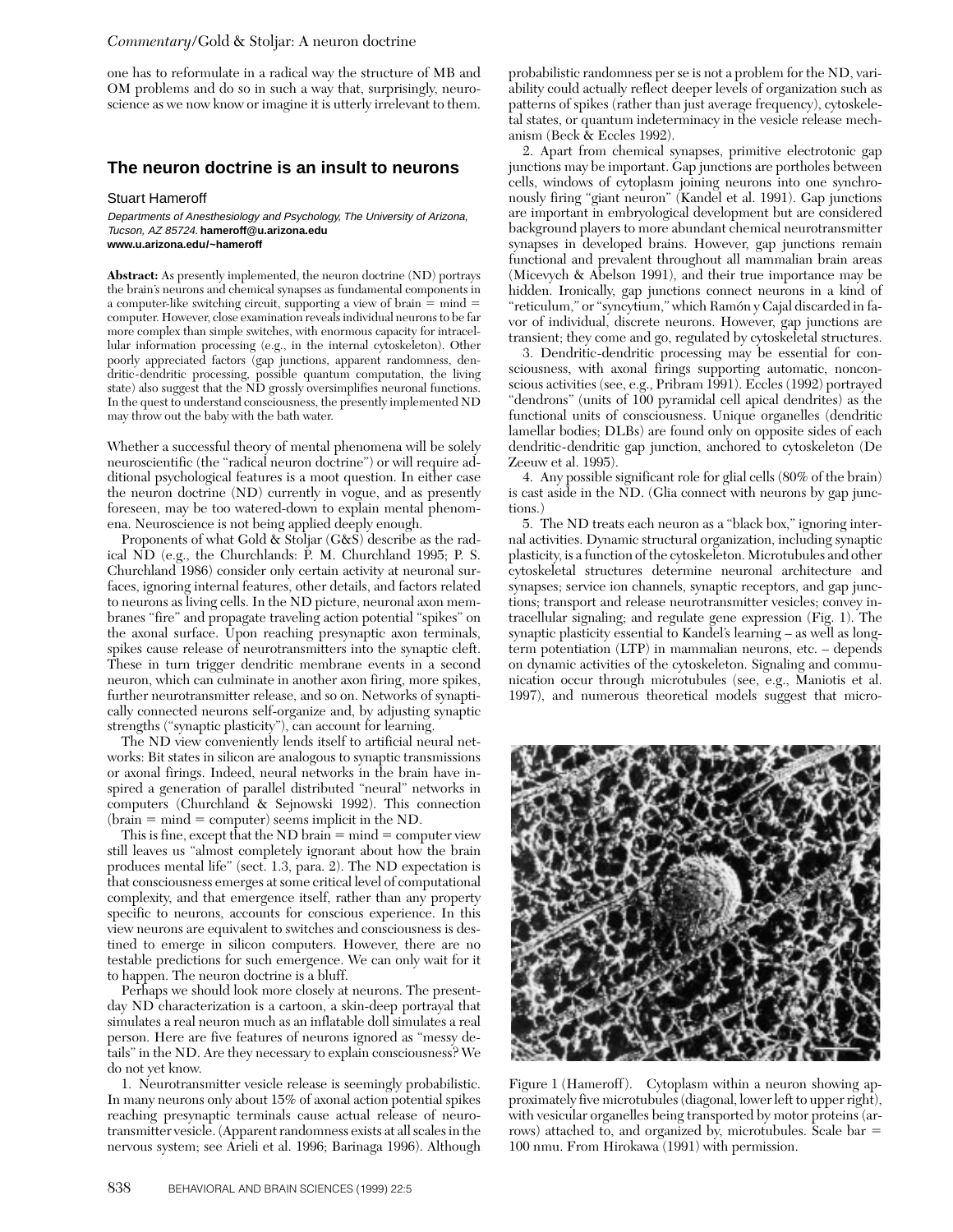one has to reformulate in a radical way the structure of MB and OM problems and do so in such a way that, surprisingly, neuroscience as we now know or imagine it is utterly irrelevant to them.

## The neuron doctrine is an insult to neurons

Stuart Hameroff

*Departments of Anesthesiology and Psychology, The University of Arizona, Tucson, AZ 85724.* **hameroff@u.arizona.edu**
**www.u.arizona.edu/~hameroff**

**Abstract:** As presently implemented, the neuron doctrine (ND) portrays the brain's neurons and chemical synapses as fundamental components in a computer-like switching circuit, supporting a view of brain = mind = computer. However, close examination reveals individual neurons to be far more complex than simple switches, with enormous capacity for intracellular information processing (e.g., in the internal cytoskeleton). Other poorly appreciated factors (gap junctions, apparent randomness, dendritic-dendritic processing, possible quantum computation, the living state) also suggest that the ND grossly oversimplifies neuronal functions. In the quest to understand consciousness, the presently implemented ND may throw out the baby with the bath water.

Whether a successful theory of mental phenomena will be solely neuroscientific (the "radical neuron doctrine") or will require additional psychological features is a moot question. In either case the neuron doctrine (ND) currently in vogue, and as presently foreseen, may be too watered-down to explain mental phenomena. Neuroscience is not being applied deeply enough.

Proponents of what Gold & Stoljar (G&S) describe as the radical ND (e.g., the Churchlands: P. M. Churchland 1995; P. S. Churchland 1986) consider only certain activity at neuronal surfaces, ignoring internal features, other details, and factors related to neurons as living cells. In the ND picture, neuronal axon membranes "fire" and propagate traveling action potential "spikes" on the axonal surface. Upon reaching presynaptic axon terminals, spikes cause release of neurotransmitters into the synaptic cleft. These in turn trigger dendritic membrane events in a second neuron, which can culminate in another axon firing, more spikes, further neurotransmitter release, and so on. Networks of synaptically connected neurons self-organize and, by adjusting synaptic strengths ("synaptic plasticity"), can account for learning.

The ND view conveniently lends itself to artificial neural networks: Bit states in silicon are analogous to synaptic transmissions or axonal firings. Indeed, neural networks in the brain have inspired a generation of parallel distributed "neural" networks in computers (Churchland & Sejnowski 1992). This connection (brain = mind = computer) seems implicit in the ND.

This is fine, except that the ND brain = mind = computer view still leaves us "almost completely ignorant about how the brain produces mental life" (sect. 1.3, para. 2). The ND expectation is that consciousness emerges at some critical level of computational complexity, and that emergence itself, rather than any property specific to neurons, accounts for conscious experience. In this view neurons are equivalent to switches and consciousness is destined to emerge in silicon computers. However, there are no testable predictions for such emergence. We can only wait for it to happen. The neuron doctrine is a bluff.

Perhaps we should look more closely at neurons. The present-day ND characterization is a cartoon, a skin-deep portrayal that simulates a real neuron much as an inflatable doll simulates a real person. Here are five features of neurons ignored as "messy details" in the ND. Are they necessary to explain consciousness? We do not yet know.

1. Neurotransmitter vesicle release is seemingly probabilistic. In many neurons only about 15% of axonal action potential spikes reaching presynaptic terminals cause actual release of neurotransmitter vesicle. (Apparent randomness exists at all scales in the nervous system; see Arieli et al. 1996; Barinaga 1996). Although probabilistic randomness per se is not a problem for the ND, variability could actually reflect deeper levels of organization such as patterns of spikes (rather than just average frequency), cytoskeletal states, or quantum indeterminacy in the vesicle release mechanism (Beck & Eccles 1992).

2. Apart from chemical synapses, primitive electrotonic gap junctions may be important. Gap junctions are portholes between cells, windows of cytoplasm joining neurons into one synchronously firing "giant neuron" (Kandel et al. 1991). Gap junctions are important in embryological development but are considered background players to more abundant chemical neurotransmitter synapses in developed brains. However, gap junctions remain functional and prevalent throughout all mammalian brain areas (Micevych & Abelson 1991), and their true importance may be hidden. Ironically, gap junctions connect neurons in a kind of "reticulum," or "syncytium," which Ramón y Cajal discarded in favor of individual, discrete neurons. However, gap junctions are transient; they come and go, regulated by cytoskeletal structures.

3. Dendritic-dendritic processing may be essential for consciousness, with axonal firings supporting automatic, nonconscious activities (see, e.g., Pribram 1991). Eccles (1992) portrayed "dendrons" (units of 100 pyramidal cell apical dendrites) as the functional units of consciousness. Unique organelles (dendritic lamellar bodies; DLBs) are found only on opposite sides of each dendritic-dendritic gap junction, anchored to cytoskeleton (De Zeeuw et al. 1995).

4. Any possible significant role for glial cells (80% of the brain) is cast aside in the ND. (Glia connect with neurons by gap junctions.)

5. The ND treats each neuron as a "black box," ignoring internal activities. Dynamic structural organization, including synaptic plasticity, is a function of the cytoskeleton. Microtubules and other cytoskeletal structures determine neuronal architecture and synapses; service ion channels, synaptic receptors, and gap junctions; transport and release neurotransmitter vesicles; convey intracellular signaling; and regulate gene expression (Fig. 1). The synaptic plasticity essential to Kandel's learning – as well as long-term potentiation (LTP) in mammalian neurons, etc. – depends on dynamic activities of the cytoskeleton. Signaling and communication occur through microtubules (see, e.g., Maniotis et al. 1997), and numerous theoretical models suggest that micro-

Figure 1 (Hameroff). Cytoplasm within a neuron showing approximately five microtubules (diagonal, lower left to upper right), with vesicular organelles being transported by motor proteins (arrows) attached to, and organized by, microtubules. Scale bar = 100 nmu. From Hirokawa (1991) with permission.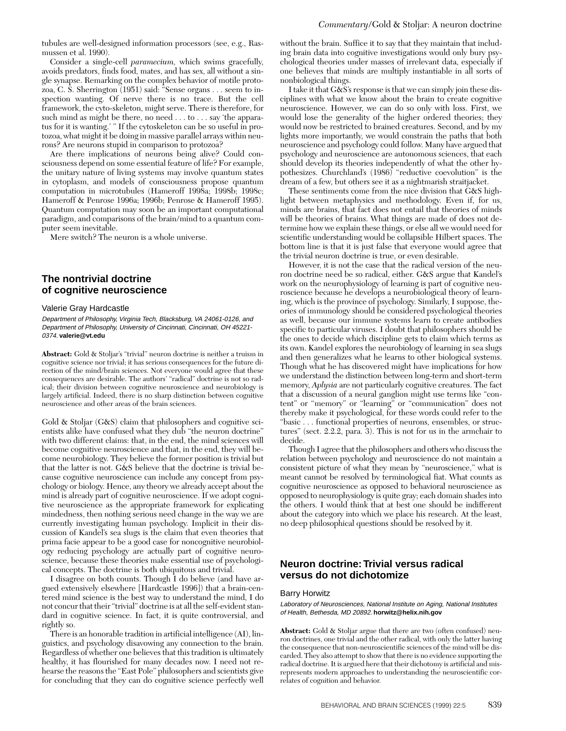tubules are well-designed information processors (see, e.g., Rasmussen et al. 1990).

Consider a single-cell *paramecium*, which swims gracefully, avoids predators, finds food, mates, and has sex, all without a single synapse. Remarking on the complex behavior of motile protozoa, C. S. Sherrington (1951) said: "Sense organs . . . seem to inspection wanting. Of nerve there is no trace. But the cell framework, the cyto-skeleton, might serve. There is therefore, for such mind as might be there, no need . . . to . . . say 'the apparatus for it is wanting.' " If the cytoskeleton can be so useful in protozoa, what might it be doing in massive parallel arrays within neurons? Are neurons stupid in comparison to protozoa?

Are there implications of neurons being alive? Could consciousness depend on some essential feature of life? For example, the unitary nature of living systems may involve quantum states in cytoplasm, and models of consciousness propose quantum computation in microtubules (Hameroff 1998a; 1998b; 1998c; Hameroff & Penrose 1996a; 1996b; Penrose & Hameroff 1995). Quantum computation may soon be an important computational paradigm, and comparisons of the brain/mind to a quantum computer seem inevitable.

Mere switch? The neuron is a whole universe.

## The nontrivial doctrine of cognitive neuroscience

Valerie Gray Hardcastle

*Department of Philosophy, Virginia Tech, Blacksburg, VA 24061-0126, and Department of Philosophy, University of Cincinnati, Cincinnati, OH 45221-0374.* **valerie@vt.edu**

**Abstract:** Gold & Stoljar's "trivial" neuron doctrine is neither a truism in cognitive science nor trivial; it has serious consequences for the future direction of the mind/brain sciences. Not everyone would agree that these consequences are desirable. The authors' "radical" doctrine is not so radical; their division between cognitive neuroscience and neurobiology is largely artificial. Indeed, there is no sharp distinction between cognitive neuroscience and other areas of the brain sciences.

Gold & Stoljar (G&S) claim that philosophers and cognitive scientists alike have confused what they dub "the neuron doctrine" with two different claims: that, in the end, the mind sciences will become cognitive neuroscience and that, in the end, they will become neurobiology. They believe the former position is trivial but that the latter is not. G&S believe that the doctrine is trivial because cognitive neuroscience can include any concept from psychology or biology. Hence, any theory we already accept about the mind is already part of cognitive neuroscience. If we adopt cognitive neuroscience as the appropriate framework for explicating mindedness, then nothing serious need change in the way we are currently investigating human psychology. Implicit in their discussion of Kandel's sea slugs is the claim that even theories that prima facie appear to be a good case for noncognitive neurobiology reducing psychology are actually part of cognitive neuroscience, because these theories make essential use of psychological concepts. The doctrine is both ubiquitous and trivial.

I disagree on both counts. Though I do believe (and have argued extensively elsewhere [Hardcastle 1996]) that a brain-centered mind science is the best way to understand the mind, I do not concur that their "trivial" doctrine is at all the self-evident standard in cognitive science. In fact, it is quite controversial, and rightly so.

There is an honorable tradition in artificial intelligence (AI), linguistics, and psychology disavowing any connection to the brain. Regardless of whether one believes that this tradition is ultimately healthy, it has flourished for many decades now. I need not rehearse the reasons the "East Pole" philosophers and scientists give for concluding that they can do cognitive science perfectly well without the brain. Suffice it to say that they maintain that including brain data into cognitive investigations would only bury psychological theories under masses of irrelevant data, especially if one believes that minds are multiply instantiable in all sorts of nonbiological things.

I take it that G&S's response is that we can simply join these disciplines with what we know about the brain to create cognitive neuroscience. However, we can do so only with loss. First, we would lose the generality of the higher ordered theories; they would now be restricted to brained creatures. Second, and by my lights more importantly, we would constrain the paths that both neuroscience and psychology could follow. Many have argued that psychology and neuroscience are autonomous sciences, that each should develop its theories independently of what the other hypothesizes. Churchland's (1986) "reductive coevolution" is the dream of a few, but others see it as a nightmarish straitjacket.

These sentiments come from the nice division that G&S highlight between metaphysics and methodology. Even if, for us, minds are brains, that fact does not entail that theories of minds will be theories of brains. What things are made of does not determine how we explain these things, or else all we would need for scientific understanding would be collapsible Hilbert spaces. The bottom line is that it is just false that everyone would agree that the trivial neuron doctrine is true, or even desirable.

However, it is not the case that the radical version of the neuron doctrine need be so radical, either. G&S argue that Kandel's work on the neurophysiology of learning is part of cognitive neuroscience because he develops a neurobiological theory of learning, which is the province of psychology. Similarly, I suppose, theories of immunology should be considered psychological theories as well, because our immune systems learn to create antibodies specific to particular viruses. I doubt that philosophers should be the ones to decide which discipline gets to claim which terms as its own. Kandel explores the neurobiology of learning in sea slugs and then generalizes what he learns to other biological systems. Though what he has discovered might have implications for how we understand the distinction between long-term and short-term memory, *Aplysia* are not particularly cognitive creatures. The fact that a discussion of a neural ganglion might use terms like "content" or "memory" or "learning" or "communication" does not thereby make it psychological, for these words could refer to the "basic . . . functional properties of neurons, ensembles, or structures" (sect. 2.2.2, para. 3). This is not for us in the armchair to decide.

Though I agree that the philosophers and others who discuss the relation between psychology and neuroscience do not maintain a consistent picture of what they mean by "neuroscience," what is meant cannot be resolved by terminological fiat. What counts as cognitive neuroscience as opposed to behavioral neuroscience as opposed to neurophysiology is quite gray; each domain shades into the others. I would think that at best one should be indifferent about the category into which we place his research. At the least, no deep philosophical questions should be resolved by it.

## Neuron doctrine: Trivial versus radical versus do not dichotomize

Barry Horwitz

*Laboratory of Neurosciences, National Institute on Aging, National Institutes of Health, Bethesda, MD 20892.* **horwitz@helix.nih.gov**

**Abstract:** Gold & Stoljar argue that there are two (often confused) neuron doctrines, one trivial and the other radical, with only the latter having the consequence that non-neuroscientific sciences of the mind will be discarded. They also attempt to show that there is no evidence supporting the radical doctrine. It is argued here that their dichotomy is artificial and misrepresents modern approaches to understanding the neuroscientific correlates of cognition and behavior.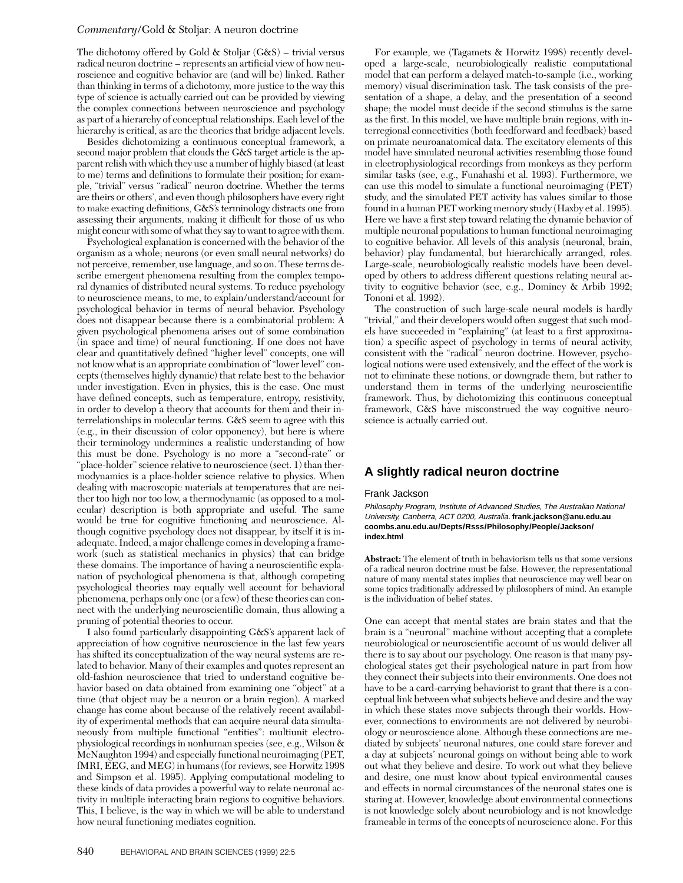The dichotomy offered by Gold & Stoljar (G&S) – trivial versus radical neuron doctrine – represents an artificial view of how neuroscience and cognitive behavior are (and will be) linked. Rather than thinking in terms of a dichotomy, more justice to the way this type of science is actually carried out can be provided by viewing the complex connections between neuroscience and psychology as part of a hierarchy of conceptual relationships. Each level of the hierarchy is critical, as are the theories that bridge adjacent levels.

Besides dichotomizing a continuous conceptual framework, a second major problem that clouds the G&S target article is the apparent relish with which they use a number of highly biased (at least to me) terms and definitions to formulate their position; for example, "trivial" versus "radical" neuron doctrine. Whether the terms are theirs or others', and even though philosophers have every right to make exacting definitions, G&S's terminology distracts one from assessing their arguments, making it difficult for those of us who might concur with some of what they say to want to agree with them.

Psychological explanation is concerned with the behavior of the organism as a whole; neurons (or even small neural networks) do not perceive, remember, use language, and so on. These terms describe emergent phenomena resulting from the complex temporal dynamics of distributed neural systems. To reduce psychology to neuroscience means, to me, to explain/understand/account for psychological behavior in terms of neural behavior. Psychology does not disappear because there is a combinatorial problem: A given psychological phenomena arises out of some combination (in space and time) of neural functioning. If one does not have clear and quantitatively defined "higher level" concepts, one will not know what is an appropriate combination of "lower level" concepts (themselves highly dynamic) that relate best to the behavior under investigation. Even in physics, this is the case. One must have defined concepts, such as temperature, entropy, resistivity, in order to develop a theory that accounts for them and their interrelationships in molecular terms. G&S seem to agree with this (e.g., in their discussion of color opponency), but here is where their terminology undermines a realistic understanding of how this must be done. Psychology is no more a "second-rate" or "place-holder" science relative to neuroscience (sect. 1) than thermodynamics is a place-holder science relative to physics. When dealing with macroscopic materials at temperatures that are neither too high nor too low, a thermodynamic (as opposed to a molecular) description is both appropriate and useful. The same would be true for cognitive functioning and neuroscience. Although cognitive psychology does not disappear, by itself it is inadequate. Indeed, a major challenge comes in developing a framework (such as statistical mechanics in physics) that can bridge these domains. The importance of having a neuroscientific explanation of psychological phenomena is that, although competing psychological theories may equally well account for behavioral phenomena, perhaps only one (or a few) of these theories can connect with the underlying neuroscientific domain, thus allowing a pruning of potential theories to occur.

I also found particularly disappointing G&S's apparent lack of appreciation of how cognitive neuroscience in the last few years has shifted its conceptualization of the way neural systems are related to behavior. Many of their examples and quotes represent an old-fashion neuroscience that tried to understand cognitive behavior based on data obtained from examining one "object" at a time (that object may be a neuron or a brain region). A marked change has come about because of the relatively recent availability of experimental methods that can acquire neural data simultaneously from multiple functional "entities": multiunit electrophysiological recordings in nonhuman species (see, e.g., Wilson & McNaughton 1994) and especially functional neuroimaging (PET, fMRI, EEG, and MEG) in humans (for reviews, see Horwitz 1998 and Simpson et al. 1995). Applying computational modeling to these kinds of data provides a powerful way to relate neuronal activity in multiple interacting brain regions to cognitive behaviors. This, I believe, is the way in which we will be able to understand how neural functioning mediates cognition.

For example, we (Tagamets & Horwitz 1998) recently developed a large-scale, neurobiologically realistic computational model that can perform a delayed match-to-sample (i.e., working memory) visual discrimination task. The task consists of the presentation of a shape, a delay, and the presentation of a second shape; the model must decide if the second stimulus is the same as the first. In this model, we have multiple brain regions, with interregional connectivities (both feedforward and feedback) based on primate neuroanatomical data. The excitatory elements of this model have simulated neuronal activities resembling those found in electrophysiological recordings from monkeys as they perform similar tasks (see, e.g., Funahashi et al. 1993). Furthermore, we can use this model to simulate a functional neuroimaging (PET) study, and the simulated PET activity has values similar to those found in a human PET working memory study (Haxby et al. 1995). Here we have a first step toward relating the dynamic behavior of multiple neuronal populations to human functional neuroimaging to cognitive behavior. All levels of this analysis (neuronal, brain, behavior) play fundamental, but hierarchically arranged, roles. Large-scale, neurobiologically realistic models have been developed by others to address different questions relating neural activity to cognitive behavior (see, e.g., Dominey & Arbib 1992; Tononi et al. 1992).

The construction of such large-scale neural models is hardly "trivial," and their developers would often suggest that such models have succeeded in "explaining" (at least to a first approximation) a specific aspect of psychology in terms of neural activity, consistent with the "radical" neuron doctrine. However, psychological notions were used extensively, and the effect of the work is not to eliminate these notions, or downgrade them, but rather to understand them in terms of the underlying neuroscientific framework. Thus, by dichotomizing this continuous conceptual framework, G&S have misconstrued the way cognitive neuroscience is actually carried out.

## A slightly radical neuron doctrine

Frank Jackson

*Philosophy Program, Institute of Advanced Studies, The Australian National University, Canberra, ACT 0200, Australia.* **frank.jackson@anu.edu.au coombs.anu.edu.au/Depts/Rsss/Philosophy/People/Jackson/index.html**

**Abstract:** The element of truth in behaviorism tells us that some versions of a radical neuron doctrine must be false. However, the representational nature of many mental states implies that neuroscience may well bear on some topics traditionally addressed by philosophers of mind. An example is the individuation of belief states.

One can accept that mental states are brain states and that the brain is a "neuronal" machine without accepting that a complete neurobiological or neuroscientific account of us would deliver all there is to say about our psychology. One reason is that many psychological states get their psychological nature in part from how they connect their subjects into their environments. One does not have to be a card-carrying behaviorist to grant that there is a conceptual link between what subjects believe and desire and the way in which these states move subjects through their worlds. However, connections to environments are not delivered by neurobiology or neuroscience alone. Although these connections are mediated by subjects' neuronal natures, one could stare forever and a day at subjects' neuronal goings on without being able to work out what they believe and desire. To work out what they believe and desire, one must know about typical environmental causes and effects in normal circumstances of the neuronal states one is staring at. However, knowledge about environmental connections is not knowledge solely about neurobiology and is not knowledge frameable in terms of the concepts of neuroscience alone. For this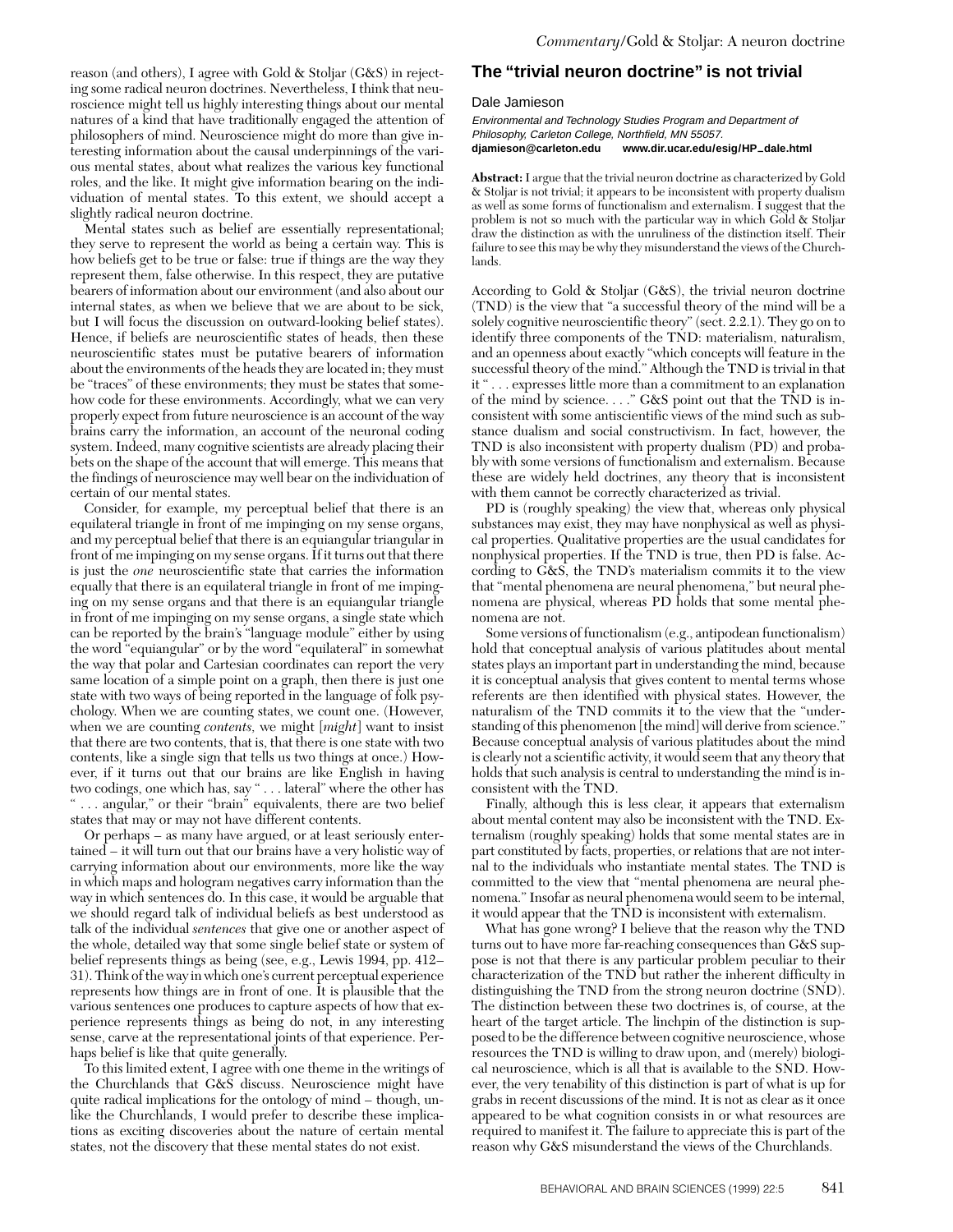reason (and others), I agree with Gold & Stoljar (G&S) in rejecting some radical neuron doctrines. Nevertheless, I think that neuroscience might tell us highly interesting things about our mental natures of a kind that have traditionally engaged the attention of philosophers of mind. Neuroscience might do more than give interesting information about the causal underpinnings of the various mental states, about what realizes the various key functional roles, and the like. It might give information bearing on the individuation of mental states. To this extent, we should accept a slightly radical neuron doctrine.

Mental states such as belief are essentially representational; they serve to represent the world as being a certain way. This is how beliefs get to be true or false: true if things are the way they represent them, false otherwise. In this respect, they are putative bearers of information about our environment (and also about our internal states, as when we believe that we are about to be sick, but I will focus the discussion on outward-looking belief states). Hence, if beliefs are neuroscientific states of heads, then these neuroscientific states must be putative bearers of information about the environments of the heads they are located in; they must be "traces" of these environments; they must be states that somehow code for these environments. Accordingly, what we can very properly expect from future neuroscience is an account of the way brains carry the information, an account of the neuronal coding system. Indeed, many cognitive scientists are already placing their bets on the shape of the account that will emerge. This means that the findings of neuroscience may well bear on the individuation of certain of our mental states.

Consider, for example, my perceptual belief that there is an equilateral triangle in front of me impinging on my sense organs, and my perceptual belief that there is an equiangular triangular in front of me impinging on my sense organs. If it turns out that there is just the *one* neuroscientific state that carries the information equally that there is an equilateral triangle in front of me impinging on my sense organs and that there is an equiangular triangle in front of me impinging on my sense organs, a single state which can be reported by the brain's "language module" either by using the word "equiangular" or by the word "equilateral" in somewhat the way that polar and Cartesian coordinates can report the very same location of a simple point on a graph, then there is just one state with two ways of being reported in the language of folk psychology. When we are counting states, we count one. (However, when we are counting *contents,* we might [*might*] want to insist that there are two contents, that is, that there is one state with two contents, like a single sign that tells us two things at once.) However, if it turns out that our brains are like English in having two codings, one which has, say " . . . lateral" where the other has " . . . angular," or their "brain" equivalents, there are two belief states that may or may not have different contents.

Or perhaps – as many have argued, or at least seriously entertained – it will turn out that our brains have a very holistic way of carrying information about our environments, more like the way in which maps and hologram negatives carry information than the way in which sentences do. In this case, it would be arguable that we should regard talk of individual beliefs as best understood as talk of the individual *sentences* that give one or another aspect of the whole, detailed way that some single belief state or system of belief represents things as being (see, e.g., Lewis 1994, pp. 412–31). Think of the way in which one's current perceptual experience represents how things are in front of one. It is plausible that the various sentences one produces to capture aspects of how that experience represents things as being do not, in any interesting sense, carve at the representational joints of that experience. Perhaps belief is like that quite generally.

To this limited extent, I agree with one theme in the writings of the Churchlands that G&S discuss. Neuroscience might have quite radical implications for the ontology of mind – though, unlike the Churchlands, I would prefer to describe these implications as exciting discoveries about the nature of certain mental states, not the discovery that these mental states do not exist.

## The "trivial neuron doctrine" is not trivial

Dale Jamieson

*Environmental and Technology Studies Program and Department of Philosophy, Carleton College, Northfield, MN 55057.*
**djamieson@carleton.edu www.dir.ucar.edu/esig/HP_dale.html**

**Abstract:** I argue that the trivial neuron doctrine as characterized by Gold & Stoljar is not trivial; it appears to be inconsistent with property dualism as well as some forms of functionalism and externalism. I suggest that the problem is not so much with the particular way in which Gold & Stoljar draw the distinction as with the unruliness of the distinction itself. Their failure to see this may be why they misunderstand the views of the Churchlands.

According to Gold & Stoljar (G&S), the trivial neuron doctrine (TND) is the view that "a successful theory of the mind will be a solely cognitive neuroscientific theory" (sect. 2.2.1). They go on to identify three components of the TND: materialism, naturalism, and an openness about exactly "which concepts will feature in the successful theory of the mind." Although the TND is trivial in that it " . . . expresses little more than a commitment to an explanation of the mind by science. . . ." G&S point out that the TND is inconsistent with some antiscientific views of the mind such as substance dualism and social constructivism. In fact, however, the TND is also inconsistent with property dualism (PD) and probably with some versions of functionalism and externalism. Because these are widely held doctrines, any theory that is inconsistent with them cannot be correctly characterized as trivial.

PD is (roughly speaking) the view that, whereas only physical substances may exist, they may have nonphysical as well as physical properties. Qualitative properties are the usual candidates for nonphysical properties. If the TND is true, then PD is false. According to G&S, the TND's materialism commits it to the view that "mental phenomena are neural phenomena," but neural phenomena are physical, whereas PD holds that some mental phenomena are not.

Some versions of functionalism (e.g., antipodean functionalism) hold that conceptual analysis of various platitudes about mental states plays an important part in understanding the mind, because it is conceptual analysis that gives content to mental terms whose referents are then identified with physical states. However, the naturalism of the TND commits it to the view that the "understanding of this phenomenon [the mind] will derive from science." Because conceptual analysis of various platitudes about the mind is clearly not a scientific activity, it would seem that any theory that holds that such analysis is central to understanding the mind is inconsistent with the TND.

Finally, although this is less clear, it appears that externalism about mental content may also be inconsistent with the TND. Externalism (roughly speaking) holds that some mental states are in part constituted by facts, properties, or relations that are not internal to the individuals who instantiate mental states. The TND is committed to the view that "mental phenomena are neural phenomena." Insofar as neural phenomena would seem to be internal, it would appear that the TND is inconsistent with externalism.

What has gone wrong? I believe that the reason why the TND turns out to have more far-reaching consequences than G&S suppose is not that there is any particular problem peculiar to their characterization of the TND but rather the inherent difficulty in distinguishing the TND from the strong neuron doctrine (SND). The distinction between these two doctrines is, of course, at the heart of the target article. The linchpin of the distinction is supposed to be the difference between cognitive neuroscience, whose resources the TND is willing to draw upon, and (merely) biological neuroscience, which is all that is available to the SND. However, the very tenability of this distinction is part of what is up for grabs in recent discussions of the mind. It is not as clear as it once appeared to be what cognition consists in or what resources are required to manifest it. The failure to appreciate this is part of the reason why G&S misunderstand the views of the Churchlands.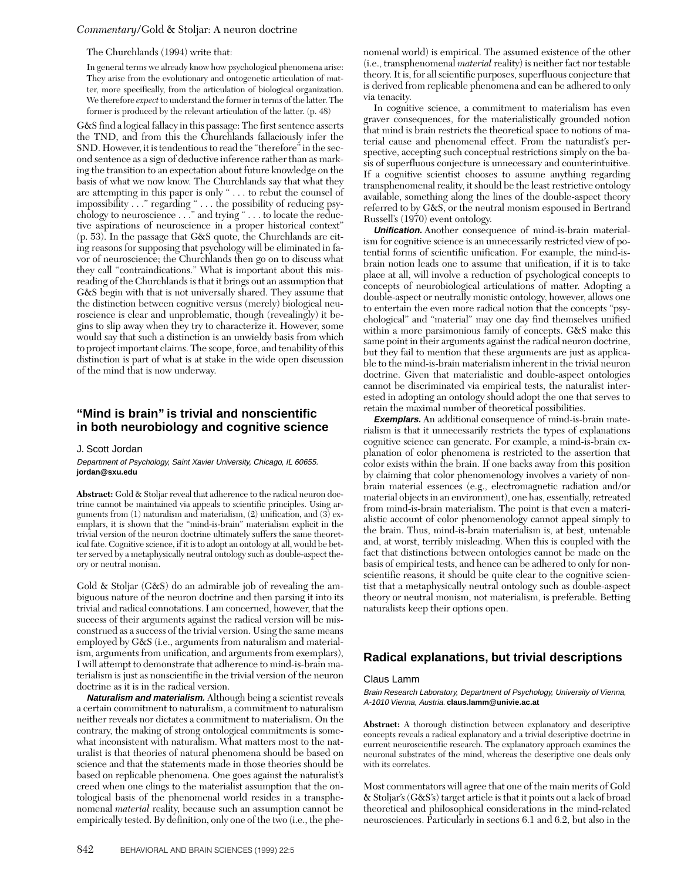The Churchlands (1994) write that:

> In general terms we already know how psychological phenomena arise: They arise from the evolutionary and ontogenetic articulation of matter, more specifically, from the articulation of biological organization. We therefore *expect* to understand the former in terms of the latter. The former is produced by the relevant articulation of the latter. (p. 48)

G&S find a logical fallacy in this passage: The first sentence asserts the TND, and from this the Churchlands fallaciously infer the SND. However, it is tendentious to read the "therefore" in the second sentence as a sign of deductive inference rather than as marking the transition to an expectation about future knowledge on the basis of what we now know. The Churchlands say that what they are attempting in this paper is only " . . . to rebut the counsel of impossibility . . ." regarding " . . . the possibility of reducing psychology to neuroscience . . ." and trying " . . . to locate the reductive aspirations of neuroscience in a proper historical context" (p. 53). In the passage that G&S quote, the Churchlands are citing reasons for supposing that psychology will be eliminated in favor of neuroscience; the Churchlands then go on to discuss what they call "contraindications." What is important about this misreading of the Churchlands is that it brings out an assumption that G&S begin with that is not universally shared. They assume that the distinction between cognitive versus (merely) biological neuroscience is clear and unproblematic, though (revealingly) it begins to slip away when they try to characterize it. However, some would say that such a distinction is an unwieldy basis from which to project important claims. The scope, force, and tenability of this distinction is part of what is at stake in the wide open discussion of the mind that is now underway.

## "Mind is brain" is trivial and nonscientific in both neurobiology and cognitive science

J. Scott Jordan

*Department of Psychology, Saint Xavier University, Chicago, IL 60655.*
**jordan@sxu.edu**

**Abstract:** Gold & Stoljar reveal that adherence to the radical neuron doctrine cannot be maintained via appeals to scientific principles. Using arguments from (1) naturalism and materialism, (2) unification, and (3) exemplars, it is shown that the "mind-is-brain" materialism explicit in the trivial version of the neuron doctrine ultimately suffers the same theoretical fate. Cognitive science, if it is to adopt an ontology at all, would be better served by a metaphysically neutral ontology such as double-aspect theory or neutral monism.

Gold & Stoljar (G&S) do an admirable job of revealing the ambiguous nature of the neuron doctrine and then parsing it into its trivial and radical connotations. I am concerned, however, that the success of their arguments against the radical version will be misconstrued as a success of the trivial version. Using the same means employed by G&S (i.e., arguments from naturalism and materialism, arguments from unification, and arguments from exemplars), I will attempt to demonstrate that adherence to mind-is-brain materialism is just as nonscientific in the trivial version of the neuron doctrine as it is in the radical version.

***Naturalism and materialism.*** Although being a scientist reveals a certain commitment to naturalism, a commitment to naturalism neither reveals nor dictates a commitment to materialism. On the contrary, the making of strong ontological commitments is somewhat inconsistent with naturalism. What matters most to the naturalist is that theories of natural phenomena should be based on science and that the statements made in those theories should be based on replicable phenomena. One goes against the naturalist's creed when one clings to the materialist assumption that the ontological basis of the phenomenal world resides in a transphenomenal *material* reality, because such an assumption cannot be empirically tested. By definition, only one of the two (i.e., the phenomenal world) is empirical. The assumed existence of the other (i.e., transphenomenal *material* reality) is neither fact nor testable theory. It is, for all scientific purposes, superfluous conjecture that is derived from replicable phenomena and can be adhered to only via tenacity.

In cognitive science, a commitment to materialism has even graver consequences, for the materialistically grounded notion that mind is brain restricts the theoretical space to notions of material cause and phenomenal effect. From the naturalist's perspective, accepting such conceptual restrictions simply on the basis of superfluous conjecture is unnecessary and counterintuitive. If a cognitive scientist chooses to assume anything regarding transphenomenal reality, it should be the least restrictive ontology available, something along the lines of the double-aspect theory referred to by G&S, or the neutral monism espoused in Bertrand Russell's (1970) event ontology.

***Unification.*** Another consequence of mind-is-brain materialism for cognitive science is an unnecessarily restricted view of potential forms of scientific unification. For example, the mind-is-brain notion leads one to assume that unification, if it is to take place at all, will involve a reduction of psychological concepts to concepts of neurobiological articulations of matter. Adopting a double-aspect or neutrally monistic ontology, however, allows one to entertain the even more radical notion that the concepts "psychological" and "material" may one day find themselves unified within a more parsimonious family of concepts. G&S make this same point in their arguments against the radical neuron doctrine, but they fail to mention that these arguments are just as applicable to the mind-is-brain materialism inherent in the trivial neuron doctrine. Given that materialistic and double-aspect ontologies cannot be discriminated via empirical tests, the naturalist interested in adopting an ontology should adopt the one that serves to retain the maximal number of theoretical possibilities.

***Exemplars.*** An additional consequence of mind-is-brain materialism is that it unnecessarily restricts the types of explanations cognitive science can generate. For example, a mind-is-brain explanation of color phenomena is restricted to the assertion that color exists within the brain. If one backs away from this position by claiming that color phenomenology involves a variety of nonbrain material essences (e.g., electromagnetic radiation and/or material objects in an environment), one has, essentially, retreated from mind-is-brain materialism. The point is that even a materialistic account of color phenomenology cannot appeal simply to the brain. Thus, mind-is-brain materialism is, at best, untenable and, at worst, terribly misleading. When this is coupled with the fact that distinctions between ontologies cannot be made on the basis of empirical tests, and hence can be adhered to only for nonscientific reasons, it should be quite clear to the cognitive scientist that a metaphysically neutral ontology such as double-aspect theory or neutral monism, not materialism, is preferable. Betting naturalists keep their options open.

## Radical explanations, but trivial descriptions

Claus Lamm

*Brain Research Laboratory, Department of Psychology, University of Vienna, A-1010 Vienna, Austria.* **claus.lamm@univie.ac.at**

**Abstract:** A thorough distinction between explanatory and descriptive concepts reveals a radical explanatory and a trivial descriptive doctrine in current neuroscientific research. The explanatory approach examines the neuronal substrates of the mind, whereas the descriptive one deals only with its correlates.

Most commentators will agree that one of the main merits of Gold & Stoljar's (G&S's) target article is that it points out a lack of broad theoretical and philosophical considerations in the mind-related neurosciences. Particularly in sections 6.1 and 6.2, but also in the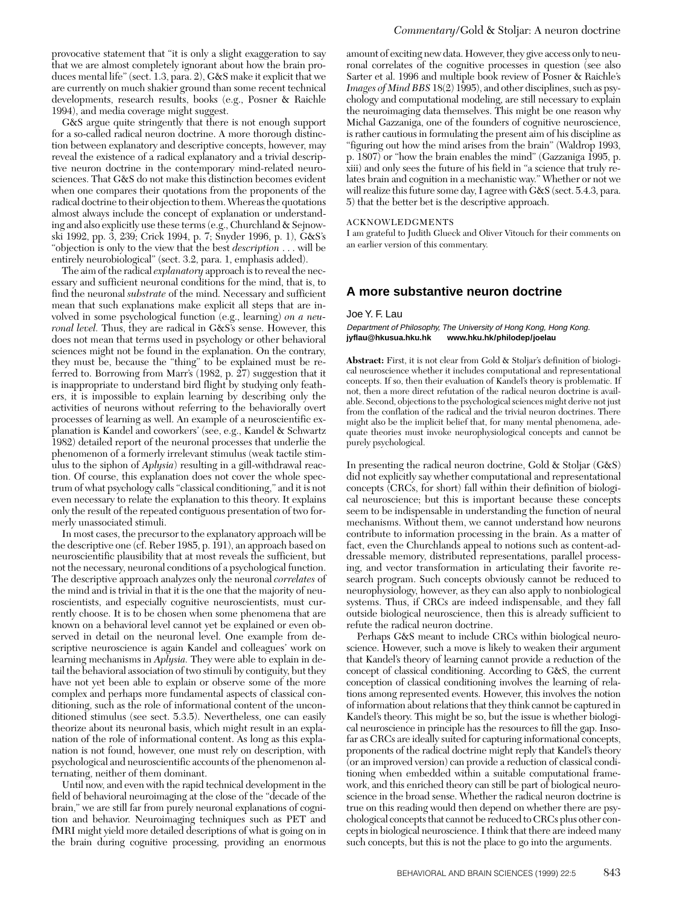provocative statement that "it is only a slight exaggeration to say that we are almost completely ignorant about how the brain produces mental life" (sect. 1.3, para. 2), G&S make it explicit that we are currently on much shakier ground than some recent technical developments, research results, books (e.g., Posner & Raichle 1994), and media coverage might suggest.

G&S argue quite stringently that there is not enough support for a so-called radical neuron doctrine. A more thorough distinction between explanatory and descriptive concepts, however, may reveal the existence of a radical explanatory and a trivial descriptive neuron doctrine in the contemporary mind-related neurosciences. That G&S do not make this distinction becomes evident when one compares their quotations from the proponents of the radical doctrine to their objection to them. Whereas the quotations almost always include the concept of explanation or understanding and also explicitly use these terms (e.g., Churchland & Sejnowski 1992, pp. 3, 239; Crick 1994, p. 7; Snyder 1996, p. 1), G&S's "objection is only to the view that the best *description* . . . will be entirely neurobiological" (sect. 3.2, para. 1, emphasis added).

The aim of the radical *explanatory* approach is to reveal the necessary and sufficient neuronal conditions for the mind, that is, to find the neuronal *substrate* of the mind. Necessary and sufficient mean that such explanations make explicit all steps that are involved in some psychological function (e.g., learning) *on a neuronal level.* Thus, they are radical in G&S's sense. However, this does not mean that terms used in psychology or other behavioral sciences might not be found in the explanation. On the contrary, they must be, because the "thing" to be explained must be referred to. Borrowing from Marr's (1982, p. 27) suggestion that it is inappropriate to understand bird flight by studying only feathers, it is impossible to explain learning by describing only the activities of neurons without referring to the behaviorally overt processes of learning as well. An example of a neuroscientific explanation is Kandel and coworkers' (see, e.g., Kandel & Schwartz 1982) detailed report of the neuronal processes that underlie the phenomenon of a formerly irrelevant stimulus (weak tactile stimulus to the siphon of *Aplysia*) resulting in a gill-withdrawal reaction. Of course, this explanation does not cover the whole spectrum of what psychology calls "classical conditioning," and it is not even necessary to relate the explanation to this theory. It explains only the result of the repeated contiguous presentation of two formerly unassociated stimuli.

In most cases, the precursor to the explanatory approach will be the descriptive one (cf. Reber 1985, p. 191), an approach based on neuroscientific plausibility that at most reveals the sufficient, but not the necessary, neuronal conditions of a psychological function. The descriptive approach analyzes only the neuronal *correlates* of the mind and is trivial in that it is the one that the majority of neuroscientists, and especially cognitive neuroscientists, must currently choose. It is to be chosen when some phenomena that are known on a behavioral level cannot yet be explained or even observed in detail on the neuronal level. One example from descriptive neuroscience is again Kandel and colleagues' work on learning mechanisms in *Aplysia.* They were able to explain in detail the behavioral association of two stimuli by contiguity, but they have not yet been able to explain or observe some of the more complex and perhaps more fundamental aspects of classical conditioning, such as the role of informational content of the unconditioned stimulus (see sect. 5.3.5). Nevertheless, one can easily theorize about its neuronal basis, which might result in an explanation of the role of informational content. As long as this explanation is not found, however, one must rely on description, with psychological and neuroscientific accounts of the phenomenon alternating, neither of them dominant.

Until now, and even with the rapid technical development in the field of behavioral neuroimaging at the close of the "decade of the brain," we are still far from purely neuronal explanations of cognition and behavior. Neuroimaging techniques such as PET and fMRI might yield more detailed descriptions of what is going on in the brain during cognitive processing, providing an enormous amount of exciting new data. However, they give access only to neuronal correlates of the cognitive processes in question (see also Sarter et al. 1996 and multiple book review of Posner & Raichle's *Images of Mind BBS* 18(2) 1995), and other disciplines, such as psychology and computational modeling, are still necessary to explain the neuroimaging data themselves. This might be one reason why Michal Gazzaniga, one of the founders of cognitive neuroscience, is rather cautious in formulating the present aim of his discipline as "figuring out how the mind arises from the brain" (Waldrop 1993, p. 1807) or "how the brain enables the mind" (Gazzaniga 1995, p. xiii) and only sees the future of his field in "a science that truly relates brain and cognition in a mechanistic way." Whether or not we will realize this future some day, I agree with G&S (sect. 5.4.3, para. 5) that the better bet is the descriptive approach.

ACKNOWLEDGMENTS

I am grateful to Judith Glueck and Oliver Vitouch for their comments on an earlier version of this commentary.

## A more substantive neuron doctrine

Joe Y. F. Lau

*Department of Philosophy, The University of Hong Kong, Hong Kong.*
**jyflau@hkusua.hku.hk** **www.hku.hk/philodep/joelau**

**Abstract:** First, it is not clear from Gold & Stoljar's definition of biological neuroscience whether it includes computational and representational concepts. If so, then their evaluation of Kandel's theory is problematic. If not, then a more direct refutation of the radical neuron doctrine is available. Second, objections to the psychological sciences might derive not just from the conflation of the radical and the trivial neuron doctrines. There might also be the implicit belief that, for many mental phenomena, adequate theories must invoke neurophysiological concepts and cannot be purely psychological.

In presenting the radical neuron doctrine, Gold & Stoljar (G&S) did not explicitly say whether computational and representational concepts (CRCs, for short) fall within their definition of biological neuroscience; but this is important because these concepts seem to be indispensable in understanding the function of neural mechanisms. Without them, we cannot understand how neurons contribute to information processing in the brain. As a matter of fact, even the Churchlands appeal to notions such as content-addressable memory, distributed representations, parallel processing, and vector transformation in articulating their favorite research program. Such concepts obviously cannot be reduced to neurophysiology, however, as they can also apply to nonbiological systems. Thus, if CRCs are indeed indispensable, and they fall outside biological neuroscience, then this is already sufficient to refute the radical neuron doctrine.

Perhaps G&S meant to include CRCs within biological neuroscience. However, such a move is likely to weaken their argument that Kandel's theory of learning cannot provide a reduction of the concept of classical conditioning. According to G&S, the current conception of classical conditioning involves the learning of relations among represented events. However, this involves the notion of information about relations that they think cannot be captured in Kandel's theory. This might be so, but the issue is whether biological neuroscience in principle has the resources to fill the gap. Insofar as CRCs are ideally suited for capturing informational concepts, proponents of the radical doctrine might reply that Kandel's theory (or an improved version) can provide a reduction of classical conditioning when embedded within a suitable computational framework, and this enriched theory can still be part of biological neuroscience in the broad sense. Whether the radical neuron doctrine is true on this reading would then depend on whether there are psychological concepts that cannot be reduced to CRCs plus other concepts in biological neuroscience. I think that there are indeed many such concepts, but this is not the place to go into the arguments.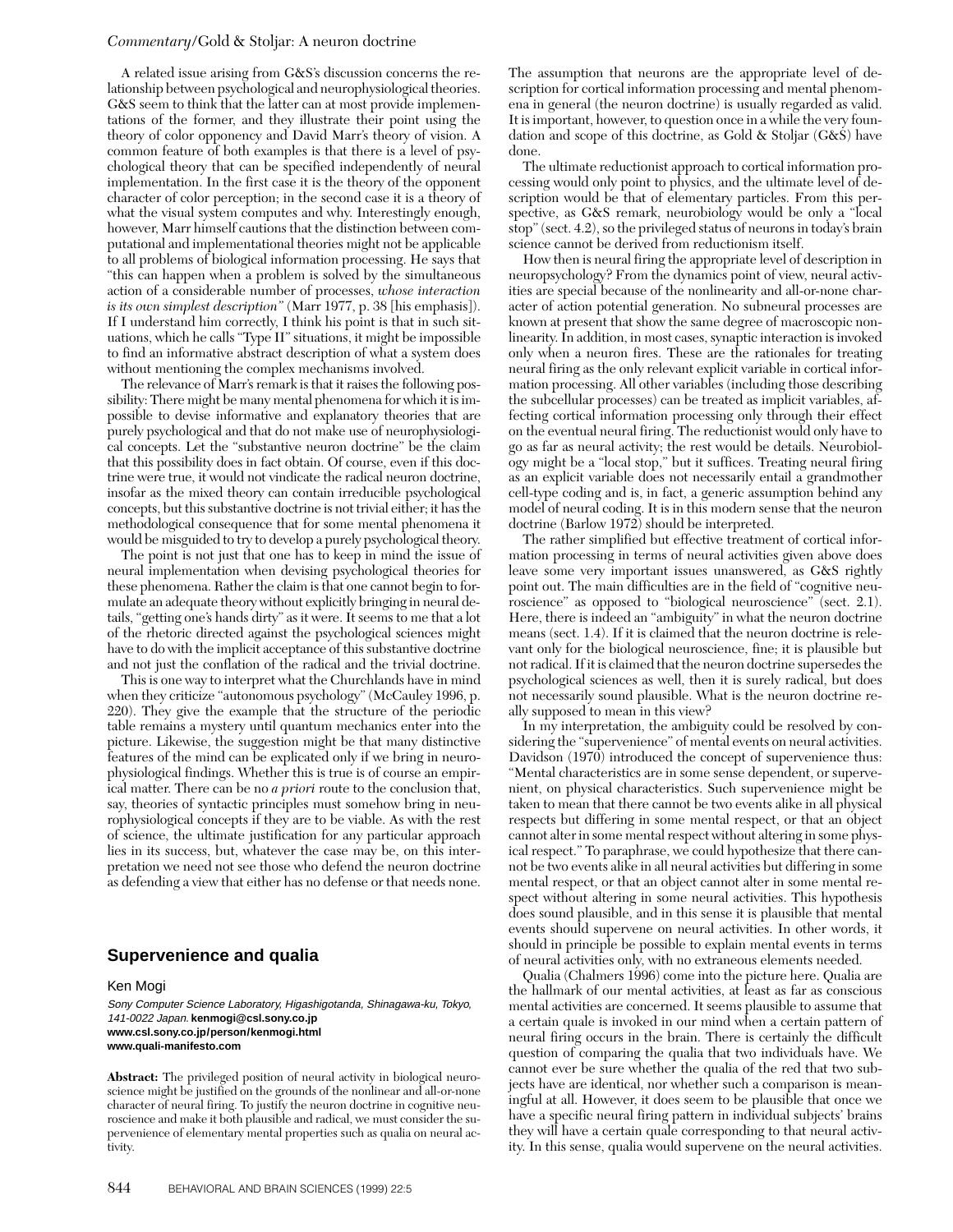A related issue arising from G&S's discussion concerns the relationship between psychological and neurophysiological theories. G&S seem to think that the latter can at most provide implementations of the former, and they illustrate their point using the theory of color opponency and David Marr's theory of vision. A common feature of both examples is that there is a level of psychological theory that can be specified independently of neural implementation. In the first case it is the theory of the opponent character of color perception; in the second case it is a theory of what the visual system computes and why. Interestingly enough, however, Marr himself cautions that the distinction between computational and implementational theories might not be applicable to all problems of biological information processing. He says that "this can happen when a problem is solved by the simultaneous action of a considerable number of processes, *whose interaction is its own simplest description*" (Marr 1977, p. 38 [his emphasis]). If I understand him correctly, I think his point is that in such situations, which he calls "Type II" situations, it might be impossible to find an informative abstract description of what a system does without mentioning the complex mechanisms involved.

The relevance of Marr's remark is that it raises the following possibility: There might be many mental phenomena for which it is impossible to devise informative and explanatory theories that are purely psychological and that do not make use of neurophysiological concepts. Let the "substantive neuron doctrine" be the claim that this possibility does in fact obtain. Of course, even if this doctrine were true, it would not vindicate the radical neuron doctrine, insofar as the mixed theory can contain irreducible psychological concepts, but this substantive doctrine is not trivial either; it has the methodological consequence that for some mental phenomena it would be misguided to try to develop a purely psychological theory.

The point is not just that one has to keep in mind the issue of neural implementation when devising psychological theories for these phenomena. Rather the claim is that one cannot begin to formulate an adequate theory without explicitly bringing in neural details, "getting one's hands dirty" as it were. It seems to me that a lot of the rhetoric directed against the psychological sciences might have to do with the implicit acceptance of this substantive doctrine and not just the conflation of the radical and the trivial doctrine.

This is one way to interpret what the Churchlands have in mind when they criticize "autonomous psychology" (McCauley 1996, p. 220). They give the example that the structure of the periodic table remains a mystery until quantum mechanics enter into the picture. Likewise, the suggestion might be that many distinctive features of the mind can be explicated only if we bring in neurophysiological findings. Whether this is true is of course an empirical matter. There can be no *a priori* route to the conclusion that, say, theories of syntactic principles must somehow bring in neurophysiological concepts if they are to be viable. As with the rest of science, the ultimate justification for any particular approach lies in its success, but, whatever the case may be, on this interpretation we need not see those who defend the neuron doctrine as defending a view that either has no defense or that needs none.

## Supervenience and qualia

Ken Mogi

*Sony Computer Science Laboratory, Higashigotanda, Shinagawa-ku, Tokyo, 141-0022 Japan.* **kenmogi@csl.sony.co.jp**
**www.csl.sony.co.jp/person/kenmogi.html**
**www.quali-manifesto.com**

**Abstract:** The privileged position of neural activity in biological neuroscience might be justified on the grounds of the nonlinear and all-or-none character of neural firing. To justify the neuron doctrine in cognitive neuroscience and make it both plausible and radical, we must consider the supervenience of elementary mental properties such as qualia on neural activity.

The assumption that neurons are the appropriate level of description for cortical information processing and mental phenomena in general (the neuron doctrine) is usually regarded as valid. It is important, however, to question once in a while the very foundation and scope of this doctrine, as Gold & Stoljar (G&S) have done.

The ultimate reductionist approach to cortical information processing would only point to physics, and the ultimate level of description would be that of elementary particles. From this perspective, as G&S remark, neurobiology would be only a "local stop" (sect. 4.2), so the privileged status of neurons in today's brain science cannot be derived from reductionism itself.

How then is neural firing the appropriate level of description in neuropsychology? From the dynamics point of view, neural activities are special because of the nonlinearity and all-or-none character of action potential generation. No subneural processes are known at present that show the same degree of macroscopic nonlinearity. In addition, in most cases, synaptic interaction is invoked only when a neuron fires. These are the rationales for treating neural firing as the only relevant explicit variable in cortical information processing. All other variables (including those describing the subcellular processes) can be treated as implicit variables, affecting cortical information processing only through their effect on the eventual neural firing. The reductionist would only have to go as far as neural activity; the rest would be details. Neurobiology might be a "local stop," but it suffices. Treating neural firing as an explicit variable does not necessarily entail a grandmother cell-type coding and is, in fact, a generic assumption behind any model of neural coding. It is in this modern sense that the neuron doctrine (Barlow 1972) should be interpreted.

The rather simplified but effective treatment of cortical information processing in terms of neural activities given above does leave some very important issues unanswered, as G&S rightly point out. The main difficulties are in the field of "cognitive neuroscience" as opposed to "biological neuroscience" (sect. 2.1). Here, there is indeed an "ambiguity" in what the neuron doctrine means (sect. 1.4). If it is claimed that the neuron doctrine is relevant only for the biological neuroscience, fine; it is plausible but not radical. If it is claimed that the neuron doctrine supersedes the psychological sciences as well, then it is surely radical, but does not necessarily sound plausible. What is the neuron doctrine really supposed to mean in this view?

In my interpretation, the ambiguity could be resolved by considering the "supervenience" of mental events on neural activities. Davidson (1970) introduced the concept of supervenience thus: "Mental characteristics are in some sense dependent, or supervenient, on physical characteristics. Such supervenience might be taken to mean that there cannot be two events alike in all physical respects but differing in some mental respect, or that an object cannot alter in some mental respect without altering in some physical respect." To paraphrase, we could hypothesize that there cannot be two events alike in all neural activities but differing in some mental respect, or that an object cannot alter in some mental respect without altering in some neural activities. This hypothesis does sound plausible, and in this sense it is plausible that mental events should supervene on neural activities. In other words, it should in principle be possible to explain mental events in terms of neural activities only, with no extraneous elements needed.

Qualia (Chalmers 1996) come into the picture here. Qualia are the hallmark of our mental activities, at least as far as conscious mental activities are concerned. It seems plausible to assume that a certain quale is invoked in our mind when a certain pattern of neural firing occurs in the brain. There is certainly the difficult question of comparing the qualia that two individuals have. We cannot ever be sure whether the qualia of the red that two subjects have are identical, nor whether such a comparison is meaningful at all. However, it does seem to be plausible that once we have a specific neural firing pattern in individual subjects' brains they will have a certain quale corresponding to that neural activity. In this sense, qualia would supervene on the neural activities.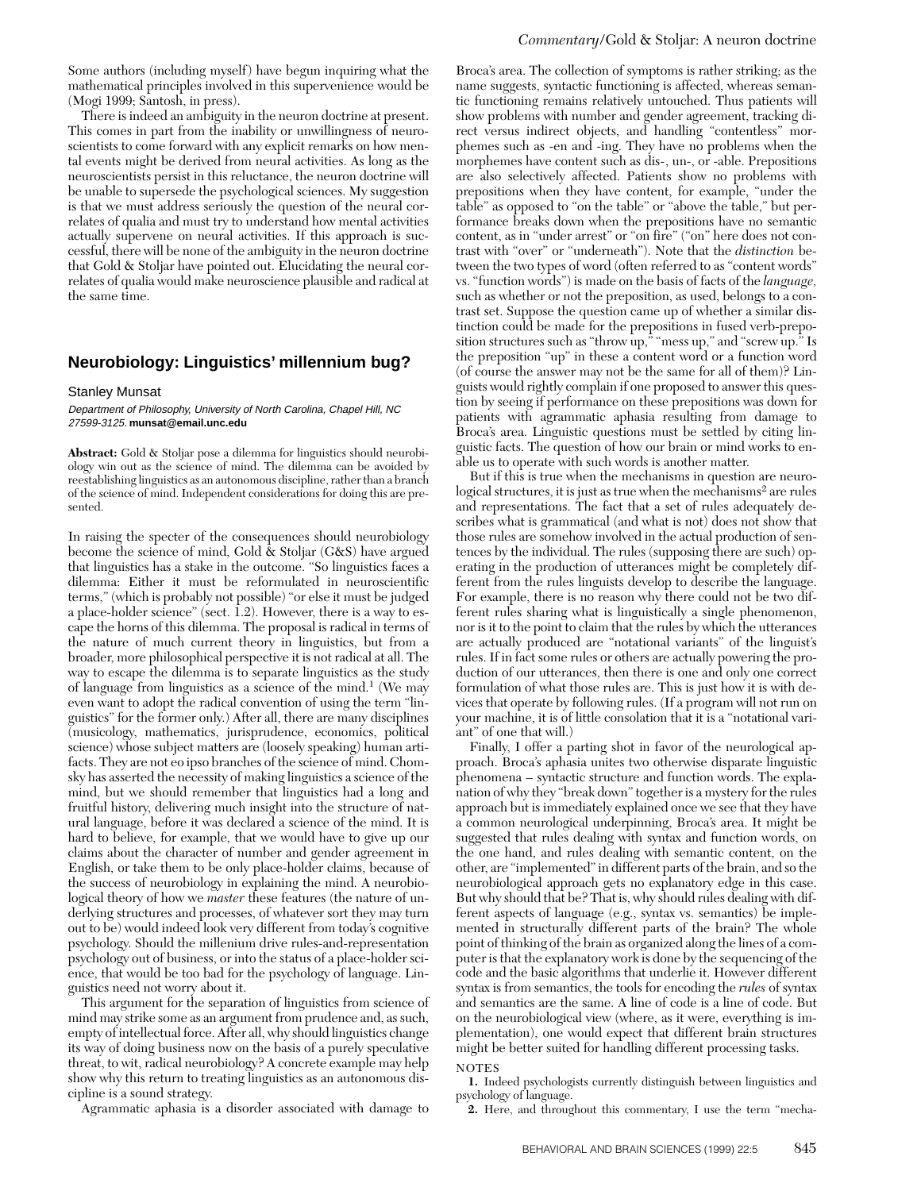Some authors (including myself) have begun inquiring what the mathematical principles involved in this supervenience would be (Mogi 1999; Santosh, in press).

There is indeed an ambiguity in the neuron doctrine at present. This comes in part from the inability or unwillingness of neuroscientists to come forward with any explicit remarks on how mental events might be derived from neural activities. As long as the neuroscientists persist in this reluctance, the neuron doctrine will be unable to supersede the psychological sciences. My suggestion is that we must address seriously the question of the neural correlates of qualia and must try to understand how mental activities actually supervene on neural activities. If this approach is successful, there will be none of the ambiguity in the neuron doctrine that Gold & Stoljar have pointed out. Elucidating the neural correlates of qualia would make neuroscience plausible and radical at the same time.

## Neurobiology: Linguistics' millennium bug?

Stanley Munsat

*Department of Philosophy, University of North Carolina, Chapel Hill, NC 27599-3125.* **munsat@email.unc.edu**

**Abstract:** Gold & Stoljar pose a dilemma for linguistics should neurobiology win out as the science of mind. The dilemma can be avoided by reestablishing linguistics as an autonomous discipline, rather than a branch of the science of mind. Independent considerations for doing this are presented.

In raising the specter of the consequences should neurobiology become the science of mind, Gold & Stoljar (G&S) have argued that linguistics has a stake in the outcome. "So linguistics faces a dilemma: Either it must be reformulated in neuroscientific terms," (which is probably not possible) "or else it must be judged a place-holder science" (sect. 1.2). However, there is a way to escape the horns of this dilemma. The proposal is radical in terms of the nature of much current theory in linguistics, but from a broader, more philosophical perspective it is not radical at all. The way to escape the dilemma is to separate linguistics as the study of language from linguistics as a science of the mind.[1] (We may even want to adopt the radical convention of using the term "linguistics" for the former only.) After all, there are many disciplines (musicology, mathematics, jurisprudence, economics, political science) whose subject matters are (loosely speaking) human artifacts. They are not eo ipso branches of the science of mind. Chomsky has asserted the necessity of making linguistics a science of the mind, but we should remember that linguistics had a long and fruitful history, delivering much insight into the structure of natural language, before it was declared a science of the mind. It is hard to believe, for example, that we would have to give up our claims about the character of number and gender agreement in English, or take them to be only place-holder claims, because of the success of neurobiology in explaining the mind. A neurobiological theory of how we *master* these features (the nature of underlying structures and processes, of whatever sort they may turn out to be) would indeed look very different from today's cognitive psychology. Should the millenium drive rules-and-representation psychology out of business, or into the status of a place-holder science, that would be too bad for the psychology of language. Linguistics need not worry about it.

This argument for the separation of linguistics from science of mind may strike some as an argument from prudence and, as such, empty of intellectual force. After all, why should linguistics change its way of doing business now on the basis of a purely speculative threat, to wit, radical neurobiology? A concrete example may help show why this return to treating linguistics as an autonomous discipline is a sound strategy.

Agrammatic aphasia is a disorder associated with damage to Broca's area. The collection of symptoms is rather striking; as the name suggests, syntactic functioning is affected, whereas semantic functioning remains relatively untouched. Thus patients will show problems with number and gender agreement, tracking direct versus indirect objects, and handling "contentless" morphemes such as -en and -ing. They have no problems when the morphemes have content such as dis-, un-, or -able. Prepositions are also selectively affected. Patients show no problems with prepositions when they have content, for example, "under the table" as opposed to "on the table" or "above the table," but performance breaks down when the prepositions have no semantic content, as in "under arrest" or "on fire" ("on" here does not contrast with "over" or "underneath"). Note that the *distinction* between the two types of word (often referred to as "content words" vs. "function words") is made on the basis of facts of the *language*, such as whether or not the preposition, as used, belongs to a contrast set. Suppose the question came up of whether a similar distinction could be made for the prepositions in fused verb-preposition structures such as "throw up," "mess up," and "screw up." Is the preposition "up" in these a content word or a function word (of course the answer may not be the same for all of them)? Linguists would rightly complain if one proposed to answer this question by seeing if performance on these prepositions was down for patients with agrammatic aphasia resulting from damage to Broca's area. Linguistic questions must be settled by citing linguistic facts. The question of how our brain or mind works to enable us to operate with such words is another matter.

But if this is true when the mechanisms in question are neurological structures, it is just as true when the mechanisms[2] are rules and representations. The fact that a set of rules adequately describes what is grammatical (and what is not) does not show that those rules are somehow involved in the actual production of sentences by the individual. The rules (supposing there are such) operating in the production of utterances might be completely different from the rules linguists develop to describe the language. For example, there is no reason why there could not be two different rules sharing what is linguistically a single phenomenon, nor is it to the point to claim that the rules by which the utterances are actually produced are "notational variants" of the linguist's rules. If in fact some rules or others are actually powering the production of our utterances, then there is one and only one correct formulation of what those rules are. This is just how it is with devices that operate by following rules. (If a program will not run on your machine, it is of little consolation that it is a "notational variant" of one that will.)

Finally, I offer a parting shot in favor of the neurological approach. Broca's aphasia unites two otherwise disparate linguistic phenomena – syntactic structure and function words. The explanation of why they "break down" together is a mystery for the rules approach but is immediately explained once we see that they have a common neurological underpinning, Broca's area. It might be suggested that rules dealing with syntax and function words, on the one hand, and rules dealing with semantic content, on the other, are "implemented" in different parts of the brain, and so the neurobiological approach gets no explanatory edge in this case. But why should that be? That is, why should rules dealing with different aspects of language (e.g., syntax vs. semantics) be implemented in structurally different parts of the brain? The whole point of thinking of the brain as organized along the lines of a computer is that the explanatory work is done by the sequencing of the code and the basic algorithms that underlie it. However different syntax is from semantics, the tools for encoding the *rules* of syntax and semantics are the same. A line of code is a line of code. But on the neurobiological view (where, as it were, everything is implementation), one would expect that different brain structures might be better suited for handling different processing tasks.

NOTES

1. Indeed psychologists currently distinguish between linguistics and psychology of language.

2. Here, and throughout this commentary, I use the term "mecha-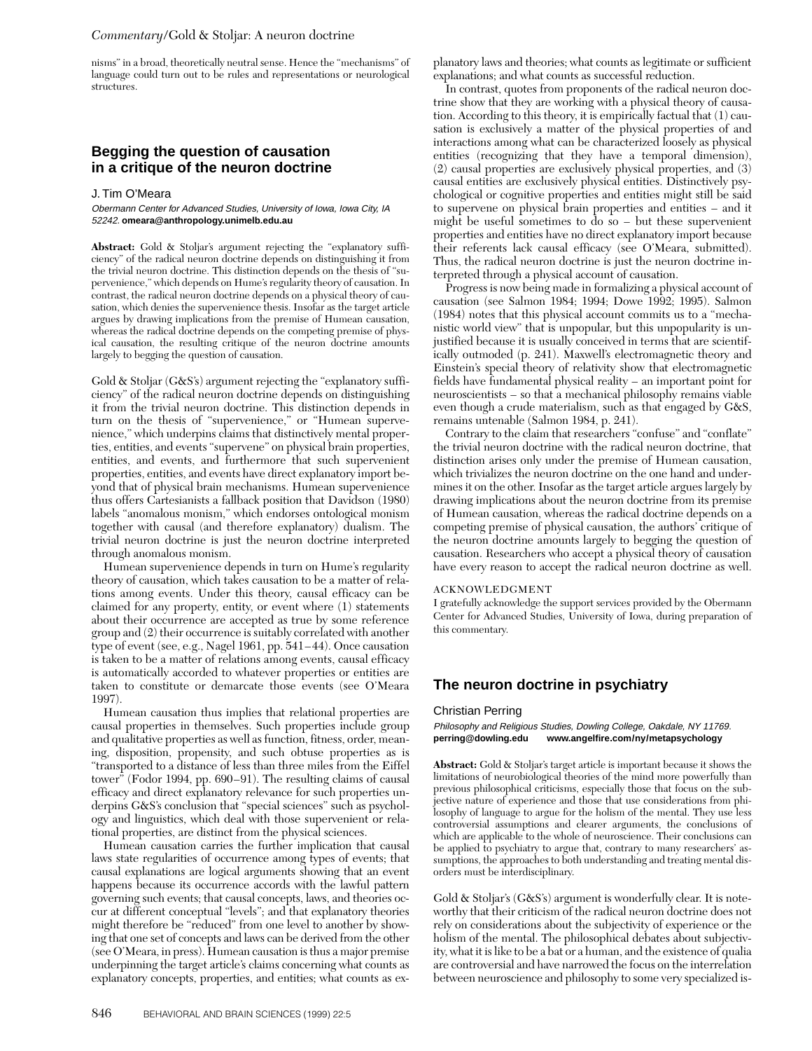nisms" in a broad, theoretically neutral sense. Hence the "mechanisms" of language could turn out to be rules and representations or neurological structures.

## Begging the question of causation in a critique of the neuron doctrine

J. Tim O'Meara

*Obermann Center for Advanced Studies, University of Iowa, Iowa City, IA 52242.* **omeara@anthropology.unimelb.edu.au**

**Abstract:** Gold & Stoljar's argument rejecting the "explanatory sufficiency" of the radical neuron doctrine depends on distinguishing it from the trivial neuron doctrine. This distinction depends on the thesis of "supervenience," which depends on Hume's regularity theory of causation. In contrast, the radical neuron doctrine depends on a physical theory of causation, which denies the supervenience thesis. Insofar as the target article argues by drawing implications from the premise of Humean causation, whereas the radical doctrine depends on the competing premise of physical causation, the resulting critique of the neuron doctrine amounts largely to begging the question of causation.

Gold & Stoljar (G&S's) argument rejecting the "explanatory sufficiency" of the radical neuron doctrine depends on distinguishing it from the trivial neuron doctrine. This distinction depends in turn on the thesis of "supervenience," or "Humean supervenience," which underpins claims that distinctively mental properties, entities, and events "supervene" on physical brain properties, entities, and events, and furthermore that such supervenient properties, entities, and events have direct explanatory import beyond that of physical brain mechanisms. Humean supervenience thus offers Cartesianists a fallback position that Davidson (1980) labels "anomalous monism," which endorses ontological monism together with causal (and therefore explanatory) dualism. The trivial neuron doctrine is just the neuron doctrine interpreted through anomalous monism.

Humean supervenience depends in turn on Hume's regularity theory of causation, which takes causation to be a matter of relations among events. Under this theory, causal efficacy can be claimed for any property, entity, or event where (1) statements about their occurrence are accepted as true by some reference group and (2) their occurrence is suitably correlated with another type of event (see, e.g., Nagel 1961, pp. 541–44). Once causation is taken to be a matter of relations among events, causal efficacy is automatically accorded to whatever properties or entities are taken to constitute or demarcate those events (see O'Meara 1997).

Humean causation thus implies that relational properties are causal properties in themselves. Such properties include group and qualitative properties as well as function, fitness, order, meaning, disposition, propensity, and such obtuse properties as is "transported to a distance of less than three miles from the Eiffel tower" (Fodor 1994, pp. 690–91). The resulting claims of causal efficacy and direct explanatory relevance for such properties underpins G&S's conclusion that "special sciences" such as psychology and linguistics, which deal with those supervenient or relational properties, are distinct from the physical sciences.

Humean causation carries the further implication that causal laws state regularities of occurrence among types of events; that causal explanations are logical arguments showing that an event happens because its occurrence accords with the lawful pattern governing such events; that causal concepts, laws, and theories occur at different conceptual "levels"; and that explanatory theories might therefore be "reduced" from one level to another by showing that one set of concepts and laws can be derived from the other (see O'Meara, in press). Humean causation is thus a major premise underpinning the target article's claims concerning what counts as explanatory concepts, properties, and entities; what counts as explanatory laws and theories; what counts as legitimate or sufficient explanations; and what counts as successful reduction.

In contrast, quotes from proponents of the radical neuron doctrine show that they are working with a physical theory of causation. According to this theory, it is empirically factual that (1) causation is exclusively a matter of the physical properties of and interactions among what can be characterized loosely as physical entities (recognizing that they have a temporal dimension), (2) causal properties are exclusively physical properties, and (3) causal entities are exclusively physical entities. Distinctively psychological or cognitive properties and entities might still be said to supervene on physical brain properties and entities – and it might be useful sometimes to do so – but these supervenient properties and entities have no direct explanatory import because their referents lack causal efficacy (see O'Meara, submitted). Thus, the radical neuron doctrine is just the neuron doctrine interpreted through a physical account of causation.

Progress is now being made in formalizing a physical account of causation (see Salmon 1984; 1994; Dowe 1992; 1995). Salmon (1984) notes that this physical account commits us to a "mechanistic world view" that is unpopular, but this unpopularity is unjustified because it is usually conceived in terms that are scientifically outmoded (p. 241). Maxwell's electromagnetic theory and Einstein's special theory of relativity show that electromagnetic fields have fundamental physical reality – an important point for neuroscientists – so that a mechanical philosophy remains viable even though a crude materialism, such as that engaged by G&S, remains untenable (Salmon 1984, p. 241).

Contrary to the claim that researchers "confuse" and "conflate" the trivial neuron doctrine with the radical neuron doctrine, that distinction arises only under the premise of Humean causation, which trivializes the neuron doctrine on the one hand and undermines it on the other. Insofar as the target article argues largely by drawing implications about the neuron doctrine from its premise of Humean causation, whereas the radical doctrine depends on a competing premise of physical causation, the authors' critique of the neuron doctrine amounts largely to begging the question of causation. Researchers who accept a physical theory of causation have every reason to accept the radical neuron doctrine as well.

ACKNOWLEDGMENT

I gratefully acknowledge the support services provided by the Obermann Center for Advanced Studies, University of Iowa, during preparation of this commentary.

## The neuron doctrine in psychiatry

Christian Perring

*Philosophy and Religious Studies, Dowling College, Oakdale, NY 11769.* **perring@dowling.edu     www.angelfire.com/ny/metapsychology**

**Abstract:** Gold & Stoljar's target article is important because it shows the limitations of neurobiological theories of the mind more powerfully than previous philosophical criticisms, especially those that focus on the subjective nature of experience and those that use considerations from philosophy of language to argue for the holism of the mental. They use less controversial assumptions and clearer arguments, the conclusions of which are applicable to the whole of neuroscience. Their conclusions can be applied to psychiatry to argue that, contrary to many researchers' assumptions, the approaches to both understanding and treating mental disorders must be interdisciplinary.

Gold & Stoljar's (G&S's) argument is wonderfully clear. It is noteworthy that their criticism of the radical neuron doctrine does not rely on considerations about the subjectivity of experience or the holism of the mental. The philosophical debates about subjectivity, what it is like to be a bat or a human, and the existence of qualia are controversial and have narrowed the focus on the interrelation between neuroscience and philosophy to some very specialized is-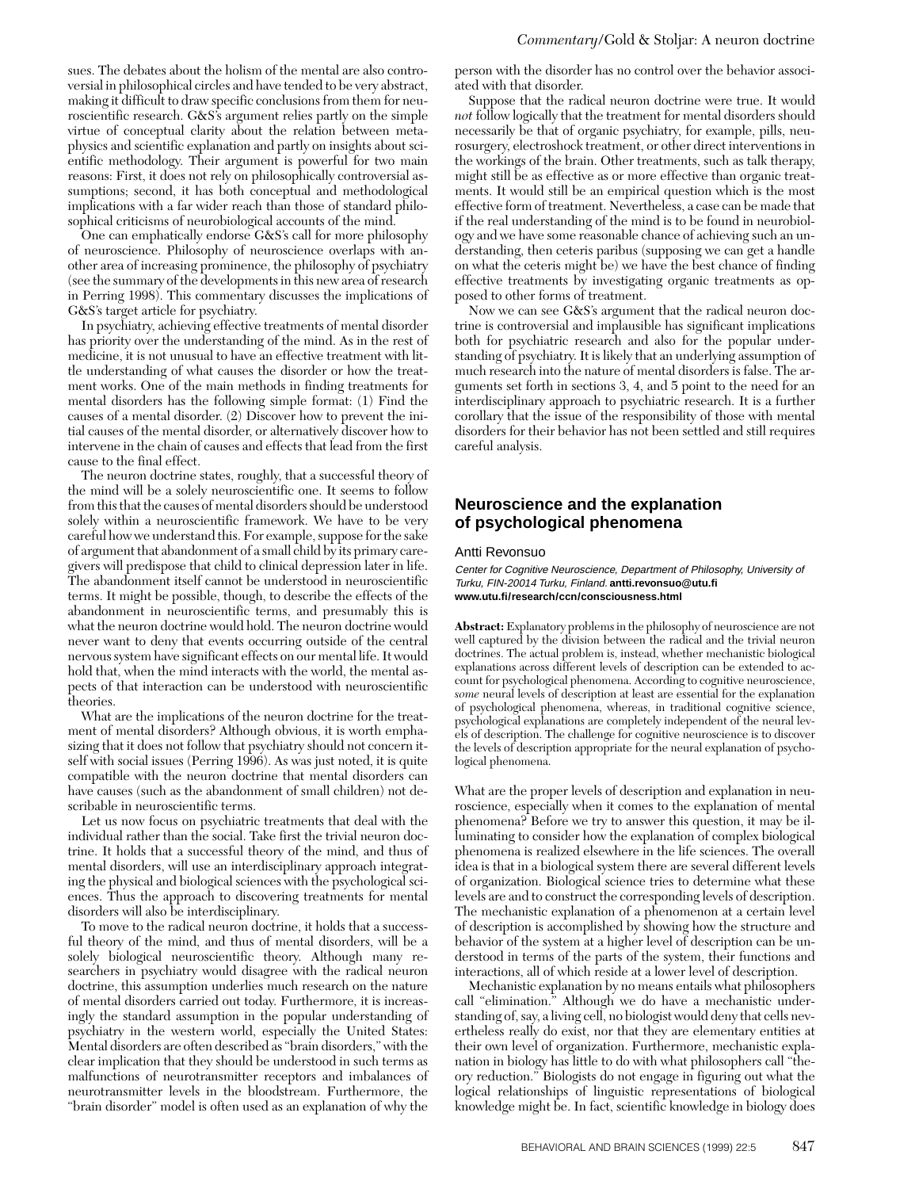sues. The debates about the holism of the mental are also controversial in philosophical circles and have tended to be very abstract, making it difficult to draw specific conclusions from them for neuroscientific research. G&S's argument relies partly on the simple virtue of conceptual clarity about the relation between metaphysics and scientific explanation and partly on insights about scientific methodology. Their argument is powerful for two main reasons: First, it does not rely on philosophically controversial assumptions; second, it has both conceptual and methodological implications with a far wider reach than those of standard philosophical criticisms of neurobiological accounts of the mind.

One can emphatically endorse G&S's call for more philosophy of neuroscience. Philosophy of neuroscience overlaps with another area of increasing prominence, the philosophy of psychiatry (see the summary of the developments in this new area of research in Perring 1998). This commentary discusses the implications of G&S's target article for psychiatry.

In psychiatry, achieving effective treatments of mental disorder has priority over the understanding of the mind. As in the rest of medicine, it is not unusual to have an effective treatment with little understanding of what causes the disorder or how the treatment works. One of the main methods in finding treatments for mental disorders has the following simple format: (1) Find the causes of a mental disorder. (2) Discover how to prevent the initial causes of the mental disorder, or alternatively discover how to intervene in the chain of causes and effects that lead from the first cause to the final effect.

The neuron doctrine states, roughly, that a successful theory of the mind will be a solely neuroscientific one. It seems to follow from this that the causes of mental disorders should be understood solely within a neuroscientific framework. We have to be very careful how we understand this. For example, suppose for the sake of argument that abandonment of a small child by its primary caregivers will predispose that child to clinical depression later in life. The abandonment itself cannot be understood in neuroscientific terms. It might be possible, though, to describe the effects of the abandonment in neuroscientific terms, and presumably this is what the neuron doctrine would hold. The neuron doctrine would never want to deny that events occurring outside of the central nervous system have significant effects on our mental life. It would hold that, when the mind interacts with the world, the mental aspects of that interaction can be understood with neuroscientific theories.

What are the implications of the neuron doctrine for the treatment of mental disorders? Although obvious, it is worth emphasizing that it does not follow that psychiatry should not concern itself with social issues (Perring 1996). As was just noted, it is quite compatible with the neuron doctrine that mental disorders can have causes (such as the abandonment of small children) not describable in neuroscientific terms.

Let us now focus on psychiatric treatments that deal with the individual rather than the social. Take first the trivial neuron doctrine. It holds that a successful theory of the mind, and thus of mental disorders, will use an interdisciplinary approach integrating the physical and biological sciences with the psychological sciences. Thus the approach to discovering treatments for mental disorders will also be interdisciplinary.

To move to the radical neuron doctrine, it holds that a successful theory of the mind, and thus of mental disorders, will be a solely biological neuroscientific theory. Although many researchers in psychiatry would disagree with the radical neuron doctrine, this assumption underlies much research on the nature of mental disorders carried out today. Furthermore, it is increasingly the standard assumption in the popular understanding of psychiatry in the western world, especially the United States: Mental disorders are often described as "brain disorders," with the clear implication that they should be understood in such terms as malfunctions of neurotransmitter receptors and imbalances of neurotransmitter levels in the bloodstream. Furthermore, the "brain disorder" model is often used as an explanation of why the person with the disorder has no control over the behavior associated with that disorder.

Suppose that the radical neuron doctrine were true. It would *not* follow logically that the treatment for mental disorders should necessarily be that of organic psychiatry, for example, pills, neurosurgery, electroshock treatment, or other direct interventions in the workings of the brain. Other treatments, such as talk therapy, might still be as effective as or more effective than organic treatments. It would still be an empirical question which is the most effective form of treatment. Nevertheless, a case can be made that if the real understanding of the mind is to be found in neurobiology and we have some reasonable chance of achieving such an understanding, then ceteris paribus (supposing we can get a handle on what the ceteris might be) we have the best chance of finding effective treatments by investigating organic treatments as opposed to other forms of treatment.

Now we can see G&S's argument that the radical neuron doctrine is controversial and implausible has significant implications both for psychiatric research and also for the popular understanding of psychiatry. It is likely that an underlying assumption of much research into the nature of mental disorders is false. The arguments set forth in sections 3, 4, and 5 point to the need for an interdisciplinary approach to psychiatric research. It is a further corollary that the issue of the responsibility of those with mental disorders for their behavior has not been settled and still requires careful analysis.

## Neuroscience and the explanation of psychological phenomena

Antti Revonsuo

*Center for Cognitive Neuroscience, Department of Philosophy, University of Turku, FIN-20014 Turku, Finland.* **antti.revonsuo@utu.fi**
**www.utu.fi/research/ccn/consciousness.html**

**Abstract:** Explanatory problems in the philosophy of neuroscience are not well captured by the division between the radical and the trivial neuron doctrines. The actual problem is, instead, whether mechanistic biological explanations across different levels of description can be extended to account for psychological phenomena. According to cognitive neuroscience, *some* neural levels of description at least are essential for the explanation of psychological phenomena, whereas, in traditional cognitive science, psychological explanations are completely independent of the neural levels of description. The challenge for cognitive neuroscience is to discover the levels of description appropriate for the neural explanation of psychological phenomena.

What are the proper levels of description and explanation in neuroscience, especially when it comes to the explanation of mental phenomena? Before we try to answer this question, it may be illuminating to consider how the explanation of complex biological phenomena is realized elsewhere in the life sciences. The overall idea is that in a biological system there are several different levels of organization. Biological science tries to determine what these levels are and to construct the corresponding levels of description. The mechanistic explanation of a phenomenon at a certain level of description is accomplished by showing how the structure and behavior of the system at a higher level of description can be understood in terms of the parts of the system, their functions and interactions, all of which reside at a lower level of description.

Mechanistic explanation by no means entails what philosophers call "elimination." Although we do have a mechanistic understanding of, say, a living cell, no biologist would deny that cells nevertheless really do exist, nor that they are elementary entities at their own level of organization. Furthermore, mechanistic explanation in biology has little to do with what philosophers call "theory reduction." Biologists do not engage in figuring out what the logical relationships of linguistic representations of biological knowledge might be. In fact, scientific knowledge in biology does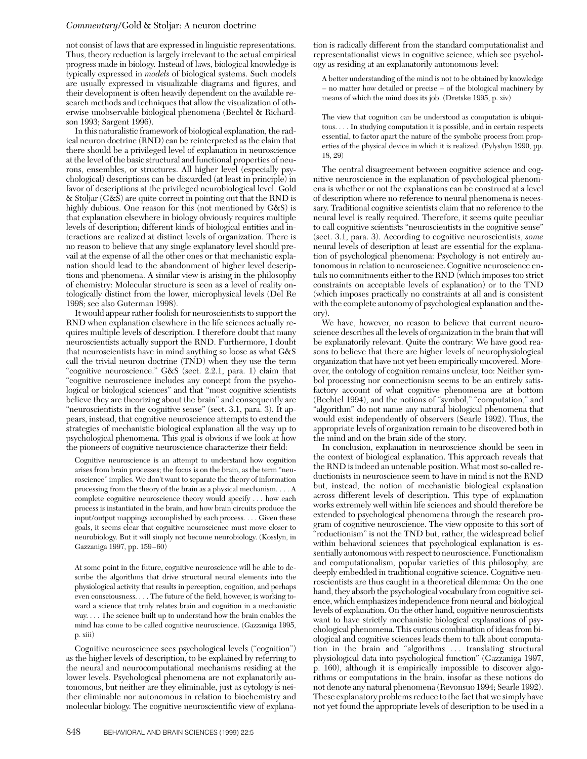not consist of laws that are expressed in linguistic representations. Thus, theory reduction is largely irrelevant to the actual empirical progress made in biology. Instead of laws, biological knowledge is typically expressed in *models* of biological systems. Such models are usually expressed in visualizable diagrams and figures, and their development is often heavily dependent on the available research methods and techniques that allow the visualization of otherwise unobservable biological phenomena (Bechtel & Richardson 1993; Sargent 1996).

In this naturalistic framework of biological explanation, the radical neuron doctrine (RND) can be reinterpreted as the claim that there should be a privileged level of explanation in neuroscience at the level of the basic structural and functional properties of neurons, ensembles, or structures. All higher level (especially psychological) descriptions can be discarded (at least in principle) in favor of descriptions at the privileged neurobiological level. Gold & Stoljar (G&S) are quite correct in pointing out that the RND is highly dubious. One reason for this (not mentioned by G&S) is that explanation elsewhere in biology obviously requires multiple levels of description; different kinds of biological entities and interactions are realized at distinct levels of organization. There is no reason to believe that any single explanatory level should prevail at the expense of all the other ones or that mechanistic explanation should lead to the abandonment of higher level descriptions and phenomena. A similar view is arising in the philosophy of chemistry: Molecular structure is seen as a level of reality ontologically distinct from the lower, microphysical levels (Del Re 1998; see also Guterman 1998).

It would appear rather foolish for neuroscientists to support the RND when explanation elsewhere in the life sciences actually requires multiple levels of description. I therefore doubt that many neuroscientists actually support the RND. Furthermore, I doubt that neuroscientists have in mind anything so loose as what G&S call the trivial neuron doctrine (TND) when they use the term "cognitive neuroscience." G&S (sect. 2.2.1, para. 1) claim that "cognitive neuroscience includes any concept from the psychological or biological sciences" and that "most cognitive scientists believe they are theorizing about the brain" and consequently are "neuroscientists in the cognitive sense" (sect. 3.1, para. 3). It appears, instead, that cognitive neuroscience attempts to extend the strategies of mechanistic biological explanation all the way up to psychological phenomena. This goal is obvious if we look at how the pioneers of cognitive neuroscience characterize their field:

> Cognitive neuroscience is an attempt to understand how cognition arises from brain processes; the focus is on the brain, as the term "neuroscience" implies. We don't want to separate the theory of information processing from the theory of the brain as a physical mechanism. . . . A complete cognitive neuroscience theory would specify . . . how each process is instantiated in the brain, and how brain circuits produce the input/output mappings accomplished by each process. . . . Given these goals, it seems clear that cognitive neuroscience must move closer to neurobiology. But it will simply not become neurobiology. (Kosslyn, in Gazzaniga 1997, pp. 159–60)

> At some point in the future, cognitive neuroscience will be able to describe the algorithms that drive structural neural elements into the physiological activity that results in perception, cognition, and perhaps even consciousness. . . . The future of the field, however, is working toward a science that truly relates brain and cognition in a mechanistic way. . . . The science built up to understand how the brain enables the mind has come to be called cognitive neuroscience. (Gazzaniga 1995, p. xiii)

Cognitive neuroscience sees psychological levels ("cognition") as the higher levels of description, to be explained by referring to the neural and neurocomputational mechanisms residing at the lower levels. Psychological phenomena are not explanatorily autonomous, but neither are they eliminable, just as cytology is neither eliminable nor autonomous in relation to biochemistry and molecular biology. The cognitive neuroscientific view of explanation is radically different from the standard computationalist and representationalist views in cognitive science, which see psychology as residing at an explanatorily autonomous level:

> A better understanding of the mind is not to be obtained by knowledge – no matter how detailed or precise – of the biological machinery by means of which the mind does its job. (Dretske 1995, p. xiv)

> The view that cognition can be understood as computation is ubiquitous. . . . In studying computation it is possible, and in certain respects essential, to factor apart the nature of the symbolic process from properties of the physical device in which it is realized. (Pylyshyn 1990, pp. 18, 29)

The central disagreement between cognitive science and cognitive neuroscience in the explanation of psychological phenomena is whether or not the explanations can be construed at a level of description where no reference to neural phenomena is necessary. Traditional cognitive scientists claim that no reference to the neural level is really required. Therefore, it seems quite peculiar to call cognitive scientists "neuroscientists in the cognitive sense" (sect. 3.1, para. 3). According to cognitive neuroscientists, *some* neural levels of description at least are essential for the explanation of psychological phenomena: Psychology is not entirely autonomous in relation to neuroscience. Cognitive neuroscience entails no commitments either to the RND (which imposes too strict constraints on acceptable levels of explanation) or to the TND (which imposes practically no constraints at all and is consistent with the complete autonomy of psychological explanation and theory).

We have, however, no reason to believe that current neuroscience describes all the levels of organization in the brain that will be explanatorily relevant. Quite the contrary: We have good reasons to believe that there are higher levels of neurophysiological organization that have not yet been empirically uncovered. Moreover, the ontology of cognition remains unclear, too: Neither symbol processing nor connectionism seems to be an entirely satisfactory account of what cognitive phenomena are at bottom (Bechtel 1994), and the notions of "symbol," "computation," and "algorithm" do not name any natural biological phenomena that would exist independently of observers (Searle 1992). Thus, the appropriate levels of organization remain to be discovered both in the mind and on the brain side of the story.

In conclusion, explanation in neuroscience should be seen in the context of biological explanation. This approach reveals that the RND is indeed an untenable position. What most so-called reductionists in neuroscience seem to have in mind is not the RND but, instead, the notion of mechanistic biological explanation across different levels of description. This type of explanation works extremely well within life sciences and should therefore be extended to psychological phenomena through the research program of cognitive neuroscience. The view opposite to this sort of "reductionism" is not the TND but, rather, the widespread belief within behavioral sciences that psychological explanation is essentially autonomous with respect to neuroscience. Functionalism and computationalism, popular varieties of this philosophy, are deeply embedded in traditional cognitive science. Cognitive neuroscientists are thus caught in a theoretical dilemma: On the one hand, they absorb the psychological vocabulary from cognitive science, which emphasizes independence from neural and biological levels of explanation. On the other hand, cognitive neuroscientists want to have strictly mechanistic biological explanations of psychological phenomena. This curious combination of ideas from biological and cognitive sciences leads them to talk about computation in the brain and "algorithms . . . translating structural physiological data into psychological function" (Gazzaniga 1997, p. 160), although it is empirically impossible to discover algorithms or computations in the brain, insofar as these notions do not denote any natural phenomena (Revonsuo 1994; Searle 1992). These explanatory problems reduce to the fact that we simply have not yet found the appropriate levels of description to be used in a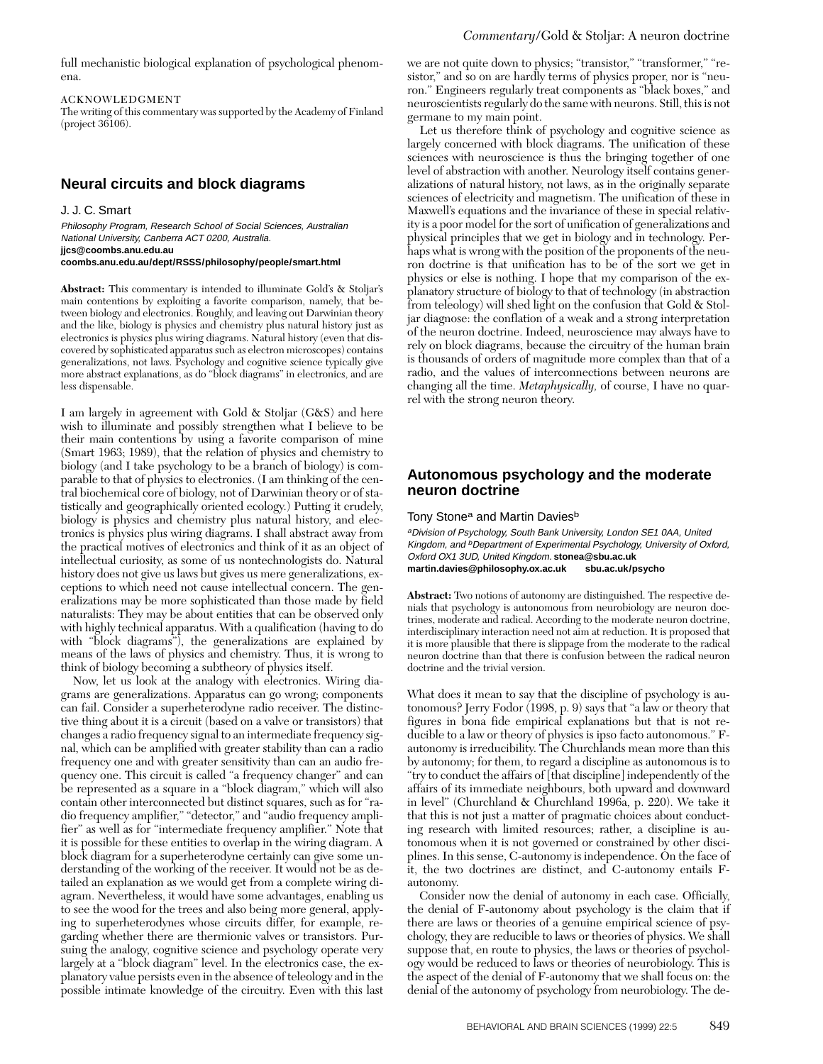full mechanistic biological explanation of psychological phenomena.

ACKNOWLEDGMENT

The writing of this commentary was supported by the Academy of Finland (project 36106).

## Neural circuits and block diagrams

J. J. C. Smart

*Philosophy Program, Research School of Social Sciences, Australian National University, Canberra ACT 0200, Australia.*
**jjcs@coombs.anu.edu.au**
**coombs.anu.edu.au/dept/RSSS/philosophy/people/smart.html**

**Abstract:** This commentary is intended to illuminate Gold's & Stoljar's main contentions by exploiting a favorite comparison, namely, that between biology and electronics. Roughly, and leaving out Darwinian theory and the like, biology is physics and chemistry plus natural history just as electronics is physics plus wiring diagrams. Natural history (even that discovered by sophisticated apparatus such as electron microscopes) contains generalizations, not laws. Psychology and cognitive science typically give more abstract explanations, as do "block diagrams" in electronics, and are less dispensable.

I am largely in agreement with Gold & Stoljar (G&S) and here wish to illuminate and possibly strengthen what I believe to be their main contentions by using a favorite comparison of mine (Smart 1963; 1989), that the relation of physics and chemistry to biology (and I take psychology to be a branch of biology) is comparable to that of physics to electronics. (I am thinking of the central biochemical core of biology, not of Darwinian theory or of statistically and geographically oriented ecology.) Putting it crudely, biology is physics and chemistry plus natural history, and electronics is physics plus wiring diagrams. I shall abstract away from the practical motives of electronics and think of it as an object of intellectual curiosity, as some of us nontechnologists do. Natural history does not give us laws but gives us mere generalizations, exceptions to which need not cause intellectual concern. The generalizations may be more sophisticated than those made by field naturalists: They may be about entities that can be observed only with highly technical apparatus. With a qualification (having to do with "block diagrams"), the generalizations are explained by means of the laws of physics and chemistry. Thus, it is wrong to think of biology becoming a subtheory of physics itself.

Now, let us look at the analogy with electronics. Wiring diagrams are generalizations. Apparatus can go wrong; components can fail. Consider a superheterodyne radio receiver. The distinctive thing about it is a circuit (based on a valve or transistors) that changes a radio frequency signal to an intermediate frequency signal, which can be amplified with greater stability than can a radio frequency one and with greater sensitivity than can an audio frequency one. This circuit is called "a frequency changer" and can be represented as a square in a "block diagram," which will also contain other interconnected but distinct squares, such as for "radio frequency amplifier," "detector," and "audio frequency amplifier" as well as for "intermediate frequency amplifier." Note that it is possible for these entities to overlap in the wiring diagram. A block diagram for a superheterodyne certainly can give some understanding of the working of the receiver. It would not be as detailed an explanation as we would get from a complete wiring diagram. Nevertheless, it would have some advantages, enabling us to see the wood for the trees and also being more general, applying to superheterodynes whose circuits differ, for example, regarding whether there are thermionic valves or transistors. Pursuing the analogy, cognitive science and psychology operate very largely at a "block diagram" level. In the electronics case, the explanatory value persists even in the absence of teleology and in the possible intimate knowledge of the circuitry. Even with this last we are not quite down to physics; "transistor," "transformer," "resistor," and so on are hardly terms of physics proper, nor is "neuron." Engineers regularly treat components as "black boxes," and neuroscientists regularly do the same with neurons. Still, this is not germane to my main point.

Let us therefore think of psychology and cognitive science as largely concerned with block diagrams. The unification of these sciences with neuroscience is thus the bringing together of one level of abstraction with another. Neurology itself contains generalizations of natural history, not laws, as in the originally separate sciences of electricity and magnetism. The unification of these in Maxwell's equations and the invariance of these in special relativity is a poor model for the sort of unification of generalizations and physical principles that we get in biology and in technology. Perhaps what is wrong with the position of the proponents of the neuron doctrine is that unification has to be of the sort we get in physics or else is nothing. I hope that my comparison of the explanatory structure of biology to that of technology (in abstraction from teleology) will shed light on the confusion that Gold & Stoljar diagnose: the conflation of a weak and a strong interpretation of the neuron doctrine. Indeed, neuroscience may always have to rely on block diagrams, because the circuitry of the human brain is thousands of orders of magnitude more complex than that of a radio, and the values of interconnections between neurons are changing all the time. *Metaphysically,* of course, I have no quarrel with the strong neuron theory.

## Autonomous psychology and the moderate neuron doctrine

Tony Stone[a] and Martin Davies[b]

[a]*Division of Psychology, South Bank University, London SE1 0AA, United Kingdom, and* [b]*Department of Experimental Psychology, University of Oxford, Oxford OX1 3UD, United Kingdom.* **stonea@sbu.ac.uk**
**martin.davies@philosophy.ox.ac.uk** **sbu.ac.uk/psycho**

**Abstract:** Two notions of autonomy are distinguished. The respective denials that psychology is autonomous from neurobiology are neuron doctrines, moderate and radical. According to the moderate neuron doctrine, interdisciplinary interaction need not aim at reduction. It is proposed that it is more plausible that there is slippage from the moderate to the radical neuron doctrine than that there is confusion between the radical neuron doctrine and the trivial version.

What does it mean to say that the discipline of psychology is autonomous? Jerry Fodor (1998, p. 9) says that "a law or theory that figures in bona fide empirical explanations but that is not reducible to a law or theory of physics is ipso facto autonomous." F-autonomy is irreducibility. The Churchlands mean more than this by autonomy; for them, to regard a discipline as autonomous is to "try to conduct the affairs of [that discipline] independently of the affairs of its immediate neighbours, both upward and downward in level" (Churchland & Churchland 1996a, p. 220). We take it that this is not just a matter of pragmatic choices about conducting research with limited resources; rather, a discipline is autonomous when it is not governed or constrained by other disciplines. In this sense, C-autonomy is independence. On the face of it, the two doctrines are distinct, and C-autonomy entails F-autonomy.

Consider now the denial of autonomy in each case. Officially, the denial of F-autonomy about psychology is the claim that if there are laws or theories of a genuine empirical science of psychology, they are reducible to laws or theories of physics. We shall suppose that, en route to physics, the laws or theories of psychology would be reduced to laws or theories of neurobiology. This is the aspect of the denial of F-autonomy that we shall focus on: the denial of the autonomy of psychology from neurobiology. The de-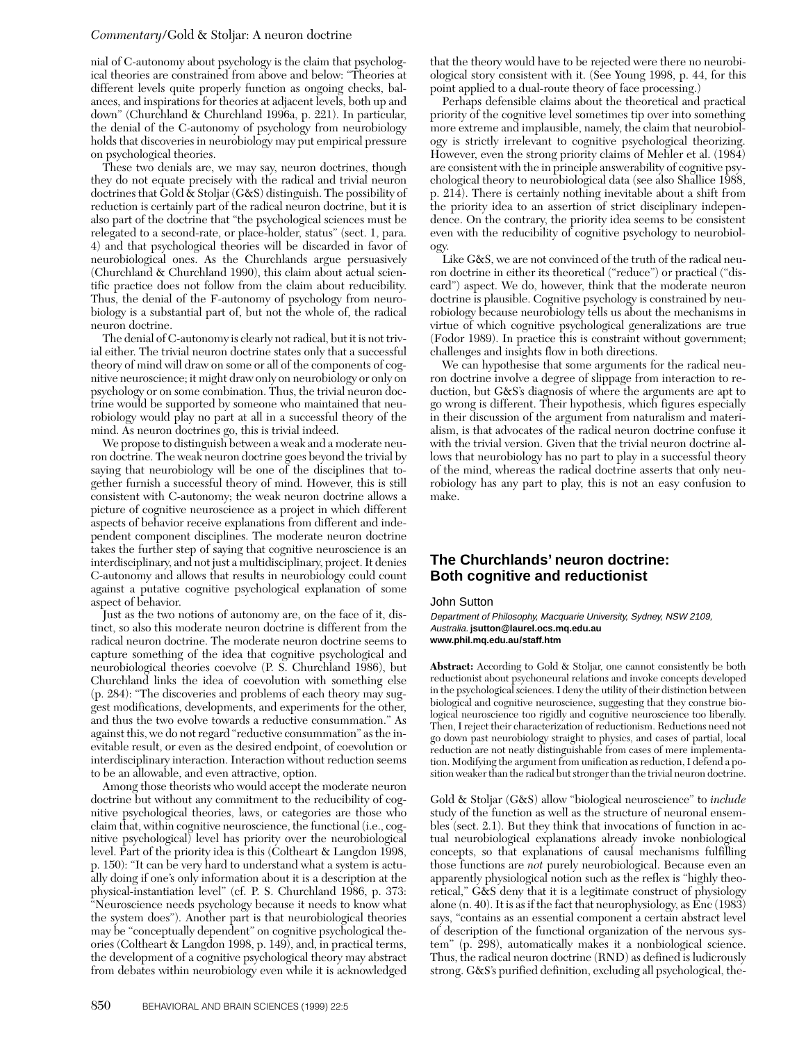nial of C-autonomy about psychology is the claim that psychological theories are constrained from above and below: "Theories at different levels quite properly function as ongoing checks, balances, and inspirations for theories at adjacent levels, both up and down" (Churchland & Churchland 1996a, p. 221). In particular, the denial of the C-autonomy of psychology from neurobiology holds that discoveries in neurobiology may put empirical pressure on psychological theories.

These two denials are, we may say, neuron doctrines, though they do not equate precisely with the radical and trivial neuron doctrines that Gold & Stoljar (G&S) distinguish. The possibility of reduction is certainly part of the radical neuron doctrine, but it is also part of the doctrine that "the psychological sciences must be relegated to a second-rate, or place-holder, status" (sect. 1, para. 4) and that psychological theories will be discarded in favor of neurobiological ones. As the Churchlands argue persuasively (Churchland & Churchland 1990), this claim about actual scientific practice does not follow from the claim about reducibility. Thus, the denial of the F-autonomy of psychology from neurobiology is a substantial part of, but not the whole of, the radical neuron doctrine.

The denial of C-autonomy is clearly not radical, but it is not trivial either. The trivial neuron doctrine states only that a successful theory of mind will draw on some or all of the components of cognitive neuroscience; it might draw only on neurobiology or only on psychology or on some combination. Thus, the trivial neuron doctrine would be supported by someone who maintained that neurobiology would play no part at all in a successful theory of the mind. As neuron doctrines go, this is trivial indeed.

We propose to distinguish between a weak and a moderate neuron doctrine. The weak neuron doctrine goes beyond the trivial by saying that neurobiology will be one of the disciplines that together furnish a successful theory of mind. However, this is still consistent with C-autonomy; the weak neuron doctrine allows a picture of cognitive neuroscience as a project in which different aspects of behavior receive explanations from different and independent component disciplines. The moderate neuron doctrine takes the further step of saying that cognitive neuroscience is an interdisciplinary, and not just a multidisciplinary, project. It denies C-autonomy and allows that results in neurobiology could count against a putative cognitive psychological explanation of some aspect of behavior.

Just as the two notions of autonomy are, on the face of it, distinct, so also this moderate neuron doctrine is different from the radical neuron doctrine. The moderate neuron doctrine seems to capture something of the idea that cognitive psychological and neurobiological theories coevolve (P. S. Churchland 1986), but Churchland links the idea of coevolution with something else (p. 284): "The discoveries and problems of each theory may suggest modifications, developments, and experiments for the other, and thus the two evolve towards a reductive consummation." As against this, we do not regard "reductive consummation" as the inevitable result, or even as the desired endpoint, of coevolution or interdisciplinary interaction. Interaction without reduction seems to be an allowable, and even attractive, option.

Among those theorists who would accept the moderate neuron doctrine but without any commitment to the reducibility of cognitive psychological theories, laws, or categories are those who claim that, within cognitive neuroscience, the functional (i.e., cognitive psychological) level has priority over the neurobiological level. Part of the priority idea is this (Coltheart & Langdon 1998, p. 150): "It can be very hard to understand what a system is actually doing if one's only information about it is a description at the physical-instantiation level" (cf. P. S. Churchland 1986, p. 373: "Neuroscience needs psychology because it needs to know what the system does"). Another part is that neurobiological theories may be "conceptually dependent" on cognitive psychological theories (Coltheart & Langdon 1998, p. 149), and, in practical terms, the development of a cognitive psychological theory may abstract from debates within neurobiology even while it is acknowledged that the theory would have to be rejected were there no neurobiological story consistent with it. (See Young 1998, p. 44, for this point applied to a dual-route theory of face processing.)

Perhaps defensible claims about the theoretical and practical priority of the cognitive level sometimes tip over into something more extreme and implausible, namely, the claim that neurobiology is strictly irrelevant to cognitive psychological theorizing. However, even the strong priority claims of Mehler et al. (1984) are consistent with the in principle answerability of cognitive psychological theory to neurobiological data (see also Shallice 1988, p. 214). There is certainly nothing inevitable about a shift from the priority idea to an assertion of strict disciplinary independence. On the contrary, the priority idea seems to be consistent even with the reducibility of cognitive psychology to neurobiology.

Like G&S, we are not convinced of the truth of the radical neuron doctrine in either its theoretical ("reduce") or practical ("discard") aspect. We do, however, think that the moderate neuron doctrine is plausible. Cognitive psychology is constrained by neurobiology because neurobiology tells us about the mechanisms in virtue of which cognitive psychological generalizations are true (Fodor 1989). In practice this is constraint without government; challenges and insights flow in both directions.

We can hypothesise that some arguments for the radical neuron doctrine involve a degree of slippage from interaction to reduction, but G&S's diagnosis of where the arguments are apt to go wrong is different. Their hypothesis, which figures especially in their discussion of the argument from naturalism and materialism, is that advocates of the radical neuron doctrine confuse it with the trivial version. Given that the trivial neuron doctrine allows that neurobiology has no part to play in a successful theory of the mind, whereas the radical doctrine asserts that only neurobiology has any part to play, this is not an easy confusion to make.

## The Churchlands' neuron doctrine: Both cognitive and reductionist

John Sutton

*Department of Philosophy, Macquarie University, Sydney, NSW 2109, Australia.* **jsutton@laurel.ocs.mq.edu.au**
**www.phil.mq.edu.au/staff.htm**

**Abstract:** According to Gold & Stoljar, one cannot consistently be both reductionist about psychoneural relations and invoke concepts developed in the psychological sciences. I deny the utility of their distinction between biological and cognitive neuroscience, suggesting that they construe biological neuroscience too rigidly and cognitive neuroscience too liberally. Then, I reject their characterization of reductionism. Reductions need not go down past neurobiology straight to physics, and cases of partial, local reduction are not neatly distinguishable from cases of mere implementation. Modifying the argument from unification as reduction, I defend a position weaker than the radical but stronger than the trivial neuron doctrine.

Gold & Stoljar (G&S) allow "biological neuroscience" to *include* study of the function as well as the structure of neuronal ensembles (sect. 2.1). But they think that invocations of function in actual neurobiological explanations already invoke nonbiological concepts, so that explanations of causal mechanisms fulfilling those functions are *not* purely neurobiological. Because even an apparently physiological notion such as the reflex is "highly theoretical," G&S deny that it is a legitimate construct of physiology alone (n. 40). It is as if the fact that neurophysiology, as Enc (1983) says, "contains as an essential component a certain abstract level of description of the functional organization of the nervous system" (p. 298), automatically makes it a nonbiological science. Thus, the radical neuron doctrine (RND) as defined is ludicrously strong. G&S's purified definition, excluding all psychological, the-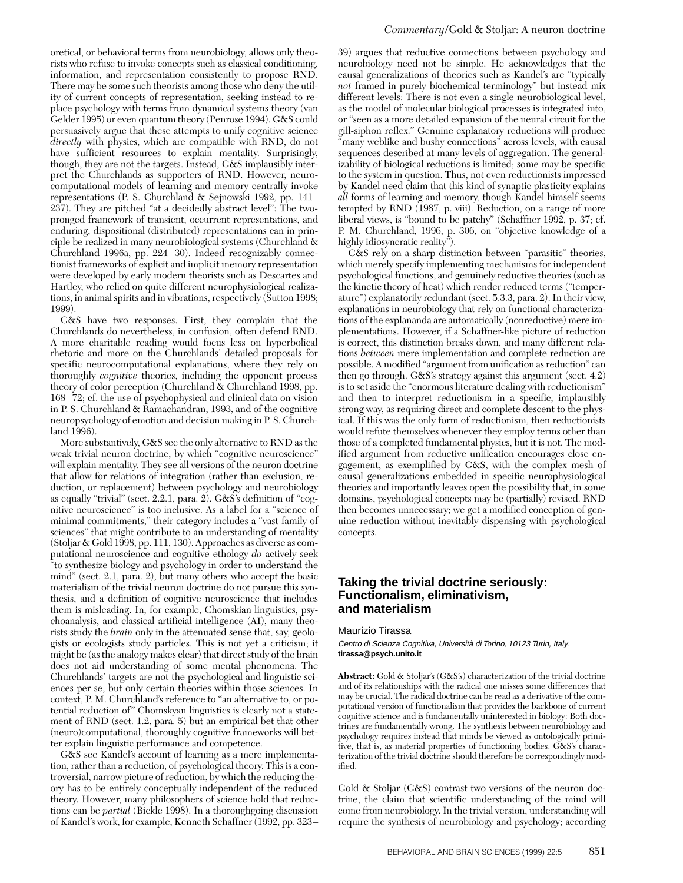oretical, or behavioral terms from neurobiology, allows only theorists who refuse to invoke concepts such as classical conditioning, information, and representation consistently to propose RND. There may be some such theorists among those who deny the utility of current concepts of representation, seeking instead to replace psychology with terms from dynamical systems theory (van Gelder 1995) or even quantum theory (Penrose 1994). G&S could persuasively argue that these attempts to unify cognitive science *directly* with physics, which are compatible with RND, do not have sufficient resources to explain mentality. Surprisingly, though, they are not the targets. Instead, G&S implausibly interpret the Churchlands as supporters of RND. However, neurocomputational models of learning and memory centrally invoke representations (P. S. Churchland & Sejnowski 1992, pp. 141–237). They are pitched "at a decidedly abstract level": The two-pronged framework of transient, occurrent representations, and enduring, dispositional (distributed) representations can in principle be realized in many neurobiological systems (Churchland & Churchland 1996a, pp. 224–30). Indeed recognizably connectionist frameworks of explicit and implicit memory representation were developed by early modern theorists such as Descartes and Hartley, who relied on quite different neurophysiological realizations, in animal spirits and in vibrations, respectively (Sutton 1998; 1999).

G&S have two responses. First, they complain that the Churchlands do nevertheless, in confusion, often defend RND. A more charitable reading would focus less on hyperbolical rhetoric and more on the Churchlands' detailed proposals for specific neurocomputational explanations, where they rely on thoroughly *cognitive* theories, including the opponent process theory of color perception (Churchland & Churchland 1998, pp. 168–72; cf. the use of psychophysical and clinical data on vision in P. S. Churchland & Ramachandran, 1993, and of the cognitive neuropsychology of emotion and decision making in P. S. Churchland 1996).

More substantively, G&S see the only alternative to RND as the weak trivial neuron doctrine, by which "cognitive neuroscience" will explain mentality. They see all versions of the neuron doctrine that allow for relations of integration (rather than exclusion, reduction, or replacement) between psychology and neurobiology as equally "trivial" (sect. 2.2.1, para. 2). G&S's definition of "cognitive neuroscience" is too inclusive. As a label for a "science of minimal commitments," their category includes a "vast family of sciences" that might contribute to an understanding of mentality (Stoljar & Gold 1998, pp. 111, 130). Approaches as diverse as computational neuroscience and cognitive ethology *do* actively seek "to synthesize biology and psychology in order to understand the mind" (sect. 2.1, para. 2), but many others who accept the basic materialism of the trivial neuron doctrine do not pursue this synthesis, and a definition of cognitive neuroscience that includes them is misleading. In, for example, Chomskian linguistics, psychoanalysis, and classical artificial intelligence (AI), many theorists study the *brain* only in the attenuated sense that, say, geologists or ecologists study particles. This is not yet a criticism; it might be (as the analogy makes clear) that direct study of the brain does not aid understanding of some mental phenomena. The Churchlands' targets are not the psychological and linguistic sciences per se, but only certain theories within those sciences. In context, P. M. Churchland's reference to "an alternative to, or potential reduction of" Chomskyan linguistics is clearly not a statement of RND (sect. 1.2, para. 5) but an empirical bet that other (neuro)computational, thoroughly cognitive frameworks will better explain linguistic performance and competence.

G&S see Kandel's account of learning as a mere implementation, rather than a reduction, of psychological theory. This is a controversial, narrow picture of reduction, by which the reducing theory has to be entirely conceptually independent of the reduced theory. However, many philosophers of science hold that reductions can be *partial* (Bickle 1998). In a thoroughgoing discussion of Kandel's work, for example, Kenneth Schaffner (1992, pp. 323–39) argues that reductive connections between psychology and neurobiology need not be simple. He acknowledges that the causal generalizations of theories such as Kandel's are "typically *not* framed in purely biochemical terminology" but instead mix different levels: There is not even a single neurobiological level, as the model of molecular biological processes is integrated into, or "seen as a more detailed expansion of the neural circuit for the gill-siphon reflex." Genuine explanatory reductions will produce "many weblike and bushy connections" across levels, with causal sequences described at many levels of aggregation. The generalizability of biological reductions is limited; some may be specific to the system in question. Thus, not even reductionists impressed by Kandel need claim that this kind of synaptic plasticity explains *all* forms of learning and memory, though Kandel himself seems tempted by RND (1987, p. viii). Reduction, on a range of more liberal views, is "bound to be patchy" (Schaffner 1992, p. 37; cf. P. M. Churchland, 1996, p. 306, on "objective knowledge of a highly idiosyncratic reality").

G&S rely on a sharp distinction between "parasitic" theories, which merely specify implementing mechanisms for independent psychological functions, and genuinely reductive theories (such as the kinetic theory of heat) which render reduced terms ("temperature") explanatorily redundant (sect. 5.3.3, para. 2). In their view, explanations in neurobiology that rely on functional characterizations of the explananda are automatically (nonreductive) mere implementations. However, if a Schaffner-like picture of reduction is correct, this distinction breaks down, and many different relations *between* mere implementation and complete reduction are possible. A modified "argument from unification as reduction" can then go through. G&S's strategy against this argument (sect. 4.2) is to set aside the "enormous literature dealing with reductionism" and then to interpret reductionism in a specific, implausibly strong way, as requiring direct and complete descent to the physical. If this was the only form of reductionism, then reductionists would refute themselves whenever they employ terms other than those of a completed fundamental physics, but it is not. The modified argument from reductive unification encourages close engagement, as exemplified by G&S, with the complex mesh of causal generalizations embedded in specific neurophysiological theories and importantly leaves open the possibility that, in some domains, psychological concepts may be (partially) revised. RND then becomes unnecessary; we get a modified conception of genuine reduction without inevitably dispensing with psychological concepts.

## Taking the trivial doctrine seriously: Functionalism, eliminativism, and materialism

Maurizio Tirassa

*Centro di Scienza Cognitiva, Università di Torino, 10123 Turin, Italy.*
**tirassa@psych.unito.it**

**Abstract:** Gold & Stoljar's (G&S's) characterization of the trivial doctrine and of its relationships with the radical one misses some differences that may be crucial. The radical doctrine can be read as a derivative of the computational version of functionalism that provides the backbone of current cognitive science and is fundamentally uninterested in biology: Both doctrines are fundamentally wrong. The synthesis between neurobiology and psychology requires instead that minds be viewed as ontologically primitive, that is, as material properties of functioning bodies. G&S's characterization of the trivial doctrine should therefore be correspondingly modified.

Gold & Stoljar (G&S) contrast two versions of the neuron doctrine, the claim that scientific understanding of the mind will come from neurobiology. In the trivial version, understanding will require the synthesis of neurobiology and psychology; according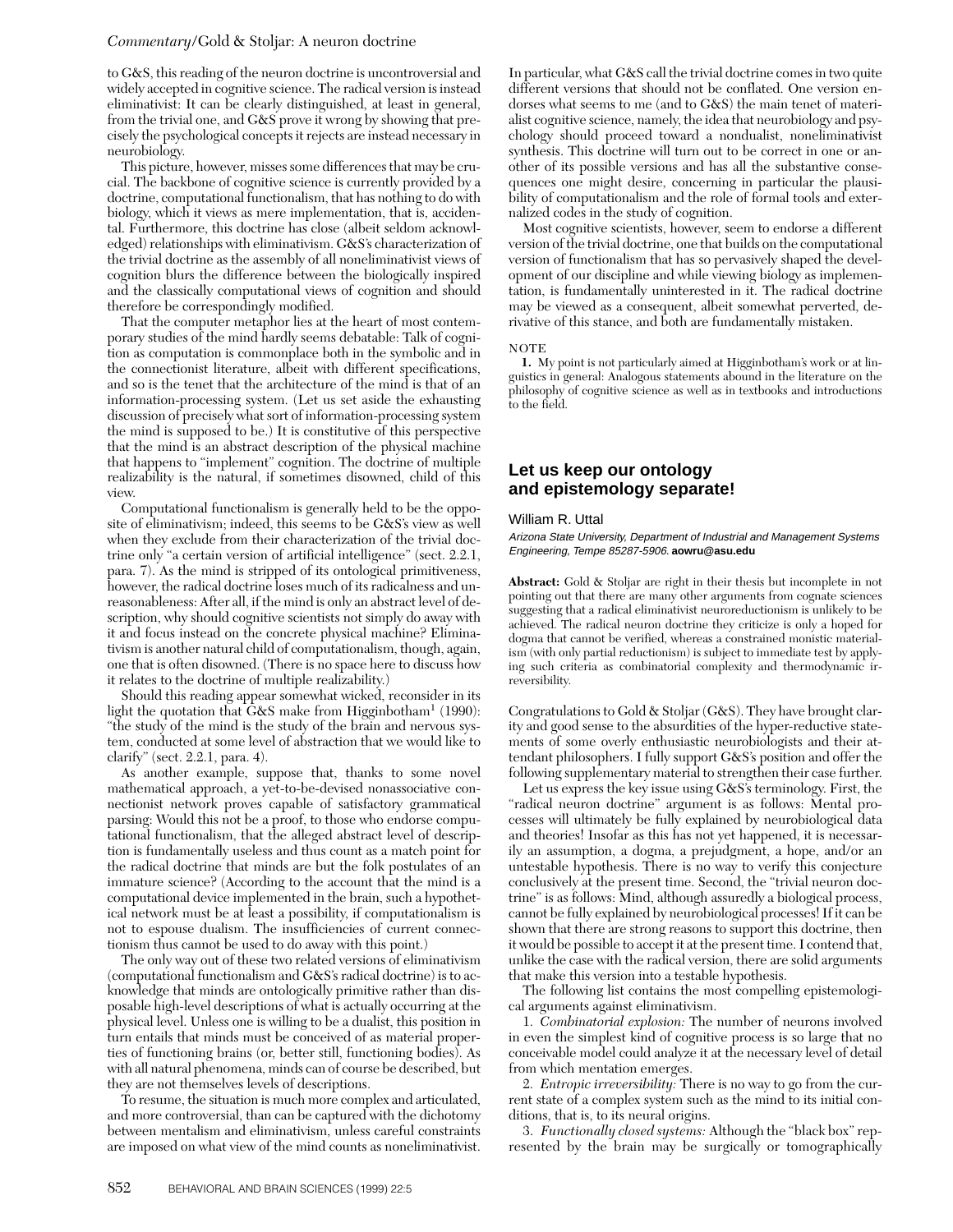to G&S, this reading of the neuron doctrine is uncontroversial and widely accepted in cognitive science. The radical version is instead eliminativist: It can be clearly distinguished, at least in general, from the trivial one, and G&S prove it wrong by showing that precisely the psychological concepts it rejects are instead necessary in neurobiology.

This picture, however, misses some differences that may be crucial. The backbone of cognitive science is currently provided by a doctrine, computational functionalism, that has nothing to do with biology, which it views as mere implementation, that is, accidental. Furthermore, this doctrine has close (albeit seldom acknowledged) relationships with eliminativism. G&S's characterization of the trivial doctrine as the assembly of all noneliminativist views of cognition blurs the difference between the biologically inspired and the classically computational views of cognition and should therefore be correspondingly modified.

That the computer metaphor lies at the heart of most contemporary studies of the mind hardly seems debatable: Talk of cognition as computation is commonplace both in the symbolic and in the connectionist literature, albeit with different specifications, and so is the tenet that the architecture of the mind is that of an information-processing system. (Let us set aside the exhausting discussion of precisely what sort of information-processing system the mind is supposed to be.) It is constitutive of this perspective that the mind is an abstract description of the physical machine that happens to "implement" cognition. The doctrine of multiple realizability is the natural, if sometimes disowned, child of this view.

Computational functionalism is generally held to be the opposite of eliminativism; indeed, this seems to be G&S's view as well when they exclude from their characterization of the trivial doctrine only "a certain version of artificial intelligence" (sect. 2.2.1, para. 7). As the mind is stripped of its ontological primitiveness, however, the radical doctrine loses much of its radicalness and unreasonableness: After all, if the mind is only an abstract level of description, why should cognitive scientists not simply do away with it and focus instead on the concrete physical machine? Eliminativism is another natural child of computationalism, though, again, one that is often disowned. (There is no space here to discuss how it relates to the doctrine of multiple realizability.)

Should this reading appear somewhat wicked, reconsider in its light the quotation that G&S make from Higginbotham[1] (1990): "the study of the mind is the study of the brain and nervous system, conducted at some level of abstraction that we would like to clarify" (sect. 2.2.1, para. 4).

As another example, suppose that, thanks to some novel mathematical approach, a yet-to-be-devised nonassociative connectionist network proves capable of satisfactory grammatical parsing: Would this not be a proof, to those who endorse computational functionalism, that the alleged abstract level of description is fundamentally useless and thus count as a match point for the radical doctrine that minds are but the folk postulates of an immature science? (According to the account that the mind is a computational device implemented in the brain, such a hypothetical network must be at least a possibility, if computationalism is not to espouse dualism. The insufficiencies of current connectionism thus cannot be used to do away with this point.)

The only way out of these two related versions of eliminativism (computational functionalism and G&S's radical doctrine) is to acknowledge that minds are ontologically primitive rather than disposable high-level descriptions of what is actually occurring at the physical level. Unless one is willing to be a dualist, this position in turn entails that minds must be conceived of as material properties of functioning brains (or, better still, functioning bodies). As with all natural phenomena, minds can of course be described, but they are not themselves levels of descriptions.

To resume, the situation is much more complex and articulated, and more controversial, than can be captured with the dichotomy between mentalism and eliminativism, unless careful constraints are imposed on what view of the mind counts as noneliminativist. In particular, what G&S call the trivial doctrine comes in two quite different versions that should not be conflated. One version endorses what seems to me (and to G&S) the main tenet of materialist cognitive science, namely, the idea that neurobiology and psychology should proceed toward a nondualist, noneliminativist synthesis. This doctrine will turn out to be correct in one or another of its possible versions and has all the substantive consequences one might desire, concerning in particular the plausibility of computationalism and the role of formal tools and externalized codes in the study of cognition.

Most cognitive scientists, however, seem to endorse a different version of the trivial doctrine, one that builds on the computational version of functionalism that has so pervasively shaped the development of our discipline and while viewing biology as implementation, is fundamentally uninterested in it. The radical doctrine may be viewed as a consequent, albeit somewhat perverted, derivative of this stance, and both are fundamentally mistaken.

NOTE

1. My point is not particularly aimed at Higginbotham's work or at linguistics in general: Analogous statements abound in the literature on the philosophy of cognitive science as well as in textbooks and introductions to the field.

## Let us keep our ontology and epistemology separate!

William R. Uttal

*Arizona State University, Department of Industrial and Management Systems Engineering, Tempe 85287-5906.* **aowru@asu.edu**

**Abstract:** Gold & Stoljar are right in their thesis but incomplete in not pointing out that there are many other arguments from cognate sciences suggesting that a radical eliminativist neuroreductionism is unlikely to be achieved. The radical neuron doctrine they criticize is only a hoped for dogma that cannot be verified, whereas a constrained monistic materialism (with only partial reductionism) is subject to immediate test by applying such criteria as combinatorial complexity and thermodynamic irreversibility.

Congratulations to Gold & Stoljar (G&S). They have brought clarity and good sense to the absurdities of the hyper-reductive statements of some overly enthusiastic neurobiologists and their attendant philosophers. I fully support G&S's position and offer the following supplementary material to strengthen their case further.

Let us express the key issue using G&S's terminology. First, the "radical neuron doctrine" argument is as follows: Mental processes will ultimately be fully explained by neurobiological data and theories! Insofar as this has not yet happened, it is necessarily an assumption, a dogma, a prejudgment, a hope, and/or an untestable hypothesis. There is no way to verify this conjecture conclusively at the present time. Second, the "trivial neuron doctrine" is as follows: Mind, although assuredly a biological process, cannot be fully explained by neurobiological processes! If it can be shown that there are strong reasons to support this doctrine, then it would be possible to accept it at the present time. I contend that, unlike the case with the radical version, there are solid arguments that make this version into a testable hypothesis.

The following list contains the most compelling epistemological arguments against eliminativism.

1. *Combinatorial explosion:* The number of neurons involved in even the simplest kind of cognitive process is so large that no conceivable model could analyze it at the necessary level of detail from which mentation emerges.

2. *Entropic irreversibility:* There is no way to go from the current state of a complex system such as the mind to its initial conditions, that is, to its neural origins.

3. *Functionally closed systems:* Although the "black box" represented by the brain may be surgically or tomographically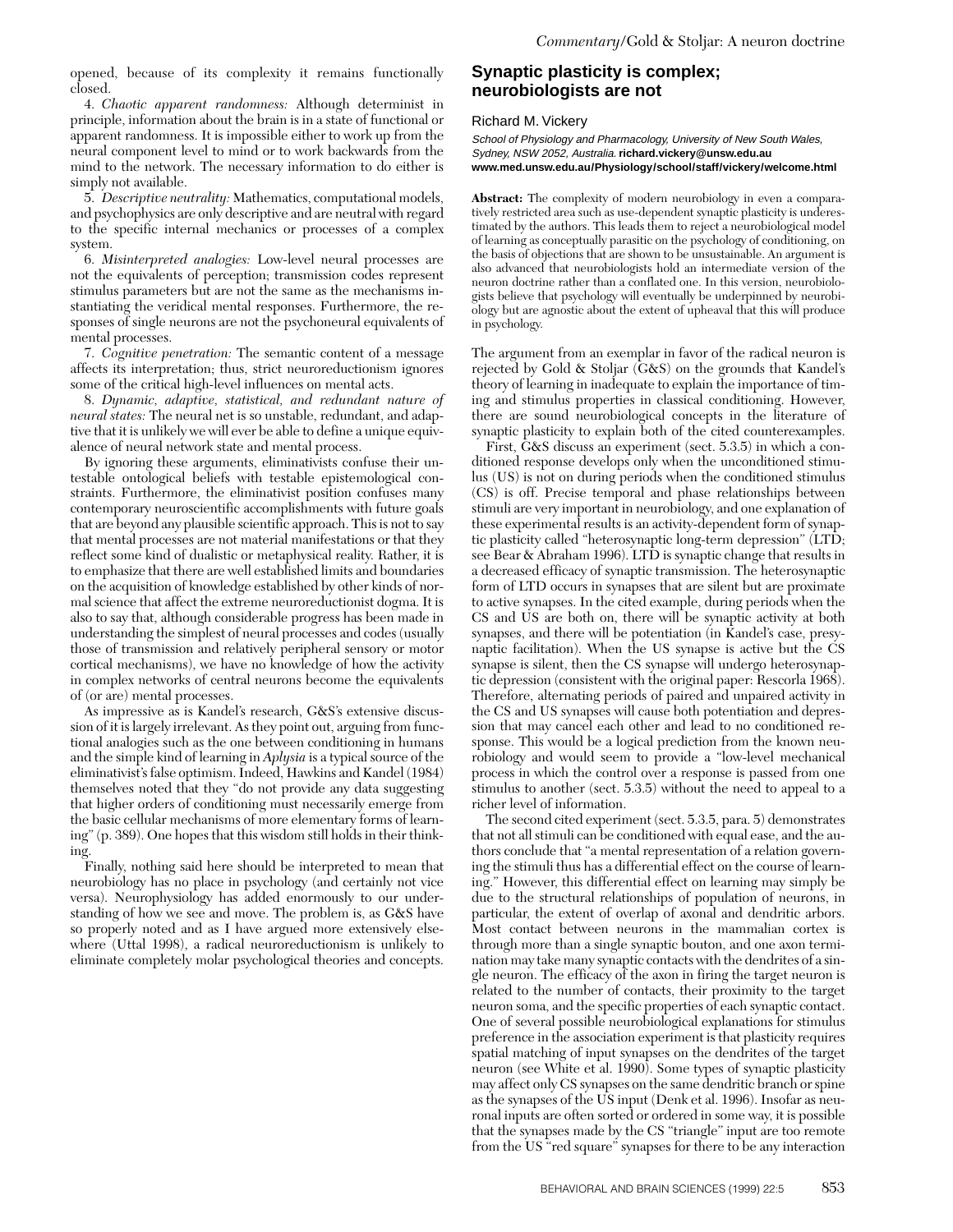opened, because of its complexity it remains functionally closed.

4. *Chaotic apparent randomness:* Although determinist in principle, information about the brain is in a state of functional or apparent randomness. It is impossible either to work up from the neural component level to mind or to work backwards from the mind to the network. The necessary information to do either is simply not available.

5. *Descriptive neutrality:* Mathematics, computational models, and psychophysics are only descriptive and are neutral with regard to the specific internal mechanics or processes of a complex system.

6. *Misinterpreted analogies:* Low-level neural processes are not the equivalents of perception; transmission codes represent stimulus parameters but are not the same as the mechanisms instantiating the veridical mental responses. Furthermore, the responses of single neurons are not the psychoneural equivalents of mental processes.

7. *Cognitive penetration:* The semantic content of a message affects its interpretation; thus, strict neuroreductionism ignores some of the critical high-level influences on mental acts.

8. *Dynamic, adaptive, statistical, and redundant nature of neural states:* The neural net is so unstable, redundant, and adaptive that it is unlikely we will ever be able to define a unique equivalence of neural network state and mental process.

By ignoring these arguments, eliminativists confuse their untestable ontological beliefs with testable epistemological constraints. Furthermore, the eliminativist position confuses many contemporary neuroscientific accomplishments with future goals that are beyond any plausible scientific approach. This is not to say that mental processes are not material manifestations or that they reflect some kind of dualistic or metaphysical reality. Rather, it is to emphasize that there are well established limits and boundaries on the acquisition of knowledge established by other kinds of normal science that affect the extreme neuroreductionist dogma. It is also to say that, although considerable progress has been made in understanding the simplest of neural processes and codes (usually those of transmission and relatively peripheral sensory or motor cortical mechanisms), we have no knowledge of how the activity in complex networks of central neurons become the equivalents of (or are) mental processes.

As impressive as is Kandel's research, G&S's extensive discussion of it is largely irrelevant. As they point out, arguing from functional analogies such as the one between conditioning in humans and the simple kind of learning in *Aplysia* is a typical source of the eliminativist's false optimism. Indeed, Hawkins and Kandel (1984) themselves noted that they "do not provide any data suggesting that higher orders of conditioning must necessarily emerge from the basic cellular mechanisms of more elementary forms of learning" (p. 389). One hopes that this wisdom still holds in their thinking.

Finally, nothing said here should be interpreted to mean that neurobiology has no place in psychology (and certainly not vice versa). Neurophysiology has added enormously to our understanding of how we see and move. The problem is, as G&S have so properly noted and as I have argued more extensively elsewhere (Uttal 1998), a radical neuroreductionism is unlikely to eliminate completely molar psychological theories and concepts.

## Synaptic plasticity is complex; neurobiologists are not

Richard M. Vickery

*School of Physiology and Pharmacology, University of New South Wales, Sydney, NSW 2052, Australia.* **richard.vickery@unsw.edu.au**
**www.med.unsw.edu.au/Physiology/school/staff/vickery/welcome.html**

**Abstract:** The complexity of modern neurobiology in even a comparatively restricted area such as use-dependent synaptic plasticity is underestimated by the authors. This leads them to reject a neurobiological model of learning as conceptually parasitic on the psychology of conditioning, on the basis of objections that are shown to be unsustainable. An argument is also advanced that neurobiologists hold an intermediate version of the neuron doctrine rather than a conflated one. In this version, neurobiologists believe that psychology will eventually be underpinned by neurobiology but are agnostic about the extent of upheaval that this will produce in psychology.

The argument from an exemplar in favor of the radical neuron is rejected by Gold & Stoljar (G&S) on the grounds that Kandel's theory of learning in inadequate to explain the importance of timing and stimulus properties in classical conditioning. However, there are sound neurobiological concepts in the literature of synaptic plasticity to explain both of the cited counterexamples.

First, G&S discuss an experiment (sect. 5.3.5) in which a conditioned response develops only when the unconditioned stimulus (US) is not on during periods when the conditioned stimulus (CS) is off. Precise temporal and phase relationships between stimuli are very important in neurobiology, and one explanation of these experimental results is an activity-dependent form of synaptic plasticity called "heterosynaptic long-term depression" (LTD; see Bear & Abraham 1996). LTD is synaptic change that results in a decreased efficacy of synaptic transmission. The heterosynaptic form of LTD occurs in synapses that are silent but are proximate to active synapses. In the cited example, during periods when the CS and US are both on, there will be synaptic activity at both synapses, and there will be potentiation (in Kandel's case, presynaptic facilitation). When the US synapse is active but the CS synapse is silent, then the CS synapse will undergo heterosynaptic depression (consistent with the original paper: Rescorla 1968). Therefore, alternating periods of paired and unpaired activity in the CS and US synapses will cause both potentiation and depression that may cancel each other and lead to no conditioned response. This would be a logical prediction from the known neurobiology and would seem to provide a "low-level mechanical process in which the control over a response is passed from one stimulus to another (sect. 5.3.5) without the need to appeal to a richer level of information.

The second cited experiment (sect. 5.3.5, para. 5) demonstrates that not all stimuli can be conditioned with equal ease, and the authors conclude that "a mental representation of a relation governing the stimuli thus has a differential effect on the course of learning." However, this differential effect on learning may simply be due to the structural relationships of population of neurons, in particular, the extent of overlap of axonal and dendritic arbors. Most contact between neurons in the mammalian cortex is through more than a single synaptic bouton, and one axon termination may take many synaptic contacts with the dendrites of a single neuron. The efficacy of the axon in firing the target neuron is related to the number of contacts, their proximity to the target neuron soma, and the specific properties of each synaptic contact. One of several possible neurobiological explanations for stimulus preference in the association experiment is that plasticity requires spatial matching of input synapses on the dendrites of the target neuron (see White et al. 1990). Some types of synaptic plasticity may affect only CS synapses on the same dendritic branch or spine as the synapses of the US input (Denk et al. 1996). Insofar as neuronal inputs are often sorted or ordered in some way, it is possible that the synapses made by the CS "triangle" input are too remote from the US "red square" synapses for there to be any interaction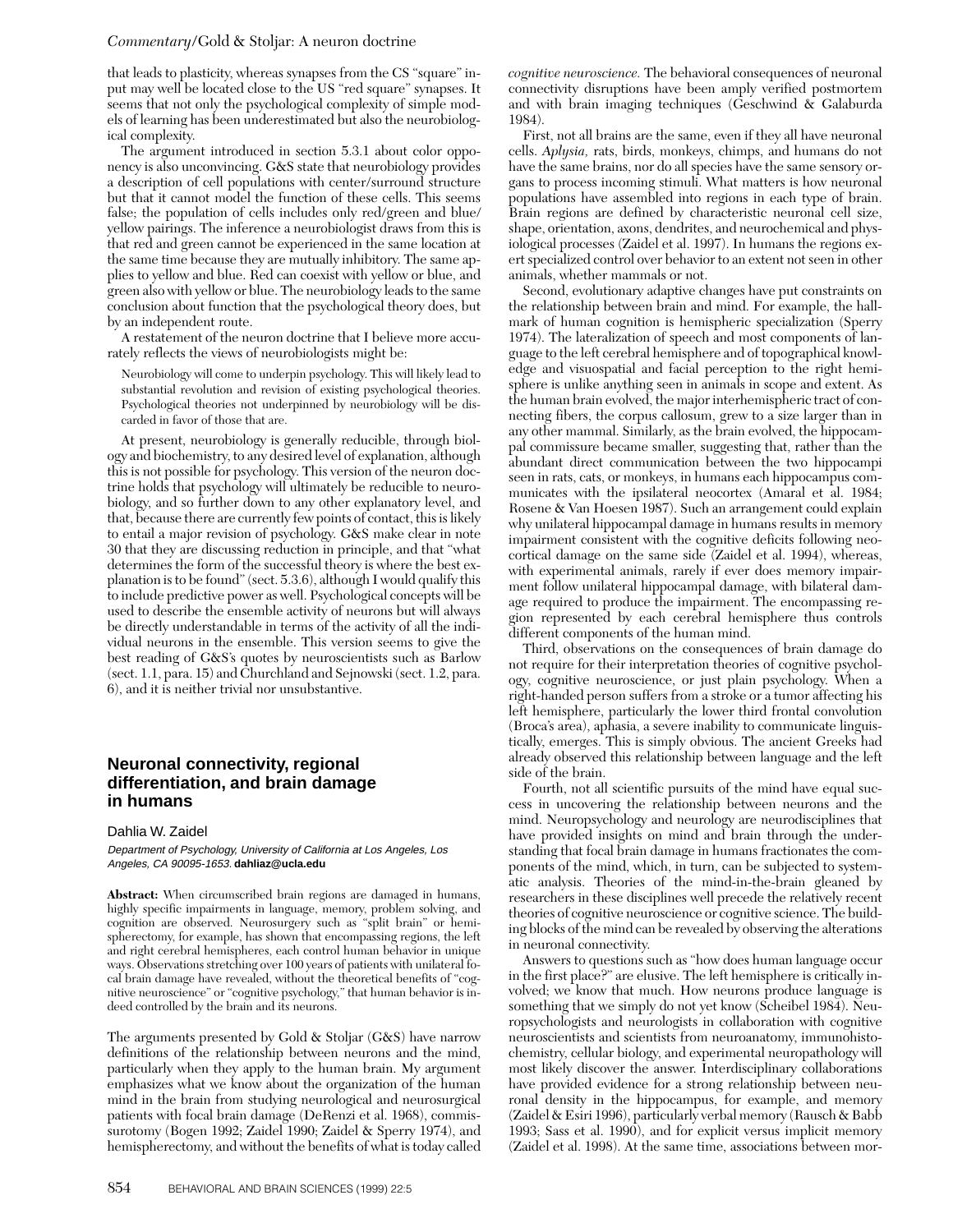that leads to plasticity, whereas synapses from the CS "square" input may well be located close to the US "red square" synapses. It seems that not only the psychological complexity of simple models of learning has been underestimated but also the neurobiological complexity.

The argument introduced in section 5.3.1 about color opponency is also unconvincing. G&S state that neurobiology provides a description of cell populations with center/surround structure but that it cannot model the function of these cells. This seems false; the population of cells includes only red/green and blue/yellow pairings. The inference a neurobiologist draws from this is that red and green cannot be experienced in the same location at the same time because they are mutually inhibitory. The same applies to yellow and blue. Red can coexist with yellow or blue, and green also with yellow or blue. The neurobiology leads to the same conclusion about function that the psychological theory does, but by an independent route.

A restatement of the neuron doctrine that I believe more accurately reflects the views of neurobiologists might be:

> Neurobiology will come to underpin psychology. This will likely lead to substantial revolution and revision of existing psychological theories. Psychological theories not underpinned by neurobiology will be discarded in favor of those that are.

At present, neurobiology is generally reducible, through biology and biochemistry, to any desired level of explanation, although this is not possible for psychology. This version of the neuron doctrine holds that psychology will ultimately be reducible to neurobiology, and so further down to any other explanatory level, and that, because there are currently few points of contact, this is likely to entail a major revision of psychology. G&S make clear in note 30 that they are discussing reduction in principle, and that "what determines the form of the successful theory is where the best explanation is to be found" (sect. 5.3.6), although I would qualify this to include predictive power as well. Psychological concepts will be used to describe the ensemble activity of neurons but will always be directly understandable in terms of the activity of all the individual neurons in the ensemble. This version seems to give the best reading of G&S's quotes by neuroscientists such as Barlow (sect. 1.1, para. 15) and Churchland and Sejnowski (sect. 1.2, para. 6), and it is neither trivial nor unsubstantive.

## Neuronal connectivity, regional differentiation, and brain damage in humans

Dahlia W. Zaidel

*Department of Psychology, University of California at Los Angeles, Los Angeles, CA 90095-1653.* **dahliaz@ucla.edu**

**Abstract:** When circumscribed brain regions are damaged in humans, highly specific impairments in language, memory, problem solving, and cognition are observed. Neurosurgery such as "split brain" or hemispherectomy, for example, has shown that encompassing regions, the left and right cerebral hemispheres, each control human behavior in unique ways. Observations stretching over 100 years of patients with unilateral focal brain damage have revealed, without the theoretical benefits of "cognitive neuroscience" or "cognitive psychology," that human behavior is indeed controlled by the brain and its neurons.

The arguments presented by Gold & Stoljar (G&S) have narrow definitions of the relationship between neurons and the mind, particularly when they apply to the human brain. My argument emphasizes what we know about the organization of the human mind in the brain from studying neurological and neurosurgical patients with focal brain damage (DeRenzi et al. 1968), commissurotomy (Bogen 1992; Zaidel 1990; Zaidel & Sperry 1974), and hemispherectomy, and without the benefits of what is today called *cognitive neuroscience.* The behavioral consequences of neuronal connectivity disruptions have been amply verified postmortem and with brain imaging techniques (Geschwind & Galaburda 1984).

First, not all brains are the same, even if they all have neuronal cells. *Aplysia,* rats, birds, monkeys, chimps, and humans do not have the same brains, nor do all species have the same sensory organs to process incoming stimuli. What matters is how neuronal populations have assembled into regions in each type of brain. Brain regions are defined by characteristic neuronal cell size, shape, orientation, axons, dendrites, and neurochemical and physiological processes (Zaidel et al. 1997). In humans the regions exert specialized control over behavior to an extent not seen in other animals, whether mammals or not.

Second, evolutionary adaptive changes have put constraints on the relationship between brain and mind. For example, the hallmark of human cognition is hemispheric specialization (Sperry 1974). The lateralization of speech and most components of language to the left cerebral hemisphere and of topographical knowledge and visuospatial and facial perception to the right hemisphere is unlike anything seen in animals in scope and extent. As the human brain evolved, the major interhemispheric tract of connecting fibers, the corpus callosum, grew to a size larger than in any other mammal. Similarly, as the brain evolved, the hippocampal commissure became smaller, suggesting that, rather than the abundant direct communication between the two hippocampi seen in rats, cats, or monkeys, in humans each hippocampus communicates with the ipsilateral neocortex (Amaral et al. 1984; Rosene & Van Hoesen 1987). Such an arrangement could explain why unilateral hippocampal damage in humans results in memory impairment consistent with the cognitive deficits following neocortical damage on the same side (Zaidel et al. 1994), whereas, with experimental animals, rarely if ever does memory impairment follow unilateral hippocampal damage, with bilateral damage required to produce the impairment. The encompassing region represented by each cerebral hemisphere thus controls different components of the human mind.

Third, observations on the consequences of brain damage do not require for their interpretation theories of cognitive psychology, cognitive neuroscience, or just plain psychology. When a right-handed person suffers from a stroke or a tumor affecting his left hemisphere, particularly the lower third frontal convolution (Broca's area), aphasia, a severe inability to communicate linguistically, emerges. This is simply obvious. The ancient Greeks had already observed this relationship between language and the left side of the brain.

Fourth, not all scientific pursuits of the mind have equal success in uncovering the relationship between neurons and the mind. Neuropsychology and neurology are neurodisciplines that have provided insights on mind and brain through the understanding that focal brain damage in humans fractionates the components of the mind, which, in turn, can be subjected to systematic analysis. Theories of the mind-in-the-brain gleaned by researchers in these disciplines well precede the relatively recent theories of cognitive neuroscience or cognitive science. The building blocks of the mind can be revealed by observing the alterations in neuronal connectivity.

Answers to questions such as "how does human language occur in the first place?" are elusive. The left hemisphere is critically involved; we know that much. How neurons produce language is something that we simply do not yet know (Scheibel 1984). Neuropsychologists and neurologists in collaboration with cognitive neuroscientists and scientists from neuroanatomy, immunohistochemistry, cellular biology, and experimental neuropathology will most likely discover the answer. Interdisciplinary collaborations have provided evidence for a strong relationship between neuronal density in the hippocampus, for example, and memory (Zaidel & Esiri 1996), particularly verbal memory (Rausch & Babb 1993; Sass et al. 1990), and for explicit versus implicit memory (Zaidel et al. 1998). At the same time, associations between mor-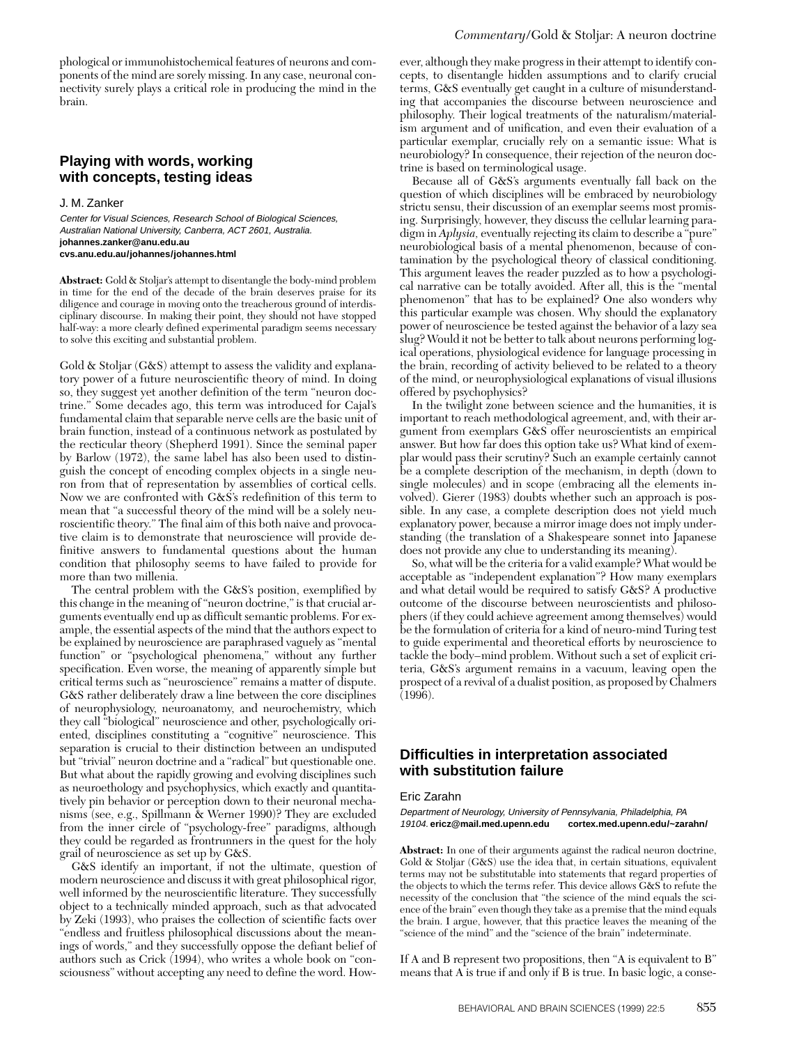phological or immunohistochemical features of neurons and components of the mind are sorely missing. In any case, neuronal connectivity surely plays a critical role in producing the mind in the brain.

## Playing with words, working with concepts, testing ideas

J. M. Zanker

*Center for Visual Sciences, Research School of Biological Sciences, Australian National University, Canberra, ACT 2601, Australia.*
**johannes.zanker@anu.edu.au**
**cvs.anu.edu.au/johannes/johannes.html**

**Abstract:** Gold & Stoljar's attempt to disentangle the body-mind problem in time for the end of the decade of the brain deserves praise for its diligence and courage in moving onto the treacherous ground of interdisciplinary discourse. In making their point, they should not have stopped half-way: a more clearly defined experimental paradigm seems necessary to solve this exciting and substantial problem.

Gold & Stoljar (G&S) attempt to assess the validity and explanatory power of a future neuroscientific theory of mind. In doing so, they suggest yet another definition of the term "neuron doctrine." Some decades ago, this term was introduced for Cajal's fundamental claim that separable nerve cells are the basic unit of brain function, instead of a continuous network as postulated by the recticular theory (Shepherd 1991). Since the seminal paper by Barlow (1972), the same label has also been used to distinguish the concept of encoding complex objects in a single neuron from that of representation by assemblies of cortical cells. Now we are confronted with G&S's redefinition of this term to mean that "a successful theory of the mind will be a solely neuroscientific theory." The final aim of this both naive and provocative claim is to demonstrate that neuroscience will provide definitive answers to fundamental questions about the human condition that philosophy seems to have failed to provide for more than two millenia.

The central problem with the G&S's position, exemplified by this change in the meaning of "neuron doctrine," is that crucial arguments eventually end up as difficult semantic problems. For example, the essential aspects of the mind that the authors expect to be explained by neuroscience are paraphrased vaguely as "mental function" or "psychological phenomena," without any further specification. Even worse, the meaning of apparently simple but critical terms such as "neuroscience" remains a matter of dispute. G&S rather deliberately draw a line between the core disciplines of neurophysiology, neuroanatomy, and neurochemistry, which they call "biological" neuroscience and other, psychologically oriented, disciplines constituting a "cognitive" neuroscience. This separation is crucial to their distinction between an undisputed but "trivial" neuron doctrine and a "radical" but questionable one. But what about the rapidly growing and evolving disciplines such as neuroethology and psychophysics, which exactly and quantitatively pin behavior or perception down to their neuronal mechanisms (see, e.g., Spillmann & Werner 1990)? They are excluded from the inner circle of "psychology-free" paradigms, although they could be regarded as frontrunners in the quest for the holy grail of neuroscience as set up by G&S.

G&S identify an important, if not the ultimate, question of modern neuroscience and discuss it with great philosophical rigor, well informed by the neuroscientific literature. They successfully object to a technically minded approach, such as that advocated by Zeki (1993), who praises the collection of scientific facts over "endless and fruitless philosophical discussions about the meanings of words," and they successfully oppose the defiant belief of authors such as Crick (1994), who writes a whole book on "consciousness" without accepting any need to define the word. However, although they make progress in their attempt to identify concepts, to disentangle hidden assumptions and to clarify crucial terms, G&S eventually get caught in a culture of misunderstanding that accompanies the discourse between neuroscience and philosophy. Their logical treatments of the naturalism/materialism argument and of unification, and even their evaluation of a particular exemplar, crucially rely on a semantic issue: What is neurobiology? In consequence, their rejection of the neuron doctrine is based on terminological usage.

Because all of G&S's arguments eventually fall back on the question of which disciplines will be embraced by neurobiology strictu sensu, their discussion of an exemplar seems most promising. Surprisingly, however, they discuss the cellular learning paradigm in *Aplysia*, eventually rejecting its claim to describe a "pure" neurobiological basis of a mental phenomenon, because of contamination by the psychological theory of classical conditioning. This argument leaves the reader puzzled as to how a psychological narrative can be totally avoided. After all, this is the "mental phenomenon" that has to be explained? One also wonders why this particular example was chosen. Why should the explanatory power of neuroscience be tested against the behavior of a lazy sea slug? Would it not be better to talk about neurons performing logical operations, physiological evidence for language processing in the brain, recording of activity believed to be related to a theory of the mind, or neurophysiological explanations of visual illusions offered by psychophysics?

In the twilight zone between science and the humanities, it is important to reach methodological agreement, and, with their argument from exemplars G&S offer neuroscientists an empirical answer. But how far does this option take us? What kind of exemplar would pass their scrutiny? Such an example certainly cannot be a complete description of the mechanism, in depth (down to single molecules) and in scope (embracing all the elements involved). Gierer (1983) doubts whether such an approach is possible. In any case, a complete description does not yield much explanatory power, because a mirror image does not imply understanding (the translation of a Shakespeare sonnet into Japanese does not provide any clue to understanding its meaning).

So, what will be the criteria for a valid example? What would be acceptable as "independent explanation"? How many exemplars and what detail would be required to satisfy G&S? A productive outcome of the discourse between neuroscientists and philosophers (if they could achieve agreement among themselves) would be the formulation of criteria for a kind of neuro-mind Turing test to guide experimental and theoretical efforts by neuroscience to tackle the body–mind problem. Without such a set of explicit criteria, G&S's argument remains in a vacuum, leaving open the prospect of a revival of a dualist position, as proposed by Chalmers (1996).

## Difficulties in interpretation associated with substitution failure

Eric Zarahn

*Department of Neurology, University of Pennsylvania, Philadelphia, PA 19104.* **ericz@mail.med.upenn.edu** **cortex.med.upenn.edu/~zarahn/**

**Abstract:** In one of their arguments against the radical neuron doctrine, Gold & Stoljar (G&S) use the idea that, in certain situations, equivalent terms may not be substitutable into statements that regard properties of the objects to which the terms refer. This device allows G&S to refute the necessity of the conclusion that "the science of the mind equals the science of the brain" even though they take as a premise that the mind equals the brain. I argue, however, that this practice leaves the meaning of the "science of the mind" and the "science of the brain" indeterminate.

If A and B represent two propositions, then "A is equivalent to B" means that A is true if and only if B is true. In basic logic, a conse-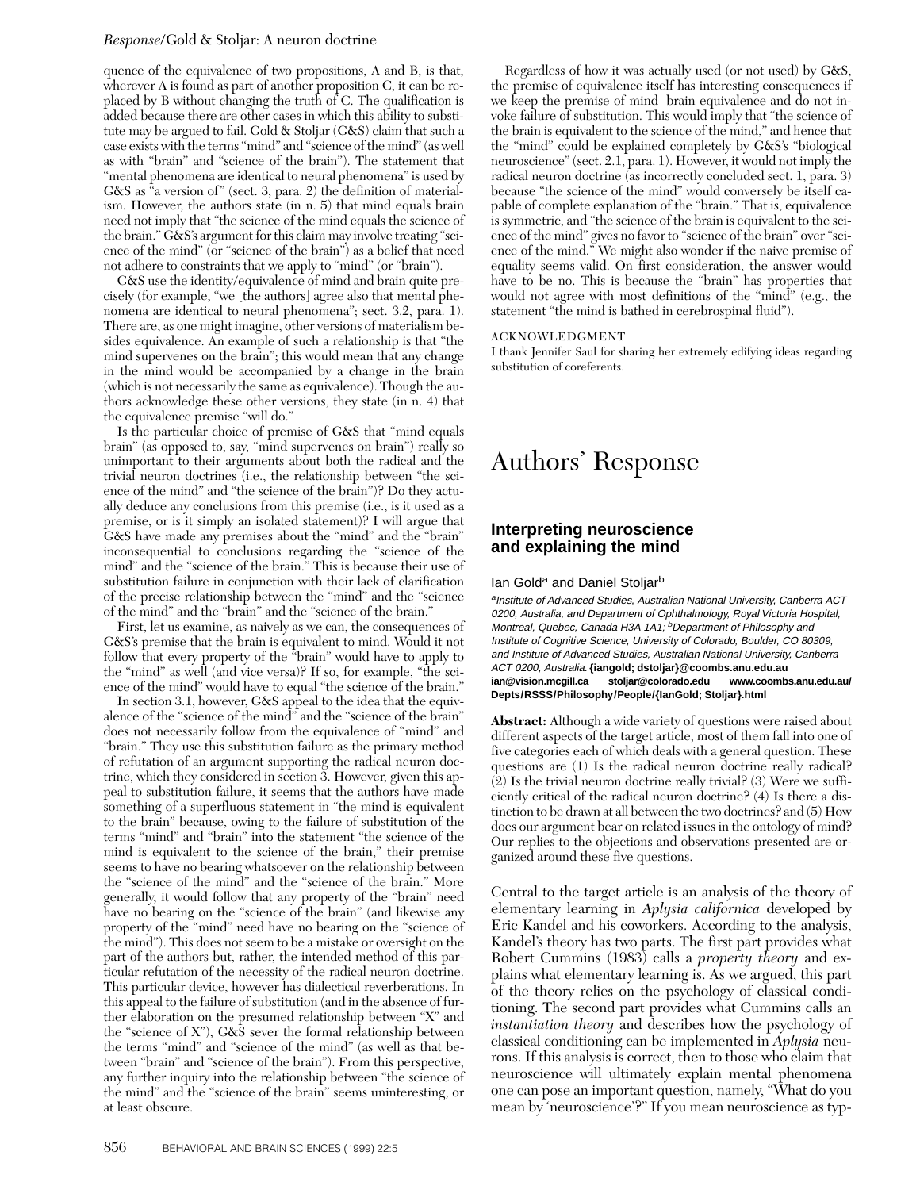quence of the equivalence of two propositions, A and B, is that, wherever A is found as part of another proposition C, it can be replaced by B without changing the truth of C. The qualification is added because there are other cases in which this ability to substitute may be argued to fail. Gold & Stoljar (G&S) claim that such a case exists with the terms "mind" and "science of the mind" (as well as with "brain" and "science of the brain"). The statement that "mental phenomena are identical to neural phenomena" is used by G&S as "a version of" (sect. 3, para. 2) the definition of materialism. However, the authors state (in n. 5) that mind equals brain need not imply that "the science of the mind equals the science of the brain." G&S's argument for this claim may involve treating "science of the mind" (or "science of the brain") as a belief that need not adhere to constraints that we apply to "mind" (or "brain").

G&S use the identity/equivalence of mind and brain quite precisely (for example, "we [the authors] agree also that mental phenomena are identical to neural phenomena"; sect. 3.2, para. 1). There are, as one might imagine, other versions of materialism besides equivalence. An example of such a relationship is that "the mind supervenes on the brain"; this would mean that any change in the mind would be accompanied by a change in the brain (which is not necessarily the same as equivalence). Though the authors acknowledge these other versions, they state (in n. 4) that the equivalence premise "will do."

Is the particular choice of premise of G&S that "mind equals brain" (as opposed to, say, "mind supervenes on brain") really so unimportant to their arguments about both the radical and the trivial neuron doctrines (i.e., the relationship between "the science of the mind" and "the science of the brain")? Do they actually deduce any conclusions from this premise (i.e., is it used as a premise, or is it simply an isolated statement)? I will argue that G&S have made any premises about the "mind" and the "brain" inconsequential to conclusions regarding the "science of the mind" and the "science of the brain." This is because their use of substitution failure in conjunction with their lack of clarification of the precise relationship between the "mind" and the "science of the mind" and the "brain" and the "science of the brain."

First, let us examine, as naively as we can, the consequences of G&S's premise that the brain is equivalent to mind. Would it not follow that every property of the "brain" would have to apply to the "mind" as well (and vice versa)? If so, for example, "the science of the mind" would have to equal "the science of the brain."

In section 3.1, however, G&S appeal to the idea that the equivalence of the "science of the mind" and the "science of the brain" does not necessarily follow from the equivalence of "mind" and "brain." They use this substitution failure as the primary method of refutation of an argument supporting the radical neuron doctrine, which they considered in section 3. However, given this appeal to substitution failure, it seems that the authors have made something of a superfluous statement in "the mind is equivalent to the brain" because, owing to the failure of substitution of the terms "mind" and "brain" into the statement "the science of the mind is equivalent to the science of the brain," their premise seems to have no bearing whatsoever on the relationship between the "science of the mind" and the "science of the brain." More generally, it would follow that any property of the "brain" need have no bearing on the "science of the brain" (and likewise any property of the "mind" need have no bearing on the "science of the mind"). This does not seem to be a mistake or oversight on the part of the authors but, rather, the intended method of this particular refutation of the necessity of the radical neuron doctrine. This particular device, however has dialectical reverberations. In this appeal to the failure of substitution (and in the absence of further elaboration on the presumed relationship between "X" and the "science of X"), G&S sever the formal relationship between the terms "mind" and "science of the mind" (as well as that between "brain" and "science of the brain"). From this perspective, any further inquiry into the relationship between "the science of the mind" and the "science of the brain" seems uninteresting, or at least obscure.

Regardless of how it was actually used (or not used) by G&S, the premise of equivalence itself has interesting consequences if we keep the premise of mind–brain equivalence and do not invoke failure of substitution. This would imply that "the science of the brain is equivalent to the science of the mind," and hence that the "mind" could be explained completely by G&S's "biological neuroscience" (sect. 2.1, para. 1). However, it would not imply the radical neuron doctrine (as incorrectly concluded sect. 1, para. 3) because "the science of the mind" would conversely be itself capable of complete explanation of the "brain." That is, equivalence is symmetric, and "the science of the brain is equivalent to the science of the mind" gives no favor to "science of the brain" over "science of the mind." We might also wonder if the naive premise of equality seems valid. On first consideration, the answer would have to be no. This is because the "brain" has properties that would not agree with most definitions of the "mind" (e.g., the statement "the mind is bathed in cerebrospinal fluid").

ACKNOWLEDGMENT

I thank Jennifer Saul for sharing her extremely edifying ideas regarding substitution of coreferents.

# Authors' Response

## Interpreting neuroscience and explaining the mind

Ian Gold[a] and Daniel Stoljar[b]

[a]*Institute of Advanced Studies, Australian National University, Canberra ACT 0200, Australia, and Department of Ophthalmology, Royal Victoria Hospital, Montreal, Quebec, Canada H3A 1A1;* [b]*Department of Philosophy and Institute of Cognitive Science, University of Colorado, Boulder, CO 80309, and Institute of Advanced Studies, Australian National University, Canberra ACT 0200, Australia.* **{iangold; dstoljar}@coombs.anu.edu.au ian@vision.mcgill.ca stoljar@colorado.edu www.coombs.anu.edu.au/Depts/RSSS/Philosophy/People/{IanGold; Stoljar}.html**

**Abstract:** Although a wide variety of questions were raised about different aspects of the target article, most of them fall into one of five categories each of which deals with a general question. These questions are (1) Is the radical neuron doctrine really radical? (2) Is the trivial neuron doctrine really trivial? (3) Were we sufficiently critical of the radical neuron doctrine? (4) Is there a distinction to be drawn at all between the two doctrines? and (5) How does our argument bear on related issues in the ontology of mind? Our replies to the objections and observations presented are organized around these five questions.

Central to the target article is an analysis of the theory of elementary learning in *Aplysia californica* developed by Eric Kandel and his coworkers. According to the analysis, Kandel's theory has two parts. The first part provides what Robert Cummins (1983) calls a *property theory* and explains what elementary learning is. As we argued, this part of the theory relies on the psychology of classical conditioning. The second part provides what Cummins calls an *instantiation theory* and describes how the psychology of classical conditioning can be implemented in *Aplysia* neurons. If this analysis is correct, then to those who claim that neuroscience will ultimately explain mental phenomena one can pose an important question, namely, "What do you mean by 'neuroscience'?" If you mean neuroscience as typ-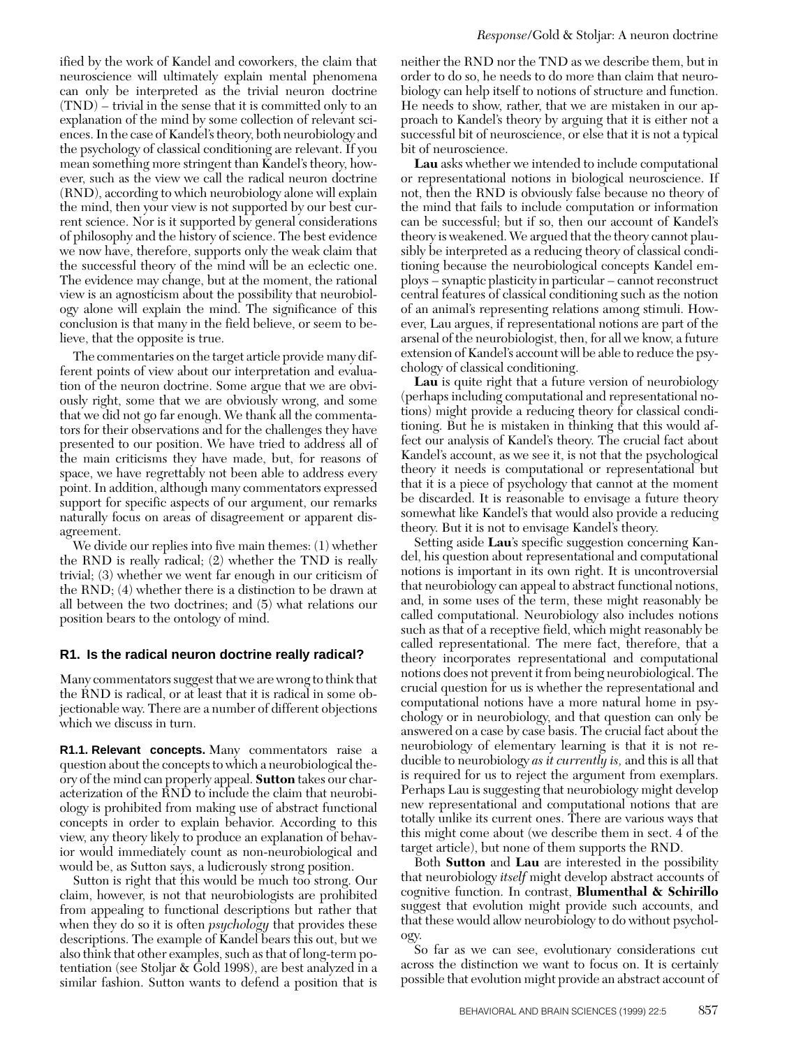ified by the work of Kandel and coworkers, the claim that neuroscience will ultimately explain mental phenomena can only be interpreted as the trivial neuron doctrine (TND) – trivial in the sense that it is committed only to an explanation of the mind by some collection of relevant sciences. In the case of Kandel's theory, both neurobiology and the psychology of classical conditioning are relevant. If you mean something more stringent than Kandel's theory, however, such as the view we call the radical neuron doctrine (RND), according to which neurobiology alone will explain the mind, then your view is not supported by our best current science. Nor is it supported by general considerations of philosophy and the history of science. The best evidence we now have, therefore, supports only the weak claim that the successful theory of the mind will be an eclectic one. The evidence may change, but at the moment, the rational view is an agnosticism about the possibility that neurobiology alone will explain the mind. The significance of this conclusion is that many in the field believe, or seem to believe, that the opposite is true.

The commentaries on the target article provide many different points of view about our interpretation and evaluation of the neuron doctrine. Some argue that we are obviously right, some that we are obviously wrong, and some that we did not go far enough. We thank all the commentators for their observations and for the challenges they have presented to our position. We have tried to address all of the main criticisms they have made, but, for reasons of space, we have regrettably not been able to address every point. In addition, although many commentators expressed support for specific aspects of our argument, our remarks naturally focus on areas of disagreement or apparent disagreement.

We divide our replies into five main themes: (1) whether the RND is really radical; (2) whether the TND is really trivial; (3) whether we went far enough in our criticism of the RND; (4) whether there is a distinction to be drawn at all between the two doctrines; and (5) what relations our position bears to the ontology of mind.

## R1. Is the radical neuron doctrine really radical?

Many commentators suggest that we are wrong to think that the RND is radical, or at least that it is radical in some objectionable way. There are a number of different objections which we discuss in turn.

**R1.1. Relevant concepts.** Many commentators raise a question about the concepts to which a neurobiological theory of the mind can properly appeal. **Sutton** takes our characterization of the RND to include the claim that neurobiology is prohibited from making use of abstract functional concepts in order to explain behavior. According to this view, any theory likely to produce an explanation of behavior would immediately count as non-neurobiological and would be, as Sutton says, a ludicrously strong position.

Sutton is right that this would be much too strong. Our claim, however, is not that neurobiologists are prohibited from appealing to functional descriptions but rather that when they do so it is often *psychology* that provides these descriptions. The example of Kandel bears this out, but we also think that other examples, such as that of long-term potentiation (see Stoljar & Gold 1998), are best analyzed in a similar fashion. Sutton wants to defend a position that is neither the RND nor the TND as we describe them, but in order to do so, he needs to do more than claim that neurobiology can help itself to notions of structure and function. He needs to show, rather, that we are mistaken in our approach to Kandel's theory by arguing that it is either not a successful bit of neuroscience, or else that it is not a typical bit of neuroscience.

**Lau** asks whether we intended to include computational or representational notions in biological neuroscience. If not, then the RND is obviously false because no theory of the mind that fails to include computation or information can be successful; but if so, then our account of Kandel's theory is weakened. We argued that the theory cannot plausibly be interpreted as a reducing theory of classical conditioning because the neurobiological concepts Kandel employs – synaptic plasticity in particular – cannot reconstruct central features of classical conditioning such as the notion of an animal's representing relations among stimuli. However, Lau argues, if representational notions are part of the arsenal of the neurobiologist, then, for all we know, a future extension of Kandel's account will be able to reduce the psychology of classical conditioning.

**Lau** is quite right that a future version of neurobiology (perhaps including computational and representational notions) might provide a reducing theory for classical conditioning. But he is mistaken in thinking that this would affect our analysis of Kandel's theory. The crucial fact about Kandel's account, as we see it, is not that the psychological theory it needs is computational or representational but that it is a piece of psychology that cannot at the moment be discarded. It is reasonable to envisage a future theory somewhat like Kandel's that would also provide a reducing theory. But it is not to envisage Kandel's theory.

Setting aside **Lau**'s specific suggestion concerning Kandel, his question about representational and computational notions is important in its own right. It is uncontroversial that neurobiology can appeal to abstract functional notions, and, in some uses of the term, these might reasonably be called computational. Neurobiology also includes notions such as that of a receptive field, which might reasonably be called representational. The mere fact, therefore, that a theory incorporates representational and computational notions does not prevent it from being neurobiological. The crucial question for us is whether the representational and computational notions have a more natural home in psychology or in neurobiology, and that question can only be answered on a case by case basis. The crucial fact about the neurobiology of elementary learning is that it is not reducible to neurobiology *as it currently is,* and this is all that is required for us to reject the argument from exemplars. Perhaps Lau is suggesting that neurobiology might develop new representational and computational notions that are totally unlike its current ones. There are various ways that this might come about (we describe them in sect. 4 of the target article), but none of them supports the RND.

Both **Sutton** and **Lau** are interested in the possibility that neurobiology *itself* might develop abstract accounts of cognitive function. In contrast, **Blumenthal & Schirillo** suggest that evolution might provide such accounts, and that these would allow neurobiology to do without psychology.

So far as we can see, evolutionary considerations cut across the distinction we want to focus on. It is certainly possible that evolution might provide an abstract account of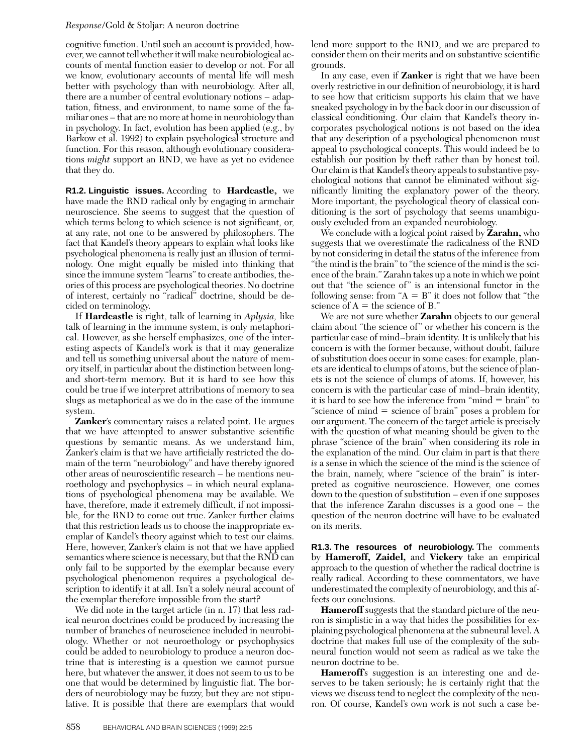cognitive function. Until such an account is provided, however, we cannot tell whether it will make neurobiological accounts of mental function easier to develop or not. For all we know, evolutionary accounts of mental life will mesh better with psychology than with neurobiology. After all, there are a number of central evolutionary notions – adaptation, fitness, and environment, to name some of the familiar ones – that are no more at home in neurobiology than in psychology. In fact, evolution has been applied (e.g., by Barkow et al. 1992) to explain psychological structure and function. For this reason, although evolutionary considerations *might* support an RND, we have as yet no evidence that they do.

**R1.2. Linguistic issues.** According to **Hardcastle,** we have made the RND radical only by engaging in armchair neuroscience. She seems to suggest that the question of which terms belong to which science is not significant, or, at any rate, not one to be answered by philosophers. The fact that Kandel's theory appears to explain what looks like psychological phenomena is really just an illusion of terminology. One might equally be misled into thinking that since the immune system "learns" to create antibodies, theories of this process are psychological theories. No doctrine of interest, certainly no "radical" doctrine, should be decided on terminology.

If **Hardcastle** is right, talk of learning in *Aplysia,* like talk of learning in the immune system, is only metaphorical. However, as she herself emphasizes, one of the interesting aspects of Kandel's work is that it may generalize and tell us something universal about the nature of memory itself, in particular about the distinction between long- and short-term memory. But it is hard to see how this could be true if we interpret attributions of memory to sea slugs as metaphorical as we do in the case of the immune system.

**Zanker**'s commentary raises a related point. He argues that we have attempted to answer substantive scientific questions by semantic means. As we understand him, Zanker's claim is that we have artificially restricted the domain of the term "neurobiology" and have thereby ignored other areas of neuroscientific research – he mentions neuroethology and psychophysics – in which neural explanations of psychological phenomena may be available. We have, therefore, made it extremely difficult, if not impossible, for the RND to come out true. Zanker further claims that this restriction leads us to choose the inappropriate exemplar of Kandel's theory against which to test our claims. Here, however, Zanker's claim is not that we have applied semantics where science is necessary, but that the RND can only fail to be supported by the exemplar because every psychological phenomenon requires a psychological description to identify it at all. Isn't a solely neural account of the exemplar therefore impossible from the start?

We did note in the target article (in n. 17) that less radical neuron doctrines could be produced by increasing the number of branches of neuroscience included in neurobiology. Whether or not neuroethology or psychophysics could be added to neurobiology to produce a neuron doctrine that is interesting is a question we cannot pursue here, but whatever the answer, it does not seem to us to be one that would be determined by linguistic fiat. The borders of neurobiology may be fuzzy, but they are not stipulative. It is possible that there are exemplars that would lend more support to the RND, and we are prepared to consider them on their merits and on substantive scientific grounds.

In any case, even if **Zanker** is right that we have been overly restrictive in our definition of neurobiology, it is hard to see how that criticism supports his claim that we have sneaked psychology in by the back door in our discussion of classical conditioning. Our claim that Kandel's theory incorporates psychological notions is not based on the idea that any description of a psychological phenomenon must appeal to psychological concepts. This would indeed be to establish our position by theft rather than by honest toil. Our claim is that Kandel's theory appeals to substantive psychological notions that cannot be eliminated without significantly limiting the explanatory power of the theory. More important, the psychological theory of classical conditioning is the sort of psychology that seems unambiguously excluded from an expanded neurobiology.

We conclude with a logical point raised by **Zarahn,** who suggests that we overestimate the radicalness of the RND by not considering in detail the status of the inference from "the mind is the brain" to "the science of the mind is the science of the brain." Zarahn takes up a note in which we point out that "the science of" is an intensional functor in the following sense: from "A = B" it does not follow that "the science of A = the science of B."

We are not sure whether **Zarahn** objects to our general claim about "the science of" or whether his concern is the particular case of mind–brain identity. It is unlikely that his concern is with the former because, without doubt, failure of substitution does occur in some cases: for example, planets are identical to clumps of atoms, but the science of planets is not the science of clumps of atoms. If, however, his concern is with the particular case of mind–brain identity, it is hard to see how the inference from "mind = brain" to "science of mind = science of brain" poses a problem for our argument. The concern of the target article is precisely with the question of what meaning should be given to the phrase "science of the brain" when considering its role in the explanation of the mind. Our claim in part is that there *is* a sense in which the science of the mind is the science of the brain, namely, where "science of the brain" is interpreted as cognitive neuroscience. However, one comes down to the question of substitution – even if one supposes that the inference Zarahn discusses is a good one – the question of the neuron doctrine will have to be evaluated on its merits.

**R1.3. The resources of neurobiology.** The comments by **Hameroff, Zaidel,** and **Vickery** take an empirical approach to the question of whether the radical doctrine is really radical. According to these commentators, we have underestimated the complexity of neurobiology, and this affects our conclusions.

**Hameroff** suggests that the standard picture of the neuron is simplistic in a way that hides the possibilities for explaining psychological phenomena at the subneural level. A doctrine that makes full use of the complexity of the subneural function would not seem as radical as we take the neuron doctrine to be.

**Hameroff**'s suggestion is an interesting one and deserves to be taken seriously; he is certainly right that the views we discuss tend to neglect the complexity of the neuron. Of course, Kandel's own work is not such a case be-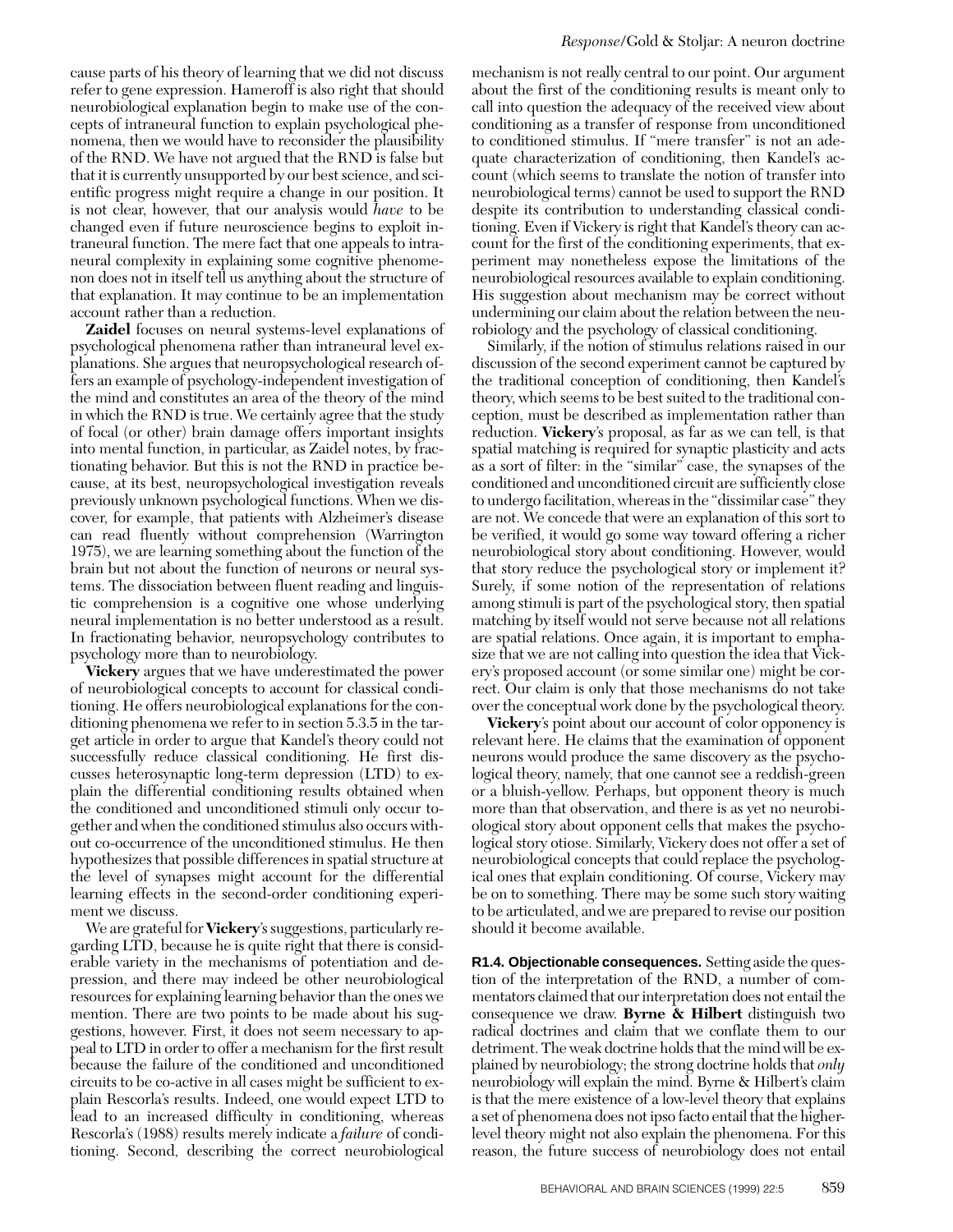cause parts of his theory of learning that we did not discuss refer to gene expression. Hameroff is also right that should neurobiological explanation begin to make use of the concepts of intraneural function to explain psychological phenomena, then we would have to reconsider the plausibility of the RND. We have not argued that the RND is false but that it is currently unsupported by our best science, and scientific progress might require a change in our position. It is not clear, however, that our analysis would *have* to be changed even if future neuroscience begins to exploit intraneural function. The mere fact that one appeals to intraneural complexity in explaining some cognitive phenomenon does not in itself tell us anything about the structure of that explanation. It may continue to be an implementation account rather than a reduction.

**Zaidel** focuses on neural systems-level explanations of psychological phenomena rather than intraneural level explanations. She argues that neuropsychological research offers an example of psychology-independent investigation of the mind and constitutes an area of the theory of the mind in which the RND is true. We certainly agree that the study of focal (or other) brain damage offers important insights into mental function, in particular, as Zaidel notes, by fractionating behavior. But this is not the RND in practice because, at its best, neuropsychological investigation reveals previously unknown psychological functions. When we discover, for example, that patients with Alzheimer's disease can read fluently without comprehension (Warrington 1975), we are learning something about the function of the brain but not about the function of neurons or neural systems. The dissociation between fluent reading and linguistic comprehension is a cognitive one whose underlying neural implementation is no better understood as a result. In fractionating behavior, neuropsychology contributes to psychology more than to neurobiology.

**Vickery** argues that we have underestimated the power of neurobiological concepts to account for classical conditioning. He offers neurobiological explanations for the conditioning phenomena we refer to in section 5.3.5 in the target article in order to argue that Kandel's theory could not successfully reduce classical conditioning. He first discusses heterosynaptic long-term depression (LTD) to explain the differential conditioning results obtained when the conditioned and unconditioned stimuli only occur together and when the conditioned stimulus also occurs without co-occurrence of the unconditioned stimulus. He then hypothesizes that possible differences in spatial structure at the level of synapses might account for the differential learning effects in the second-order conditioning experiment we discuss.

We are grateful for **Vickery**'s suggestions, particularly regarding LTD, because he is quite right that there is considerable variety in the mechanisms of potentiation and depression, and there may indeed be other neurobiological resources for explaining learning behavior than the ones we mention. There are two points to be made about his suggestions, however. First, it does not seem necessary to appeal to LTD in order to offer a mechanism for the first result because the failure of the conditioned and unconditioned circuits to be co-active in all cases might be sufficient to explain Rescorla's results. Indeed, one would expect LTD to lead to an increased difficulty in conditioning, whereas Rescorla's (1988) results merely indicate a *failure* of conditioning. Second, describing the correct neurobiological mechanism is not really central to our point. Our argument about the first of the conditioning results is meant only to call into question the adequacy of the received view about conditioning as a transfer of response from unconditioned to conditioned stimulus. If "mere transfer" is not an adequate characterization of conditioning, then Kandel's account (which seems to translate the notion of transfer into neurobiological terms) cannot be used to support the RND despite its contribution to understanding classical conditioning. Even if Vickery is right that Kandel's theory can account for the first of the conditioning experiments, that experiment may nonetheless expose the limitations of the neurobiological resources available to explain conditioning. His suggestion about mechanism may be correct without undermining our claim about the relation between the neurobiology and the psychology of classical conditioning.

Similarly, if the notion of stimulus relations raised in our discussion of the second experiment cannot be captured by the traditional conception of conditioning, then Kandel's theory, which seems to be best suited to the traditional conception, must be described as implementation rather than reduction. **Vickery**'s proposal, as far as we can tell, is that spatial matching is required for synaptic plasticity and acts as a sort of filter: in the "similar" case, the synapses of the conditioned and unconditioned circuit are sufficiently close to undergo facilitation, whereas in the "dissimilar case" they are not. We concede that were an explanation of this sort to be verified, it would go some way toward offering a richer neurobiological story about conditioning. However, would that story reduce the psychological story or implement it? Surely, if some notion of the representation of relations among stimuli is part of the psychological story, then spatial matching by itself would not serve because not all relations are spatial relations. Once again, it is important to emphasize that we are not calling into question the idea that Vickery's proposed account (or some similar one) might be correct. Our claim is only that those mechanisms do not take over the conceptual work done by the psychological theory.

**Vickery**'s point about our account of color opponency is relevant here. He claims that the examination of opponent neurons would produce the same discovery as the psychological theory, namely, that one cannot see a reddish-green or a bluish-yellow. Perhaps, but opponent theory is much more than that observation, and there is as yet no neurobiological story about opponent cells that makes the psychological story otiose. Similarly, Vickery does not offer a set of neurobiological concepts that could replace the psychological ones that explain conditioning. Of course, Vickery may be on to something. There may be some such story waiting to be articulated, and we are prepared to revise our position should it become available.

**R1.4. Objectionable consequences.** Setting aside the question of the interpretation of the RND, a number of commentators claimed that our interpretation does not entail the consequence we draw. **Byrne & Hilbert** distinguish two radical doctrines and claim that we conflate them to our detriment. The weak doctrine holds that the mind will be explained by neurobiology; the strong doctrine holds that *only* neurobiology will explain the mind. Byrne & Hilbert's claim is that the mere existence of a low-level theory that explains a set of phenomena does not ipso facto entail that the higher-level theory might not also explain the phenomena. For this reason, the future success of neurobiology does not entail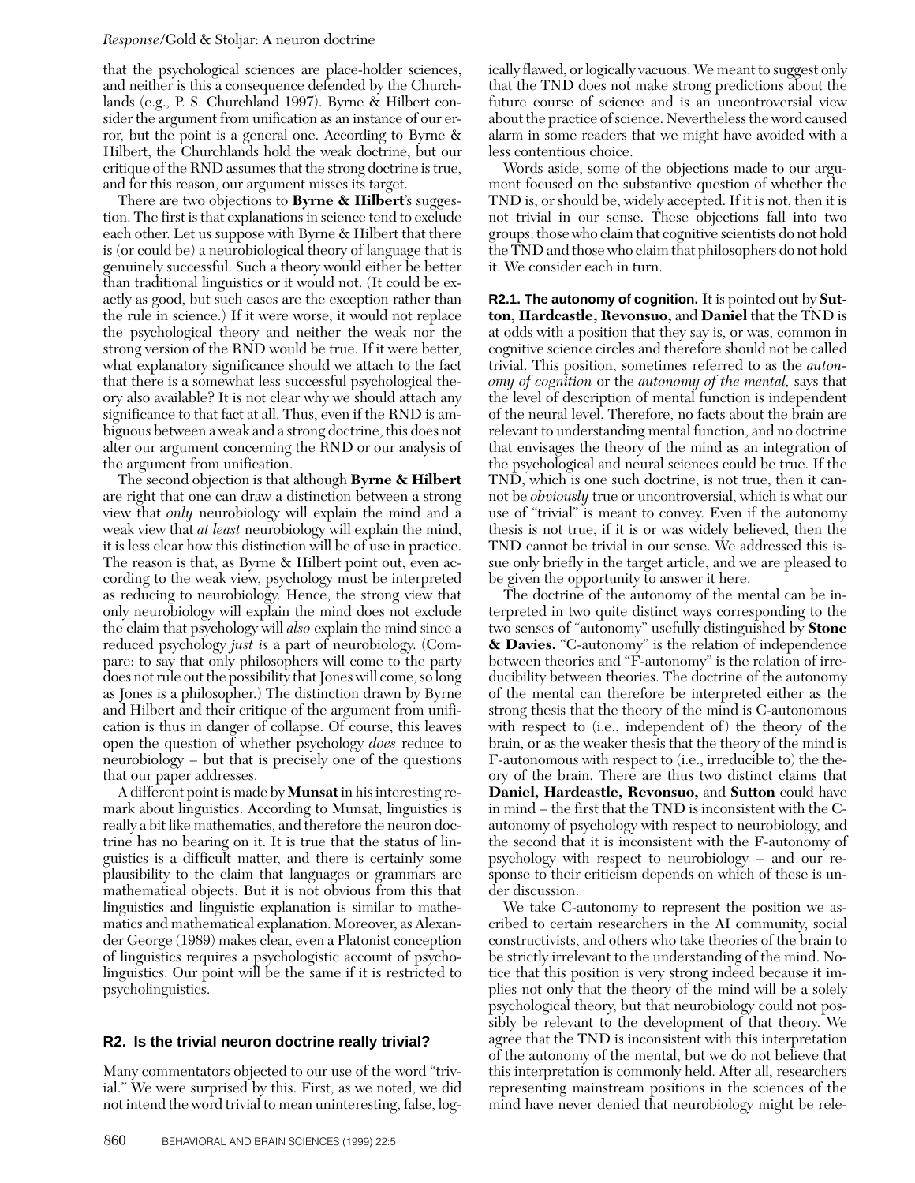that the psychological sciences are place-holder sciences, and neither is this a consequence defended by the Churchlands (e.g., P. S. Churchland 1997). Byrne & Hilbert consider the argument from unification as an instance of our error, but the point is a general one. According to Byrne & Hilbert, the Churchlands hold the weak doctrine, but our critique of the RND assumes that the strong doctrine is true, and for this reason, our argument misses its target.

There are two objections to **Byrne & Hilbert**'s suggestion. The first is that explanations in science tend to exclude each other. Let us suppose with Byrne & Hilbert that there is (or could be) a neurobiological theory of language that is genuinely successful. Such a theory would either be better than traditional linguistics or it would not. (It could be exactly as good, but such cases are the exception rather than the rule in science.) If it were worse, it would not replace the psychological theory and neither the weak nor the strong version of the RND would be true. If it were better, what explanatory significance should we attach to the fact that there is a somewhat less successful psychological theory also available? It is not clear why we should attach any significance to that fact at all. Thus, even if the RND is ambiguous between a weak and a strong doctrine, this does not alter our argument concerning the RND or our analysis of the argument from unification.

The second objection is that although **Byrne & Hilbert** are right that one can draw a distinction between a strong view that *only* neurobiology will explain the mind and a weak view that *at least* neurobiology will explain the mind, it is less clear how this distinction will be of use in practice. The reason is that, as Byrne & Hilbert point out, even according to the weak view, psychology must be interpreted as reducing to neurobiology. Hence, the strong view that only neurobiology will explain the mind does not exclude the claim that psychology will *also* explain the mind since a reduced psychology *just is* a part of neurobiology. (Compare: to say that only philosophers will come to the party does not rule out the possibility that Jones will come, so long as Jones is a philosopher.) The distinction drawn by Byrne and Hilbert and their critique of the argument from unification is thus in danger of collapse. Of course, this leaves open the question of whether psychology *does* reduce to neurobiology – but that is precisely one of the questions that our paper addresses.

A different point is made by **Munsat** in his interesting remark about linguistics. According to Munsat, linguistics is really a bit like mathematics, and therefore the neuron doctrine has no bearing on it. It is true that the status of linguistics is a difficult matter, and there is certainly some plausibility to the claim that languages or grammars are mathematical objects. But it is not obvious from this that linguistics and linguistic explanation is similar to mathematics and mathematical explanation. Moreover, as Alexander George (1989) makes clear, even a Platonist conception of linguistics requires a psychologistic account of psycholinguistics. Our point will be the same if it is restricted to psycholinguistics.

## R2. Is the trivial neuron doctrine really trivial?

Many commentators objected to our use of the word "trivial." We were surprised by this. First, as we noted, we did not intend the word trivial to mean uninteresting, false, logically flawed, or logically vacuous. We meant to suggest only that the TND does not make strong predictions about the future course of science and is an uncontroversial view about the practice of science. Nevertheless the word caused alarm in some readers that we might have avoided with a less contentious choice.

Words aside, some of the objections made to our argument focused on the substantive question of whether the TND is, or should be, widely accepted. If it is not, then it is not trivial in our sense. These objections fall into two groups: those who claim that cognitive scientists do not hold the TND and those who claim that philosophers do not hold it. We consider each in turn.

**R2.1. The autonomy of cognition.** It is pointed out by **Sutton, Hardcastle, Revonsuo,** and **Daniel** that the TND is at odds with a position that they say is, or was, common in cognitive science circles and therefore should not be called trivial. This position, sometimes referred to as the *autonomy of cognition* or the *autonomy of the mental,* says that the level of description of mental function is independent of the neural level. Therefore, no facts about the brain are relevant to understanding mental function, and no doctrine that envisages the theory of the mind as an integration of the psychological and neural sciences could be true. If the TND, which is one such doctrine, is not true, then it cannot be *obviously* true or uncontroversial, which is what our use of "trivial" is meant to convey. Even if the autonomy thesis is not true, if it is or was widely believed, then the TND cannot be trivial in our sense. We addressed this issue only briefly in the target article, and we are pleased to be given the opportunity to answer it here.

The doctrine of the autonomy of the mental can be interpreted in two quite distinct ways corresponding to the two senses of "autonomy" usefully distinguished by **Stone & Davies.** "C-autonomy" is the relation of independence between theories and "F-autonomy" is the relation of irreducibility between theories. The doctrine of the autonomy of the mental can therefore be interpreted either as the strong thesis that the theory of the mind is C-autonomous with respect to (i.e., independent of) the theory of the brain, or as the weaker thesis that the theory of the mind is F-autonomous with respect to (i.e., irreducible to) the theory of the brain. There are thus two distinct claims that **Daniel, Hardcastle, Revonsuo,** and **Sutton** could have in mind – the first that the TND is inconsistent with the C-autonomy of psychology with respect to neurobiology, and the second that it is inconsistent with the F-autonomy of psychology with respect to neurobiology – and our response to their criticism depends on which of these is under discussion.

We take C-autonomy to represent the position we ascribed to certain researchers in the AI community, social constructivists, and others who take theories of the brain to be strictly irrelevant to the understanding of the mind. Notice that this position is very strong indeed because it implies not only that the theory of the mind will be a solely psychological theory, but that neurobiology could not possibly be relevant to the development of that theory. We agree that the TND is inconsistent with this interpretation of the autonomy of the mental, but we do not believe that this interpretation is commonly held. After all, researchers representing mainstream positions in the sciences of the mind have never denied that neurobiology might be rele-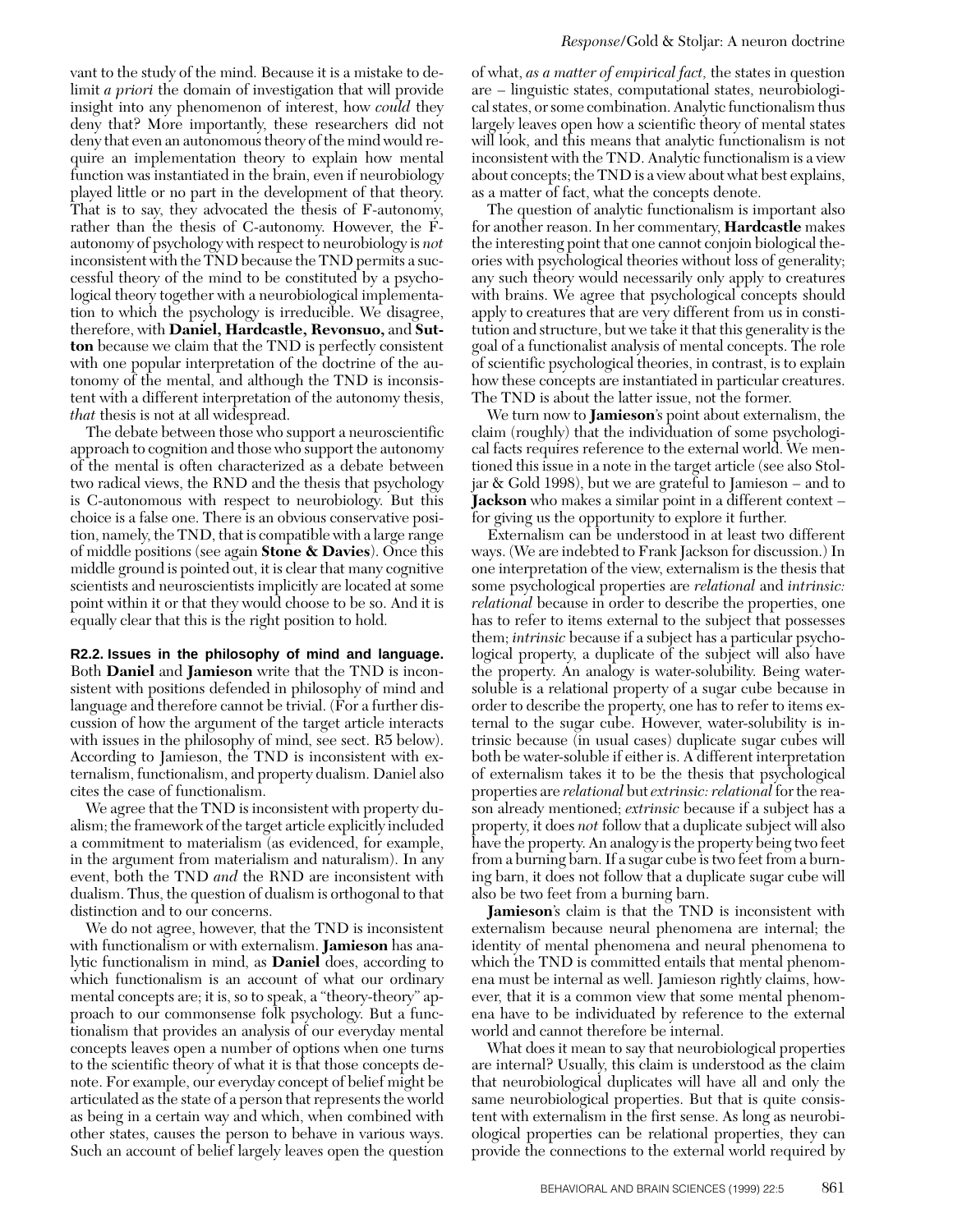vant to the study of the mind. Because it is a mistake to delimit *a priori* the domain of investigation that will provide insight into any phenomenon of interest, how *could* they deny that? More importantly, these researchers did not deny that even an autonomous theory of the mind would require an implementation theory to explain how mental function was instantiated in the brain, even if neurobiology played little or no part in the development of that theory. That is to say, they advocated the thesis of F-autonomy, rather than the thesis of C-autonomy. However, the F-autonomy of psychology with respect to neurobiology is *not* inconsistent with the TND because the TND permits a successful theory of the mind to be constituted by a psychological theory together with a neurobiological implementation to which the psychology is irreducible. We disagree, therefore, with **Daniel, Hardcastle, Revonsuo,** and **Sutton** because we claim that the TND is perfectly consistent with one popular interpretation of the doctrine of the autonomy of the mental, and although the TND is inconsistent with a different interpretation of the autonomy thesis, *that* thesis is not at all widespread.

The debate between those who support a neuroscientific approach to cognition and those who support the autonomy of the mental is often characterized as a debate between two radical views, the RND and the thesis that psychology is C-autonomous with respect to neurobiology. But this choice is a false one. There is an obvious conservative position, namely, the TND, that is compatible with a large range of middle positions (see again **Stone & Davies**). Once this middle ground is pointed out, it is clear that many cognitive scientists and neuroscientists implicitly are located at some point within it or that they would choose to be so. And it is equally clear that this is the right position to hold.

**R2.2. Issues in the philosophy of mind and language.** Both **Daniel** and **Jamieson** write that the TND is inconsistent with positions defended in philosophy of mind and language and therefore cannot be trivial. (For a further discussion of how the argument of the target article interacts with issues in the philosophy of mind, see sect. R5 below.) According to Jamieson, the TND is inconsistent with externalism, functionalism, and property dualism. Daniel also cites the case of functionalism.

We agree that the TND is inconsistent with property dualism; the framework of the target article explicitly included a commitment to materialism (as evidenced, for example, in the argument from materialism and naturalism). In any event, both the TND *and* the RND are inconsistent with dualism. Thus, the question of dualism is orthogonal to that distinction and to our concerns.

We do not agree, however, that the TND is inconsistent with functionalism or with externalism. **Jamieson** has analytic functionalism in mind, as **Daniel** does, according to which functionalism is an account of what our ordinary mental concepts are; it is, so to speak, a "theory-theory" approach to our commonsense folk psychology. But a functionalism that provides an analysis of our everyday mental concepts leaves open a number of options when one turns to the scientific theory of what it is that those concepts denote. For example, our everyday concept of belief might be articulated as the state of a person that represents the world as being in a certain way and which, when combined with other states, causes the person to behave in various ways. Such an account of belief largely leaves open the question of what, *as a matter of empirical fact,* the states in question are – linguistic states, computational states, neurobiological states, or some combination. Analytic functionalism thus largely leaves open how a scientific theory of mental states will look, and this means that analytic functionalism is not inconsistent with the TND. Analytic functionalism is a view about concepts; the TND is a view about what best explains, as a matter of fact, what the concepts denote.

The question of analytic functionalism is important also for another reason. In her commentary, **Hardcastle** makes the interesting point that one cannot conjoin biological theories with psychological theories without loss of generality; any such theory would necessarily only apply to creatures with brains. We agree that psychological concepts should apply to creatures that are very different from us in constitution and structure, but we take it that this generality is the goal of a functionalist analysis of mental concepts. The role of scientific psychological theories, in contrast, is to explain how these concepts are instantiated in particular creatures. The TND is about the latter issue, not the former.

We turn now to **Jamieson**'s point about externalism, the claim (roughly) that the individuation of some psychological facts requires reference to the external world. We mentioned this issue in a note in the target article (see also Stoljar & Gold 1998), but we are grateful to Jamieson – and to **Jackson** who makes a similar point in a different context – for giving us the opportunity to explore it further.

Externalism can be understood in at least two different ways. (We are indebted to Frank Jackson for discussion.) In one interpretation of the view, externalism is the thesis that some psychological properties are *relational* and *intrinsic: relational* because in order to describe the properties, one has to refer to items external to the subject that possesses them; *intrinsic* because if a subject has a particular psychological property, a duplicate of the subject will also have the property. An analogy is water-solubility. Being water-soluble is a relational property of a sugar cube because in order to describe the property, one has to refer to items external to the sugar cube. However, water-solubility is intrinsic because (in usual cases) duplicate sugar cubes will both be water-soluble if either is. A different interpretation of externalism takes it to be the thesis that psychological properties are *relational* but *extrinsic: relational* for the reason already mentioned; *extrinsic* because if a subject has a property, it does *not* follow that a duplicate subject will also have the property. An analogy is the property being two feet from a burning barn. If a sugar cube is two feet from a burning barn, it does not follow that a duplicate sugar cube will also be two feet from a burning barn.

**Jamieson**'s claim is that the TND is inconsistent with externalism because neural phenomena are internal; the identity of mental phenomena and neural phenomena to which the TND is committed entails that mental phenomena must be internal as well. Jamieson rightly claims, however, that it is a common view that some mental phenomena have to be individuated by reference to the external world and cannot therefore be internal.

What does it mean to say that neurobiological properties are internal? Usually, this claim is understood as the claim that neurobiological duplicates will have all and only the same neurobiological properties. But that is quite consistent with externalism in the first sense. As long as neurobiological properties can be relational properties, they can provide the connections to the external world required by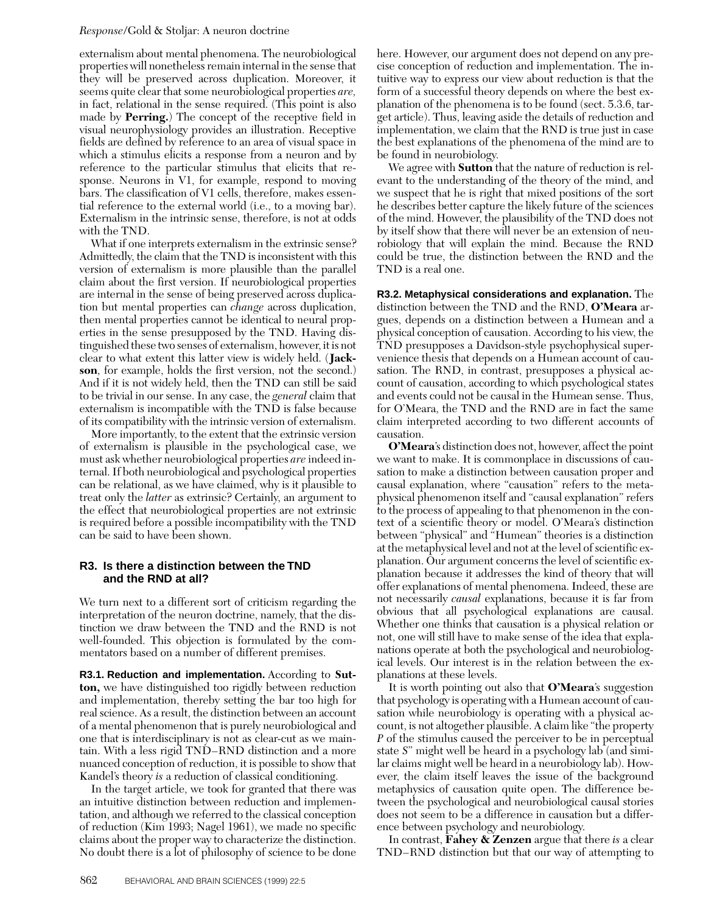externalism about mental phenomena. The neurobiological properties will nonetheless remain internal in the sense that they will be preserved across duplication. Moreover, it seems quite clear that some neurobiological properties *are,* in fact, relational in the sense required. (This point is also made by **Perring.**) The concept of the receptive field in visual neurophysiology provides an illustration. Receptive fields are defined by reference to an area of visual space in which a stimulus elicits a response from a neuron and by reference to the particular stimulus that elicits that response. Neurons in V1, for example, respond to moving bars. The classification of V1 cells, therefore, makes essential reference to the external world (i.e., to a moving bar). Externalism in the intrinsic sense, therefore, is not at odds with the TND.

What if one interprets externalism in the extrinsic sense? Admittedly, the claim that the TND is inconsistent with this version of externalism is more plausible than the parallel claim about the first version. If neurobiological properties are internal in the sense of being preserved across duplication but mental properties can *change* across duplication, then mental properties cannot be identical to neural properties in the sense presupposed by the TND. Having distinguished these two senses of externalism, however, it is not clear to what extent this latter view is widely held. (**Jackson**, for example, holds the first version, not the second.) And if it is not widely held, then the TND can still be said to be trivial in our sense. In any case, the *general* claim that externalism is incompatible with the TND is false because of its compatibility with the intrinsic version of externalism.

More importantly, to the extent that the extrinsic version of externalism is plausible in the psychological case, we must ask whether neurobiological properties *are* indeed internal. If both neurobiological and psychological properties can be relational, as we have claimed, why is it plausible to treat only the *latter* as extrinsic? Certainly, an argument to the effect that neurobiological properties are not extrinsic is required before a possible incompatibility with the TND can be said to have been shown.

## R3. Is there a distinction between the TND and the RND at all?

We turn next to a different sort of criticism regarding the interpretation of the neuron doctrine, namely, that the distinction we draw between the TND and the RND is not well-founded. This objection is formulated by the commentators based on a number of different premises.

**R3.1. Reduction and implementation.** According to **Sutton,** we have distinguished too rigidly between reduction and implementation, thereby setting the bar too high for real science. As a result, the distinction between an account of a mental phenomenon that is purely neurobiological and one that is interdisciplinary is not as clear-cut as we maintain. With a less rigid TND–RND distinction and a more nuanced conception of reduction, it is possible to show that Kandel's theory *is* a reduction of classical conditioning.

In the target article, we took for granted that there was an intuitive distinction between reduction and implementation, and although we referred to the classical conception of reduction (Kim 1993; Nagel 1961), we made no specific claims about the proper way to characterize the distinction. No doubt there is a lot of philosophy of science to be done here. However, our argument does not depend on any precise conception of reduction and implementation. The intuitive way to express our view about reduction is that the form of a successful theory depends on where the best explanation of the phenomena is to be found (sect. 5.3.6, target article). Thus, leaving aside the details of reduction and implementation, we claim that the RND is true just in case the best explanations of the phenomena of the mind are to be found in neurobiology.

We agree with **Sutton** that the nature of reduction is relevant to the understanding of the theory of the mind, and we suspect that he is right that mixed positions of the sort he describes better capture the likely future of the sciences of the mind. However, the plausibility of the TND does not by itself show that there will never be an extension of neurobiology that will explain the mind. Because the RND could be true, the distinction between the RND and the TND is a real one.

**R3.2. Metaphysical considerations and explanation.** The distinction between the TND and the RND, **O'Meara** argues, depends on a distinction between a Humean and a physical conception of causation. According to his view, the TND presupposes a Davidson-style psychophysical supervenience thesis that depends on a Humean account of causation. The RND, in contrast, presupposes a physical account of causation, according to which psychological states and events could not be causal in the Humean sense. Thus, for O'Meara, the TND and the RND are in fact the same claim interpreted according to two different accounts of causation.

**O'Meara**'s distinction does not, however, affect the point we want to make. It is commonplace in discussions of causation to make a distinction between causation proper and causal explanation, where "causation" refers to the metaphysical phenomenon itself and "causal explanation" refers to the process of appealing to that phenomenon in the context of a scientific theory or model. O'Meara's distinction between "physical" and "Humean" theories is a distinction at the metaphysical level and not at the level of scientific explanation. Our argument concerns the level of scientific explanation because it addresses the kind of theory that will offer explanations of mental phenomena. Indeed, these are not necessarily *causal* explanations, because it is far from obvious that all psychological explanations are causal. Whether one thinks that causation is a physical relation or not, one will still have to make sense of the idea that explanations operate at both the psychological and neurobiological levels. Our interest is in the relation between the explanations at these levels.

It is worth pointing out also that **O'Meara**'s suggestion that psychology is operating with a Humean account of causation while neurobiology is operating with a physical account, is not altogether plausible. A claim like "the property *P* of the stimulus caused the perceiver to be in perceptual state *S*" might well be heard in a psychology lab (and similar claims might well be heard in a neurobiology lab). However, the claim itself leaves the issue of the background metaphysics of causation quite open. The difference between the psychological and neurobiological causal stories does not seem to be a difference in causation but a difference between psychology and neurobiology.

In contrast, **Fahey & Zenzen** argue that there *is* a clear TND–RND distinction but that our way of attempting to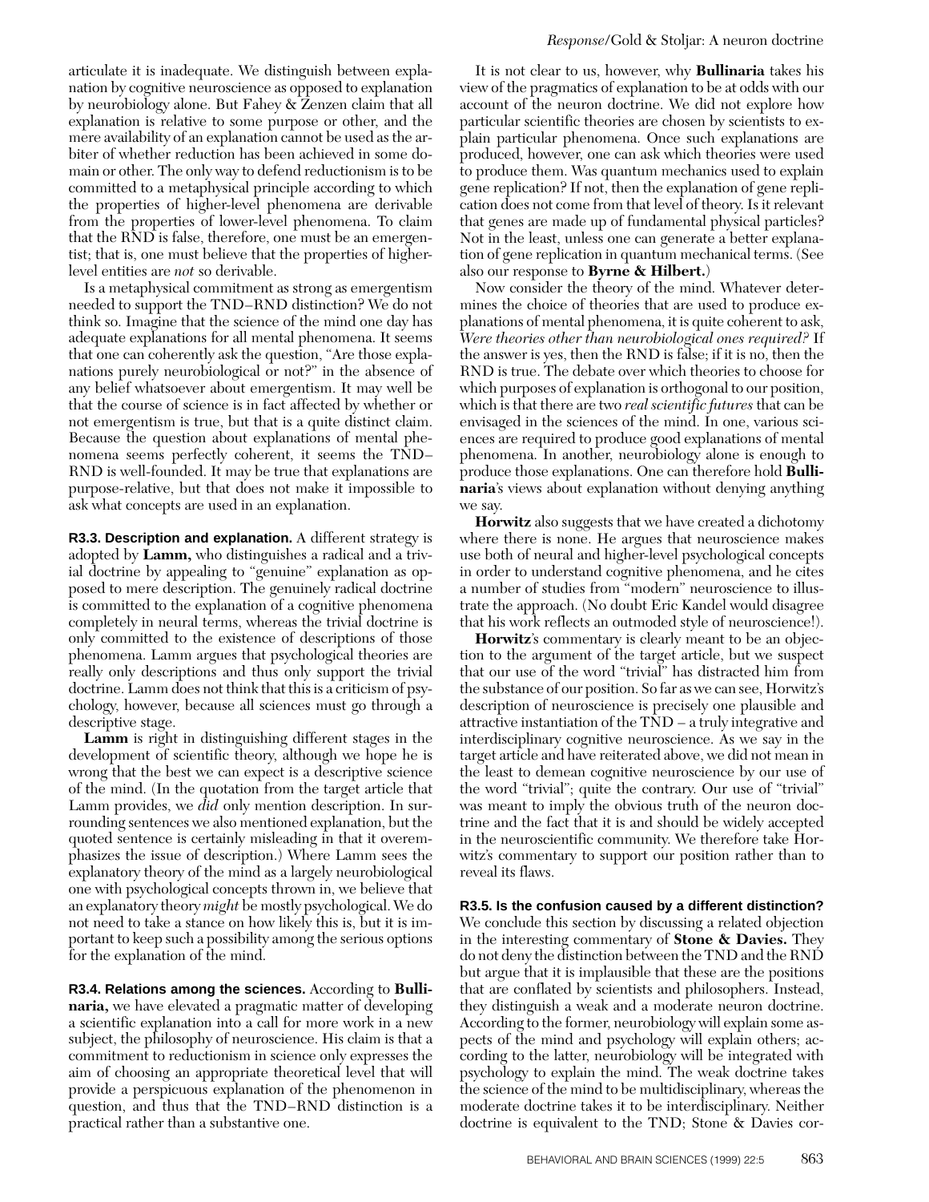articulate it is inadequate. We distinguish between explanation by cognitive neuroscience as opposed to explanation by neurobiology alone. But Fahey & Zenzen claim that all explanation is relative to some purpose or other, and the mere availability of an explanation cannot be used as the arbiter of whether reduction has been achieved in some domain or other. The only way to defend reductionism is to be committed to a metaphysical principle according to which the properties of higher-level phenomena are derivable from the properties of lower-level phenomena. To claim that the RND is false, therefore, one must be an emergentist; that is, one must believe that the properties of higher-level entities are *not* so derivable.

Is a metaphysical commitment as strong as emergentism needed to support the TND–RND distinction? We do not think so. Imagine that the science of the mind one day has adequate explanations for all mental phenomena. It seems that one can coherently ask the question, "Are those explanations purely neurobiological or not?" in the absence of any belief whatsoever about emergentism. It may well be that the course of science is in fact affected by whether or not emergentism is true, but that is a quite distinct claim. Because the question about explanations of mental phenomena seems perfectly coherent, it seems the TND–RND is well-founded. It may be true that explanations are purpose-relative, but that does not make it impossible to ask what concepts are used in an explanation.

**R3.3. Description and explanation.** A different strategy is adopted by **Lamm,** who distinguishes a radical and a trivial doctrine by appealing to "genuine" explanation as opposed to mere description. The genuinely radical doctrine is committed to the explanation of a cognitive phenomena completely in neural terms, whereas the trivial doctrine is only committed to the existence of descriptions of those phenomena. Lamm argues that psychological theories are really only descriptions and thus only support the trivial doctrine. Lamm does not think that this is a criticism of psychology, however, because all sciences must go through a descriptive stage.

**Lamm** is right in distinguishing different stages in the development of scientific theory, although we hope he is wrong that the best we can expect is a descriptive science of the mind. (In the quotation from the target article that Lamm provides, we *did* only mention description. In surrounding sentences we also mentioned explanation, but the quoted sentence is certainly misleading in that it overemphasizes the issue of description.) Where Lamm sees the explanatory theory of the mind as a largely neurobiological one with psychological concepts thrown in, we believe that an explanatory theory *might* be mostly psychological. We do not need to take a stance on how likely this is, but it is important to keep such a possibility among the serious options for the explanation of the mind.

**R3.4. Relations among the sciences.** According to **Bullinaria,** we have elevated a pragmatic matter of developing a scientific explanation into a call for more work in a new subject, the philosophy of neuroscience. His claim is that a commitment to reductionism in science only expresses the aim of choosing an appropriate theoretical level that will provide a perspicuous explanation of the phenomenon in question, and thus that the TND–RND distinction is a practical rather than a substantive one.

It is not clear to us, however, why **Bullinaria** takes his view of the pragmatics of explanation to be at odds with our account of the neuron doctrine. We did not explore how particular scientific theories are chosen by scientists to explain particular phenomena. Once such explanations are produced, however, one can ask which theories were used to produce them. Was quantum mechanics used to explain gene replication? If not, then the explanation of gene replication does not come from that level of theory. Is it relevant that genes are made up of fundamental physical particles? Not in the least, unless one can generate a better explanation of gene replication in quantum mechanical terms. (See also our response to **Byrne & Hilbert.**)

Now consider the theory of the mind. Whatever determines the choice of theories that are used to produce explanations of mental phenomena, it is quite coherent to ask, *Were theories other than neurobiological ones required?* If the answer is yes, then the RND is false; if it is no, then the RND is true. The debate over which theories to choose for which purposes of explanation is orthogonal to our position, which is that there are two *real scientific futures* that can be envisaged in the sciences of the mind. In one, various sciences are required to produce good explanations of mental phenomena. In another, neurobiology alone is enough to produce those explanations. One can therefore hold **Bullinaria**'s views about explanation without denying anything we say.

**Horwitz** also suggests that we have created a dichotomy where there is none. He argues that neuroscience makes use both of neural and higher-level psychological concepts in order to understand cognitive phenomena, and he cites a number of studies from "modern" neuroscience to illustrate the approach. (No doubt Eric Kandel would disagree that his work reflects an outmoded style of neuroscience!).

**Horwitz**'s commentary is clearly meant to be an objection to the argument of the target article, but we suspect that our use of the word "trivial" has distracted him from the substance of our position. So far as we can see, Horwitz's description of neuroscience is precisely one plausible and attractive instantiation of the TND – a truly integrative and interdisciplinary cognitive neuroscience. As we say in the target article and have reiterated above, we did not mean in the least to demean cognitive neuroscience by our use of the word "trivial"; quite the contrary. Our use of "trivial" was meant to imply the obvious truth of the neuron doctrine and the fact that it is and should be widely accepted in the neuroscientific community. We therefore take Horwitz's commentary to support our position rather than to reveal its flaws.

**R3.5. Is the confusion caused by a different distinction?** We conclude this section by discussing a related objection in the interesting commentary of **Stone & Davies.** They do not deny the distinction between the TND and the RND but argue that it is implausible that these are the positions that are conflated by scientists and philosophers. Instead, they distinguish a weak and a moderate neuron doctrine. According to the former, neurobiology will explain some aspects of the mind and psychology will explain others; according to the latter, neurobiology will be integrated with psychology to explain the mind. The weak doctrine takes the science of the mind to be multidisciplinary, whereas the moderate doctrine takes it to be interdisciplinary. Neither doctrine is equivalent to the TND; Stone & Davies cor-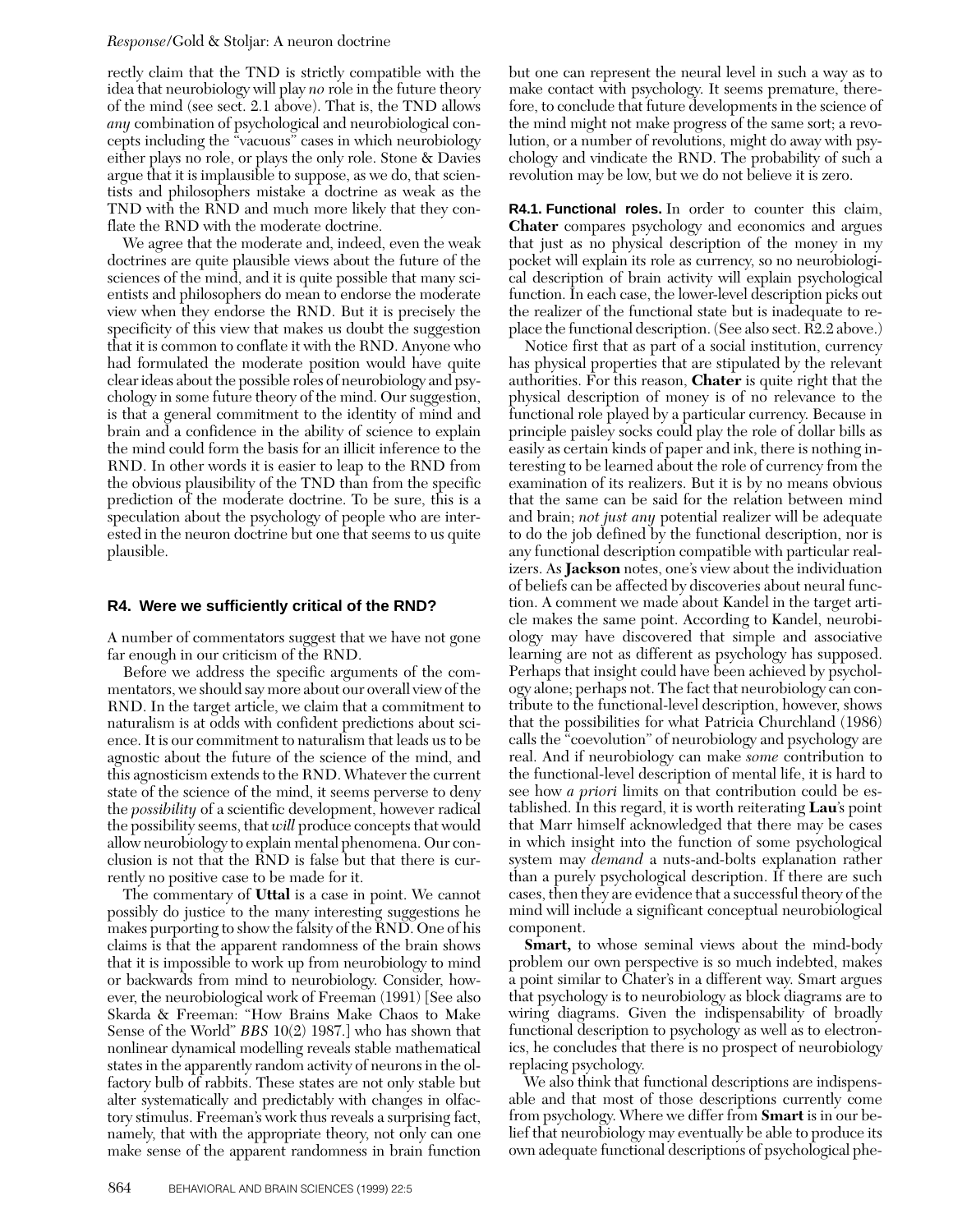rectly claim that the TND is strictly compatible with the idea that neurobiology will play *no* role in the future theory of the mind (see sect. 2.1 above). That is, the TND allows *any* combination of psychological and neurobiological concepts including the "vacuous" cases in which neurobiology either plays no role, or plays the only role. Stone & Davies argue that it is implausible to suppose, as we do, that scientists and philosophers mistake a doctrine as weak as the TND with the RND and much more likely that they conflate the RND with the moderate doctrine.

We agree that the moderate and, indeed, even the weak doctrines are quite plausible views about the future of the sciences of the mind, and it is quite possible that many scientists and philosophers do mean to endorse the moderate view when they endorse the RND. But it is precisely the specificity of this view that makes us doubt the suggestion that it is common to conflate it with the RND. Anyone who had formulated the moderate position would have quite clear ideas about the possible roles of neurobiology and psychology in some future theory of the mind. Our suggestion, is that a general commitment to the identity of mind and brain and a confidence in the ability of science to explain the mind could form the basis for an illicit inference to the RND. In other words it is easier to leap to the RND from the obvious plausibility of the TND than from the specific prediction of the moderate doctrine. To be sure, this is a speculation about the psychology of people who are interested in the neuron doctrine but one that seems to us quite plausible.

## R4. Were we sufficiently critical of the RND?

A number of commentators suggest that we have not gone far enough in our criticism of the RND.

Before we address the specific arguments of the commentators, we should say more about our overall view of the RND. In the target article, we claim that a commitment to naturalism is at odds with confident predictions about science. It is our commitment to naturalism that leads us to be agnostic about the future of the science of the mind, and this agnosticism extends to the RND. Whatever the current state of the science of the mind, it seems perverse to deny the *possibility* of a scientific development, however radical the possibility seems, that *will* produce concepts that would allow neurobiology to explain mental phenomena. Our conclusion is not that the RND is false but that there is currently no positive case to be made for it.

The commentary of **Uttal** is a case in point. We cannot possibly do justice to the many interesting suggestions he makes purporting to show the falsity of the RND. One of his claims is that the apparent randomness of the brain shows that it is impossible to work up from neurobiology to mind or backwards from mind to neurobiology. Consider, however, the neurobiological work of Freeman (1991) [See also Skarda & Freeman: "How Brains Make Chaos to Make Sense of the World" *BBS* 10(2) 1987.] who has shown that nonlinear dynamical modelling reveals stable mathematical states in the apparently random activity of neurons in the olfactory bulb of rabbits. These states are not only stable but alter systematically and predictably with changes in olfactory stimulus. Freeman's work thus reveals a surprising fact, namely, that with the appropriate theory, not only can one make sense of the apparent randomness in brain function but one can represent the neural level in such a way as to make contact with psychology. It seems premature, therefore, to conclude that future developments in the science of the mind might not make progress of the same sort; a revolution, or a number of revolutions, might do away with psychology and vindicate the RND. The probability of such a revolution may be low, but we do not believe it is zero.

**R4.1. Functional roles.** In order to counter this claim, **Chater** compares psychology and economics and argues that just as no physical description of the money in my pocket will explain its role as currency, so no neurobiological description of brain activity will explain psychological function. In each case, the lower-level description picks out the realizer of the functional state but is inadequate to replace the functional description. (See also sect. R2.2 above.)

Notice first that as part of a social institution, currency has physical properties that are stipulated by the relevant authorities. For this reason, **Chater** is quite right that the physical description of money is of no relevance to the functional role played by a particular currency. Because in principle paisley socks could play the role of dollar bills as easily as certain kinds of paper and ink, there is nothing interesting to be learned about the role of currency from the examination of its realizers. But it is by no means obvious that the same can be said for the relation between mind and brain; *not just any* potential realizer will be adequate to do the job defined by the functional description, nor is any functional description compatible with particular realizers. As **Jackson** notes, one's view about the individuation of beliefs can be affected by discoveries about neural function. A comment we made about Kandel in the target article makes the same point. According to Kandel, neurobiology may have discovered that simple and associative learning are not as different as psychology has supposed. Perhaps that insight could have been achieved by psychology alone; perhaps not. The fact that neurobiology can contribute to the functional-level description, however, shows that the possibilities for what Patricia Churchland (1986) calls the "coevolution" of neurobiology and psychology are real. And if neurobiology can make *some* contribution to the functional-level description of mental life, it is hard to see how *a priori* limits on that contribution could be established. In this regard, it is worth reiterating **Lau**'s point that Marr himself acknowledged that there may be cases in which insight into the function of some psychological system may *demand* a nuts-and-bolts explanation rather than a purely psychological description. If there are such cases, then they are evidence that a successful theory of the mind will include a significant conceptual neurobiological component.

**Smart,** to whose seminal views about the mind-body problem our own perspective is so much indebted, makes a point similar to Chater's in a different way. Smart argues that psychology is to neurobiology as block diagrams are to wiring diagrams. Given the indispensability of broadly functional description to psychology as well as to electronics, he concludes that there is no prospect of neurobiology replacing psychology.

We also think that functional descriptions are indispensable and that most of those descriptions currently come from psychology. Where we differ from **Smart** is in our belief that neurobiology may eventually be able to produce its own adequate functional descriptions of psychological phe-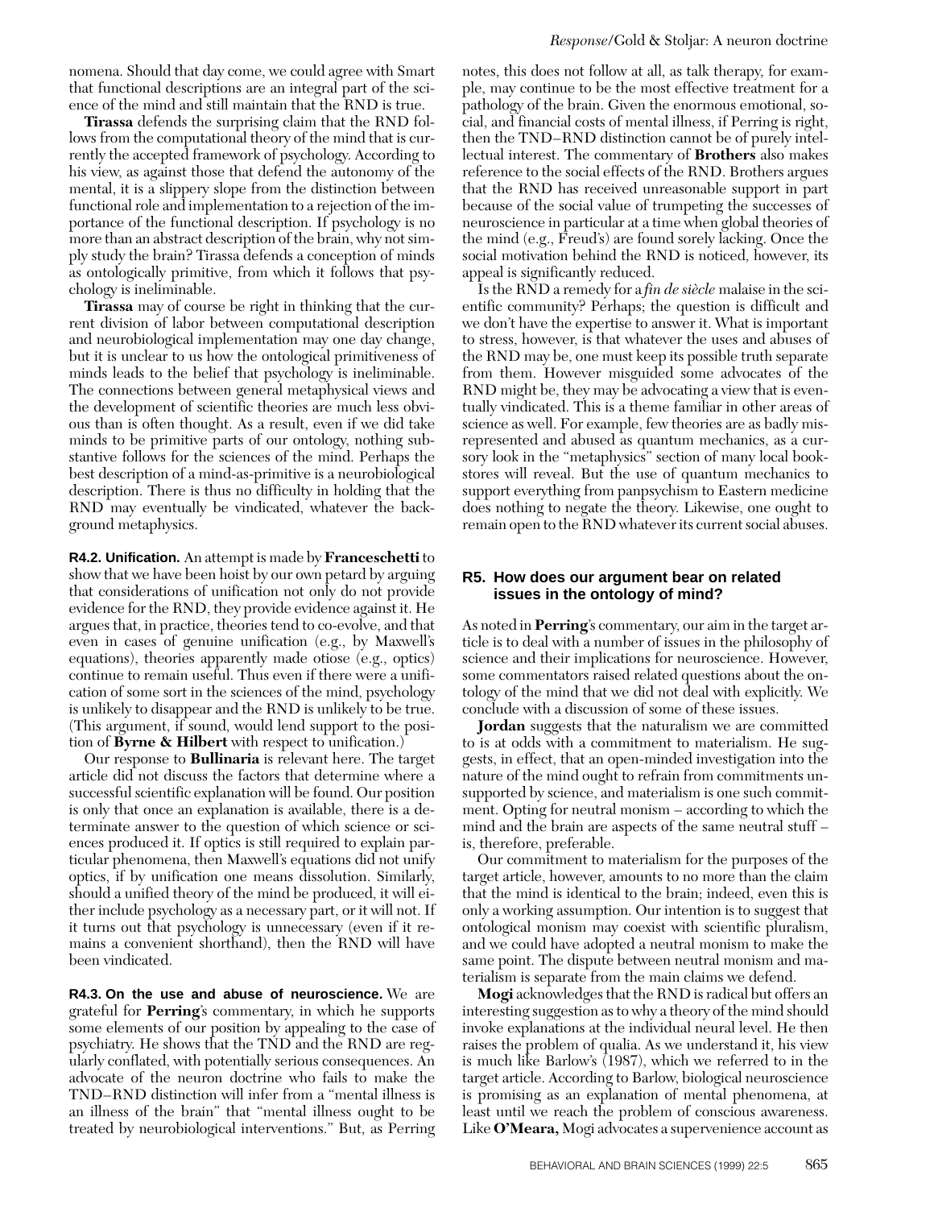nomena. Should that day come, we could agree with Smart that functional descriptions are an integral part of the science of the mind and still maintain that the RND is true.

**Tirassa** defends the surprising claim that the RND follows from the computational theory of the mind that is currently the accepted framework of psychology. According to his view, as against those that defend the autonomy of the mental, it is a slippery slope from the distinction between functional role and implementation to a rejection of the importance of the functional description. If psychology is no more than an abstract description of the brain, why not simply study the brain? Tirassa defends a conception of minds as ontologically primitive, from which it follows that psychology is ineliminable.

**Tirassa** may of course be right in thinking that the current division of labor between computational description and neurobiological implementation may one day change, but it is unclear to us how the ontological primitiveness of minds leads to the belief that psychology is ineliminable. The connections between general metaphysical views and the development of scientific theories are much less obvious than is often thought. As a result, even if we did take minds to be primitive parts of our ontology, nothing substantive follows for the sciences of the mind. Perhaps the best description of a mind-as-primitive is a neurobiological description. There is thus no difficulty in holding that the RND may eventually be vindicated, whatever the background metaphysics.

**R4.2. Unification.** An attempt is made by **Franceschetti** to show that we have been hoist by our own petard by arguing that considerations of unification not only do not provide evidence for the RND, they provide evidence against it. He argues that, in practice, theories tend to co-evolve, and that even in cases of genuine unification (e.g., by Maxwell's equations), theories apparently made otiose (e.g., optics) continue to remain useful. Thus even if there were a unification of some sort in the sciences of the mind, psychology is unlikely to disappear and the RND is unlikely to be true. (This argument, if sound, would lend support to the position of **Byrne & Hilbert** with respect to unification.)

Our response to **Bullinaria** is relevant here. The target article did not discuss the factors that determine where a successful scientific explanation will be found. Our position is only that once an explanation is available, there is a determinate answer to the question of which science or sciences produced it. If optics is still required to explain particular phenomena, then Maxwell's equations did not unify optics, if by unification one means dissolution. Similarly, should a unified theory of the mind be produced, it will either include psychology as a necessary part, or it will not. If it turns out that psychology is unnecessary (even if it remains a convenient shorthand), then the RND will have been vindicated.

**R4.3. On the use and abuse of neuroscience.** We are grateful for **Perring**'s commentary, in which he supports some elements of our position by appealing to the case of psychiatry. He shows that the TND and the RND are regularly conflated, with potentially serious consequences. An advocate of the neuron doctrine who fails to make the TND–RND distinction will infer from a "mental illness is an illness of the brain" that "mental illness ought to be treated by neurobiological interventions." But, as Perring notes, this does not follow at all, as talk therapy, for example, may continue to be the most effective treatment for a pathology of the brain. Given the enormous emotional, social, and financial costs of mental illness, if Perring is right, then the TND–RND distinction cannot be of purely intellectual interest. The commentary of **Brothers** also makes reference to the social effects of the RND. Brothers argues that the RND has received unreasonable support in part because of the social value of trumpeting the successes of neuroscience in particular at a time when global theories of the mind (e.g., Freud's) are found sorely lacking. Once the social motivation behind the RND is noticed, however, its appeal is significantly reduced.

Is the RND a remedy for a *fin de siècle* malaise in the scientific community? Perhaps; the question is difficult and we don't have the expertise to answer it. What is important to stress, however, is that whatever the uses and abuses of the RND may be, one must keep its possible truth separate from them. However misguided some advocates of the RND might be, they may be advocating a view that is eventually vindicated. This is a theme familiar in other areas of science as well. For example, few theories are as badly misrepresented and abused as quantum mechanics, as a cursory look in the "metaphysics" section of many local bookstores will reveal. But the use of quantum mechanics to support everything from panpsychism to Eastern medicine does nothing to negate the theory. Likewise, one ought to remain open to the RND whatever its current social abuses.

## R5. How does our argument bear on related issues in the ontology of mind?

As noted in **Perring**'s commentary, our aim in the target article is to deal with a number of issues in the philosophy of science and their implications for neuroscience. However, some commentators raised related questions about the ontology of the mind that we did not deal with explicitly. We conclude with a discussion of some of these issues.

**Jordan** suggests that the naturalism we are committed to is at odds with a commitment to materialism. He suggests, in effect, that an open-minded investigation into the nature of the mind ought to refrain from commitments unsupported by science, and materialism is one such commitment. Opting for neutral monism – according to which the mind and the brain are aspects of the same neutral stuff – is, therefore, preferable.

Our commitment to materialism for the purposes of the target article, however, amounts to no more than the claim that the mind is identical to the brain; indeed, even this is only a working assumption. Our intention is to suggest that ontological monism may coexist with scientific pluralism, and we could have adopted a neutral monism to make the same point. The dispute between neutral monism and materialism is separate from the main claims we defend.

**Mogi** acknowledges that the RND is radical but offers an interesting suggestion as to why a theory of the mind should invoke explanations at the individual neural level. He then raises the problem of qualia. As we understand it, his view is much like Barlow's (1987), which we referred to in the target article. According to Barlow, biological neuroscience is promising as an explanation of mental phenomena, at least until we reach the problem of conscious awareness. Like **O'Meara,** Mogi advocates a supervenience account as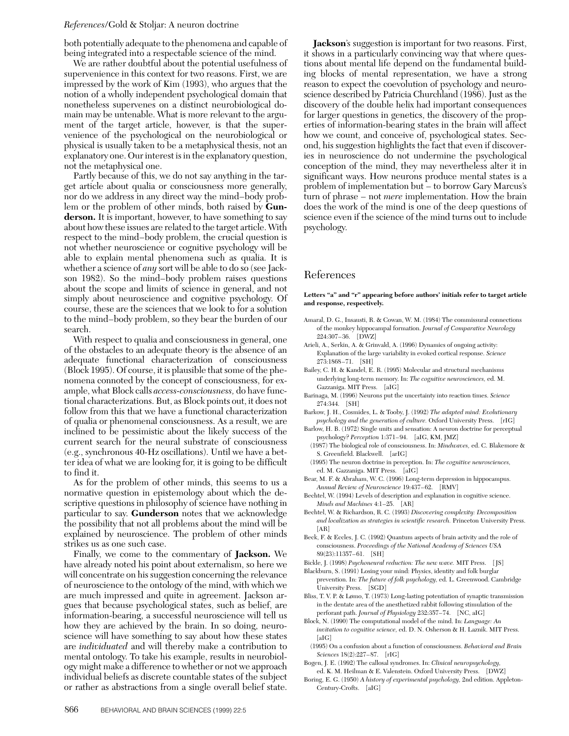both potentially adequate to the phenomena and capable of being integrated into a respectable science of the mind.

We are rather doubtful about the potential usefulness of supervenience in this context for two reasons. First, we are impressed by the work of Kim (1993), who argues that the notion of a wholly independent psychological domain that nonetheless supervenes on a distinct neurobiological domain may be untenable. What is more relevant to the argument of the target article, however, is that the supervenience of the psychological on the neurobiological or physical is usually taken to be a metaphysical thesis, not an explanatory one. Our interest is in the explanatory question, not the metaphysical one.

Partly because of this, we do not say anything in the target article about qualia or consciousness more generally, nor do we address in any direct way the mind–body problem or the problem of other minds, both raised by **Gunderson.** It is important, however, to have something to say about how these issues are related to the target article. With respect to the mind–body problem, the crucial question is not whether neuroscience or cognitive psychology will be able to explain mental phenomena such as qualia. It is whether a science of *any* sort will be able to do so (see Jackson 1982). So the mind–body problem raises questions about the scope and limits of science in general, and not simply about neuroscience and cognitive psychology. Of course, these are the sciences that we look to for a solution to the mind–body problem, so they bear the burden of our search.

With respect to qualia and consciousness in general, one of the obstacles to an adequate theory is the absence of an adequate functional characterization of consciousness (Block 1995). Of course, it is plausible that some of the phenomena connoted by the concept of consciousness, for example, what Block calls *access-consciousness,* do have functional characterizations. But, as Block points out, it does not follow from this that we have a functional characterization of qualia or phenomenal consciousness. As a result, we are inclined to be pessimistic about the likely success of the current search for the neural substrate of consciousness (e.g., synchronous 40-Hz oscillations). Until we have a better idea of what we are looking for, it is going to be difficult to find it.

As for the problem of other minds, this seems to us a normative question in epistemology about which the descriptive questions in philosophy of science have nothing in particular to say. **Gunderson** notes that we acknowledge the possibility that not all problems about the mind will be explained by neuroscience. The problem of other minds strikes us as one such case.

Finally, we come to the commentary of **Jackson.** We have already noted his point about externalism, so here we will concentrate on his suggestion concerning the relevance of neuroscience to the ontology of the mind, with which we are much impressed and quite in agreement. Jackson argues that because psychological states, such as belief, are information-bearing, a successful neuroscience will tell us how they are achieved by the brain. In so doing, neuroscience will have something to say about how these states are *individuated* and will thereby make a contribution to mental ontology. To take his example, results in neurobiology might make a difference to whether or not we approach individual beliefs as discrete countable states of the subject or rather as abstractions from a single overall belief state.

**Jackson**'s suggestion is important for two reasons. First, it shows in a particularly convincing way that where questions about mental life depend on the fundamental building blocks of mental representation, we have a strong reason to expect the coevolution of psychology and neuroscience described by Patricia Churchland (1986). Just as the discovery of the double helix had important consequences for larger questions in genetics, the discovery of the properties of information-bearing states in the brain will affect how we count, and conceive of, psychological states. Second, his suggestion highlights the fact that even if discoveries in neuroscience do not undermine the psychological conception of the mind, they may nevertheless alter it in significant ways. How neurons produce mental states is a problem of implementation but – to borrow Gary Marcus's turn of phrase – not *mere* implementation. How the brain does the work of the mind is one of the deep questions of science even if the science of the mind turns out to include psychology.

## References

**Letters "a" and "r" appearing before authors' initials refer to target article and response, respectively.**

Amaral, D. G., Insausti, R. & Cowan, W. M. (1984) The commissural connections of the monkey hippocampal formation. *Journal of Comparative Neurology* 224:307–36. [DWZ]

Arieli, A., Serkin, A. & Grinvald, A. (1996) Dynamics of ongoing activity: Explanation of the large variability in evoked cortical response. *Science* 273:1868–71. [SH]

Bailey, C. H. & Kandel, E. R. (1995) Molecular and structural mechanisms underlying long-term memory. In: *The cognitive neurosciences,* ed. M. Gazzaniga. MIT Press. [aIG]

Barinaga, M. (1996) Neurons put the uncertainty into reaction times. *Science* 274:344. [SH]

Barkow, J. H., Cosmides, L. & Tooby, J. (1992) *The adapted mind: Evolutionary psychology and the generation of culture.* Oxford University Press. [rIG]

Barlow, H. B. (1972) Single units and sensation: A neuron doctrine for perceptual psychology? *Perception* 1:371–94. [aIG, KM, JMZ]

(1987) The biological role of consciousness. In: *Mindwaves,* ed. C. Blakemore & S. Greenfield. Blackwell. [arIG]

(1995) The neuron doctrine in perception. In: *The cognitive neurosciences,* ed. M. Gazzaniga. MIT Press. [aIG]

Bear, M. F. & Abraham, W. C. (1996) Long-term depression in hippocampus. *Annual Review of Neuroscience* 19:437–62. [RMV]

Bechtel, W. (1994) Levels of description and explanation in cognitive science. *Minds and Machines* 4:1–25. [AR]

Bechtel, W. & Richardson, R. C. (1993) *Discovering complexity: Decomposition and localization as strategies in scientific research.* Princeton University Press. [AR]

Beck, F. & Eccles, J. C. (1992) Quantum aspects of brain activity and the role of consciousness. *Proceedings of the National Academy of Sciences USA* 89(23):11357–61. [SH]

Bickle, J. (1998) *Psychoneural reduction: The new wave.* MIT Press. [JS]

Blackburn, S. (1991) Losing your mind: Physics, identity and folk burglar prevention. In: *The future of folk psychology,* ed. L. Greenwood. Cambridge University Press. [SGD]

Bliss, T. V. P. & Lømo, T. (1973) Long-lasting potentiation of synaptic transmission in the dentate area of the anesthetized rabbit following stimulation of the perforant path. *Journal of Physiology* 232:357–74. [NC, aIG]

Block, N. (1990) The computational model of the mind. In: *Language: An invitation to cognitive science,* ed. D. N. Osherson & H. Laznik. MIT Press. [aIG]

(1995) On a confusion about a function of consciousness. *Behavioral and Brain Sciences* 18(2):227–87. [rIG]

Bogen, J. E. (1992) The callosal syndromes. In: *Clinical neuropsychology,* ed. K. M. Heilman & E. Valenstein. Oxford University Press. [DWZ]

Boring, E. G. (1950) *A history of experimental psychology,* 2nd edition. Appleton-Century-Crofts. [aIG]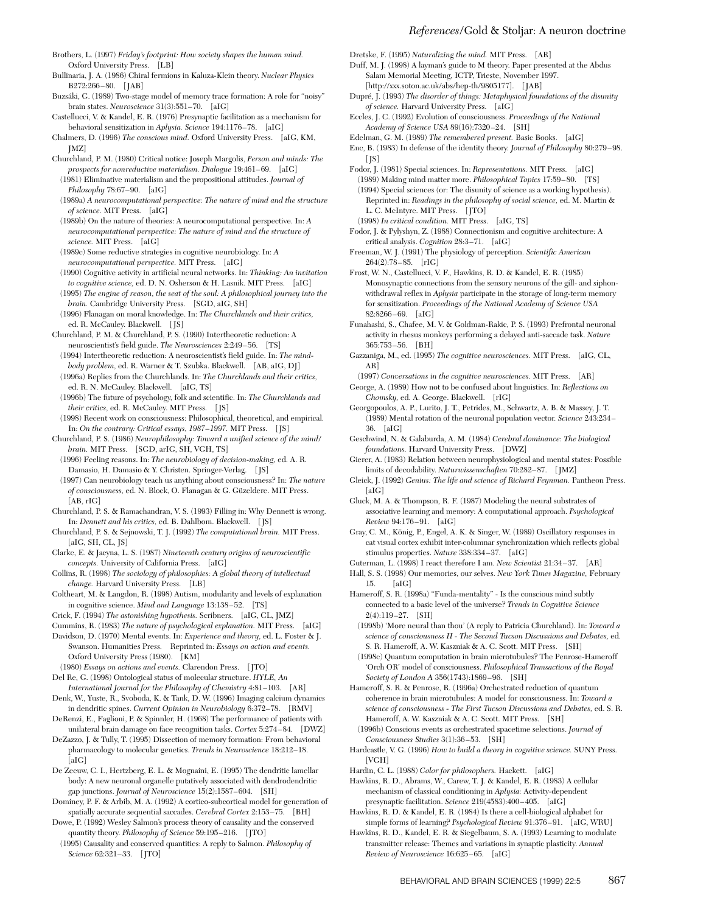Brothers, L. (1997) *Friday's footprint: How society shapes the human mind.* Oxford University Press. [LB]

Bullinaria, J. A. (1986) Chiral fermions in Kaluza-Klein theory. *Nuclear Physics* B272:266–80. [JAB]

Buzsáki, G. (1989) Two-stage model of memory trace formation: A role for "noisy" brain states. *Neuroscience* 31(3):551–70. [aIG]

Castellucci, V. & Kandel, E. R. (1976) Presynaptic facilitation as a mechanism for behavioral sensitization in *Aplysia. Science* 194:1176–78. [aIG]

Chalmers, D. (1996) *The conscious mind.* Oxford University Press. [aIG, KM, JMZ]

Churchland, P. M. (1980) Critical notice: Joseph Margolis, *Person and minds: The prospects for nonreductive materialism. Dialogue* 19:461–69. [aIG]

(1981) Eliminative materialism and the propositional attitudes. *Journal of Philosophy* 78:67–90. [aIG]

(1989a) *A neurocomputational perspective: The nature of mind and the structure of science.* MIT Press. [aIG]

(1989b) On the nature of theories: A neurocomputational perspective. In: *A neurocomputational perspective: The nature of mind and the structure of science.* MIT Press. [aIG]

(1989c) Some reductive strategies in cognitive neurobiology. In: *A neurocomputational perspective.* MIT Press. [aIG]

(1990) Cognitive activity in artificial neural networks. In: *Thinking: An invitation to cognitive science,* ed. D. N. Osherson & H. Lasnik. MIT Press. [aIG]

(1995) *The engine of reason, the seat of the soul: A philosophical journey into the brain.* Cambridge University Press. [SGD, aIG, SH]

(1996) Flanagan on moral knowledge. In: *The Churchlands and their critics,* ed. R. McCauley. Blackwell. [JS]

Churchland, P. M. & Churchland, P. S. (1990) Intertheoretic reduction: A neuroscientist's field guide. *The Neurosciences* 2:249–56. [TS]

(1994) Intertheoretic reduction: A neuroscientist's field guide. In: *The mind-body problem,* ed. R. Warner & T. Szubka. Blackwell. [AB, aIG, DJ]

(1996a) Replies from the Churchlands. In: *The Churchlands and their critics,* ed. R. N. McCauley. Blackwell. [aIG, TS]

(1996b) The future of psychology, folk and scientific. In: *The Churchlands and their critics,* ed. R. McCauley. MIT Press. [JS]

(1998) Recent work on consciousness: Philosophical, theoretical, and empirical. In: *On the contrary: Critical essays, 1987–1997.* MIT Press. [JS]

Churchland, P. S. (1986) *Neurophilosophy: Toward a unified science of the mind/brain.* MIT Press. [SGD, arIG, SH, VGH, TS]

(1996) Feeling reasons. In: *The neurobiology of decision-making,* ed. A. R. Damasio, H. Damasio & Y. Christen. Springer-Verlag. [JS]

(1997) Can neurobiology teach us anything about consciousness? In: *The nature of consciousness,* ed. N. Block, O. Flanagan & G. Güzeldere. MIT Press. [AB, rIG]

Churchland, P. S. & Ramachandran, V. S. (1993) Filling in: Why Dennett is wrong. In: *Dennett and his critics,* ed. B. Dahlbom. Blackwell. [JS]

Churchland, P. S. & Sejnowski, T. J. (1992) *The computational brain.* MIT Press. [aIG, SH, CL, JS]

Clarke, E. & Jacyna, L. S. (1987) *Nineteenth century origins of neuroscientific concepts.* University of California Press. [aIG]

Collins, R. (1998) *The sociology of philosophies: A global theory of intellectual change.* Harvard University Press. [LB]

Coltheart, M. & Langdon, R. (1998) Autism, modularity and levels of explanation in cognitive science. *Mind and Language* 13:138–52. [TS]

Crick, F. (1994) *The astonishing hypothesis.* Scribners. [aIG, CL, JMZ]

Cummins, R. (1983) *The nature of psychological explanation.* MIT Press. [aIG]

Davidson, D. (1970) Mental events. In: *Experience and theory,* ed. L. Foster & J. Swanson. Humanities Press. Reprinted in: *Essays on action and events.* Oxford University Press (1980). [KM]

(1980) *Essays on actions and events.* Clarendon Press. [JTO]

Del Re, G. (1998) Ontological status of molecular structure. *HYLE, An International Journal for the Philosophy of Chemistry* 4:81–103. [AR]

Denk, W., Yuste, R., Svoboda, K. & Tank, D. W. (1996) Imaging calcium dynamics in dendritic spines. *Current Opinion in Neurobiology* 6:372–78. [RMV]

DeRenzi, E., Faglioni, P. & Spinnler, H. (1968) The performance of patients with unilateral brain damage on face recognition tasks. *Cortex* 5:274–84. [DWZ]

DeZazzo, J. & Tully, T. (1995) Dissection of memory formation: From behavioral pharmacology to molecular genetics. *Trends in Neuroscience* 18:212–18. [aIG]

De Zeeuw, C. I., Hertzberg, E. L. & Mognaini, E. (1995) The dendritic lamellar body: A new neuronal organelle putatively associated with dendrodendritic gap junctions. *Journal of Neuroscience* 15(2):1587–604. [SH]

Dominey, P. F. & Arbib, M. A. (1992) A cortico-subcortical model for generation of spatially accurate sequential saccades. *Cerebral Cortex* 2:153–75. [BH]

Dowe, P. (1992) Wesley Salmon's process theory of causality and the conserved quantity theory. *Philosophy of Science* 59:195–216. [JTO]

(1995) Causality and conserved quantities: A reply to Salmon. *Philosophy of Science* 62:321–33. [JTO]

Dretske, F. (1995) *Naturalizing the mind.* MIT Press. [AR]

Duff, M. J. (1998) A layman's guide to M theory. Paper presented at the Abdus Salam Memorial Meeting, ICTP, Trieste, November 1997. [http://xxx.soton.ac.uk/abs/hep-th/9805177]. [JAB]

Dupré, J. (1993) *The disorder of things: Metaphysical foundations of the disunity of science.* Harvard University Press. [aIG]

Eccles, J. C. (1992) Evolution of consciousness. *Proceedings of the National Academy of Science USA* 89(16):7320–24. [SH]

Edelman, G. M. (1989) *The remembered present.* Basic Books. [aIG]

Enc, B. (1983) In defense of the identity theory. *Journal of Philosophy* 80:279–98. [JS]

Fodor, J. (1981) Special sciences. In: *Representations.* MIT Press. [aIG]

(1989) Making mind matter more. *Philosophical Topics* 17:59–80. [TS]

(1994) Special sciences (or: The disunity of science as a working hypothesis). Reprinted in: *Readings in the philosophy of social science,* ed. M. Martin & L. C. McIntyre. MIT Press. [JTO]

(1998) *In critical condition.* MIT Press. [aIG, TS]

Fodor, J. & Pylyshyn, Z. (1988) Connectionism and cognitive architecture: A critical analysis. *Cognition* 28:3–71. [aIG]

Freeman, W. J. (1991) The physiology of perception. *Scientific American* 264(2):78–85. [rIG]

Frost, W. N., Castellucci, V. F., Hawkins, R. D. & Kandel, E. R. (1985) Monosynaptic connections from the sensory neurons of the gill- and siphon-withdrawal reflex in *Aplysia* participate in the storage of long-term memory for sensitization. *Proceedings of the National Academy of Science USA* 82:8266–69. [aIG]

Funahashi, S., Chafee, M. V. & Goldman-Rakic, P. S. (1993) Prefrontal neuronal activity in rhesus monkeys performing a delayed anti-saccade task. *Nature* 365:753–56. [BH]

Gazzaniga, M., ed. (1995) *The cognitive neurosciences.* MIT Press. [aIG, CL, AR]

(1997) *Conversations in the cognitive neurosciences.* MIT Press. [AR]

George, A. (1989) How not to be confused about linguistics. In: *Reflections on Chomsky,* ed. A. George. Blackwell. [rIG]

Georgopoulos, A. P., Lurito, J. T., Petrides, M., Schwartz, A. B. & Massey, J. T. (1989) Mental rotation of the neuronal population vector. *Science* 243:234–36. [aIG]

Geschwind, N. & Galaburda, A. M. (1984) *Cerebral dominance: The biological foundations.* Harvard University Press. [DWZ]

Gierer, A. (1983) Relation between neurophysiological and mental states: Possible limits of decodability. *Naturwissenschaften* 70:282–87. [JMZ]

Gleick, J. (1992) *Genius: The life and science of Richard Feynman.* Pantheon Press. [aIG]

Gluck, M. A. & Thompson, R. F. (1987) Modeling the neural substrates of associative learning and memory: A computational approach. *Psychological Review* 94:176–91. [aIG]

Gray, C. M., König, P., Engel, A. K. & Singer, W. (1989) Oscillatory responses in cat visual cortex exhibit inter-columnar synchronization which reflects global stimulus properties. *Nature* 338:334–37. [aIG]

Guterman, L. (1998) I react therefore I am. *New Scientist* 21:34–37. [AR]

Hall, S. S. (1998) Our memories, our selves. *New York Times Magazine,* February 15. [aIG]

Hameroff, S. R. (1998a) "Funda-mentality" - Is the conscious mind subtly connected to a basic level of the universe? *Trends in Cognitive Science* 2(4):119–27. [SH]

(1998b) 'More neural than thou' (A reply to Patricia Churchland). In: *Toward a science of consciousness II - The Second Tucson Discussions and Debates,* ed. S. R. Hameroff, A. W. Kaszniak & A. C. Scott. MIT Press. [SH]

(1998c) Quantum computation in brain microtubules? The Penrose-Hameroff 'Orch OR' model of consciousness. *Philosophical Transactions of the Royal Society of London A* 356(1743):1869–96. [SH]

Hameroff, S. R. & Penrose, R. (1996a) Orchestrated reduction of quantum coherence in brain microtubules: A model for consciousness. In: *Toward a science of consciousness - The First Tucson Discussions and Debates,* ed. S. R. Hameroff, A. W. Kaszniak & A. C. Scott. MIT Press. [SH]

(1996b) Conscious events as orchestrated spacetime selections. *Journal of Consciousness Studies* 3(1):36–53. [SH]

Hardcastle, V. G. (1996) *How to build a theory in cognitive science.* SUNY Press. [VGH]

Hardin, C. L. (1988) *Color for philosophers.* Hackett. [aIG]

Hawkins, R. D., Abrams, W., Carew, T. J. & Kandel, E. R. (1983) A cellular mechanism of classical conditioning in *Aplysia:* Activity-dependent presynaptic facilitation. *Science* 219(4583):400–405. [aIG]

Hawkins, R. D. & Kandel, E. R. (1984) Is there a cell-biological alphabet for simple forms of learning? *Psychological Review* 91:376–91. [aIG, WRU]

Hawkins, R. D., Kandel, E. R. & Siegelbaum, S. A. (1993) Learning to modulate transmitter release: Themes and variations in synaptic plasticity. *Annual Review of Neuroscience* 16:625–65. [aIG]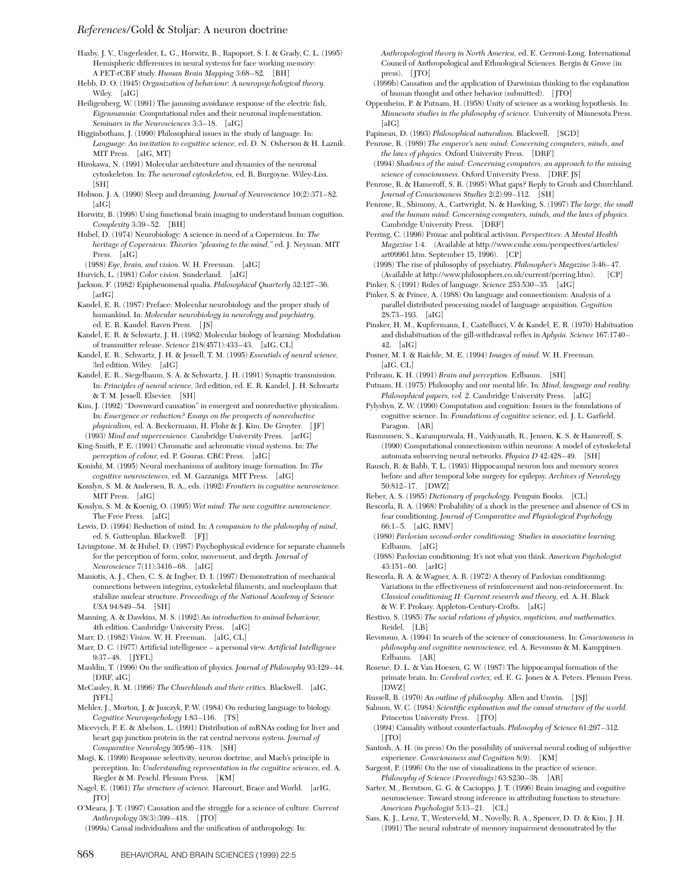Haxby, J. V., Ungerleider, L. G., Horwitz, B., Rapoport, S. I. & Grady, C. L. (1995) Hemispheric differences in neural systems for face working memory: A PET-rCBF study. *Human Brain Mapping* 3:68–82. [BH]

Hebb, D. O. (1945) *Organization of behaviour: A neuropsychological theory.* Wiley. [aIG]

Heiligenberg, W. (1991) The jamming avoidance response of the electric fish, *Eigenmannia:* Computational rules and their neuronal implementation. *Seminars in the Neurosciences* 3:3–18. [aIG]

Higginbotham, J. (1990) Philosophical issues in the study of language. In: *Language: An invitation to cognitive science,* ed. D. N. Osherson & H. Laznik. MIT Press. [aIG, MT]

Hirokawa, N. (1991) Molecular architecture and dynamics of the neuronal cytoskeleton. In: *The neuronal cytoskeleton,* ed. R. Burgoyne. Wiley-Liss. [SH]

Hobson, J. A. (1990) Sleep and dreaming. *Journal of Neuroscience* 10(2):371–82. [aIG]

Horwitz, B. (1998) Using functional brain imaging to understand human cognition. *Complexity* 3:39–52. [BH]

Hubel, D. (1974) Neurobiology: A science in need of a Copernicus. In: *The heritage of Copernicus: Theories "pleasing to the mind,"* ed. J. Neyman. MIT Press. [aIG]

(1988) *Eye, brain, and vision.* W. H. Freeman. [aIG]

Hurvich, L. (1981) *Color vision.* Sunderland. [aIG]

Jackson, F. (1982) Epiphenomenal qualia. *Philosophical Quarterly* 32:127–36. [arIG]

Kandel, E. R. (1987) Preface: Molecular neurobiology and the proper study of humankind. In: *Molecular neurobiology in neurology and psychiatry,* ed. E. R. Kandel. Raven Press. [JS]

Kandel, E. R. & Schwartz, J. H. (1982) Molecular biology of learning: Modulation of transmitter release. *Science* 218(4571):433–43. [aIG, CL]

Kandel, E. R., Schwartz, J. H. & Jessell, T. M. (1995) *Essentials of neural science,* 3rd edition. Wiley. [aIG]

Kandel, E. R., Siegelbaum, S. A. & Schwartz, J. H. (1991) Synaptic transmission. In: *Principles of neural science,* 3rd edition, ed. E. R. Kandel, J. H. Schwartz & T. M. Jessell. Elsevier. [SH]

Kim, J. (1992) "Downward causation" in emergent and nonreductive physicalism. In: *Emergence or reduction? Essays on the prospects of nonreductive physicalism,* ed. A. Beckermann, H. Flohr & J. Kim. De Gruyter. [JF]

(1993) *Mind and supervenience.* Cambridge University Press. [arIG]

King-Smith, P. E. (1991) Chromatic and achromatic visual systems. In: *The perception of colour,* ed. P. Gouras. CRC Press. [aIG]

Konishi, M. (1995) Neural mechanisms of auditory image formation. In: *The cognitive neurosciences,* ed. M. Gazzaniga. MIT Press. [aIG]

Kosslyn, S. M. & Andersen, R. A., eds. (1992) *Frontiers in cognitive neuroscience.* MIT Press. [aIG]

Kosslyn, S. M. & Koenig, O. (1995) *Wet mind: The new cognitive neuroscience.* The Free Press. [aIG]

Lewis, D. (1994) Reduction of mind. In: *A companion to the philosophy of mind,* ed. S. Guttenplan. Blackwell. [FJ]

Livingstone, M. & Hubel, D. (1987) Psychophysical evidence for separate channels for the perception of form, color, movement, and depth. *Journal of Neuroscience* 7(11):3416–68. [aIG]

Maniotis, A. J., Chen, C. S. & Ingber, D. I. (1997) Demonstration of mechanical connections between integrins, cytoskeletal filaments, and nucleoplasm that stabilize nuclear structure. *Proceedings of the National Academy of Science USA* 94:849–54. [SH]

Manning, A. & Dawkins, M. S. (1992) *An introduction to animal behaviour,* 4th edition. Cambridge University Press. [aIG]

Marr, D. (1982) *Vision.* W. H. Freeman. [aIG, CL]

Marr, D. C. (1977) Artificial intelligence – a personal view. *Artificial Intelligence* 9:37–48. [JYFL]

Mauldin, T. (1996) On the unification of physics. *Journal of Philosophy* 93:129–44. [DRF, aIG]

McCauley, R. M. (1996) *The Churchlands and their critics.* Blackwell. [aIG, JYFL]

Mehler, J., Morton, J. & Jusczyk, P. W. (1984) On reducing language to biology. *Cognitive Neuropsychology* 1:83–116. [TS]

Micevych, P. E. & Abelson, L. (1991) Distribution of mRNAs coding for liver and heart gap junction protein in the rat central nervous system. *Journal of Comparative Neurology* 305:96–118. [SH]

Mogi, K. (1999) Response selectivity, neuron doctrine, and Mach's principle in perception. In: *Understanding representation in the cognitive sciences,* ed. A. Riegler & M. Peschl. Plenum Press. [KM]

Nagel, E. (1961) *The structure of science.* Harcourt, Brace and World. [arIG, JTO]

O'Meara, J. T. (1997) Causation and the struggle for a science of culture. *Current Anthropology* 38(3):399–418. [JTO]

(1999a) Causal individualism and the unification of anthropology. In: *Anthropological theory in North America,* ed. E. Cerroni-Long. International Council of Anthropological and Ethnological Sciences. Bergin & Grove (in press). [JTO]

(1999b) Causation and the application of Darwinian thinking to the explanation of human thought and other behavior (submitted). [JTO]

Oppenheim, P. & Putnam, H. (1958) Unity of science as a working hypothesis. In: *Minnesota studies in the philosophy of science.* University of Minnesota Press. [aIG]

Papineau, D. (1993) *Philosophical naturalism.* Blackwell. [SGD]

Penrose, R. (1989) *The emperor's new mind: Concerning computers, minds, and the laws of physics.* Oxford University Press. [DRF]

(1994) *Shadows of the mind: Concerning computers; an approach to the missing science of consciousness.* Oxford University Press. [DRF, JS]

Penrose, R. & Hameroff, S. R. (1995) What gaps? Reply to Grush and Churchland. *Journal of Consciousness Studies* 2(2):99–112. [SH]

Penrose, R., Shimony, A., Cartwright, N. & Hawking, S. (1997) *The large, the small and the human mind: Concerning computers, minds, and the laws of physics.* Cambridge University Press. [DRF]

Perring, C. (1996) Prozac and political activism. *Perspectives: A Mental Health Magazine* 1:4. (Available at http://www.cmhc.com/perspectives/articles/art09961.htm. September 15, 1996). [CP]

(1998) The rise of philosophy of psychiatry. *Philosopher's Magazine* 3:46–47. (Available at http://www.philosophers.co.uk/current/perring.htm). [CP]

Pinker, S. (1991) Rules of language. *Science* 253:530–35. [aIG]

Pinker, S. & Prince, A. (1988) On language and connectionism: Analysis of a parallel distributed processing model of language acquisition. *Cognition* 28:73–193. [aIG]

Pinsker, H. M., Kupfermann, I., Castellucci, V. & Kandel, E. R. (1970) Habituation and dishabituation of the gill-withdrawal reflex in *Aplysia. Science* 167:1740–42. [aIG]

Posner, M. I. & Raichle, M. E. (1994) *Images of mind.* W. H. Freeman. [aIG, CL]

Pribram, K. H. (1991) *Brain and perception.* Erlbaum. [SH]

Putnam, H. (1975) Philosophy and our mental life. In: *Mind, language and reality: Philosophical papers, vol. 2.* Cambridge University Press. [aIG]

Pylyshyn, Z. W. (1990) Computation and cognition: Issues in the foundations of cognitive science. In: *Foundations of cognitive science,* ed. J. L. Garfield. Paragon. [AR]

Rasmussen, S., Karampurwala, H., Vaidyanath, R., Jensen, K. S. & Hameroff, S. (1990) Computational connectionism within neurons: A model of cytoskeletal automata subserving neural networks. *Physica D* 42:428–49. [SH]

Rausch, R. & Babb, T. L. (1993) Hippocampal neuron loss and memory scores before and after temporal lobe surgery for epilepsy. *Archives of Neurology* 50:812–17. [DWZ]

Reber, A. S. (1985) *Dictionary of psychology.* Penguin Books. [CL]

Rescorla, R. A. (1968) Probability of a shock in the presence and absence of CS in fear conditioning. *Journal of Comparative and Physiological Psychology* 66:1–5. [aIG, RMV]

(1980) *Pavlovian second-order conditioning: Studies in associative learning.* Erlbaum. [aIG]

(1988) Pavlovian conditioning: It's not what you think. *American Psychologist* 43:151–60. [arIG]

Rescorla, R. A. & Wagner, A. R. (1972) A theory of Pavlovian conditioning: Variations in the effectiveness of reinforcement and non-reinforcement. In: *Classical conditioning II: Current research and theory,* ed. A. H. Black & W. F. Prokasy. Appleton-Century-Crofts. [aIG]

Restivo, S. (1985) *The social relations of physics, mysticism, and mathematics.* Reidel. [LB]

Revonsuo, A. (1994) In search of the science of consciousness. In: *Consciousness in philosophy and cognitive neuroscience,* ed. A. Revonsuo & M. Kamppinen. Erlbaum. [AR]

Rosene, D. L. & Van Hoesen, G. W. (1987) The hippocampal formation of the primate brain. In: *Cerebral cortex,* ed. E. G. Jones & A. Peters. Plenum Press. [DWZ]

Russell, B. (1970) *An outline of philosophy.* Allen and Unwin. [JSJ]

Salmon, W. C. (1984) *Scientific explanation and the causal structure of the world.* Princeton University Press. [JTO]

(1994) Causality without counterfactuals. *Philosophy of Science* 61:297–312. [JTO]

Santosh, A. H. (in press) On the possibility of universal neural coding of subjective experience. *Consciousness and Cognition* 8(9). [KM]

Sargent, P. (1996) On the use of visualizations in the practice of science. *Philosophy of Science (Proceedings)* 63:S230–38. [AR]

Sarter, M., Berntson, G. G. & Cacioppo, J. T. (1996) Brain imaging and cognitive neuroscience: Toward strong inference in attributing function to structure. *American Psychologist* 5:13–21. [CL]

Sass, K. J., Lenz, T., Westerveld, M., Novelly, R. A., Spencer, D. D. & Kim, J. H. (1991) The neural substrate of memory impairment demonstrated by the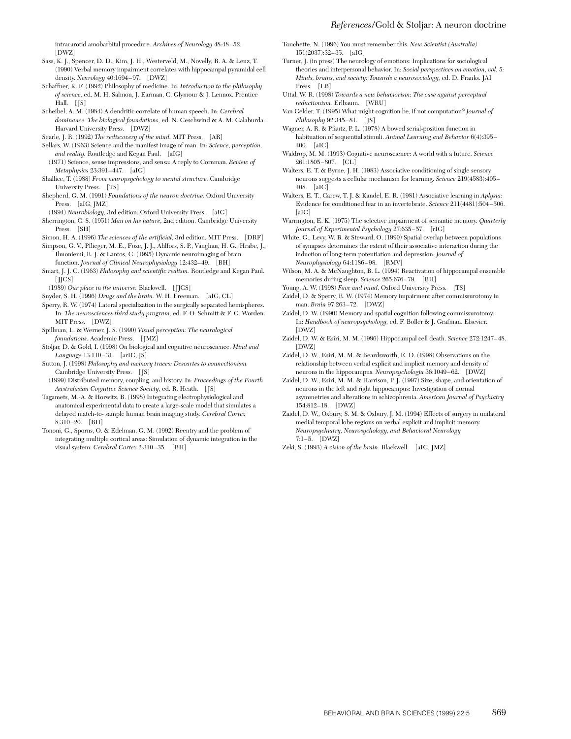intracarotid amobarbital procedure. *Archives of Neurology* 48:48–52. [DWZ]

Sass, K. J., Spencer, D. D., Kim, J. H., Westerveld, M., Novelly, R. A. & Lenz, T. (1990) Verbal memory impairment correlates with hippocampal pyramidal cell density. *Neurology* 40:1694–97. [DWZ]

Schaffner, K. F. (1992) Philosophy of medicine. In: *Introduction to the philosophy of science,* ed. M. H. Salmon, J. Earman, C. Glymour & J. Lennox. Prentice Hall. [JS]

Scheibel, A. M. (1984) A dendritic correlate of human speech. In: *Cerebral dominance: The biological foundations,* ed. N. Geschwind & A. M. Galaburda. Harvard University Press. [DWZ]

Searle, J. R. (1992) *The rediscovery of the mind.* MIT Press. [AR]

Sellars, W. (1963) Science and the manifest image of man. In: *Science, perception, and reality.* Routledge and Kegan Paul. [aIG]

(1971) Science, sense impressions, and sensa: A reply to Cornman. *Review of Metaphysics* 23:391–447. [aIG]

Shallice, T. (1988) *From neuropsychology to mental structure.* Cambridge University Press. [TS]

Shepherd, G. M. (1991) *Foundations of the neuron doctrine.* Oxford University Press. [aIG, JMZ]

(1994) *Neurobiology,* 3rd edition. Oxford University Press. [aIG]

Sherrington, C. S. (1951) *Man on his nature,* 2nd edition. Cambridge University Press. [SH]

Simon, H. A. (1996) *The sciences of the artificial,* 3rd edition. MIT Press. [DRF]

Simpson, G. V., Pflieger, M. E., Foxe, J. J., Ahlfors, S. P., Vaughan, H. G., Hrabe, J., Ilmoniemi, R. J. & Lantos, G. (1995) Dynamic neuroimaging of brain function. *Journal of Clinical Neurophysiology* 12:432–49. [BH]

Smart, J. J. C. (1963) *Philosophy and scientific realism.* Routledge and Kegan Paul. [JJCS]

(1989) *Our place in the universe.* Blackwell. [JJCS]

Snyder, S. H. (1996) *Drugs and the brain.* W. H. Freeman. [aIG, CL]

Sperry, R. W. (1974) Lateral specialization in the surgically separated hemispheres. In: *The neurosciences third study program,* ed. F. O. Schmitt & F. G. Worden. MIT Press. [DWZ]

Spillman, L. & Werner, J. S. (1990) *Visual perception: The neurological foundations.* Academic Press. [JMZ]

Stoljar, D. & Gold, I. (1998) On biological and cognitive neuroscience. *Mind and Language* 13:110–31. [arIG, JS]

Sutton, J. (1998) *Philosophy and memory traces: Descartes to connectionism.* Cambridge University Press. [JS]

(1999) Distributed memory, coupling, and history. In: *Proceedings of the Fourth Australasian Cognitive Science Society,* ed. R. Heath. [JS]

Tagamets, M.-A. & Horwitz, B. (1998) Integrating electrophysiological and anatomical experimental data to create a large-scale model that simulates a delayed match-to- sample human brain imaging study. *Cerebral Cortex* 8:310–20. [BH]

Tononi, G., Sporns, O. & Edelman, G. M. (1992) Reentry and the problem of integrating multiple cortical areas: Simulation of dynamic integration in the visual system. *Cerebral Cortex* 2:310–35. [BH]

Touchette, N. (1996) You must remember this. *New Scientist (Australia)* 151(2037):32–35. [aIG]

Turner, J. (in press) The neurology of emotions: Implications for sociological theories and interpersonal behavior. In: *Social perspectives on emotion, vol. 5: Minds, brains, and society: Towards a neurosociology,* ed. D. Franks. JAI Press. [LB]

Uttal, W. R. (1998) *Towards a new behaviorism: The case against perceptual reductionism.* Erlbaum. [WRU]

Van Gelder, T. (1995) What might cognition be, if not computation? *Journal of Philosophy* 92:345–81. [JS]

Wagner, A. R. & Pfautz, P. L. (1978) A bowed serial-position function in habituation of sequential stimuli. *Animal Learning and Behavior* 6(4):395–400. [aIG]

Waldrop, M. M. (1993) Cognitive neuroscience: A world with a future. *Science* 261:1805–807. [CL]

Walters, E. T. & Byrne, J. H. (1983) Associative conditioning of single sensory neurons suggests a cellular mechanism for learning. *Science* 219(4583):405–408. [aIG]

Walters, E. T., Carew, T. J. & Kandel, E. R. (1981) Associative learning in *Aplysia:* Evidence for conditioned fear in an invertebrate. *Science* 211(4481):504–506. [aIG]

Warrington, E. K. (1975) The selective impairment of semantic memory. *Quarterly Journal of Experimental Psychology* 27:635–57. [rIG]

White, G., Levy, W. B. & Steward, O. (1990) Spatial overlap between populations of synapses determines the extent of their associative interaction during the induction of long-term potentiation and depression. *Journal of Neurophysiology* 64:1186–98. [RMV]

Wilson, M. A. & McNaughton, B. L. (1994) Reactivation of hippocampal ensemble memories during sleep. *Science* 265:676–79. [BH]

Young, A. W. (1998) *Face and mind.* Oxford University Press. [TS]

Zaidel, D. & Sperry, R. W. (1974) Memory impairment after commissurotomy in man. *Brain* 97:263–72. [DWZ]

Zaidel, D. W. (1990) Memory and spatial cognition following commissurotomy. In: *Handbook of neuropsychology,* ed. F. Boller & J. Grafman. Elsevier. [DWZ]

Zaidel, D. W. & Esiri, M. M. (1996) Hippocampal cell death. *Science* 272:1247–48. [DWZ]

Zaidel, D. W., Esiri, M. M. & Beardsworth, E. D. (1998) Observations on the relationship between verbal explicit and implicit memory and density of neurons in the hippocampus. *Neuropsychologia* 36:1049–62. [DWZ]

Zaidel, D. W., Esiri, M. M. & Harrison, P. J. (1997) Size, shape, and orientation of neurons in the left and right hippocampus: Investigation of normal asymmetries and alterations in schizophrenia. *American Journal of Psychiatry* 154:812–18. [DWZ]

Zaidel, D. W., Oxbury, S. M. & Oxbury, J. M. (1994) Effects of surgery in unilateral medial temporal lobe regions on verbal explicit and implicit memory. *Neuropsychiatry, Neurosychology, and Behavioral Neurology* 7:1–5. [DWZ]

Zeki, S. (1993) *A vision of the brain.* Blackwell. [aIG, JMZ]